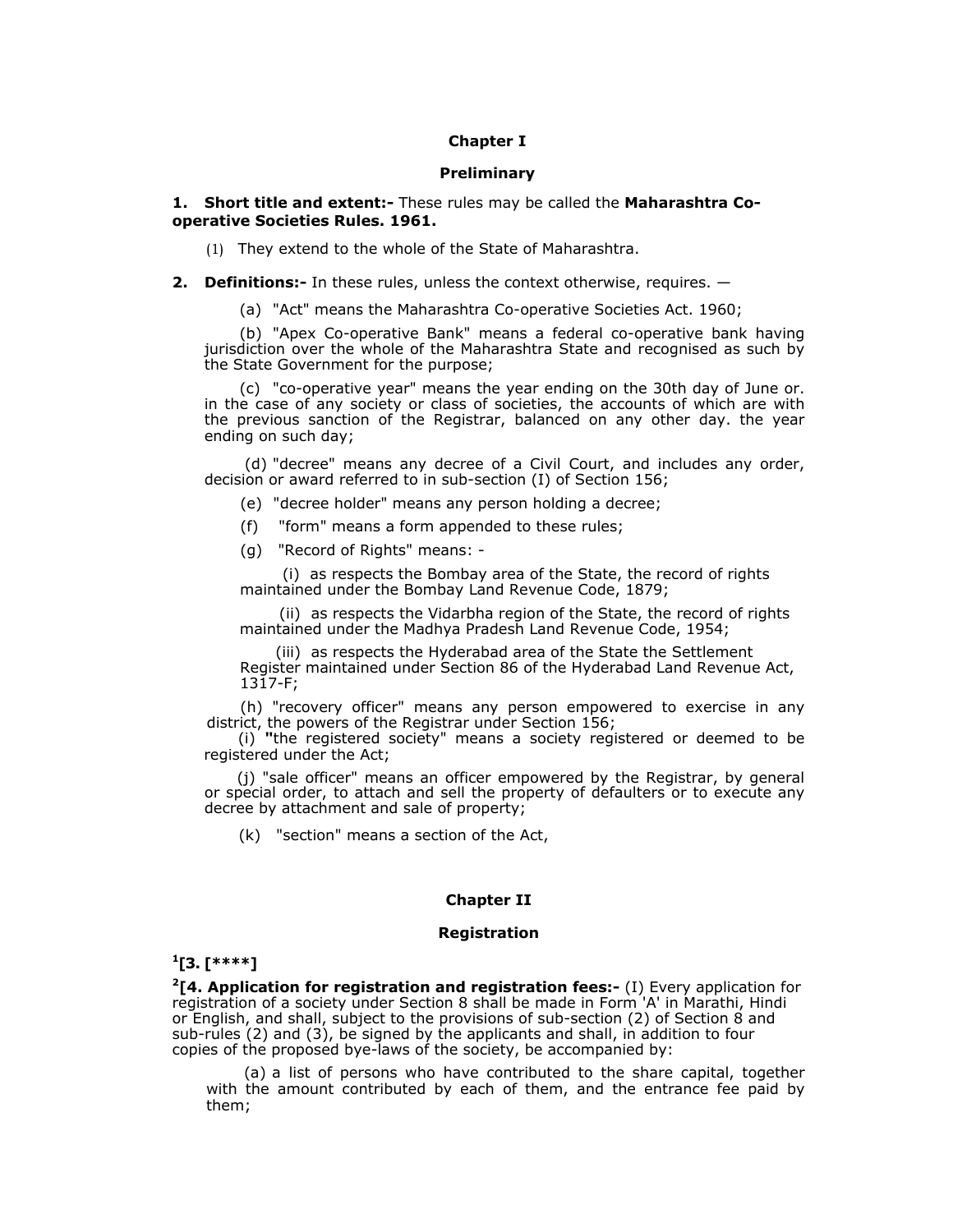## Chapter I

### Preliminary

**1. Short title and extent:-** These rules may be called the **Maharashtra Co-operative Societies Rules. 1961.**

(1) They extend to the whole of the State of Maharashtra.

**2. Definitions:-** In these rules, unless the context otherwise, requires. —

(a) "Act" means the Maharashtra Co-operative Societies Act. 1960;

(b) "Apex Co-operative Bank" means a federal co-operative bank having jurisdiction over the whole of the Maharashtra State and recognised as such by the State Government for the purpose;

(c) "co-operative year" means the year ending on the 30th day of June or. in the case of any society or class of societies, the accounts of which are with the previous sanction of the Registrar, balanced on any other day. the year ending on such day;

(d) "decree" means any decree of a Civil Court, and includes any order, decision or award referred to in sub-section (I) of Section 156;

(e) "decree holder" means any person holding a decree;

(f) "form" means a form appended to these rules;

(g) "Record of Rights" means: -

(i) as respects the Bombay area of the State, the record of rights maintained under the Bombay Land Revenue Code, 1879;

(ii) as respects the Vidarbha region of the State, the record of rights maintained under the Madhya Pradesh Land Revenue Code, 1954;

(iii) as respects the Hyderabad area of the State the Settlement Register maintained under Section 86 of the Hyderabad Land Revenue Act, 1317-F;

(h) "recovery officer" means any person empowered to exercise in any district, the powers of the Registrar under Section 156;

(i) **"**the registered society" means a society registered or deemed to be registered under the Act;

(j) "sale officer" means an officer empowered by the Registrar, by general or special order, to attach and sell the property of defaulters or to execute any decree by attachment and sale of property;

(k) "section" means a section of the Act,

## Chapter II

### Registration

**[1][3. [****]**

**[2][4. Application for registration and registration fees:-** (I) Every application for registration of a society under Section 8 shall be made in Form 'A' in Marathi, Hindi or English, and shall, subject to the provisions of sub-section (2) of Section 8 and sub-rules (2) and (3), be signed by the applicants and shall, in addition to four copies of the proposed bye-laws of the society, be accompanied by:

(a) a list of persons who have contributed to the share capital, together with the amount contributed by each of them, and the entrance fee paid by them;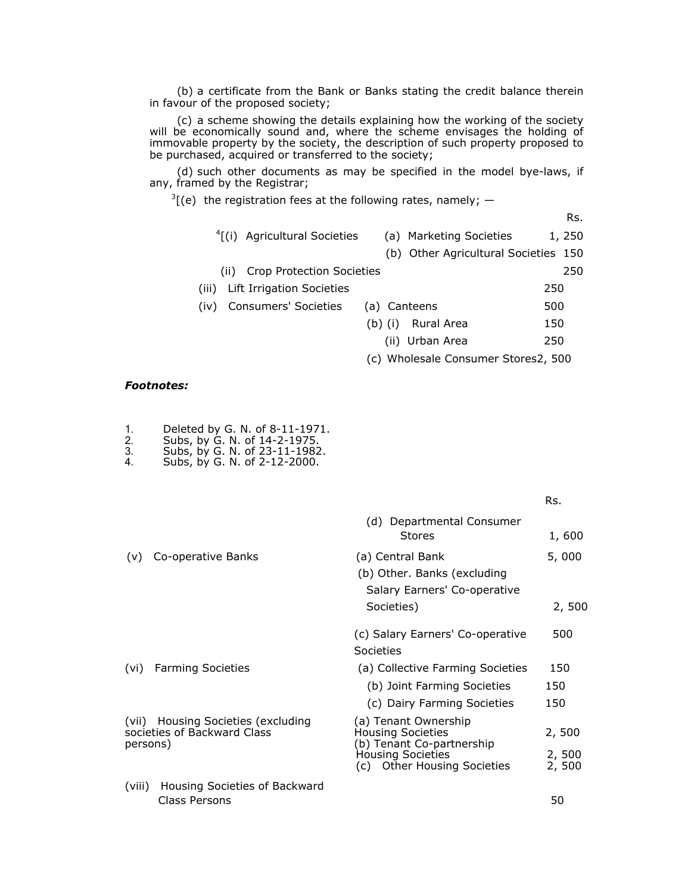(b) a certificate from the Bank or Banks stating the credit balance therein in favour of the proposed society;

(c) a scheme showing the details explaining how the working of the society will be economically sound and, where the scheme envisages the holding of immovable property by the society, the description of such property proposed to be purchased, acquired or transferred to the society;

(d) such other documents as may be specified in the model bye-laws, if any, framed by the Registrar;

[3][(e) the registration fees at the following rates, namely; —

| | | Rs. |
|---|---|---|
| [4][(i) Agricultural Societies | (a) Marketing Societies | 1, 250 |
| | (b) Other Agricultural Societies | 150 |
| (ii) Crop Protection Societies | | 250 |
| (iii) Lift Irrigation Societies | | 250 |
| (iv) Consumers' Societies | (a) Canteens | 500 |
| | (b) (i) Rural Area | 150 |
| | (ii) Urban Area | 250 |
| | (c) Wholesale Consumer Stores | 2, 500 |
| | (d) Departmental Consumer Stores | 1, 600 |
| (v) Co-operative Banks | (a) Central Bank | 5, 000 |
| | (b) Other. Banks (excluding Salary Earners' Co-operative Societies) | 2, 500 |
| | (c) Salary Earners' Co-operative Societies | 500 |
| (vi) Farming Societies | (a) Collective Farming Societies | 150 |
| | (b) Joint Farming Societies | 150 |
| | (c) Dairy Farming Societies | 150 |
| (vii) Housing Societies (excluding societies of Backward Class persons) | (a) Tenant Ownership Housing Societies | 2, 500 |
| | (b) Tenant Co-partnership Housing Societies | 2, 500 |
| | (c) Other Housing Societies | 2, 500 |
| (viii) Housing Societies of Backward Class Persons | | 50 |

***Footnotes:***

1. Deleted by G. N. of 8-11-1971.
2. Subs, by G. N. of 14-2-1975.
3. Subs, by G. N. of 23-11-1982.
4. Subs, by G. N. of 2-12-2000.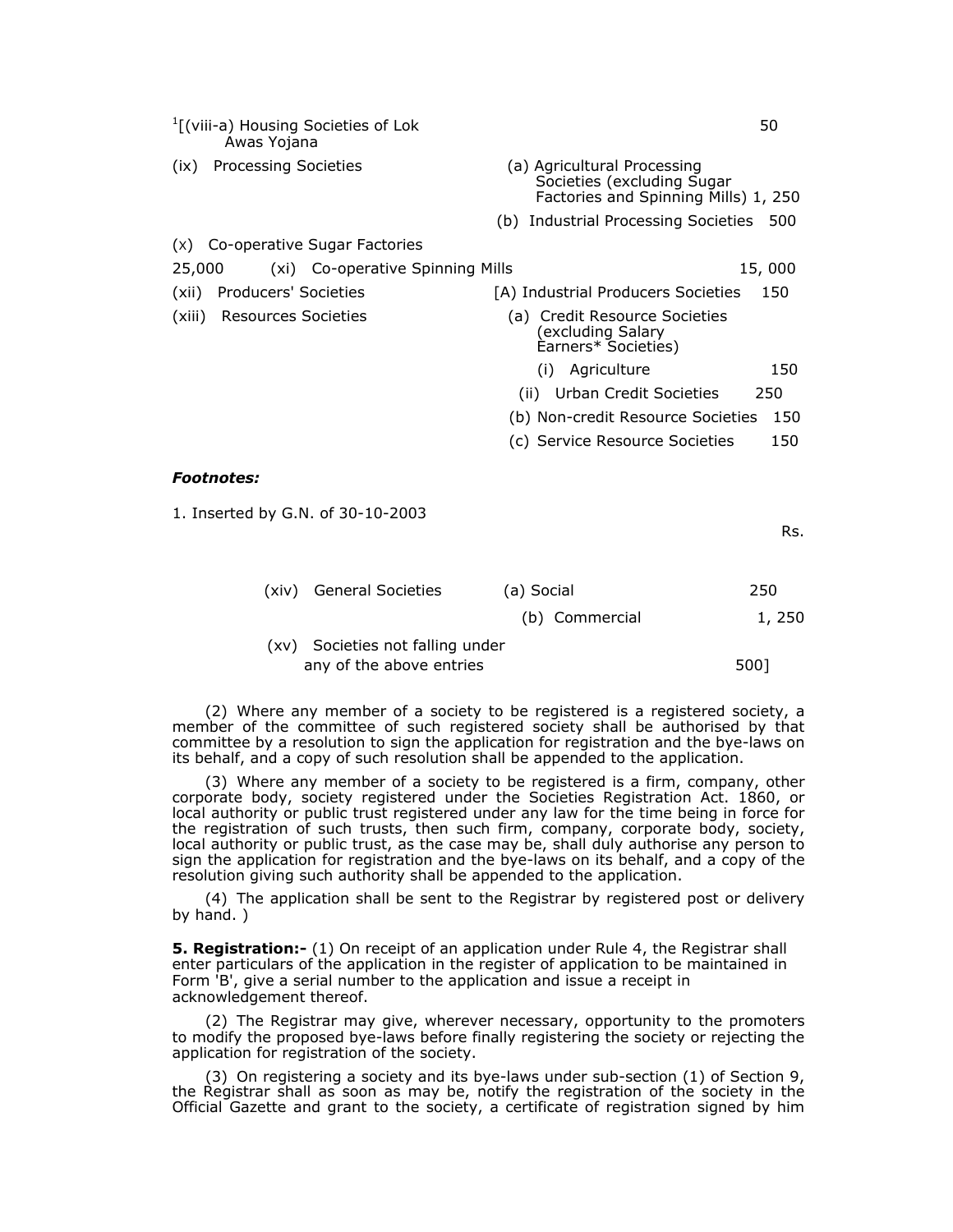| | | |
|---|---|---|
| [1][(viii-a) Housing Societies of Lok Awas Yojana | | 50 |
| (ix) Processing Societies | (a) Agricultural Processing Societies (excluding Sugar Factories and Spinning Mills) | 1, 250 |
| | (b) Industrial Processing Societies | 500 |
| (x) Co-operative Sugar Factories | | 25,000 |
| (xi) Co-operative Spinning Mills | | 15, 000 |
| (xii) Producers' Societies | [A) Industrial Producers Societies | 150 |
| (xiii) Resources Societies | (a) Credit Resource Societies (excluding Salary Earners* Societies) | |
| | (i) Agriculture | 150 |
| | (ii) Urban Credit Societies | 250 |
| | (b) Non-credit Resource Societies | 150 |
| | (c) Service Resource Societies | 150 |

***Footnotes:***

1. Inserted by G.N. of 30-10-2003

| | | Rs. |
|---|---|---|
| (xiv) General Societies | (a) Social | 250 |
| | (b) Commercial | 1, 250 |
| (xv) Societies not falling under any of the above entries | | 500] |

(2) Where any member of a society to be registered is a registered society, a member of the committee of such registered society shall be authorised by that committee by a resolution to sign the application for registration and the bye-laws on its behalf, and a copy of such resolution shall be appended to the application.

(3) Where any member of a society to be registered is a firm, company, other corporate body, society registered under the Societies Registration Act. 1860, or local authority or public trust registered under any law for the time being in force for the registration of such trusts, then such firm, company, corporate body, society, local authority or public trust, as the case may be, shall duly authorise any person to sign the application for registration and the bye-laws on its behalf, and a copy of the resolution giving such authority shall be appended to the application.

(4) The application shall be sent to the Registrar by registered post or delivery by hand. )

**5. Registration:-** (1) On receipt of an application under Rule 4, the Registrar shall enter particulars of the application in the register of application to be maintained in Form 'B', give a serial number to the application and issue a receipt in acknowledgement thereof.

(2) The Registrar may give, wherever necessary, opportunity to the promoters to modify the proposed bye-laws before finally registering the society or rejecting the application for registration of the society.

(3) On registering a society and its bye-laws under sub-section (1) of Section 9, the Registrar shall as soon as may be, notify the registration of the society in the Official Gazette and grant to the society, a certificate of registration signed by him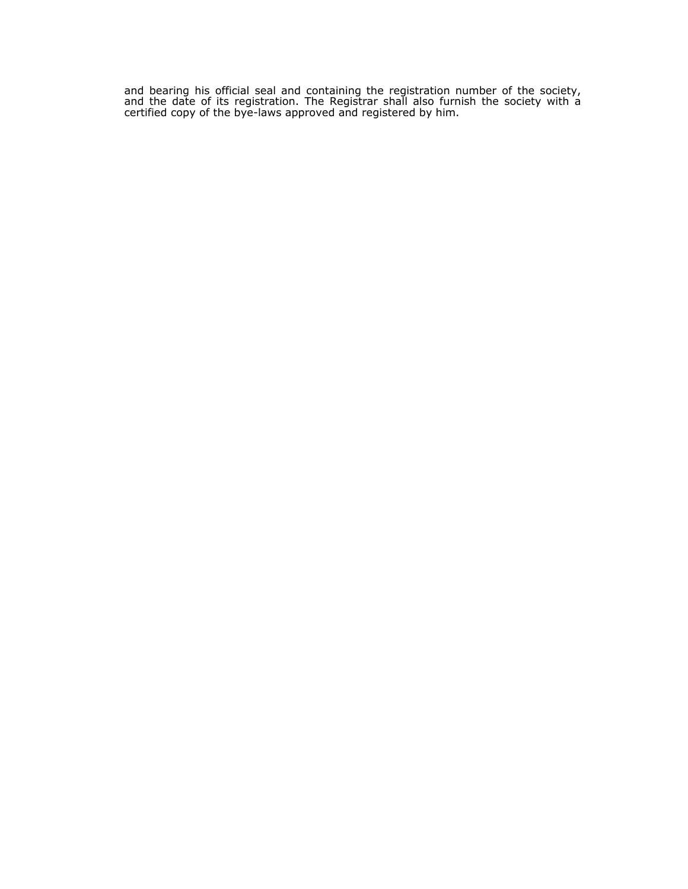and bearing his official seal and containing the registration number of the society, and the date of its registration. The Registrar shall also furnish the society with a certified copy of the bye-laws approved and registered by him.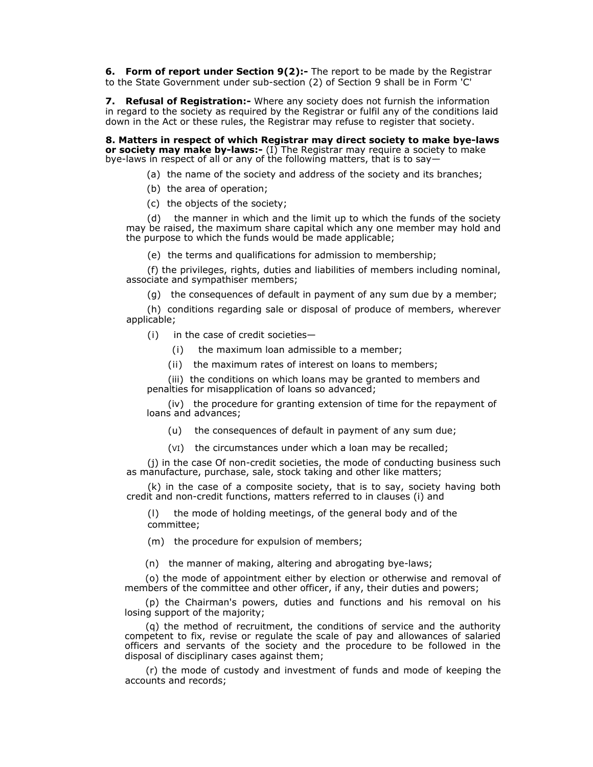**6. Form of report under Section 9(2):-** The report to be made by the Registrar to the State Government under sub-section (2) of Section 9 shall be in Form 'C'

**7. Refusal of Registration:-** Where any society does not furnish the information in regard to the society as required by the Registrar or fulfil any of the conditions laid down in the Act or these rules, the Registrar may refuse to register that society.

**8. Matters in respect of which Registrar may direct society to make bye-laws or society may make by-laws:-** (I) The Registrar may require a society to make bye-laws in respect of all or any of the following matters, that is to say—

(a) the name of the society and address of the society and its branches;

(b) the area of operation;

(c) the objects of the society;

(d) the manner in which and the limit up to which the funds of the society may be raised, the maximum share capital which any one member may hold and the purpose to which the funds would be made applicable;

(e) the terms and qualifications for admission to membership;

(f) the privileges, rights, duties and liabilities of members including nominal, associate and sympathiser members;

(g) the consequences of default in payment of any sum due by a member;

(h) conditions regarding sale or disposal of produce of members, wherever applicable;

(i) in the case of credit societies—

(i) the maximum loan admissible to a member;

(ii) the maximum rates of interest on loans to members;

(iii) the conditions on which loans may be granted to members and penalties for misapplication of loans so advanced;

(iv) the procedure for granting extension of time for the repayment of loans and advances;

(u) the consequences of default in payment of any sum due;

(VI) the circumstances under which a loan may be recalled;

(j) in the case Of non-credit societies, the mode of conducting business such as manufacture, purchase, sale, stock taking and other like matters;

(k) in the case of a composite society, that is to say, society having both credit and non-credit functions, matters referred to in clauses (i) and

(l) the mode of holding meetings, of the general body and of the committee;

(m) the procedure for expulsion of members;

(n) the manner of making, altering and abrogating bye-laws;

(o) the mode of appointment either by election or otherwise and removal of members of the committee and other officer, if any, their duties and powers;

(p) the Chairman's powers, duties and functions and his removal on his losing support of the majority;

(q) the method of recruitment, the conditions of service and the authority competent to fix, revise or regulate the scale of pay and allowances of salaried officers and servants of the society and the procedure to be followed in the disposal of disciplinary cases against them;

(r) the mode of custody and investment of funds and mode of keeping the accounts and records;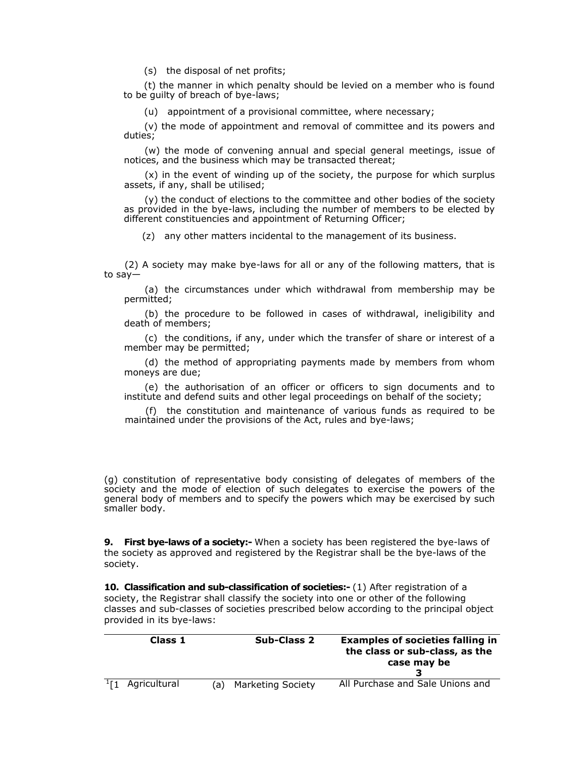(s) the disposal of net profits;

(t) the manner in which penalty should be levied on a member who is found to be guilty of breach of bye-laws;

(u) appointment of a provisional committee, where necessary;

(v) the mode of appointment and removal of committee and its powers and duties;

(w) the mode of convening annual and special general meetings, issue of notices, and the business which may be transacted thereat;

(x) in the event of winding up of the society, the purpose for which surplus assets, if any, shall be utilised;

(y) the conduct of elections to the committee and other bodies of the society as provided in the bye-laws, including the number of members to be elected by different constituencies and appointment of Returning Officer;

(z) any other matters incidental to the management of its business.

(2) A society may make bye-laws for all or any of the following matters, that is to say—

(a) the circumstances under which withdrawal from membership may be permitted;

(b) the procedure to be followed in cases of withdrawal, ineligibility and death of members;

(c) the conditions, if any, under which the transfer of share or interest of a member may be permitted;

(d) the method of appropriating payments made by members from whom moneys are due;

(e) the authorisation of an officer or officers to sign documents and to institute and defend suits and other legal proceedings on behalf of the society;

(f) the constitution and maintenance of various funds as required to be maintained under the provisions of the Act, rules and bye-laws;

(g) constitution of representative body consisting of delegates of members of the society and the mode of election of such delegates to exercise the powers of the general body of members and to specify the powers which may be exercised by such smaller body.

**9. First bye-laws of a society:-** When a society has been registered the bye-laws of the society as approved and registered by the Registrar shall be the bye-laws of the society.

**10. Classification and sub-classification of societies:-** (1) After registration of a society, the Registrar shall classify the society into one or other of the following classes and sub-classes of societies prescribed below according to the principal object provided in its bye-laws:

| Class 1 | Sub-Class 2 | Examples of societies falling in the class or sub-class, as the case may be 3 |
|---|---|---|
| [1][1 Agricultural | (a) Marketing Society | All Purchase and Sale Unions and |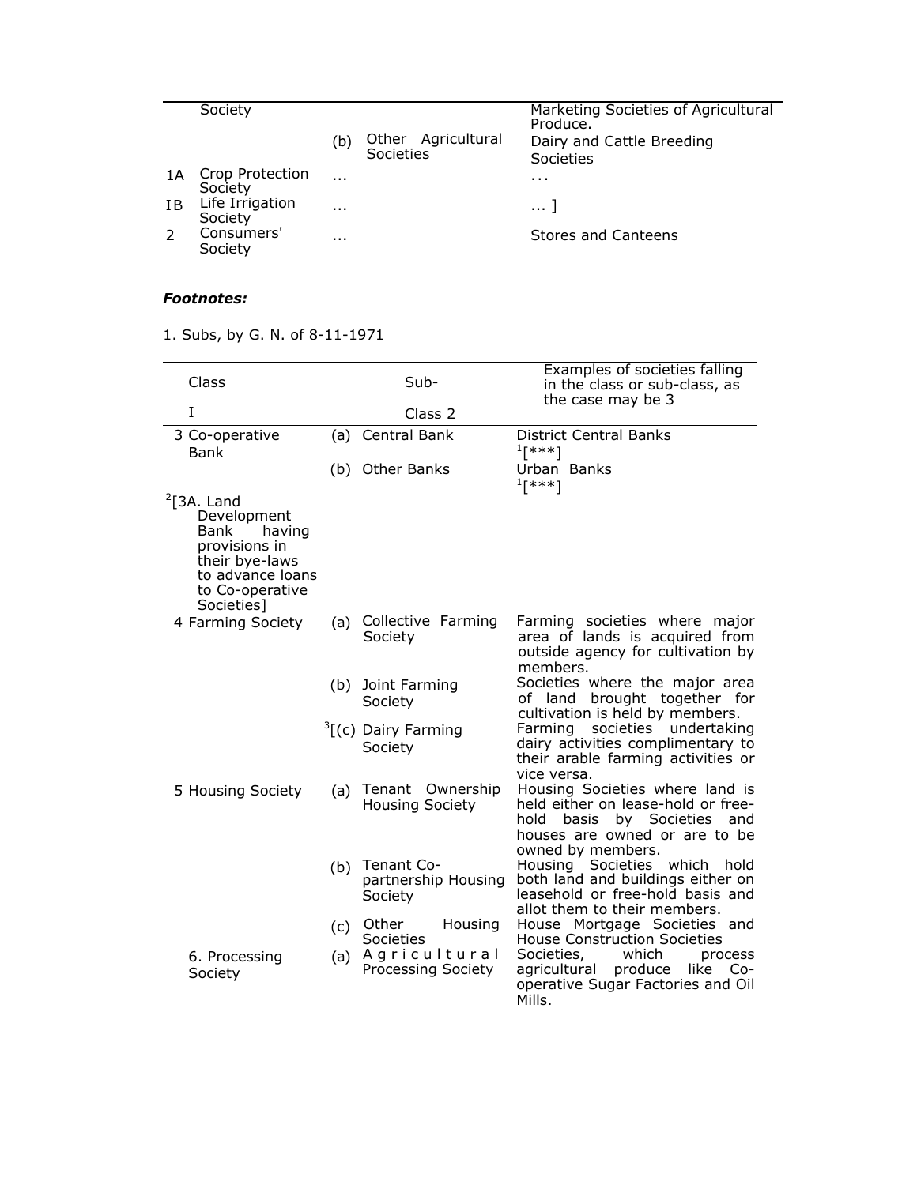|  | Society |  |  | Marketing Societies of Agricultural Produce. |
|---|---|---|---|---|
|  |  | (b) | Other Agricultural Societies | Dairy and Cattle Breeding Societies |
| 1A | Crop Protection Society | ... |  | ... |
| IB | Life Irrigation Society | ... |  | ... ] |
| 2 | Consumers' Society | ... |  | Stores and Canteens |

***Footnotes:***

1. Subs, by G. N. of 8-11-1971

| Class I | Sub- Class 2 |  | Examples of societies falling in the class or sub-class, as the case may be 3 |
|---|---|---|---|
| 3 Co-operative Bank | (a) | Central Bank | District Central Banks [1][***] |
|  | (b) | Other Banks | Urban Banks [1][***] |
| [2][3A. Land Development Bank having provisions in their bye-laws to advance loans to Co-operative Societies] |  |  |  |
| 4 Farming Society | (a) | Collective Farming Society | Farming societies where major area of lands is acquired from outside agency for cultivation by members. |
|  | (b) | Joint Farming Society | Societies where the major area of land brought together for cultivation is held by members. |
|  | [3][(c) | Dairy Farming Society | Farming societies undertaking dairy activities complimentary to their arable farming activities or vice versa. |
| 5 Housing Society | (a) | Tenant Ownership Housing Society | Housing Societies where land is held either on lease-hold or free-hold basis by Societies and houses are owned or are to be owned by members. |
|  | (b) | Tenant Co-partnership Housing Society | Housing Societies which hold both land and buildings either on leasehold or free-hold basis and allot them to their members. |
|  | (c) | Other Housing Societies | House Mortgage Societies and House Construction Societies |
| 6. Processing Society | (a) | Agricultural Processing Society | Societies, which process agricultural produce like Co-operative Sugar Factories and Oil Mills. |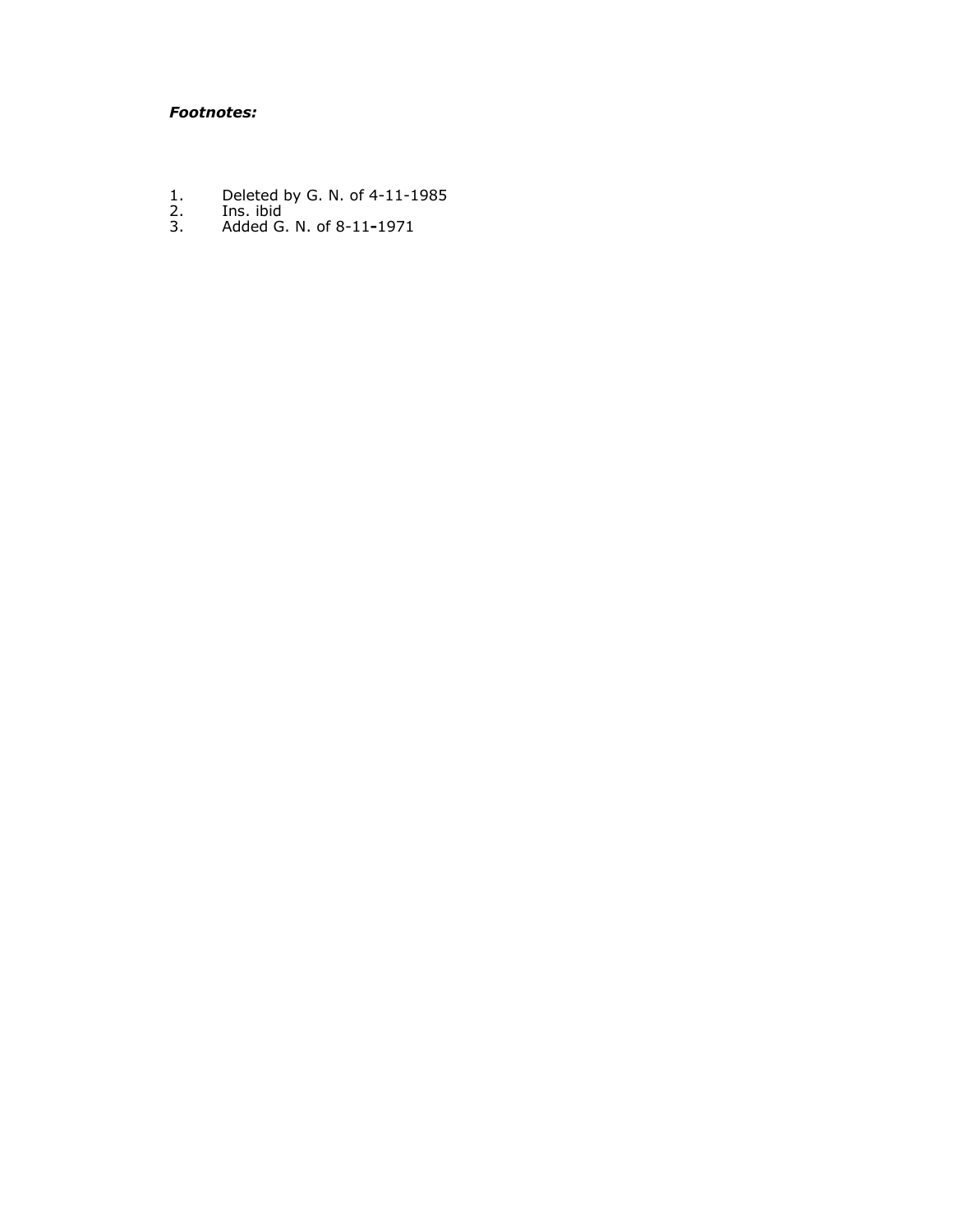***Footnotes:***

1. Deleted by G. N. of 4-11-1985
2. Ins. ibid
3. Added G. N. of 8-11-1971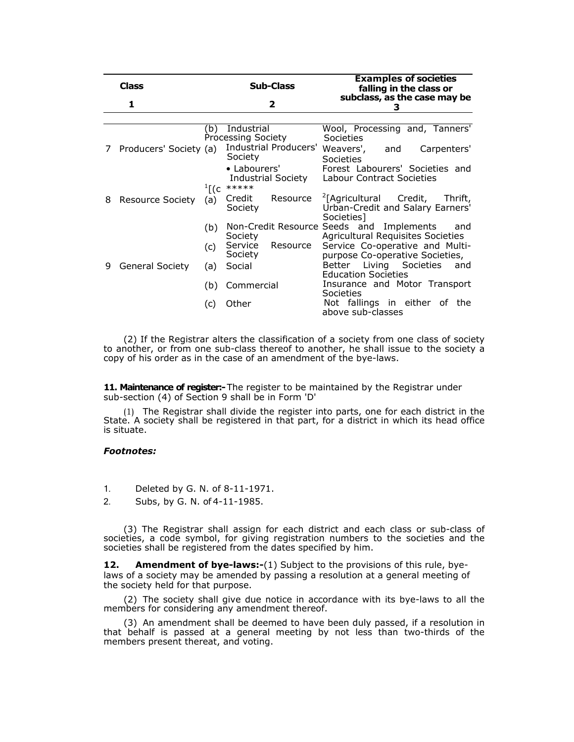| Class | | Sub-Class | Examples of societies falling in the class or subclass, as the case may be |
|---|---|---|---|
| | 1 | 2 | 3 |
| | | (b) Industrial Processing Society | Wool, Processing and, Tanners' Societies |
| 7 | Producers' Society | (a) Industrial Producers' Society | Weavers', and Carpenters' Societies |
| | | • Labourers' Industrial Society | Forest Labourers' Societies and Labour Contract Societies |
| | | [1][(c ***** | |
| 8 | Resource Society | (a) Credit Resource Society | [2][Agricultural Credit, Thrift, Urban-Credit and Salary Earners' Societies] |
| | | (b) Non-Credit Resource Society | Seeds and Implements and Agricultural Requisites Societies |
| | | (c) Service Resource Society | Service Co-operative and Multi-purpose Co-operative Societies, |
| 9 | General Society | (a) Social | Better Living Societies and Education Societies |
| | | (b) Commercial | Insurance and Motor Transport Societies |
| | | (c) Other | Not fallings in either of the above sub-classes |

(2) If the Registrar alters the classification of a society from one class of society to another, or from one sub-class thereof to another, he shall issue to the society a copy of his order as in the case of an amendment of the bye-laws.

**11. Maintenance of register:-** The register to be maintained by the Registrar under sub-section (4) of Section 9 shall be in Form 'D'

(1) The Registrar shall divide the register into parts, one for each district in the State. A society shall be registered in that part, for a district in which its head office is situate.

***Footnotes:***

1. Deleted by G. N. of 8-11-1971.
2. Subs, by G. N. of 4-11-1985.

(3) The Registrar shall assign for each district and each class or sub-class of societies, a code symbol, for giving registration numbers to the societies and the societies shall be registered from the dates specified by him.

**12. Amendment of bye-laws:-**(1) Subject to the provisions of this rule, bye-laws of a society may be amended by passing a resolution at a general meeting of the society held for that purpose.

(2) The society shall give due notice in accordance with its bye-laws to all the members for considering any amendment thereof.

(3) An amendment shall be deemed to have been duly passed, if a resolution in that behalf is passed at a general meeting by not less than two-thirds of the members present thereat, and voting.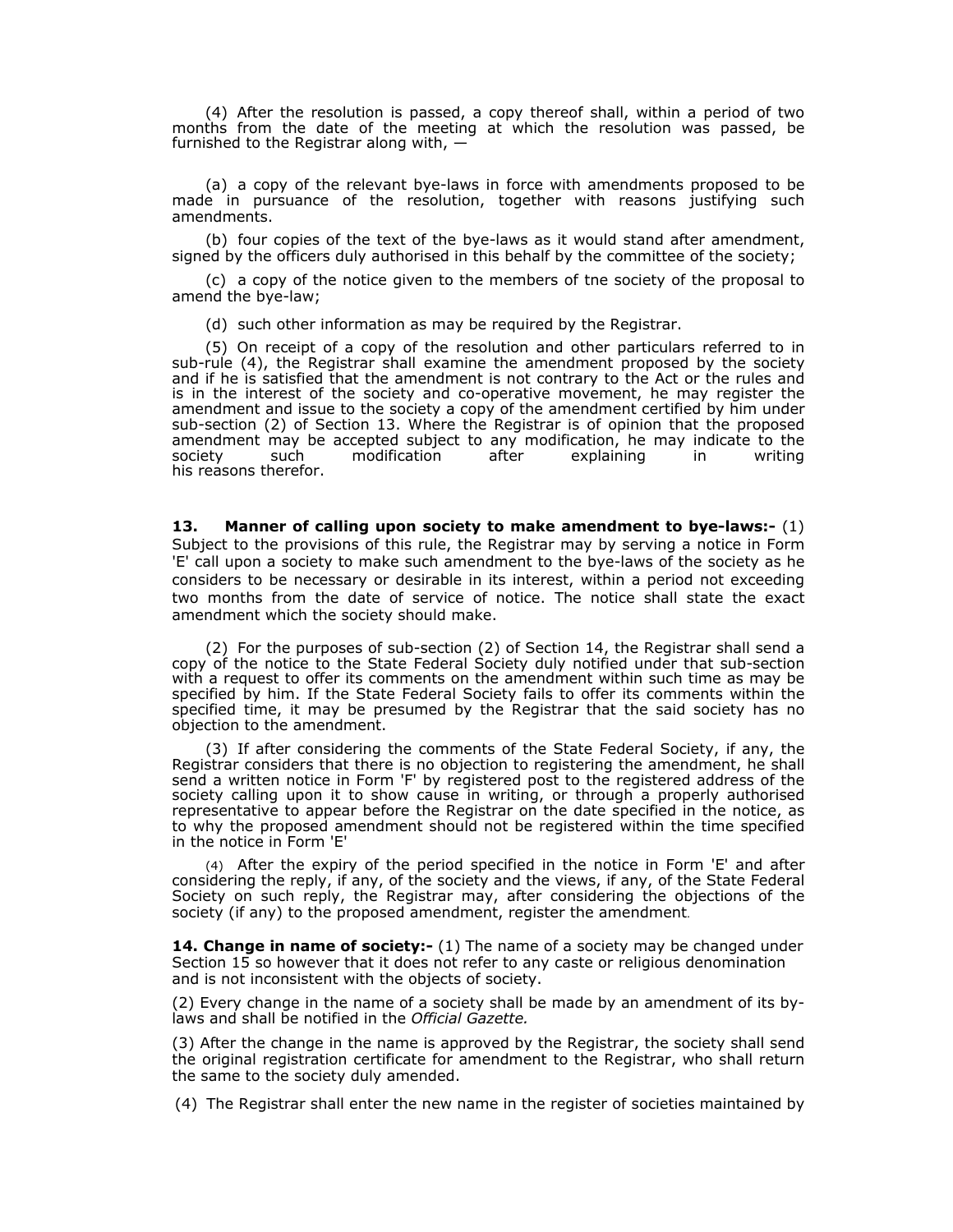(4) After the resolution is passed, a copy thereof shall, within a period of two months from the date of the meeting at which the resolution was passed, be furnished to the Registrar along with, —

(a) a copy of the relevant bye-laws in force with amendments proposed to be made in pursuance of the resolution, together with reasons justifying such amendments.

(b) four copies of the text of the bye-laws as it would stand after amendment, signed by the officers duly authorised in this behalf by the committee of the society;

(c) a copy of the notice given to the members of tne society of the proposal to amend the bye-law;

(d) such other information as may be required by the Registrar.

(5) On receipt of a copy of the resolution and other particulars referred to in sub-rule (4), the Registrar shall examine the amendment proposed by the society and if he is satisfied that the amendment is not contrary to the Act or the rules and is in the interest of the society and co-operative movement, he may register the amendment and issue to the society a copy of the amendment certified by him under sub-section (2) of Section 13. Where the Registrar is of opinion that the proposed amendment may be accepted subject to any modification, he may indicate to the society such modification after explaining in writing his reasons therefor.

**13. Manner of calling upon society to make amendment to bye-laws:-** (1) Subject to the provisions of this rule, the Registrar may by serving a notice in Form 'E' call upon a society to make such amendment to the bye-laws of the society as he considers to be necessary or desirable in its interest, within a period not exceeding two months from the date of service of notice. The notice shall state the exact amendment which the society should make.

(2) For the purposes of sub-section (2) of Section 14, the Registrar shall send a copy of the notice to the State Federal Society duly notified under that sub-section with a request to offer its comments on the amendment within such time as may be specified by him. If the State Federal Society fails to offer its comments within the specified time, it may be presumed by the Registrar that the said society has no objection to the amendment.

(3) If after considering the comments of the State Federal Society, if any, the Registrar considers that there is no objection to registering the amendment, he shall send a written notice in Form 'F' by registered post to the registered address of the society calling upon it to show cause in writing, or through a properly authorised representative to appear before the Registrar on the date specified in the notice, as to why the proposed amendment should not be registered within the time specified in the notice in Form 'E'

(4) After the expiry of the period specified in the notice in Form 'E' and after considering the reply, if any, of the society and the views, if any, of the State Federal Society on such reply, the Registrar may, after considering the objections of the society (if any) to the proposed amendment, register the amendment.

**14. Change in name of society:-** (1) The name of a society may be changed under Section 15 so however that it does not refer to any caste or religious denomination and is not inconsistent with the objects of society.

(2) Every change in the name of a society shall be made by an amendment of its by-laws and shall be notified in the *Official Gazette.*

(3) After the change in the name is approved by the Registrar, the society shall send the original registration certificate for amendment to the Registrar, who shall return the same to the society duly amended.

(4) The Registrar shall enter the new name in the register of societies maintained by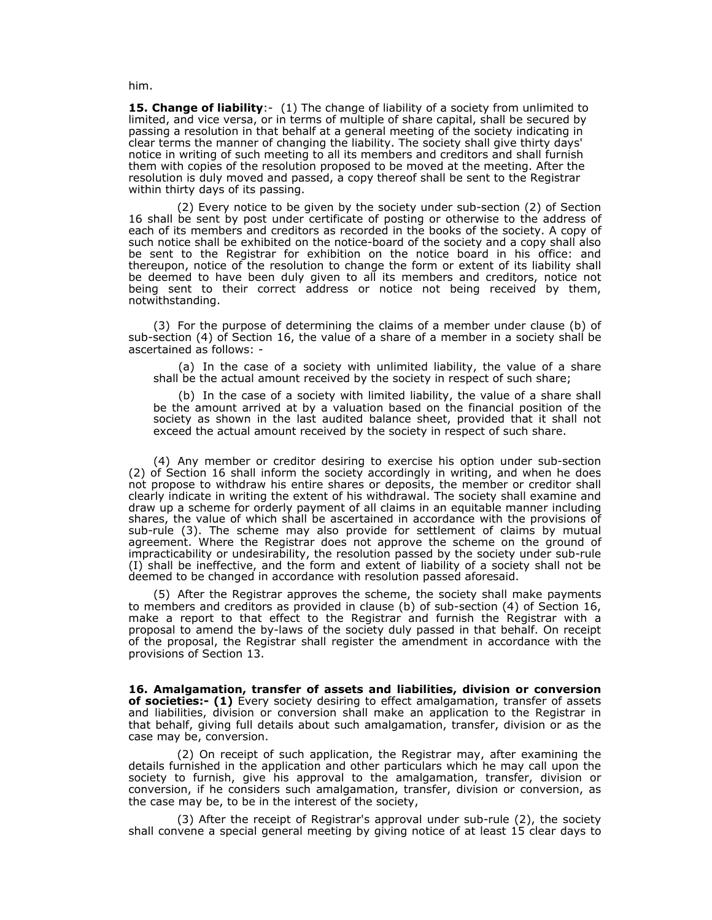him.

**15. Change of liability**:- (1) The change of liability of a society from unlimited to limited, and vice versa, or in terms of multiple of share capital, shall be secured by passing a resolution in that behalf at a general meeting of the society indicating in clear terms the manner of changing the liability. The society shall give thirty days' notice in writing of such meeting to all its members and creditors and shall furnish them with copies of the resolution proposed to be moved at the meeting. After the resolution is duly moved and passed, a copy thereof shall be sent to the Registrar within thirty days of its passing.

(2) Every notice to be given by the society under sub-section (2) of Section 16 shall be sent by post under certificate of posting or otherwise to the address of each of its members and creditors as recorded in the books of the society. A copy of such notice shall be exhibited on the notice-board of the society and a copy shall also be sent to the Registrar for exhibition on the notice board in his office: and thereupon, notice of the resolution to change the form or extent of its liability shall be deemed to have been duly given to all its members and creditors, notice not being sent to their correct address or notice not being received by them, notwithstanding.

(3) For the purpose of determining the claims of a member under clause (b) of sub-section (4) of Section 16, the value of a share of a member in a society shall be ascertained as follows: -

(a) In the case of a society with unlimited liability, the value of a share shall be the actual amount received by the society in respect of such share;

(b) In the case of a society with limited liability, the value of a share shall be the amount arrived at by a valuation based on the financial position of the society as shown in the last audited balance sheet, provided that it shall not exceed the actual amount received by the society in respect of such share.

(4) Any member or creditor desiring to exercise his option under sub-section (2) of Section 16 shall inform the society accordingly in writing, and when he does not propose to withdraw his entire shares or deposits, the member or creditor shall clearly indicate in writing the extent of his withdrawal. The society shall examine and draw up a scheme for orderly payment of all claims in an equitable manner including shares, the value of which shall be ascertained in accordance with the provisions of sub-rule (3). The scheme may also provide for settlement of claims by mutual agreement. Where the Registrar does not approve the scheme on the ground of impracticability or undesirability, the resolution passed by the society under sub-rule (I) shall be ineffective, and the form and extent of liability of a society shall not be deemed to be changed in accordance with resolution passed aforesaid.

(5) After the Registrar approves the scheme, the society shall make payments to members and creditors as provided in clause (b) of sub-section (4) of Section 16, make a report to that effect to the Registrar and furnish the Registrar with a proposal to amend the by-laws of the society duly passed in that behalf. On receipt of the proposal, the Registrar shall register the amendment in accordance with the provisions of Section 13.

**16. Amalgamation, transfer of assets and liabilities, division or conversion of societies:- (1)** Every society desiring to effect amalgamation, transfer of assets and liabilities, division or conversion shall make an application to the Registrar in that behalf, giving full details about such amalgamation, transfer, division or as the case may be, conversion.

(2) On receipt of such application, the Registrar may, after examining the details furnished in the application and other particulars which he may call upon the society to furnish, give his approval to the amalgamation, transfer, division or conversion, if he considers such amalgamation, transfer, division or conversion, as the case may be, to be in the interest of the society,

(3) After the receipt of Registrar's approval under sub-rule (2), the society shall convene a special general meeting by giving notice of at least 15 clear days to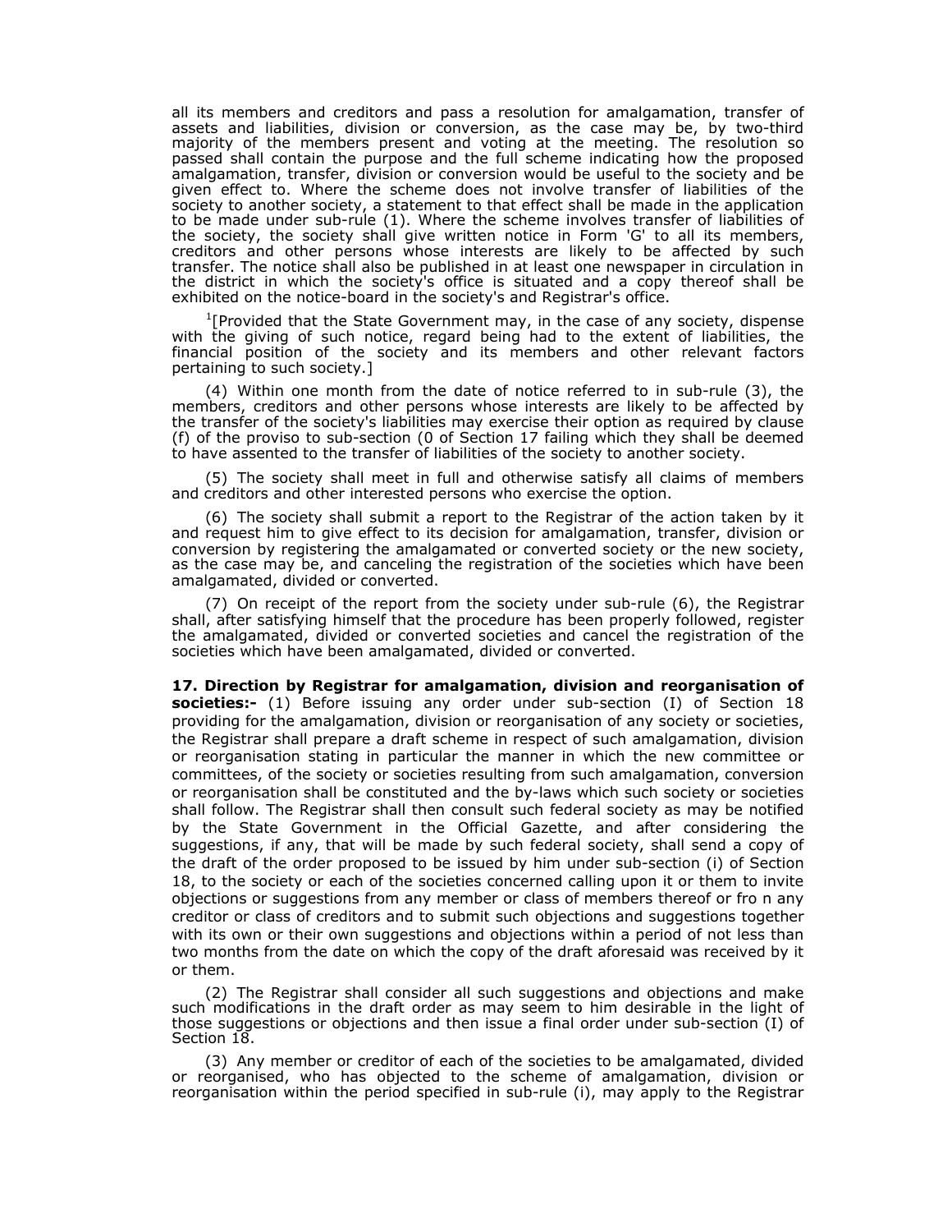all its members and creditors and pass a resolution for amalgamation, transfer of assets and liabilities, division or conversion, as the case may be, by two-third majority of the members present and voting at the meeting. The resolution so passed shall contain the purpose and the full scheme indicating how the proposed amalgamation, transfer, division or conversion would be useful to the society and be given effect to. Where the scheme does not involve transfer of liabilities of the society to another society, a statement to that effect shall be made in the application to be made under sub-rule (1). Where the scheme involves transfer of liabilities of the society, the society shall give written notice in Form 'G' to all its members, creditors and other persons whose interests are likely to be affected by such transfer. The notice shall also be published in at least one newspaper in circulation in the district in which the society's office is situated and a copy thereof shall be exhibited on the notice-board in the society's and Registrar's office.

[1][Provided that the State Government may, in the case of any society, dispense with the giving of such notice, regard being had to the extent of liabilities, the financial position of the society and its members and other relevant factors pertaining to such society.]

(4) Within one month from the date of notice referred to in sub-rule (3), the members, creditors and other persons whose interests are likely to be affected by the transfer of the society's liabilities may exercise their option as required by clause (f) of the proviso to sub-section (0 of Section 17 failing which they shall be deemed to have assented to the transfer of liabilities of the society to another society.

(5) The society shall meet in full and otherwise satisfy all claims of members and creditors and other interested persons who exercise the option.

(6) The society shall submit a report to the Registrar of the action taken by it and request him to give effect to its decision for amalgamation, transfer, division or conversion by registering the amalgamated or converted society or the new society, as the case may be, and canceling the registration of the societies which have been amalgamated, divided or converted.

(7) On receipt of the report from the society under sub-rule (6), the Registrar shall, after satisfying himself that the procedure has been properly followed, register the amalgamated, divided or converted societies and cancel the registration of the societies which have been amalgamated, divided or converted.

**17. Direction by Registrar for amalgamation, division and reorganisation of societies:-** (1) Before issuing any order under sub-section (I) of Section 18 providing for the amalgamation, division or reorganisation of any society or societies, the Registrar shall prepare a draft scheme in respect of such amalgamation, division or reorganisation stating in particular the manner in which the new committee or committees, of the society or societies resulting from such amalgamation, conversion or reorganisation shall be constituted and the by-laws which such society or societies shall follow. The Registrar shall then consult such federal society as may be notified by the State Government in the Official Gazette, and after considering the suggestions, if any, that will be made by such federal society, shall send a copy of the draft of the order proposed to be issued by him under sub-section (i) of Section 18, to the society or each of the societies concerned calling upon it or them to invite objections or suggestions from any member or class of members thereof or fro n any creditor or class of creditors and to submit such objections and suggestions together with its own or their own suggestions and objections within a period of not less than two months from the date on which the copy of the draft aforesaid was received by it or them.

(2) The Registrar shall consider all such suggestions and objections and make such modifications in the draft order as may seem to him desirable in the light of those suggestions or objections and then issue a final order under sub-section (I) of Section 18.

(3) Any member or creditor of each of the societies to be amalgamated, divided or reorganised, who has objected to the scheme of amalgamation, division or reorganisation within the period specified in sub-rule (i), may apply to the Registrar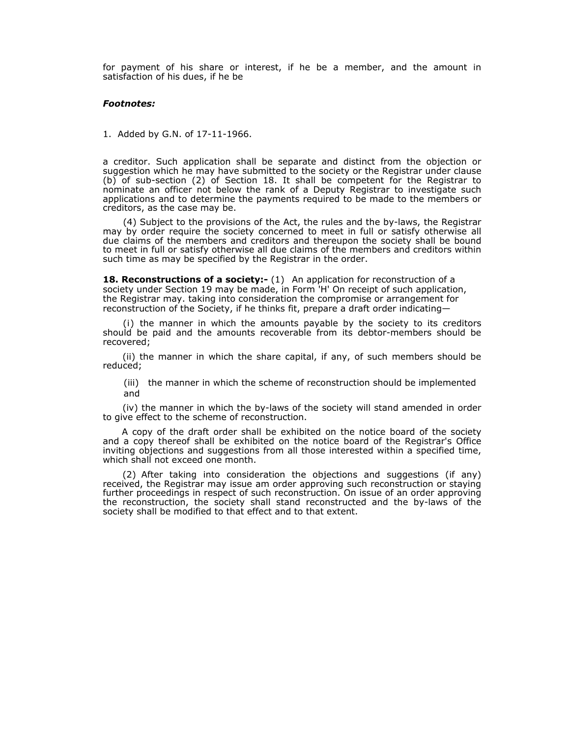for payment of his share or interest, if he be a member, and the amount in satisfaction of his dues, if he be

***Footnotes:***

1. Added by G.N. of 17-11-1966.

a creditor. Such application shall be separate and distinct from the objection or suggestion which he may have submitted to the society or the Registrar under clause (b) of sub-section (2) of Section 18. It shall be competent for the Registrar to nominate an officer not below the rank of a Deputy Registrar to investigate such applications and to determine the payments required to be made to the members or creditors, as the case may be.

(4) Subject to the provisions of the Act, the rules and the by-laws, the Registrar may by order require the society concerned to meet in full or satisfy otherwise all due claims of the members and creditors and thereupon the society shall be bound to meet in full or satisfy otherwise all due claims of the members and creditors within such time as may be specified by the Registrar in the order.

**18. Reconstructions of a society:-** (1) An application for reconstruction of a society under Section 19 may be made, in Form 'H' On receipt of such application, the Registrar may. taking into consideration the compromise or arrangement for reconstruction of the Society, if he thinks fit, prepare a draft order indicating—

(i) the manner in which the amounts payable by the society to its creditors should be paid and the amounts recoverable from its debtor-members should be recovered;

(ii) the manner in which the share capital, if any, of such members should be reduced;

(iii) the manner in which the scheme of reconstruction should be implemented and

(iv) the manner in which the by-laws of the society will stand amended in order to give effect to the scheme of reconstruction.

A copy of the draft order shall be exhibited on the notice board of the society and a copy thereof shall be exhibited on the notice board of the Registrar's Office inviting objections and suggestions from all those interested within a specified time, which shall not exceed one month.

(2) After taking into consideration the objections and suggestions (if any) received, the Registrar may issue am order approving such reconstruction or staying further proceedings in respect of such reconstruction. On issue of an order approving the reconstruction, the society shall stand reconstructed and the by-laws of the society shall be modified to that effect and to that extent.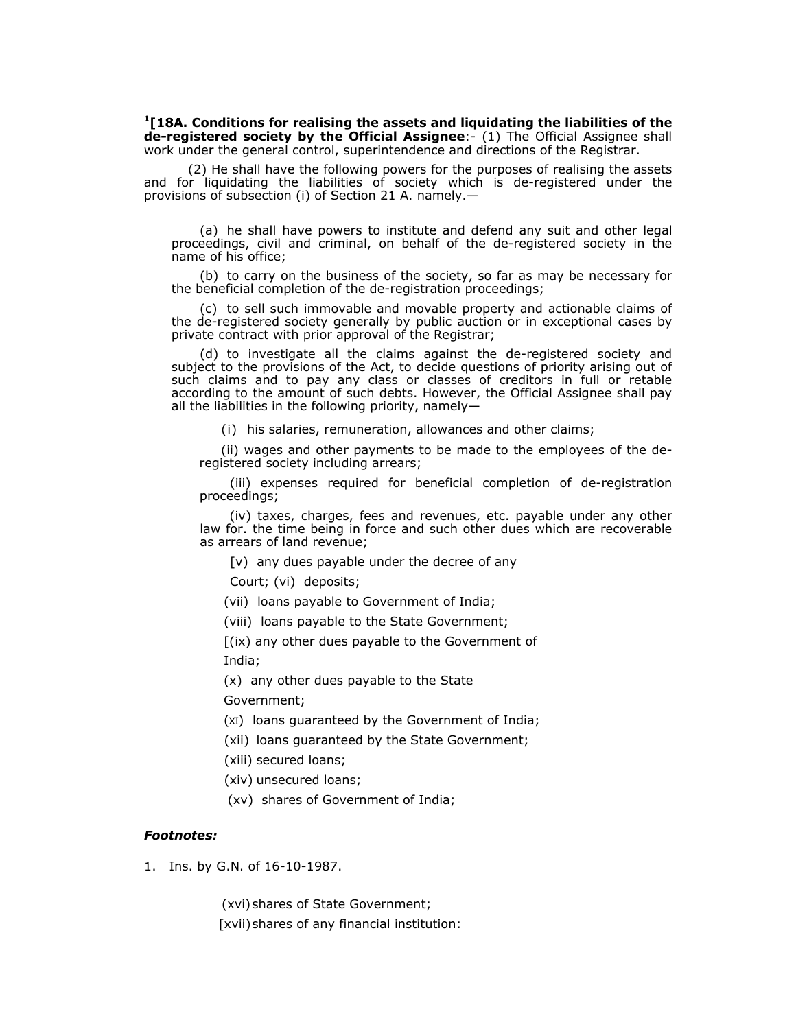[1][18A. Conditions for realising the assets and liquidating the liabilities of the de-registered society by the Official Assignee**:- (1) The Official Assignee shall work under the general control, superintendence and directions of the Registrar.

(2) He shall have the following powers for the purposes of realising the assets and for liquidating the liabilities of society which is de-registered under the provisions of subsection (i) of Section 21 A. namely.—

(a) he shall have powers to institute and defend any suit and other legal proceedings, civil and criminal, on behalf of the de-registered society in the name of his office;

(b) to carry on the business of the society, so far as may be necessary for the beneficial completion of the de-registration proceedings;

(c) to sell such immovable and movable property and actionable claims of the de-registered society generally by public auction or in exceptional cases by private contract with prior approval of the Registrar;

(d) to investigate all the claims against the de-registered society and subject to the provisions of the Act, to decide questions of priority arising out of such claims and to pay any class or classes of creditors in full or retable according to the amount of such debts. However, the Official Assignee shall pay all the liabilities in the following priority, namely—

(i) his salaries, remuneration, allowances and other claims;

(ii) wages and other payments to be made to the employees of the de-registered society including arrears;

(iii) expenses required for beneficial completion of de-registration proceedings;

(iv) taxes, charges, fees and revenues, etc. payable under any other law for. the time being in force and such other dues which are recoverable as arrears of land revenue;

[v) any dues payable under the decree of any Court; (vi) deposits;

(vii) loans payable to Government of India;

(viii) loans payable to the State Government;

[(ix) any other dues payable to the Government of India;

(x) any other dues payable to the State Government;

(XI) loans guaranteed by the Government of India;

(xii) loans guaranteed by the State Government;

(xiii) secured loans;

(xiv) unsecured loans;

(xv) shares of Government of India;

***Footnotes:***

1. Ins. by G.N. of 16-10-1987.

(xvi) shares of State Government;

[xvii) shares of any financial institution: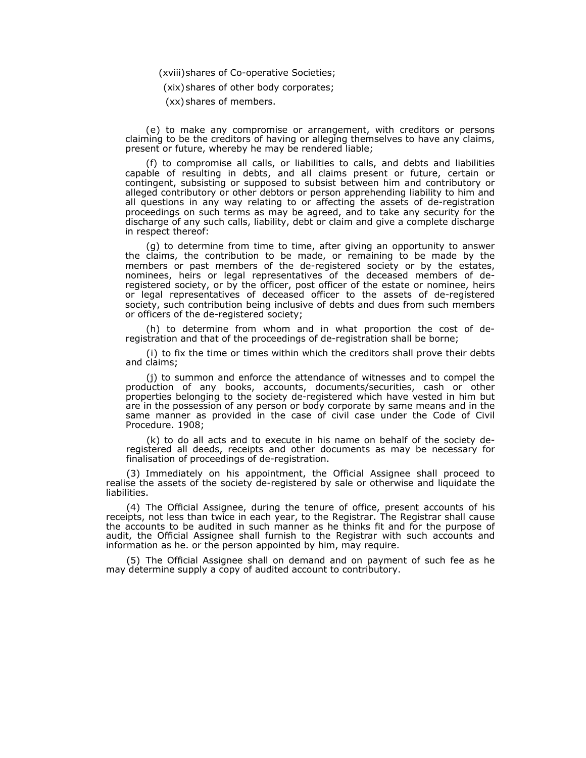(xviii) shares of Co-operative Societies;

(xix) shares of other body corporates;

(xx) shares of members.

(e) to make any compromise or arrangement, with creditors or persons claiming to be the creditors of having or alleging themselves to have any claims, present or future, whereby he may be rendered liable;

(f) to compromise all calls, or liabilities to calls, and debts and liabilities capable of resulting in debts, and all claims present or future, certain or contingent, subsisting or supposed to subsist between him and contributory or alleged contributory or other debtors or person apprehending liability to him and all questions in any way relating to or affecting the assets of de-registration proceedings on such terms as may be agreed, and to take any security for the discharge of any such calls, liability, debt or claim and give a complete discharge in respect thereof:

(g) to determine from time to time, after giving an opportunity to answer the claims, the contribution to be made, or remaining to be made by the members or past members of the de-registered society or by the estates, nominees, heirs or legal representatives of the deceased members of de-registered society, or by the officer, post officer of the estate or nominee, heirs or legal representatives of deceased officer to the assets of de-registered society, such contribution being inclusive of debts and dues from such members or officers of the de-registered society;

(h) to determine from whom and in what proportion the cost of de-registration and that of the proceedings of de-registration shall be borne;

(i) to fix the time or times within which the creditors shall prove their debts and claims;

(j) to summon and enforce the attendance of witnesses and to compel the production of any books, accounts, documents/securities, cash or other properties belonging to the society de-registered which have vested in him but are in the possession of any person or body corporate by same means and in the same manner as provided in the case of civil case under the Code of Civil Procedure. 1908;

(k) to do all acts and to execute in his name on behalf of the society de-registered all deeds, receipts and other documents as may be necessary for finalisation of proceedings of de-registration.

(3) Immediately on his appointment, the Official Assignee shall proceed to realise the assets of the society de-registered by sale or otherwise and liquidate the liabilities.

(4) The Official Assignee, during the tenure of office, present accounts of his receipts, not less than twice in each year, to the Registrar. The Registrar shall cause the accounts to be audited in such manner as he thinks fit and for the purpose of audit, the Official Assignee shall furnish to the Registrar with such accounts and information as he. or the person appointed by him, may require.

(5) The Official Assignee shall on demand and on payment of such fee as he may determine supply a copy of audited account to contributory.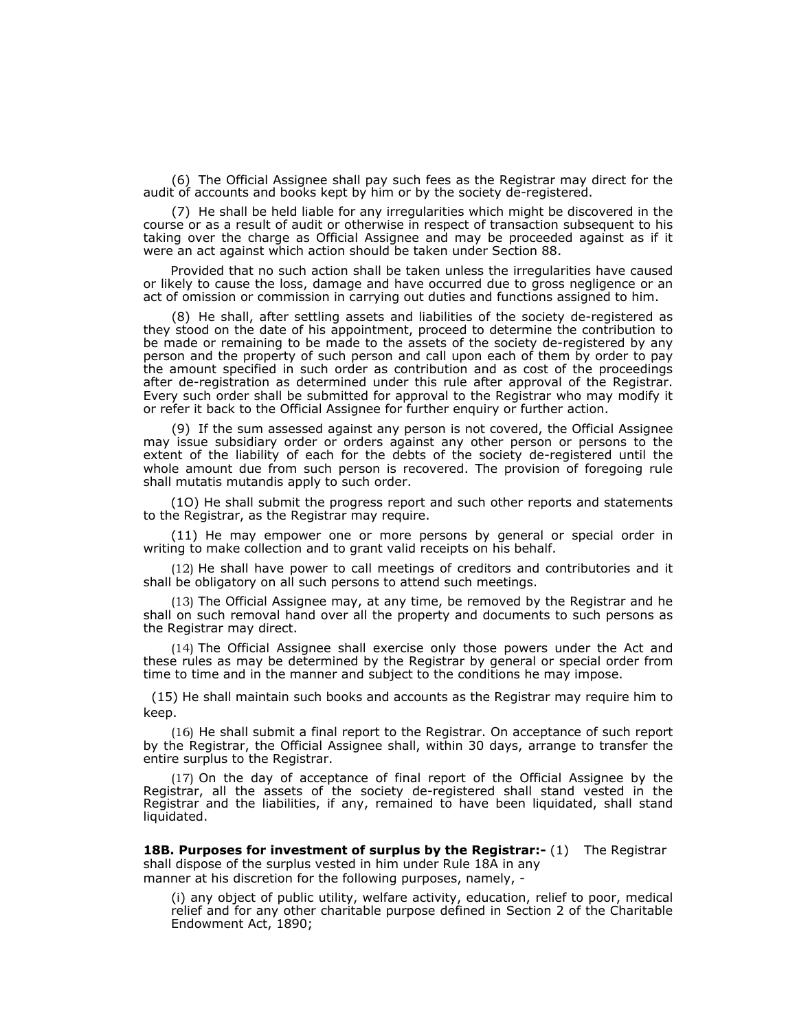(6) The Official Assignee shall pay such fees as the Registrar may direct for the audit of accounts and books kept by him or by the society de-registered.

(7) He shall be held liable for any irregularities which might be discovered in the course or as a result of audit or otherwise in respect of transaction subsequent to his taking over the charge as Official Assignee and may be proceeded against as if it were an act against which action should be taken under Section 88.

Provided that no such action shall be taken unless the irregularities have caused or likely to cause the loss, damage and have occurred due to gross negligence or an act of omission or commission in carrying out duties and functions assigned to him.

(8) He shall, after settling assets and liabilities of the society de-registered as they stood on the date of his appointment, proceed to determine the contribution to be made or remaining to be made to the assets of the society de-registered by any person and the property of such person and call upon each of them by order to pay the amount specified in such order as contribution and as cost of the proceedings after de-registration as determined under this rule after approval of the Registrar. Every such order shall be submitted for approval to the Registrar who may modify it or refer it back to the Official Assignee for further enquiry or further action.

(9) If the sum assessed against any person is not covered, the Official Assignee may issue subsidiary order or orders against any other person or persons to the extent of the liability of each for the debts of the society de-registered until the whole amount due from such person is recovered. The provision of foregoing rule shall mutatis mutandis apply to such order.

(1O) He shall submit the progress report and such other reports and statements to the Registrar, as the Registrar may require.

(11) He may empower one or more persons by general or special order in writing to make collection and to grant valid receipts on his behalf.

(12) He shall have power to call meetings of creditors and contributories and it shall be obligatory on all such persons to attend such meetings.

(13) The Official Assignee may, at any time, be removed by the Registrar and he shall on such removal hand over all the property and documents to such persons as the Registrar may direct.

(14) The Official Assignee shall exercise only those powers under the Act and these rules as may be determined by the Registrar by general or special order from time to time and in the manner and subject to the conditions he may impose.

(15) He shall maintain such books and accounts as the Registrar may require him to keep.

(16) He shall submit a final report to the Registrar. On acceptance of such report by the Registrar, the Official Assignee shall, within 30 days, arrange to transfer the entire surplus to the Registrar.

(17) On the day of acceptance of final report of the Official Assignee by the Registrar, all the assets of the society de-registered shall stand vested in the Registrar and the liabilities, if any, remained to have been liquidated, shall stand liquidated.

**18B. Purposes for investment of surplus by the Registrar:-** (1) The Registrar shall dispose of the surplus vested in him under Rule 18A in any manner at his discretion for the following purposes, namely, -

(i) any object of public utility, welfare activity, education, relief to poor, medical relief and for any other charitable purpose defined in Section 2 of the Charitable Endowment Act, 1890;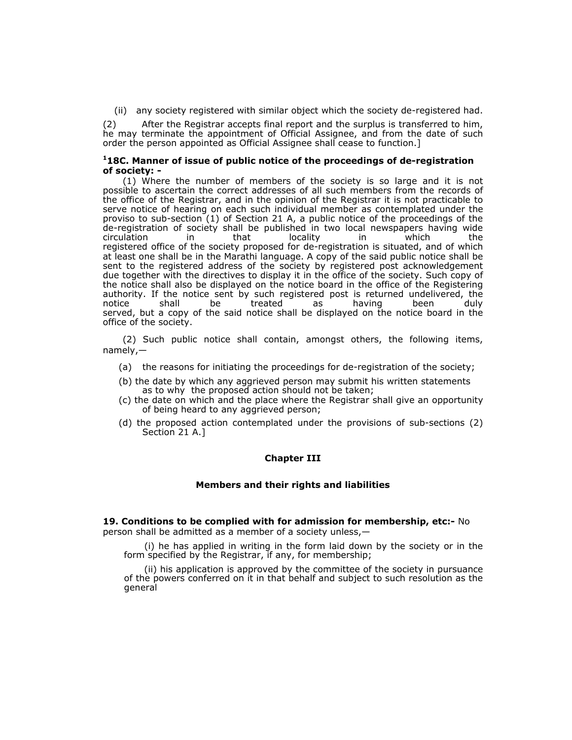(ii) any society registered with similar object which the society de-registered had.

(2) After the Registrar accepts final report and the surplus is transferred to him, he may terminate the appointment of Official Assignee, and from the date of such order the person appointed as Official Assignee shall cease to function.]

### [1]18C. Manner of issue of public notice of the proceedings of de-registration of society: -

(1) Where the number of members of the society is so large and it is not possible to ascertain the correct addresses of all such members from the records of the office of the Registrar, and in the opinion of the Registrar it is not practicable to serve notice of hearing on each such individual member as contemplated under the proviso to sub-section (1) of Section 21 A, a public notice of the proceedings of the de-registration of society shall be published in two local newspapers having wide circulation in that locality in which the registered office of the society proposed for de-registration is situated, and of which at least one shall be in the Marathi language. A copy of the said public notice shall be sent to the registered address of the society by registered post acknowledgement due together with the directives to display it in the office of the society. Such copy of the notice shall also be displayed on the notice board in the office of the Registering authority. If the notice sent by such registered post is returned undelivered, the notice shall be treated as having been duly served, but a copy of the said notice shall be displayed on the notice board in the office of the society.

(2) Such public notice shall contain, amongst others, the following items, namely,—

(a) the reasons for initiating the proceedings for de-registration of the society;

(b) the date by which any aggrieved person may submit his written statements as to why the proposed action should not be taken;

(c) the date on which and the place where the Registrar shall give an opportunity of being heard to any aggrieved person;

(d) the proposed action contemplated under the provisions of sub-sections (2) Section 21 A.]

## Chapter III

## Members and their rights and liabilities

**19. Conditions to be complied with for admission for membership, etc:-** No person shall be admitted as a member of a society unless,—

(i) he has applied in writing in the form laid down by the society or in the form specified by the Registrar, if any, for membership;

(ii) his application is approved by the committee of the society in pursuance of the powers conferred on it in that behalf and subject to such resolution as the general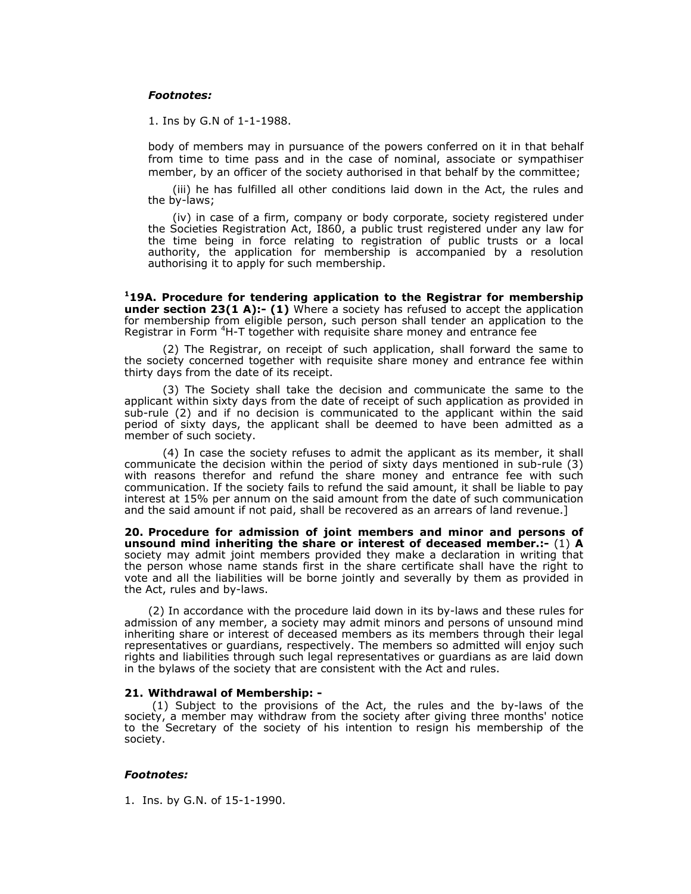***Footnotes:***

1. Ins by G.N of 1-1-1988.

body of members may in pursuance of the powers conferred on it in that behalf from time to time pass and in the case of nominal, associate or sympathiser member, by an officer of the society authorised in that behalf by the committee;

(iii) he has fulfilled all other conditions laid down in the Act, the rules and the by-laws;

(iv) in case of a firm, company or body corporate, society registered under the Societies Registration Act, I860, a public trust registered under any law for the time being in force relating to registration of public trusts or a local authority, the application for membership is accompanied by a resolution authorising it to apply for such membership.

**[1]19A. Procedure for tendering application to the Registrar for membership under section 23(1 A):- (1)** Where a society has refused to accept the application for membership from eligible person, such person shall tender an application to the Registrar in Form [4]H-T together with requisite share money and entrance fee

(2) The Registrar, on receipt of such application, shall forward the same to the society concerned together with requisite share money and entrance fee within thirty days from the date of its receipt.

(3) The Society shall take the decision and communicate the same to the applicant within sixty days from the date of receipt of such application as provided in sub-rule (2) and if no decision is communicated to the applicant within the said period of sixty days, the applicant shall be deemed to have been admitted as a member of such society.

(4) In case the society refuses to admit the applicant as its member, it shall communicate the decision within the period of sixty days mentioned in sub-rule (3) with reasons therefor and refund the share money and entrance fee with such communication. If the society fails to refund the said amount, it shall be liable to pay interest at 15% per annum on the said amount from the date of such communication and the said amount if not paid, shall be recovered as an arrears of land revenue.]

**20. Procedure for admission of joint members and minor and persons of unsound mind inheriting the share or interest of deceased member.:-** (1) **A** society may admit joint members provided they make a declaration in writing that the person whose name stands first in the share certificate shall have the right to vote and all the liabilities will be borne jointly and severally by them as provided in the Act, rules and by-laws.

(2) In accordance with the procedure laid down in its by-laws and these rules for admission of any member, a society may admit minors and persons of unsound mind inheriting share or interest of deceased members as its members through their legal representatives or guardians, respectively. The members so admitted will enjoy such rights and liabilities through such legal representatives or guardians as are laid down in the bylaws of the society that are consistent with the Act and rules.

**21. Withdrawal of Membership: -**

(1) Subject to the provisions of the Act, the rules and the by-laws of the society, a member may withdraw from the society after giving three months' notice to the Secretary of the society of his intention to resign his membership of the society.

***Footnotes:***

1. Ins. by G.N. of 15-1-1990.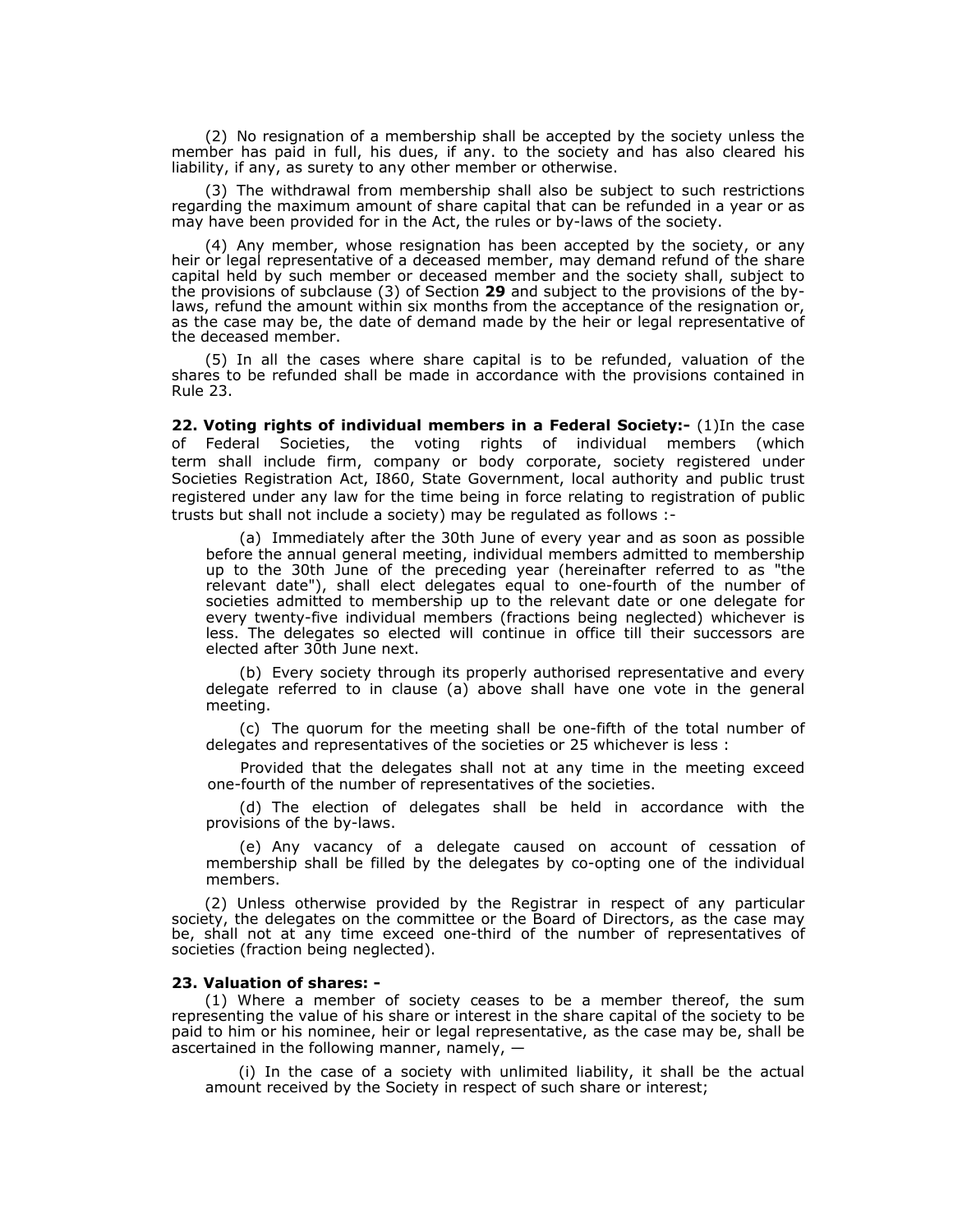(2) No resignation of a membership shall be accepted by the society unless the member has paid in full, his dues, if any. to the society and has also cleared his liability, if any, as surety to any other member or otherwise.

(3) The withdrawal from membership shall also be subject to such restrictions regarding the maximum amount of share capital that can be refunded in a year or as may have been provided for in the Act, the rules or by-laws of the society.

(4) Any member, whose resignation has been accepted by the society, or any heir or legal representative of a deceased member, may demand refund of the share capital held by such member or deceased member and the society shall, subject to the provisions of subclause (3) of Section **29** and subject to the provisions of the by-laws, refund the amount within six months from the acceptance of the resignation or, as the case may be, the date of demand made by the heir or legal representative of the deceased member.

(5) In all the cases where share capital is to be refunded, valuation of the shares to be refunded shall be made in accordance with the provisions contained in Rule 23.

**22. Voting rights of individual members in a Federal Society:-** (1)In the case of Federal Societies, the voting rights of individual members (which term shall include firm, company or body corporate, society registered under Societies Registration Act, I860, State Government, local authority and public trust registered under any law for the time being in force relating to registration of public trusts but shall not include a society) may be regulated as follows :-

(a) Immediately after the 30th June of every year and as soon as possible before the annual general meeting, individual members admitted to membership up to the 30th June of the preceding year (hereinafter referred to as "the relevant date"), shall elect delegates equal to one-fourth of the number of societies admitted to membership up to the relevant date or one delegate for every twenty-five individual members (fractions being neglected) whichever is less. The delegates so elected will continue in office till their successors are elected after 30th June next.

(b) Every society through its properly authorised representative and every delegate referred to in clause (a) above shall have one vote in the general meeting.

(c) The quorum for the meeting shall be one-fifth of the total number of delegates and representatives of the societies or 25 whichever is less :

Provided that the delegates shall not at any time in the meeting exceed one-fourth of the number of representatives of the societies.

(d) The election of delegates shall be held in accordance with the provisions of the by-laws.

(e) Any vacancy of a delegate caused on account of cessation of membership shall be filled by the delegates by co-opting one of the individual members.

(2) Unless otherwise provided by the Registrar in respect of any particular society, the delegates on the committee or the Board of Directors, as the case may be, shall not at any time exceed one-third of the number of representatives of societies (fraction being neglected).

**23. Valuation of shares: -**

(1) Where a member of society ceases to be a member thereof, the sum representing the value of his share or interest in the share capital of the society to be paid to him or his nominee, heir or legal representative, as the case may be, shall be ascertained in the following manner, namely, —

(i) In the case of a society with unlimited liability, it shall be the actual amount received by the Society in respect of such share or interest;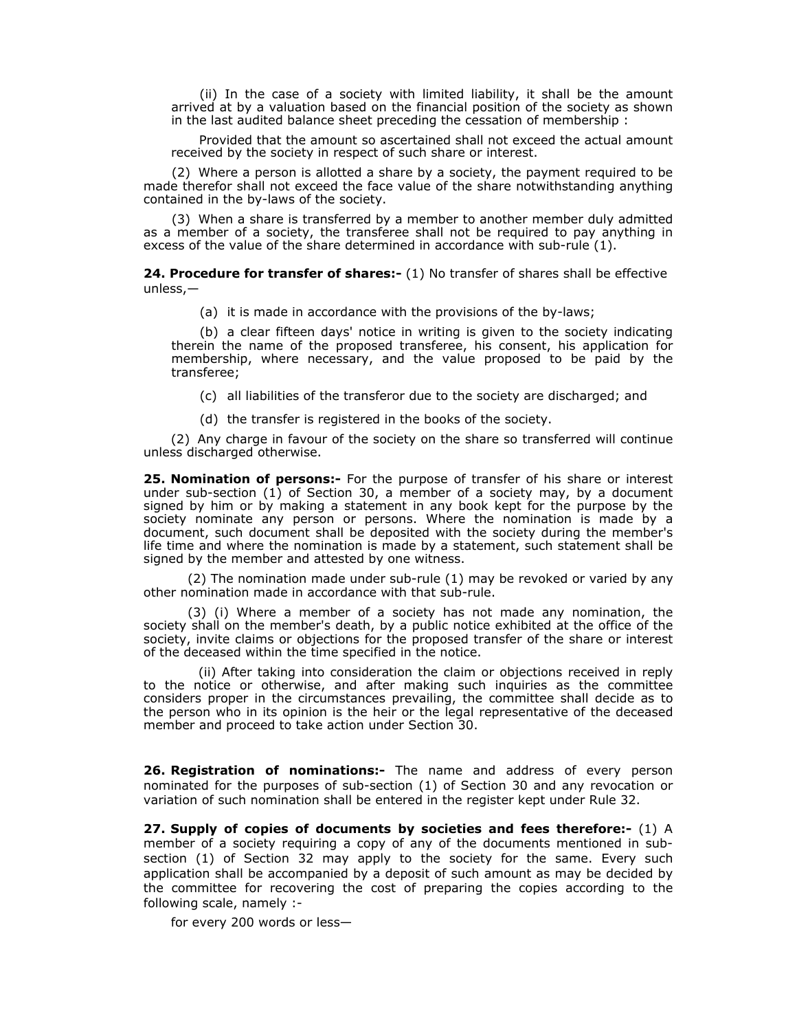(ii) In the case of a society with limited liability, it shall be the amount arrived at by a valuation based on the financial position of the society as shown in the last audited balance sheet preceding the cessation of membership :

Provided that the amount so ascertained shall not exceed the actual amount received by the society in respect of such share or interest.

(2) Where a person is allotted a share by a society, the payment required to be made therefor shall not exceed the face value of the share notwithstanding anything contained in the by-laws of the society.

(3) When a share is transferred by a member to another member duly admitted as a member of a society, the transferee shall not be required to pay anything in excess of the value of the share determined in accordance with sub-rule (1).

**24. Procedure for transfer of shares:-** (1) No transfer of shares shall be effective unless,—

(a) it is made in accordance with the provisions of the by-laws;

(b) a clear fifteen days' notice in writing is given to the society indicating therein the name of the proposed transferee, his consent, his application for membership, where necessary, and the value proposed to be paid by the transferee;

(c) all liabilities of the transferor due to the society are discharged; and

(d) the transfer is registered in the books of the society.

(2) Any charge in favour of the society on the share so transferred will continue unless discharged otherwise.

**25. Nomination of persons:-** For the purpose of transfer of his share or interest under sub-section (1) of Section 30, a member of a society may, by a document signed by him or by making a statement in any book kept for the purpose by the society nominate any person or persons. Where the nomination is made by a document, such document shall be deposited with the society during the member's life time and where the nomination is made by a statement, such statement shall be signed by the member and attested by one witness.

(2) The nomination made under sub-rule (1) may be revoked or varied by any other nomination made in accordance with that sub-rule.

(3) (i) Where a member of a society has not made any nomination, the society shall on the member's death, by a public notice exhibited at the office of the society, invite claims or objections for the proposed transfer of the share or interest of the deceased within the time specified in the notice.

(ii) After taking into consideration the claim or objections received in reply to the notice or otherwise, and after making such inquiries as the committee considers proper in the circumstances prevailing, the committee shall decide as to the person who in its opinion is the heir or the legal representative of the deceased member and proceed to take action under Section 30.

**26. Registration of nominations:-** The name and address of every person nominated for the purposes of sub-section (1) of Section 30 and any revocation or variation of such nomination shall be entered in the register kept under Rule 32.

**27. Supply of copies of documents by societies and fees therefore:-** (1) A member of a society requiring a copy of any of the documents mentioned in sub-section (1) of Section 32 may apply to the society for the same. Every such application shall be accompanied by a deposit of such amount as may be decided by the committee for recovering the cost of preparing the copies according to the following scale, namely :-

for every 200 words or less—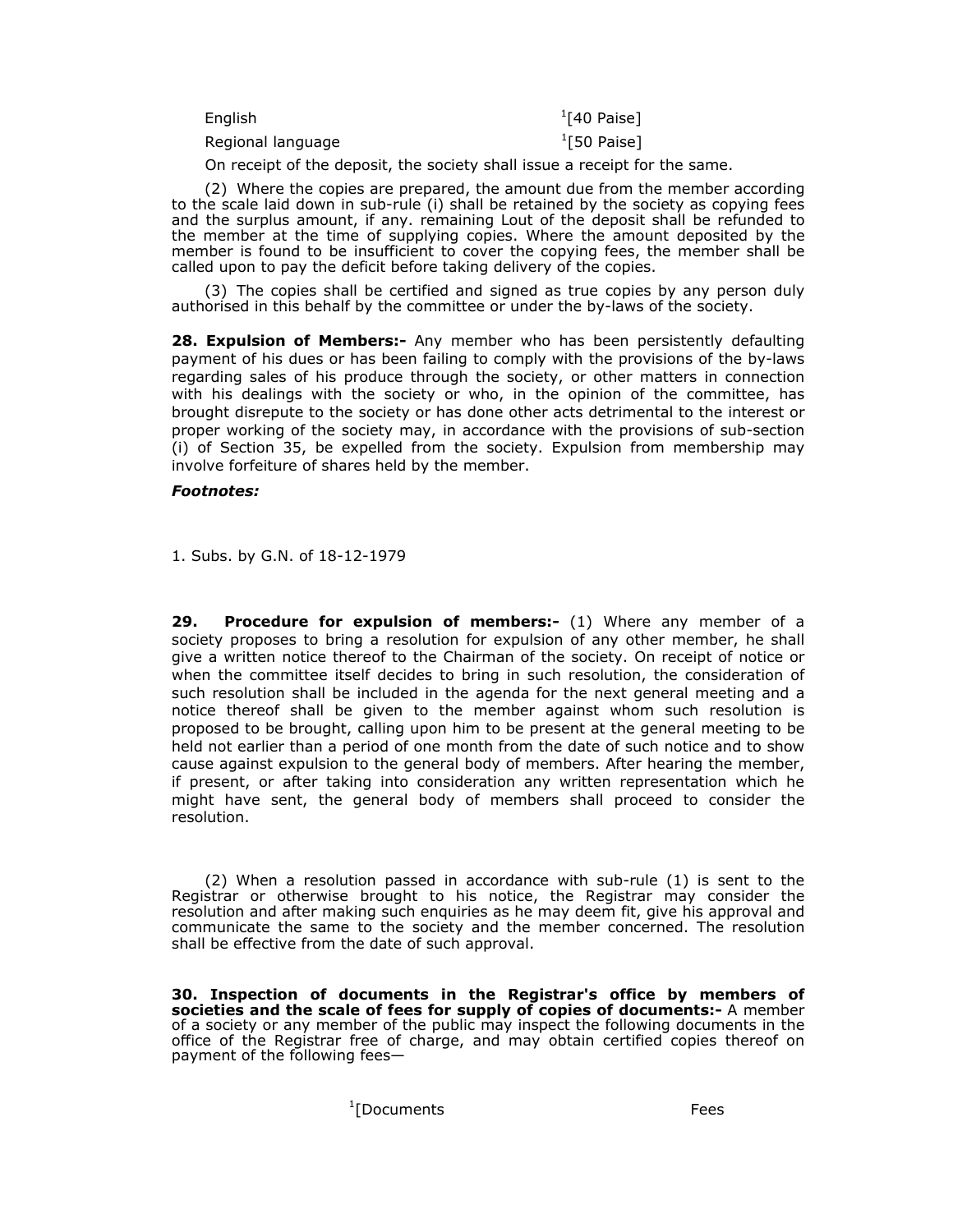| | |
|---|---|
| English | [1][40 Paise] |
| Regional language | [1][50 Paise] |

On receipt of the deposit, the society shall issue a receipt for the same.

(2) Where the copies are prepared, the amount due from the member according to the scale laid down in sub-rule (i) shall be retained by the society as copying fees and the surplus amount, if any. remaining Lout of the deposit shall be refunded to the member at the time of supplying copies. Where the amount deposited by the member is found to be insufficient to cover the copying fees, the member shall be called upon to pay the deficit before taking delivery of the copies.

(3) The copies shall be certified and signed as true copies by any person duly authorised in this behalf by the committee or under the by-laws of the society.

**28. Expulsion of Members:-** Any member who has been persistently defaulting payment of his dues or has been failing to comply with the provisions of the by-laws regarding sales of his produce through the society, or other matters in connection with his dealings with the society or who, in the opinion of the committee, has brought disrepute to the society or has done other acts detrimental to the interest or proper working of the society may, in accordance with the provisions of sub-section (i) of Section 35, be expelled from the society. Expulsion from membership may involve forfeiture of shares held by the member.

***Footnotes:***

1. Subs. by G.N. of 18-12-1979

**29. Procedure for expulsion of members:-** (1) Where any member of a society proposes to bring a resolution for expulsion of any other member, he shall give a written notice thereof to the Chairman of the society. On receipt of notice or when the committee itself decides to bring in such resolution, the consideration of such resolution shall be included in the agenda for the next general meeting and a notice thereof shall be given to the member against whom such resolution is proposed to be brought, calling upon him to be present at the general meeting to be held not earlier than a period of one month from the date of such notice and to show cause against expulsion to the general body of members. After hearing the member, if present, or after taking into consideration any written representation which he might have sent, the general body of members shall proceed to consider the resolution.

(2) When a resolution passed in accordance with sub-rule (1) is sent to the Registrar or otherwise brought to his notice, the Registrar may consider the resolution and after making such enquiries as he may deem fit, give his approval and communicate the same to the society and the member concerned. The resolution shall be effective from the date of such approval.

**30. Inspection of documents in the Registrar's office by members of societies and the scale of fees for supply of copies of documents:-** A member of a society or any member of the public may inspect the following documents in the office of the Registrar free of charge, and may obtain certified copies thereof on payment of the following fees—

| [1][Documents | Fees |
|---|---|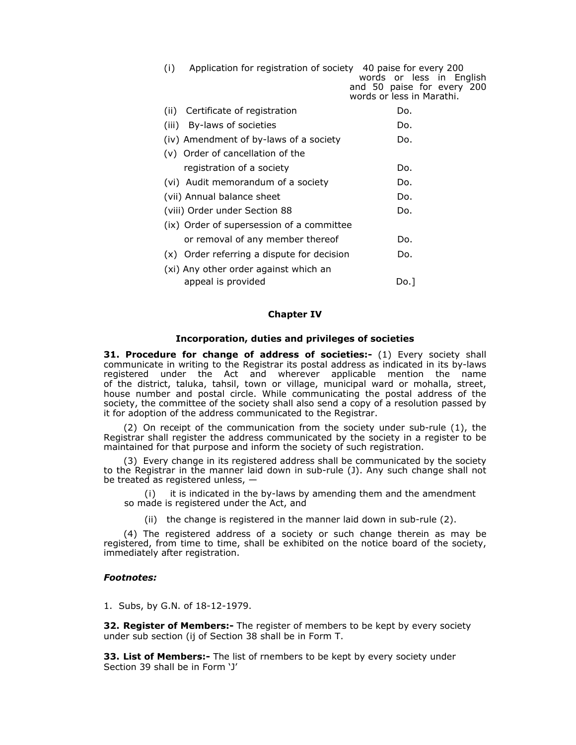| | |
|---|---|
| (i) Application for registration of society | 40 paise for every 200 words or less in English and 50 paise for every 200 words or less in Marathi. |
| (ii) Certificate of registration | Do. |
| (iii) By-laws of societies | Do. |
| (iv) Amendment of by-laws of a society | Do. |
| (v) Order of cancellation of the registration of a society | Do. |
| (vi) Audit memorandum of a society | Do. |
| (vii) Annual balance sheet | Do. |
| (viii) Order under Section 88 | Do. |
| (ix) Order of supersession of a committee or removal of any member thereof | Do. |
| (x) Order referring a dispute for decision | Do. |
| (xi) Any other order against which an appeal is provided | Do.] |

## Chapter IV

### Incorporation, duties and privileges of societies

**31. Procedure for change of address of societies:-** (1) Every society shall communicate in writing to the Registrar its postal address as indicated in its by-laws registered under the Act and wherever applicable mention the name of the district, taluka, tahsil, town or village, municipal ward or mohalla, street, house number and postal circle. While communicating the postal address of the society, the committee of the society shall also send a copy of a resolution passed by it for adoption of the address communicated to the Registrar.

(2) On receipt of the communication from the society under sub-rule (1), the Registrar shall register the address communicated by the society in a register to be maintained for that purpose and inform the society of such registration.

(3) Every change in its registered address shall be communicated by the society to the Registrar in the manner laid down in sub-rule (J). Any such change shall not be treated as registered unless, —

(i) it is indicated in the by-laws by amending them and the amendment so made is registered under the Act, and

(ii) the change is registered in the manner laid down in sub-rule (2).

(4) The registered address of a society or such change therein as may be registered, from time to time, shall be exhibited on the notice board of the society, immediately after registration.

***Footnotes:***

1. Subs, by G.N. of 18-12-1979.

**32. Register of Members:-** The register of members to be kept by every society under sub section (ij of Section 38 shall be in Form T.

**33. List of Members:-** The list of rnembers to be kept by every society under Section 39 shall be in Form 'J'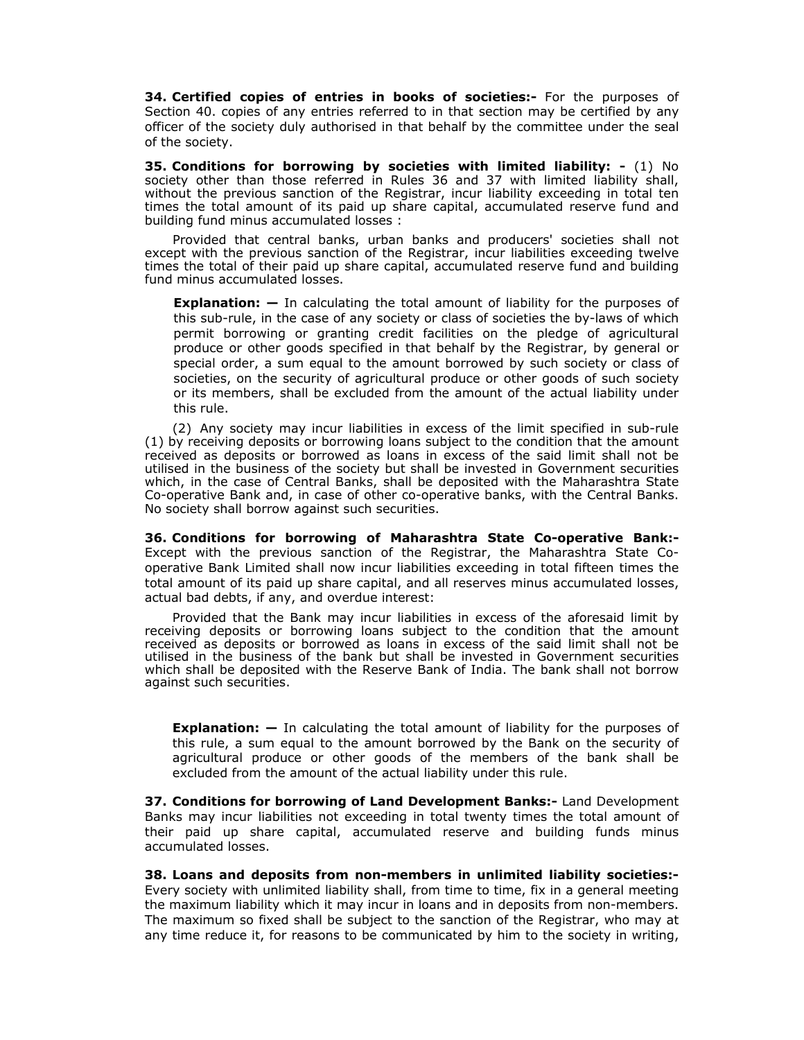**34. Certified copies of entries in books of societies:-** For the purposes of Section 40. copies of any entries referred to in that section may be certified by any officer of the society duly authorised in that behalf by the committee under the seal of the society.

**35. Conditions for borrowing by societies with limited liability: -** (1) No society other than those referred in Rules 36 and 37 with limited liability shall, without the previous sanction of the Registrar, incur liability exceeding in total ten times the total amount of its paid up share capital, accumulated reserve fund and building fund minus accumulated losses :

Provided that central banks, urban banks and producers' societies shall not except with the previous sanction of the Registrar, incur liabilities exceeding twelve times the total of their paid up share capital, accumulated reserve fund and building fund minus accumulated losses.

> **Explanation: —** In calculating the total amount of liability for the purposes of this sub-rule, in the case of any society or class of societies the by-laws of which permit borrowing or granting credit facilities on the pledge of agricultural produce or other goods specified in that behalf by the Registrar, by general or special order, a sum equal to the amount borrowed by such society or class of societies, on the security of agricultural produce or other goods of such society or its members, shall be excluded from the amount of the actual liability under this rule.

(2) Any society may incur liabilities in excess of the limit specified in sub-rule (1) by receiving deposits or borrowing loans subject to the condition that the amount received as deposits or borrowed as loans in excess of the said limit shall not be utilised in the business of the society but shall be invested in Government securities which, in the case of Central Banks, shall be deposited with the Maharashtra State Co-operative Bank and, in case of other co-operative banks, with the Central Banks. No society shall borrow against such securities.

**36. Conditions for borrowing of Maharashtra State Co-operative Bank:-** Except with the previous sanction of the Registrar, the Maharashtra State Co-operative Bank Limited shall now incur liabilities exceeding in total fifteen times the total amount of its paid up share capital, and all reserves minus accumulated losses, actual bad debts, if any, and overdue interest:

Provided that the Bank may incur liabilities in excess of the aforesaid limit by receiving deposits or borrowing loans subject to the condition that the amount received as deposits or borrowed as loans in excess of the said limit shall not be utilised in the business of the bank but shall be invested in Government securities which shall be deposited with the Reserve Bank of India. The bank shall not borrow against such securities.

> **Explanation: —** In calculating the total amount of liability for the purposes of this rule, a sum equal to the amount borrowed by the Bank on the security of agricultural produce or other goods of the members of the bank shall be excluded from the amount of the actual liability under this rule.

**37. Conditions for borrowing of Land Development Banks:-** Land Development Banks may incur liabilities not exceeding in total twenty times the total amount of their paid up share capital, accumulated reserve and building funds minus accumulated losses.

**38. Loans and deposits from non-members in unlimited liability societies:-** Every society with unlimited liability shall, from time to time, fix in a general meeting the maximum liability which it may incur in loans and in deposits from non-members. The maximum so fixed shall be subject to the sanction of the Registrar, who may at any time reduce it, for reasons to be communicated by him to the society in writing,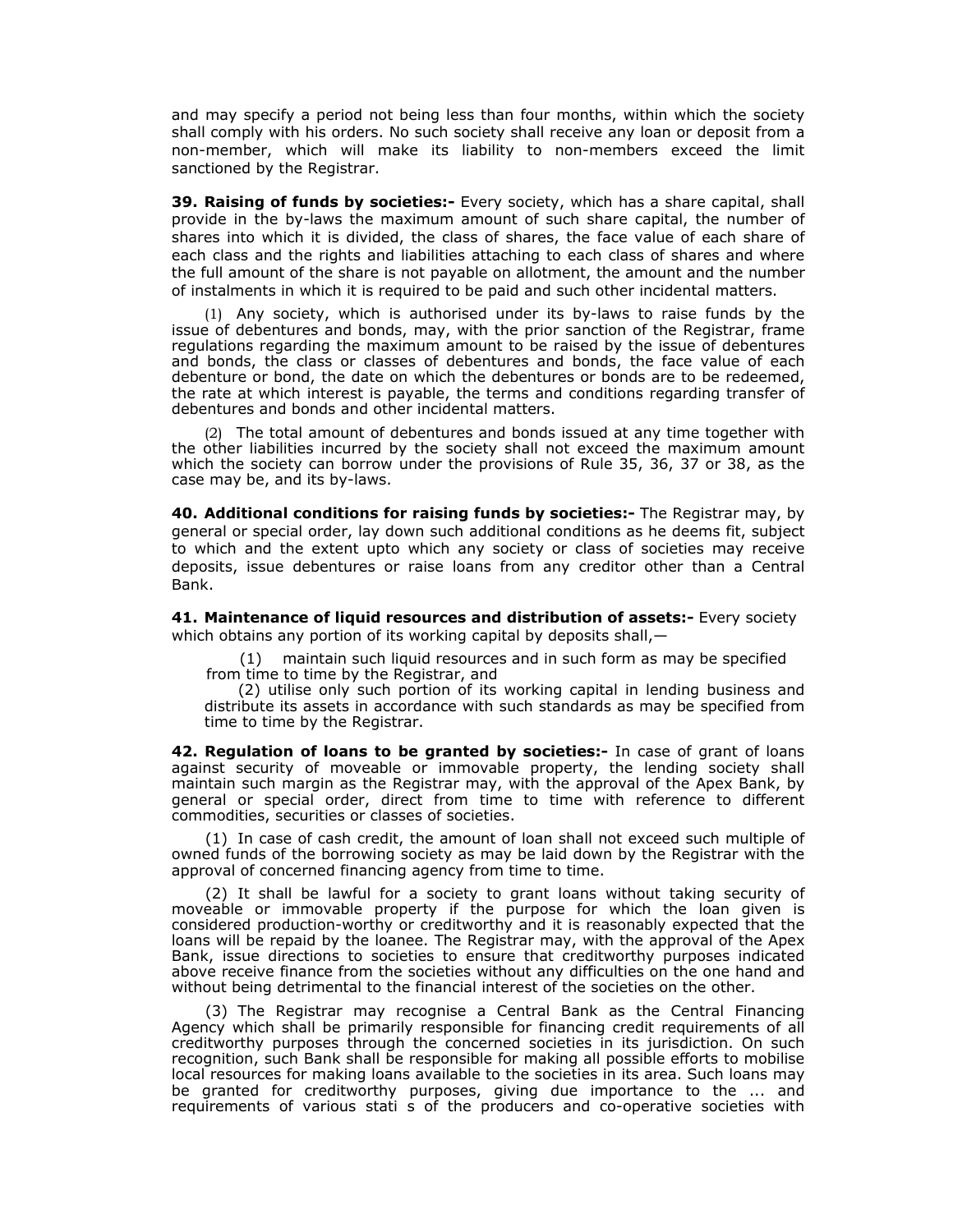and may specify a period not being less than four months, within which the society shall comply with his orders. No such society shall receive any loan or deposit from a non-member, which will make its liability to non-members exceed the limit sanctioned by the Registrar.

**39. Raising of funds by societies:-** Every society, which has a share capital, shall provide in the by-laws the maximum amount of such share capital, the number of shares into which it is divided, the class of shares, the face value of each share of each class and the rights and liabilities attaching to each class of shares and where the full amount of the share is not payable on allotment, the amount and the number of instalments in which it is required to be paid and such other incidental matters.

(1) Any society, which is authorised under its by-laws to raise funds by the issue of debentures and bonds, may, with the prior sanction of the Registrar, frame regulations regarding the maximum amount to be raised by the issue of debentures and bonds, the class or classes of debentures and bonds, the face value of each debenture or bond, the date on which the debentures or bonds are to be redeemed, the rate at which interest is payable, the terms and conditions regarding transfer of debentures and bonds and other incidental matters.

(2) The total amount of debentures and bonds issued at any time together with the other liabilities incurred by the society shall not exceed the maximum amount which the society can borrow under the provisions of Rule 35, 36, 37 or 38, as the case may be, and its by-laws.

**40. Additional conditions for raising funds by societies:-** The Registrar may, by general or special order, lay down such additional conditions as he deems fit, subject to which and the extent upto which any society or class of societies may receive deposits, issue debentures or raise loans from any creditor other than a Central Bank.

**41. Maintenance of liquid resources and distribution of assets:-** Every society which obtains any portion of its working capital by deposits shall,—

(1) maintain such liquid resources and in such form as may be specified from time to time by the Registrar, and

(2) utilise only such portion of its working capital in lending business and distribute its assets in accordance with such standards as may be specified from time to time by the Registrar.

**42. Regulation of loans to be granted by societies:-** In case of grant of loans against security of moveable or immovable property, the lending society shall maintain such margin as the Registrar may, with the approval of the Apex Bank, by general or special order, direct from time to time with reference to different commodities, securities or classes of societies.

(1) In case of cash credit, the amount of loan shall not exceed such multiple of owned funds of the borrowing society as may be laid down by the Registrar with the approval of concerned financing agency from time to time.

(2) It shall be lawful for a society to grant loans without taking security of moveable or immovable property if the purpose for which the loan given is considered production-worthy or creditworthy and it is reasonably expected that the loans will be repaid by the loanee. The Registrar may, with the approval of the Apex Bank, issue directions to societies to ensure that creditworthy purposes indicated above receive finance from the societies without any difficulties on the one hand and without being detrimental to the financial interest of the societies on the other.

(3) The Registrar may recognise a Central Bank as the Central Financing Agency which shall be primarily responsible for financing credit requirements of all creditworthy purposes through the concerned societies in its jurisdiction. On such recognition, such Bank shall be responsible for making all possible efforts to mobilise local resources for making loans available to the societies in its area. Such loans may be granted for creditworthy purposes, giving due importance to the ... and requirements of various stati s of the producers and co-operative societies with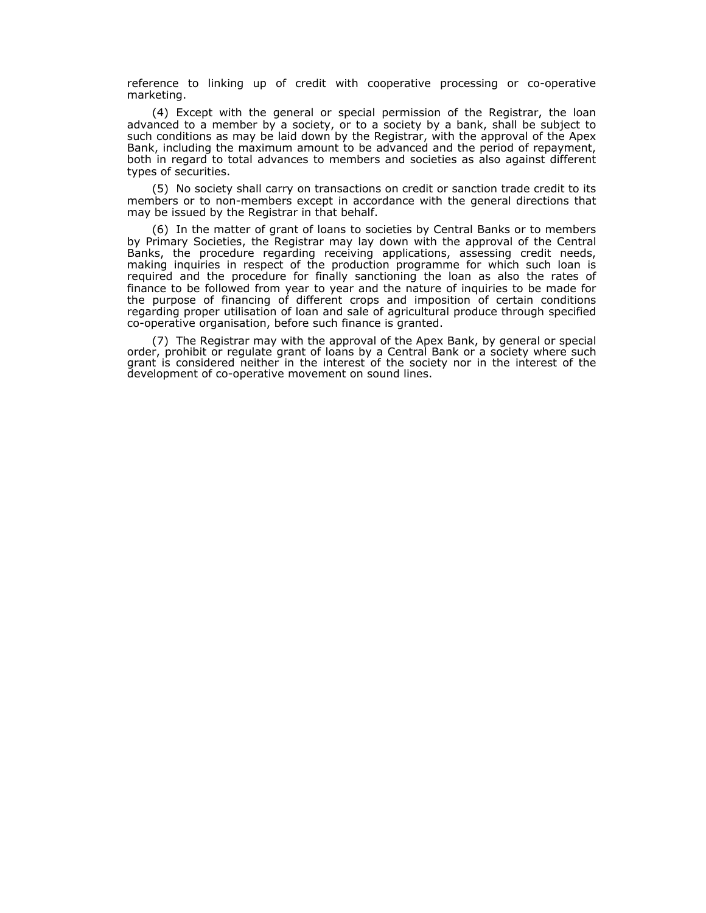reference to linking up of credit with cooperative processing or co-operative marketing.

(4) Except with the general or special permission of the Registrar, the loan advanced to a member by a society, or to a society by a bank, shall be subject to such conditions as may be laid down by the Registrar, with the approval of the Apex Bank, including the maximum amount to be advanced and the period of repayment, both in regard to total advances to members and societies as also against different types of securities.

(5) No society shall carry on transactions on credit or sanction trade credit to its members or to non-members except in accordance with the general directions that may be issued by the Registrar in that behalf.

(6) In the matter of grant of loans to societies by Central Banks or to members by Primary Societies, the Registrar may lay down with the approval of the Central Banks, the procedure regarding receiving applications, assessing credit needs, making inquiries in respect of the production programme for which such loan is required and the procedure for finally sanctioning the loan as also the rates of finance to be followed from year to year and the nature of inquiries to be made for the purpose of financing of different crops and imposition of certain conditions regarding proper utilisation of loan and sale of agricultural produce through specified co-operative organisation, before such finance is granted.

(7) The Registrar may with the approval of the Apex Bank, by general or special order, prohibit or regulate grant of loans by a Central Bank or a society where such grant is considered neither in the interest of the society nor in the interest of the development of co-operative movement on sound lines.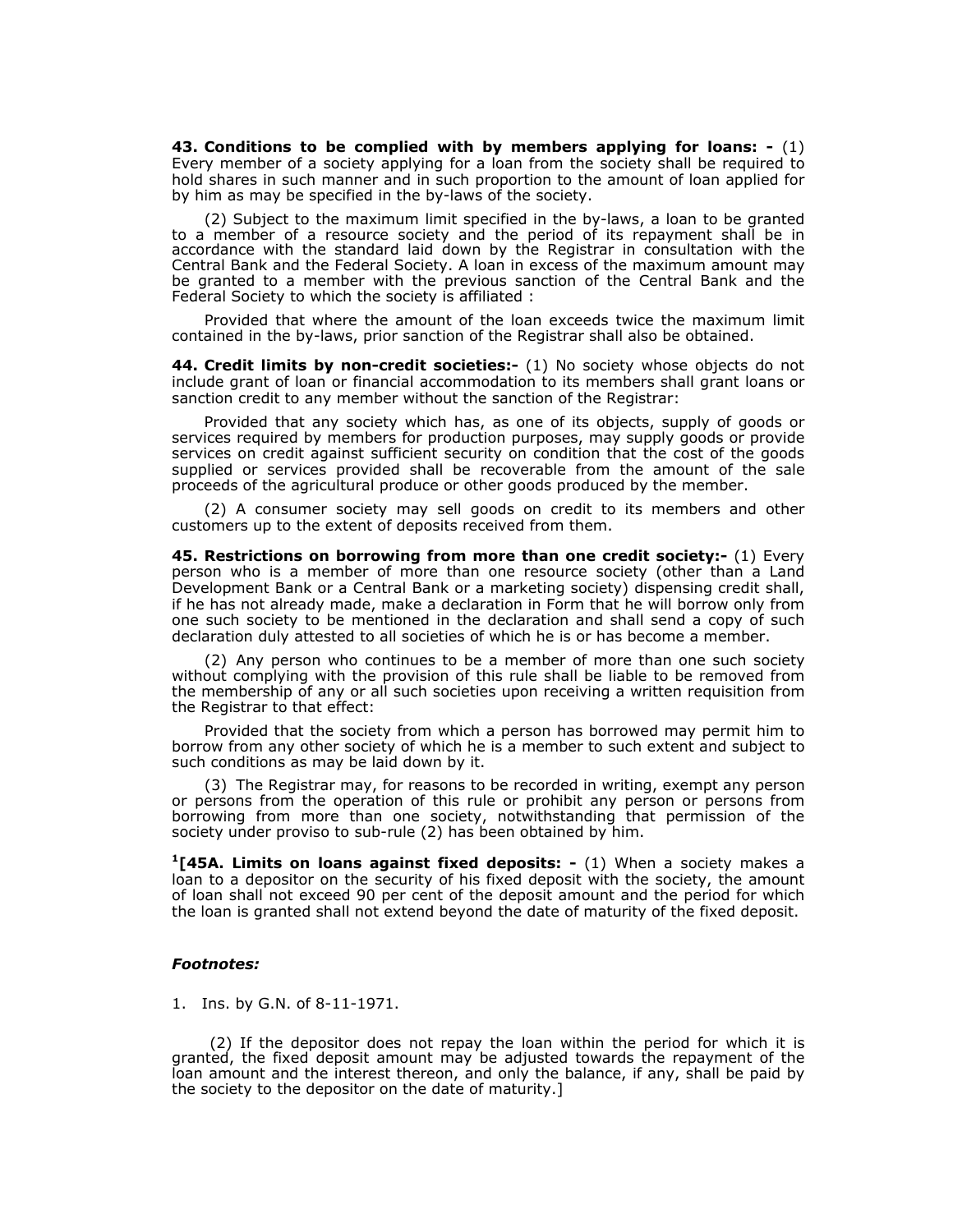**43. Conditions to be complied with by members applying for loans: -** (1) Every member of a society applying for a loan from the society shall be required to hold shares in such manner and in such proportion to the amount of loan applied for by him as may be specified in the by-laws of the society.

(2) Subject to the maximum limit specified in the by-laws, a loan to be granted to a member of a resource society and the period of its repayment shall be in accordance with the standard laid down by the Registrar in consultation with the Central Bank and the Federal Society. A loan in excess of the maximum amount may be granted to a member with the previous sanction of the Central Bank and the Federal Society to which the society is affiliated :

Provided that where the amount of the loan exceeds twice the maximum limit contained in the by-laws, prior sanction of the Registrar shall also be obtained.

**44. Credit limits by non-credit societies:-** (1) No society whose objects do not include grant of loan or financial accommodation to its members shall grant loans or sanction credit to any member without the sanction of the Registrar:

Provided that any society which has, as one of its objects, supply of goods or services required by members for production purposes, may supply goods or provide services on credit against sufficient security on condition that the cost of the goods supplied or services provided shall be recoverable from the amount of the sale proceeds of the agricultural produce or other goods produced by the member.

(2) A consumer society may sell goods on credit to its members and other customers up to the extent of deposits received from them.

**45. Restrictions on borrowing from more than one credit society:-** (1) Every person who is a member of more than one resource society (other than a Land Development Bank or a Central Bank or a marketing society) dispensing credit shall, if he has not already made, make a declaration in Form that he will borrow only from one such society to be mentioned in the declaration and shall send a copy of such declaration duly attested to all societies of which he is or has become a member.

(2) Any person who continues to be a member of more than one such society without complying with the provision of this rule shall be liable to be removed from the membership of any or all such societies upon receiving a written requisition from the Registrar to that effect:

Provided that the society from which a person has borrowed may permit him to borrow from any other society of which he is a member to such extent and subject to such conditions as may be laid down by it.

(3) The Registrar may, for reasons to be recorded in writing, exempt any person or persons from the operation of this rule or prohibit any person or persons from borrowing from more than one society, notwithstanding that permission of the society under proviso to sub-rule (2) has been obtained by him.

[1][**45A. Limits on loans against fixed deposits: -** (1) When a society makes a loan to a depositor on the security of his fixed deposit with the society, the amount of loan shall not exceed 90 per cent of the deposit amount and the period for which the loan is granted shall not extend beyond the date of maturity of the fixed deposit.

(2) If the depositor does not repay the loan within the period for which it is granted, the fixed deposit amount may be adjusted towards the repayment of the loan amount and the interest thereon, and only the balance, if any, shall be paid by the society to the depositor on the date of maturity.]

***Footnotes:***

1. Ins. by G.N. of 8-11-1971.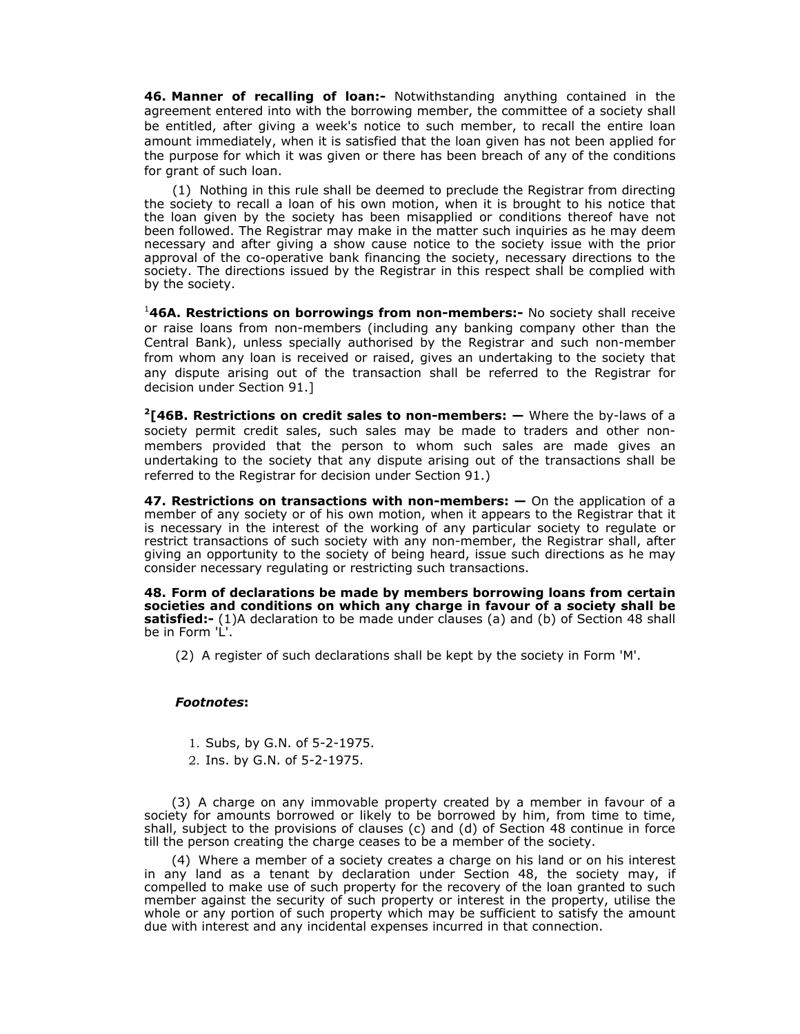**46. Manner of recalling of loan:-** Notwithstanding anything contained in the agreement entered into with the borrowing member, the committee of a society shall be entitled, after giving a week's notice to such member, to recall the entire loan amount immediately, when it is satisfied that the loan given has not been applied for the purpose for which it was given or there has been breach of any of the conditions for grant of such loan.

(1) Nothing in this rule shall be deemed to preclude the Registrar from directing the society to recall a loan of his own motion, when it is brought to his notice that the loan given by the society has been misapplied or conditions thereof have not been followed. The Registrar may make in the matter such inquiries as he may deem necessary and after giving a show cause notice to the society issue with the prior approval of the co-operative bank financing the society, necessary directions to the society. The directions issued by the Registrar in this respect shall be complied with by the society.

[1]**46A. Restrictions on borrowings from non-members:-** No society shall receive or raise loans from non-members (including any banking company other than the Central Bank), unless specially authorised by the Registrar and such non-member from whom any loan is received or raised, gives an undertaking to the society that any dispute arising out of the transaction shall be referred to the Registrar for decision under Section 91.]

[2]**[46B. Restrictions on credit sales to non-members: —** Where the by-laws of a society permit credit sales, such sales may be made to traders and other non-members provided that the person to whom such sales are made gives an undertaking to the society that any dispute arising out of the transactions shall be referred to the Registrar for decision under Section 91.)

**47. Restrictions on transactions with non-members: —** On the application of a member of any society or of his own motion, when it appears to the Registrar that it is necessary in the interest of the working of any particular society to regulate or restrict transactions of such society with any non-member, the Registrar shall, after giving an opportunity to the society of being heard, issue such directions as he may consider necessary regulating or restricting such transactions.

**48. Form of declarations be made by members borrowing loans from certain societies and conditions on which any charge in favour of a society shall be satisfied:-** (1)A declaration to be made under clauses (a) and (b) of Section 48 shall be in Form 'L'.

(2) A register of such declarations shall be kept by the society in Form 'M'.

***Footnotes*:**

1. Subs, by G.N. of 5-2-1975.
2. Ins. by G.N. of 5-2-1975.

(3) A charge on any immovable property created by a member in favour of a society for amounts borrowed or likely to be borrowed by him, from time to time, shall, subject to the provisions of clauses (c) and (d) of Section 48 continue in force till the person creating the charge ceases to be a member of the society.

(4) Where a member of a society creates a charge on his land or on his interest in any land as a tenant by declaration under Section 48, the society may, if compelled to make use of such property for the recovery of the loan granted to such member against the security of such property or interest in the property, utilise the whole or any portion of such property which may be sufficient to satisfy the amount due with interest and any incidental expenses incurred in that connection.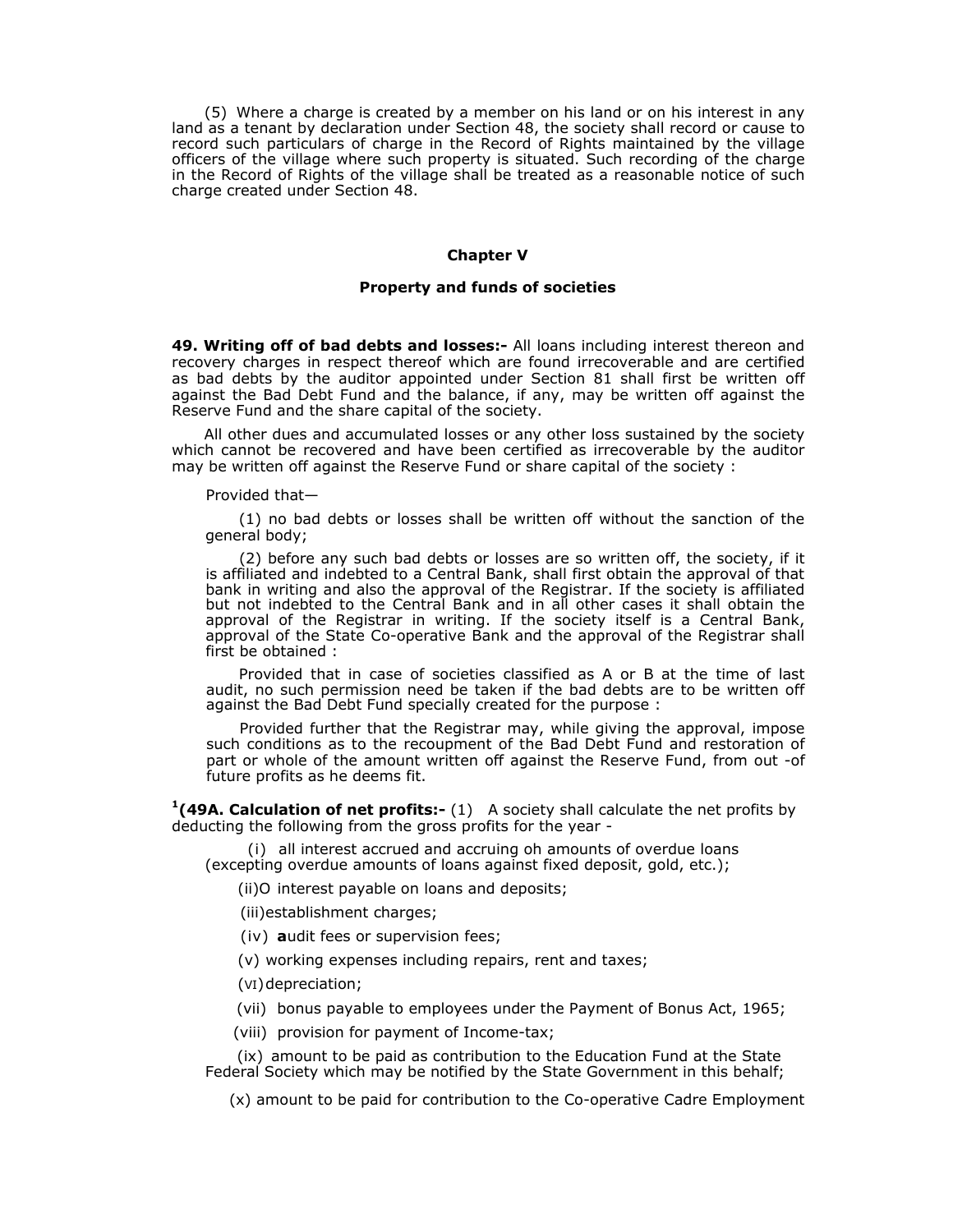(5) Where a charge is created by a member on his land or on his interest in any land as a tenant by declaration under Section 48, the society shall record or cause to record such particulars of charge in the Record of Rights maintained by the village officers of the village where such property is situated. Such recording of the charge in the Record of Rights of the village shall be treated as a reasonable notice of such charge created under Section 48.

## Chapter V

## Property and funds of societies

**49. Writing off of bad debts and losses:-** All loans including interest thereon and recovery charges in respect thereof which are found irrecoverable and are certified as bad debts by the auditor appointed under Section 81 shall first be written off against the Bad Debt Fund and the balance, if any, may be written off against the Reserve Fund and the share capital of the society.

All other dues and accumulated losses or any other loss sustained by the society which cannot be recovered and have been certified as irrecoverable by the auditor may be written off against the Reserve Fund or share capital of the society :

Provided that—

(1) no bad debts or losses shall be written off without the sanction of the general body;

(2) before any such bad debts or losses are so written off, the society, if it is affiliated and indebted to a Central Bank, shall first obtain the approval of that bank in writing and also the approval of the Registrar. If the society is affiliated but not indebted to the Central Bank and in all other cases it shall obtain the approval of the Registrar in writing. If the society itself is a Central Bank, approval of the State Co-operative Bank and the approval of the Registrar shall first be obtained :

Provided that in case of societies classified as A or B at the time of last audit, no such permission need be taken if the bad debts are to be written off against the Bad Debt Fund specially created for the purpose :

Provided further that the Registrar may, while giving the approval, impose such conditions as to the recoupment of the Bad Debt Fund and restoration of part or whole of the amount written off against the Reserve Fund, from out -of future profits as he deems fit.

[1]**(49A. Calculation of net profits:-** (1) A society shall calculate the net profits by deducting the following from the gross profits for the year -

(i) all interest accrued and accruing oh amounts of overdue loans (excepting overdue amounts of loans against fixed deposit, gold, etc.);

(ii)O interest payable on loans and deposits;

(iii)establishment charges;

(iv) **a**udit fees or supervision fees;

(v) working expenses including repairs, rent and taxes;

(VI) depreciation;

(vii) bonus payable to employees under the Payment of Bonus Act, 1965;

(viii) provision for payment of Income-tax;

(ix) amount to be paid as contribution to the Education Fund at the State Federal Society which may be notified by the State Government in this behalf;

(x) amount to be paid for contribution to the Co-operative Cadre Employment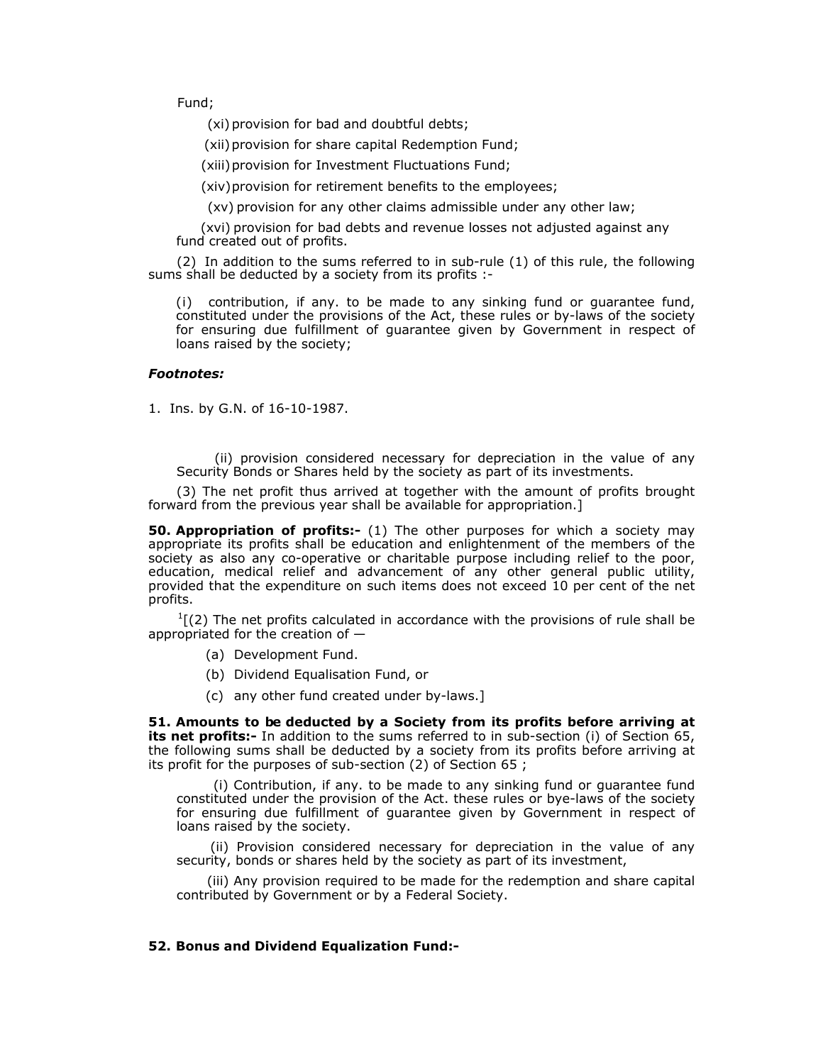Fund;

(xi) provision for bad and doubtful debts;

(xii) provision for share capital Redemption Fund;

(xiii) provision for Investment Fluctuations Fund;

(xiv) provision for retirement benefits to the employees;

(xv) provision for any other claims admissible under any other law;

(xvi) provision for bad debts and revenue losses not adjusted against any fund created out of profits.

(2) In addition to the sums referred to in sub-rule (1) of this rule, the following sums shall be deducted by a society from its profits :-

(i) contribution, if any. to be made to any sinking fund or guarantee fund, constituted under the provisions of the Act, these rules or by-laws of the society for ensuring due fulfillment of guarantee given by Government in respect of loans raised by the society;

***Footnotes:***

1. Ins. by G.N. of 16-10-1987.

(ii) provision considered necessary for depreciation in the value of any Security Bonds or Shares held by the society as part of its investments.

(3) The net profit thus arrived at together with the amount of profits brought forward from the previous year shall be available for appropriation.]

**50. Appropriation of profits:-** (1) The other purposes for which a society may appropriate its profits shall be education and enlightenment of the members of the society as also any co-operative or charitable purpose including relief to the poor, education, medical relief and advancement of any other general public utility, provided that the expenditure on such items does not exceed 10 per cent of the net profits.

[1][(2) The net profits calculated in accordance with the provisions of rule shall be appropriated for the creation of —

(a) Development Fund.

(b) Dividend Equalisation Fund, or

(c) any other fund created under by-laws.]

**51. Amounts to be deducted by a Society from its profits before arriving at its net profits:-** In addition to the sums referred to in sub-section (i) of Section 65, the following sums shall be deducted by a society from its profits before arriving at its profit for the purposes of sub-section (2) of Section 65 ;

(i) Contribution, if any. to be made to any sinking fund or guarantee fund constituted under the provision of the Act. these rules or bye-laws of the society for ensuring due fulfillment of guarantee given by Government in respect of loans raised by the society.

(ii) Provision considered necessary for depreciation in the value of any security, bonds or shares held by the society as part of its investment,

(iii) Any provision required to be made for the redemption and share capital contributed by Government or by a Federal Society.

**52. Bonus and Dividend Equalization Fund:-**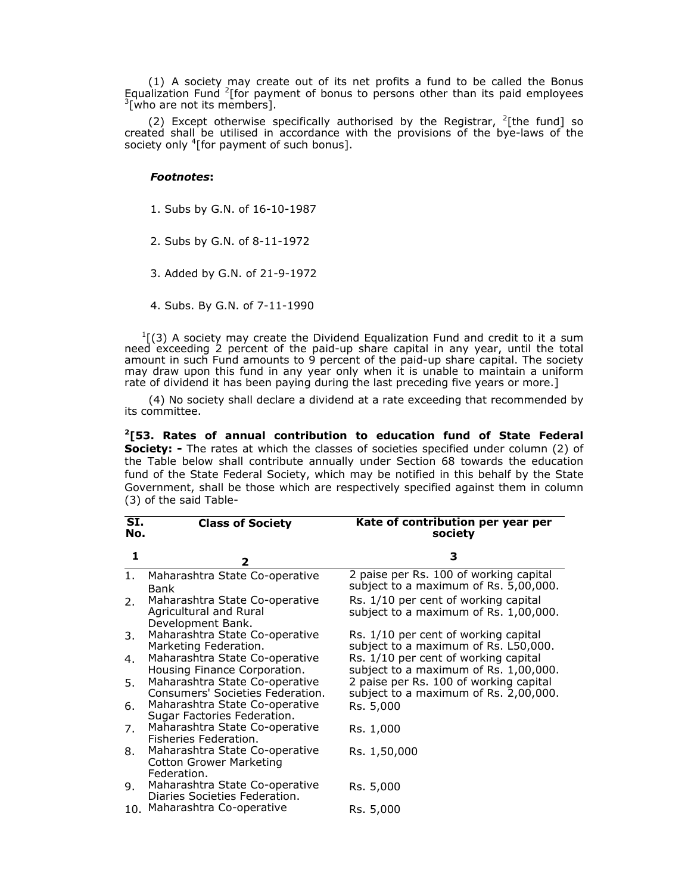(1) A society may create out of its net profits a fund to be called the Bonus Equalization Fund [2][for payment of bonus to persons other than its paid employees [3][who are not its members].

(2) Except otherwise specifically authorised by the Registrar, [2][the fund] so created shall be utilised in accordance with the provisions of the bye-laws of the society only [4][for payment of such bonus].

***Footnotes*:**

1. Subs by G.N. of 16-10-1987

2. Subs by G.N. of 8-11-1972

3. Added by G.N. of 21-9-1972

4. Subs. By G.N. of 7-11-1990

[1][(3) A society may create the Dividend Equalization Fund and credit to it a sum need exceeding 2 percent of the paid-up share capital in any year, until the total amount in such Fund amounts to 9 percent of the paid-up share capital. The society may draw upon this fund in any year only when it is unable to maintain a uniform rate of dividend it has been paying during the last preceding five years or more.]

(4) No society shall declare a dividend at a rate exceeding that recommended by its committee.

**[2][53. Rates of annual contribution to education fund of State Federal Society: -** The rates at which the classes of societies specified under column (2) of the Table below shall contribute annually under Section 68 towards the education fund of the State Federal Society, which may be notified in this behalf by the State Government, shall be those which are respectively specified against them in column (3) of the said Table-

| SI. No. | Class of Society | Kate of contribution per year per society |
|---|---|---|
| **1** | **2** | **3** |
| 1. | Maharashtra State Co-operative Bank | 2 paise per Rs. 100 of working capital subject to a maximum of Rs. 5,00,000. |
| 2. | Maharashtra State Co-operative Agricultural and Rural Development Bank. | Rs. 1/10 per cent of working capital subject to a maximum of Rs. 1,00,000. |
| 3. | Maharashtra State Co-operative Marketing Federation. | Rs. 1/10 per cent of working capital subject to a maximum of Rs. L50,000. |
| 4. | Maharashtra State Co-operative Housing Finance Corporation. | Rs. 1/10 per cent of working capital subject to a maximum of Rs. 1,00,000. |
| 5. | Maharashtra State Co-operative Consumers' Societies Federation. | 2 paise per Rs. 100 of working capital subject to a maximum of Rs. 2,00,000. |
| 6. | Maharashtra State Co-operative Sugar Factories Federation. | Rs. 5,000 |
| 7. | Maharashtra State Co-operative Fisheries Federation. | Rs. 1,000 |
| 8. | Maharashtra State Co-operative Cotton Grower Marketing Federation. | Rs. 1,50,000 |
| 9. | Maharashtra State Co-operative Diaries Societies Federation. | Rs. 5,000 |
| 10. | Maharashtra Co-operative | Rs. 5,000 |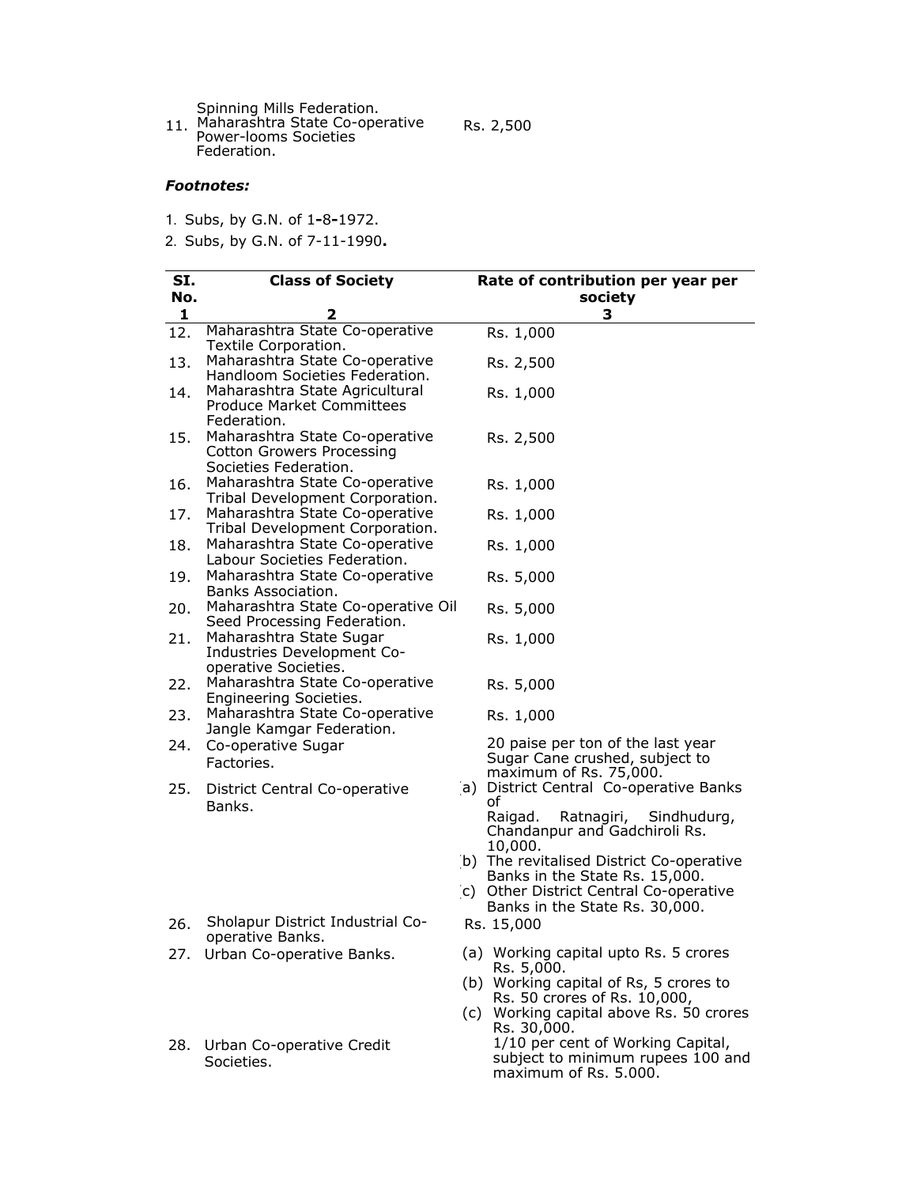| | | |
|---|---|---|
| | Spinning Mills Federation. | |
| 11. | Maharashtra State Co-operative Power-looms Societies Federation. | Rs. 2,500 |

***Footnotes:***

1. Subs, by G.N. of 1-8-1972.
2. Subs, by G.N. of 7-11-1990.

| SI. No. | Class of Society | Rate of contribution per year per society |
|---|---|---|
| 1 | 2 | 3 |
| 12. | Maharashtra State Co-operative Textile Corporation. | Rs. 1,000 |
| 13. | Maharashtra State Co-operative Handloom Societies Federation. | Rs. 2,500 |
| 14. | Maharashtra State Agricultural Produce Market Committees Federation. | Rs. 1,000 |
| 15. | Maharashtra State Co-operative Cotton Growers Processing Societies Federation. | Rs. 2,500 |
| 16. | Maharashtra State Co-operative Tribal Development Corporation. | Rs. 1,000 |
| 17. | Maharashtra State Co-operative Tribal Development Corporation. | Rs. 1,000 |
| 18. | Maharashtra State Co-operative Labour Societies Federation. | Rs. 1,000 |
| 19. | Maharashtra State Co-operative Banks Association. | Rs. 5,000 |
| 20. | Maharashtra State Co-operative Oil Seed Processing Federation. | Rs. 5,000 |
| 21. | Maharashtra State Sugar Industries Development Co-operative Societies. | Rs. 1,000 |
| 22. | Maharashtra State Co-operative Engineering Societies. | Rs. 5,000 |
| 23. | Maharashtra State Co-operative Jangle Kamgar Federation. | Rs. 1,000 |
| 24. | Co-operative Sugar Factories. | 20 paise per ton of the last year Sugar Cane crushed, subject to maximum of Rs. 75,000. |
| 25. | District Central Co-operative Banks. | a) District Central Co-operative Banks of Raigad. Ratnagiri, Sindhudurg, Chandanpur and Gadchiroli Rs. 10,000.<br>b) The revitalised District Co-operative Banks in the State Rs. 15,000.<br>c) Other District Central Co-operative Banks in the State Rs. 30,000. |
| 26. | Sholapur District Industrial Co-operative Banks. | Rs. 15,000 |
| 27. | Urban Co-operative Banks. | (a) Working capital upto Rs. 5 crores Rs. 5,000.<br>(b) Working capital of Rs, 5 crores to Rs. 50 crores of Rs. 10,000,<br>(c) Working capital above Rs. 50 crores Rs. 30,000. |
| 28. | Urban Co-operative Credit Societies. | 1/10 per cent of Working Capital, subject to minimum rupees 100 and maximum of Rs. 5.000. |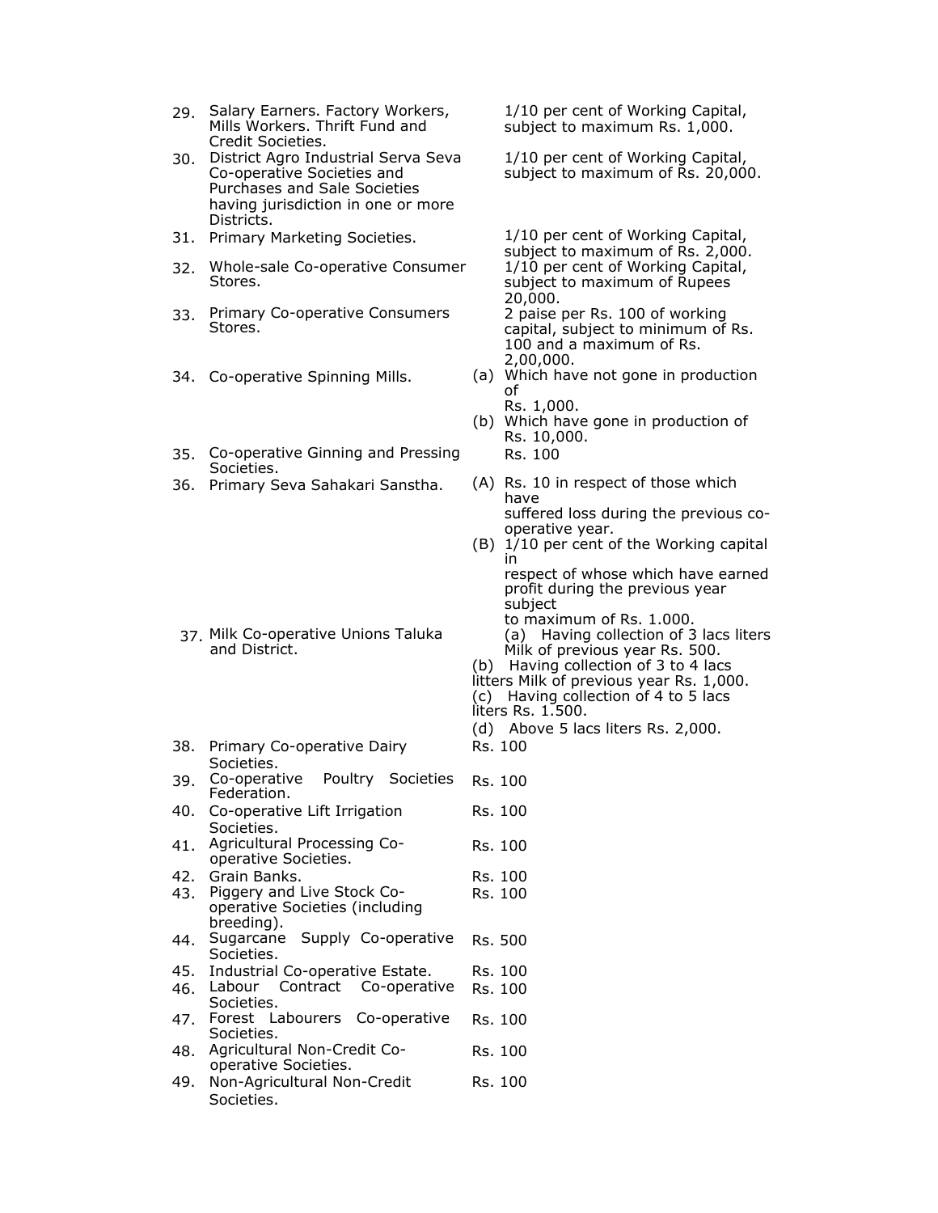| | | |
|---|---|---|
| 29. | Salary Earners. Factory Workers, Mills Workers. Thrift Fund and Credit Societies. | 1/10 per cent of Working Capital, subject to maximum Rs. 1,000. |
| 30. | District Agro Industrial Serva Seva Co-operative Societies and Purchases and Sale Societies having jurisdiction in one or more Districts. | 1/10 per cent of Working Capital, subject to maximum of Rs. 20,000. |
| 31. | Primary Marketing Societies. | 1/10 per cent of Working Capital, subject to maximum of Rs. 2,000. |
| 32. | Whole-sale Co-operative Consumer Stores. | 1/10 per cent of Working Capital, subject to maximum of Rupees 20,000. |
| 33. | Primary Co-operative Consumers Stores. | 2 paise per Rs. 100 of working capital, subject to minimum of Rs. 100 and a maximum of Rs. 2,00,000. |
| 34. | Co-operative Spinning Mills. | (a) Which have not gone in production of Rs. 1,000.<br>(b) Which have gone in production of Rs. 10,000. |
| 35. | Co-operative Ginning and Pressing Societies. | Rs. 100 |
| 36. | Primary Seva Sahakari Sanstha. | (A) Rs. 10 in respect of those which have suffered loss during the previous co-operative year.<br>(B) 1/10 per cent of the Working capital in respect of whose which have earned profit during the previous year subject to maximum of Rs. 1.000. |
| 37. | Milk Co-operative Unions Taluka and District. | (a) Having collection of 3 lacs liters Milk of previous year Rs. 500.<br>(b) Having collection of 3 to 4 lacs litters Milk of previous year Rs. 1,000.<br>(c) Having collection of 4 to 5 lacs liters Rs. 1.500.<br>(d) Above 5 lacs liters Rs. 2,000. |
| 38. | Primary Co-operative Dairy Societies. | Rs. 100 |
| 39. | Co-operative Poultry Societies Federation. | Rs. 100 |
| 40. | Co-operative Lift Irrigation Societies. | Rs. 100 |
| 41. | Agricultural Processing Co-operative Societies. | Rs. 100 |
| 42. | Grain Banks. | Rs. 100 |
| 43. | Piggery and Live Stock Co-operative Societies (including breeding). | Rs. 100 |
| 44. | Sugarcane Supply Co-operative Societies. | Rs. 500 |
| 45. | Industrial Co-operative Estate. | Rs. 100 |
| 46. | Labour Contract Co-operative Societies. | Rs. 100 |
| 47. | Forest Labourers Co-operative Societies. | Rs. 100 |
| 48. | Agricultural Non-Credit Co-operative Societies. | Rs. 100 |
| 49. | Non-Agricultural Non-Credit Societies. | Rs. 100 |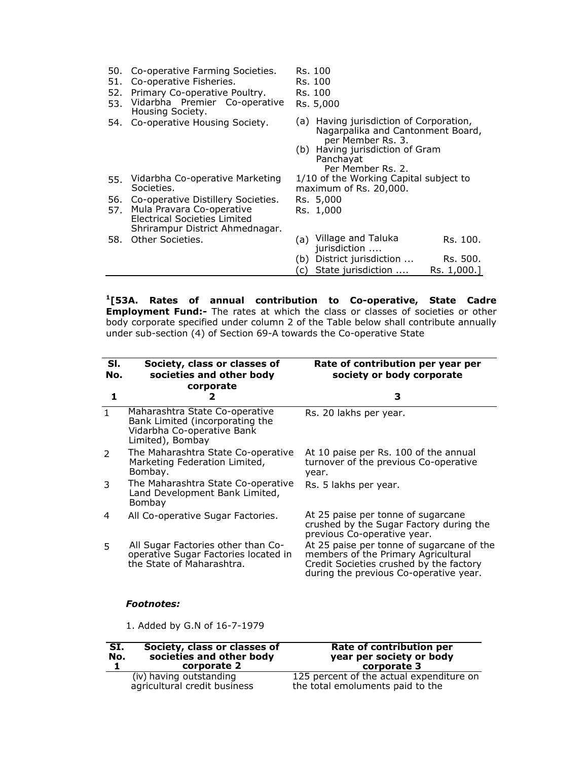| | | |
|---|---|---|
| 50. | Co-operative Farming Societies. | Rs. 100 |
| 51. | Co-operative Fisheries. | Rs. 100 |
| 52. | Primary Co-operative Poultry. | Rs. 100 |
| 53. | Vidarbha Premier Co-operative Housing Society. | Rs. 5,000 |
| 54. | Co-operative Housing Society. | (a) Having jurisdiction of Corporation, Nagarpalika and Cantonment Board, per Member Rs. 3. (b) Having jurisdiction of Gram Panchayat Per Member Rs. 2. |
| 55. | Vidarbha Co-operative Marketing Societies. | 1/10 of the Working Capital subject to maximum of Rs. 20,000. |
| 56. | Co-operative Distillery Societies. | Rs. 5,000 |
| 57. | Mula Pravara Co-operative Electrical Societies Limited Shrirampur District Ahmednagar. | Rs. 1,000 |
| 58. | Other Societies. | (a) Village and Taluka jurisdiction .... Rs. 100. (b) District jurisdiction ... Rs. 500. (c) State jurisdiction .... Rs. 1,000.] |

[1][**53A. Rates of annual contribution to Co-operative, State Cadre Employment Fund:-** The rates at which the class or classes of societies or other body corporate specified under column 2 of the Table below shall contribute annually under sub-section (4) of Section 69-A towards the Co-operative State

| Sl. No. | Society, class or classes of societies and other body corporate | Rate of contribution per year per society or body corporate |
|---|---|---|
| 1 | 2 | 3 |
| 1 | Maharashtra State Co-operative Bank Limited (incorporating the Vidarbha Co-operative Bank Limited), Bombay | Rs. 20 lakhs per year. |
| 2 | The Maharashtra State Co-operative Marketing Federation Limited, Bombay. | At 10 paise per Rs. 100 of the annual turnover of the previous Co-operative year. |
| 3 | The Maharashtra State Co-operative Land Development Bank Limited, Bombay | Rs. 5 lakhs per year. |
| 4 | All Co-operative Sugar Factories. | At 25 paise per tonne of sugarcane crushed by the Sugar Factory during the previous Co-operative year. |
| 5 | All Sugar Factories other than Co-operative Sugar Factories located in the State of Maharashtra. | At 25 paise per tonne of sugarcane of the members of the Primary Agricultural Credit Societies crushed by the factory during the previous Co-operative year. |

***Footnotes:***

1. Added by G.N of 16-7-1979

| SI. No. 1 | Society, class or classes of societies and other body corporate 2 | Rate of contribution per year per society or body corporate 3 |
|---|---|---|
| | (iv) having outstanding agricultural credit business | 125 percent of the actual expenditure on the total emoluments paid to the |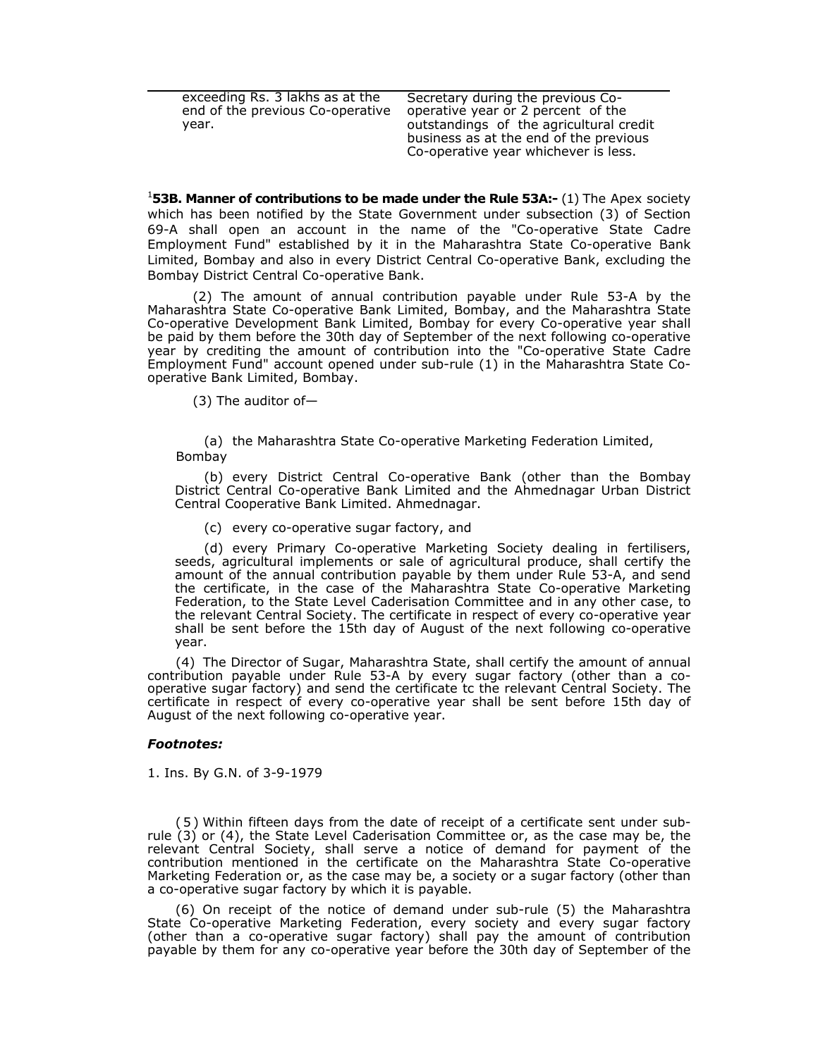| exceeding Rs. 3 lakhs as at the end of the previous Co-operative year. | Secretary during the previous Co-operative year or 2 percent of the outstandings of the agricultural credit business as at the end of the previous Co-operative year whichever is less. |
|---|---|

[1]**53B. Manner of contributions to be made under the Rule 53A:-** (1) The Apex society which has been notified by the State Government under subsection (3) of Section 69-A shall open an account in the name of the "Co-operative State Cadre Employment Fund" established by it in the Maharashtra State Co-operative Bank Limited, Bombay and also in every District Central Co-operative Bank, excluding the Bombay District Central Co-operative Bank.

(2) The amount of annual contribution payable under Rule 53-A by the Maharashtra State Co-operative Bank Limited, Bombay, and the Maharashtra State Co-operative Development Bank Limited, Bombay for every Co-operative year shall be paid by them before the 30th day of September of the next following co-operative year by crediting the amount of contribution into the "Co-operative State Cadre Employment Fund" account opened under sub-rule (1) in the Maharashtra State Co-operative Bank Limited, Bombay.

(3) The auditor of—

(a) the Maharashtra State Co-operative Marketing Federation Limited, Bombay

(b) every District Central Co-operative Bank (other than the Bombay District Central Co-operative Bank Limited and the Ahmednagar Urban District Central Cooperative Bank Limited. Ahmednagar.

(c) every co-operative sugar factory, and

(d) every Primary Co-operative Marketing Society dealing in fertilisers, seeds, agricultural implements or sale of agricultural produce, shall certify the amount of the annual contribution payable by them under Rule 53-A, and send the certificate, in the case of the Maharashtra State Co-operative Marketing Federation, to the State Level Caderisation Committee and in any other case, to the relevant Central Society. The certificate in respect of every co-operative year shall be sent before the 15th day of August of the next following co-operative year.

(4) The Director of Sugar, Maharashtra State, shall certify the amount of annual contribution payable under Rule 53-A by every sugar factory (other than a co-operative sugar factory) and send the certificate tc the relevant Central Society. The certificate in respect of every co-operative year shall be sent before 15th day of August of the next following co-operative year.

***Footnotes:***

1. Ins. By G.N. of 3-9-1979

(5) Within fifteen days from the date of receipt of a certificate sent under sub-rule (3) or (4), the State Level Caderisation Committee or, as the case may be, the relevant Central Society, shall serve a notice of demand for payment of the contribution mentioned in the certificate on the Maharashtra State Co-operative Marketing Federation or, as the case may be, a society or a sugar factory (other than a co-operative sugar factory by which it is payable.

(6) On receipt of the notice of demand under sub-rule (5) the Maharashtra State Co-operative Marketing Federation, every society and every sugar factory (other than a co-operative sugar factory) shall pay the amount of contribution payable by them for any co-operative year before the 30th day of September of the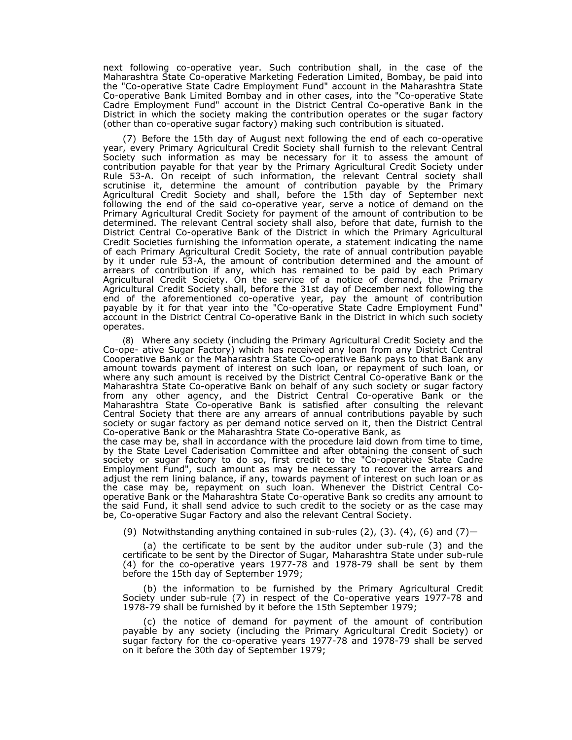next following co-operative year. Such contribution shall, in the case of the Maharashtra State Co-operative Marketing Federation Limited, Bombay, be paid into the "Co-operative State Cadre Employment Fund" account in the Maharashtra State Co-operative Bank Limited Bombay and in other cases, into the "Co-operative State Cadre Employment Fund" account in the District Central Co-operative Bank in the District in which the society making the contribution operates or the sugar factory (other than co-operative sugar factory) making such contribution is situated.

(7) Before the 15th day of August next following the end of each co-operative year, every Primary Agricultural Credit Society shall furnish to the relevant Central Society such information as may be necessary for it to assess the amount of contribution payable for that year by the Primary Agricultural Credit Society under Rule 53-A. On receipt of such information, the relevant Central society shall scrutinise it, determine the amount of contribution payable by the Primary Agricultural Credit Society and shall, before the 15th day of September next following the end of the said co-operative year, serve a notice of demand on the Primary Agricultural Credit Society for payment of the amount of contribution to be determined. The relevant Central society shall also, before that date, furnish to the District Central Co-operative Bank of the District in which the Primary Agricultural Credit Societies furnishing the information operate, a statement indicating the name of each Primary Agricultural Credit Society, the rate of annual contribution payable by it under rule 53-A, the amount of contribution determined and the amount of arrears of contribution if any, which has remained to be paid by each Primary Agricultural Credit Society. On the service of a notice of demand, the Primary Agricultural Credit Society shall, before the 31st day of December next following the end of the aforementioned co-operative year, pay the amount of contribution payable by it for that year into the "Co-operative State Cadre Employment Fund" account in the District Central Co-operative Bank in the District in which such society operates.

(8) Where any society (including the Primary Agricultural Credit Society and the Co-ope- ative Sugar Factory) which has received any loan from any District Central Cooperative Bank or the Maharashtra State Co-operative Bank pays to that Bank any amount towards payment of interest on such loan, or repayment of such loan, or where any such amount is received by the District Central Co-operative Bank or the Maharashtra State Co-operative Bank on behalf of any such society or sugar factory from any other agency, and the District Central Co-operative Bank or the Maharashtra State Co-operative Bank is satisfied after consulting the relevant Central Society that there are any arrears of annual contributions payable by such society or sugar factory as per demand notice served on it, then the District Central Co-operative Bank or the Maharashtra State Co-operative Bank, as the case may be, shall in accordance with the procedure laid down from time to time, by the State Level Caderisation Committee and after obtaining the consent of such society or sugar factory to do so, first credit to the "Co-operative State Cadre Employment Fund", such amount as may be necessary to recover the arrears and adjust the rem lining balance, if any, towards payment of interest on such loan or as the case may be, repayment on such loan. Whenever the District Central Co-operative Bank or the Maharashtra State Co-operative Bank so credits any amount to the said Fund, it shall send advice to such credit to the society or as the case may be, Co-operative Sugar Factory and also the relevant Central Society.

(9) Notwithstanding anything contained in sub-rules (2), (3). (4), (6) and (7)—

(a) the certificate to be sent by the auditor under sub-rule (3) and the certificate to be sent by the Director of Sugar, Maharashtra State under sub-rule (4) for the co-operative years 1977-78 and 1978-79 shall be sent by them before the 15th day of September 1979;

(b) the information to be furnished by the Primary Agricultural Credit Society under sub-rule (7) in respect of the Co-operative years 1977-78 and 1978-79 shall be furnished by it before the 15th September 1979;

(c) the notice of demand for payment of the amount of contribution payable by any society (including the Primary Agricultural Credit Society) or sugar factory for the co-operative years 1977-78 and 1978-79 shall be served on it before the 30th day of September 1979;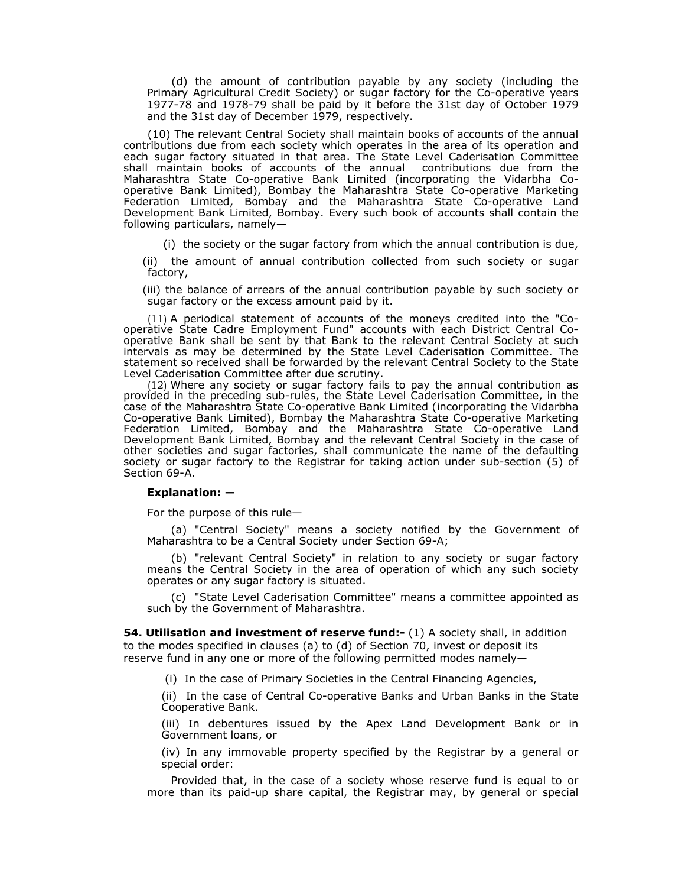(d) the amount of contribution payable by any society (including the Primary Agricultural Credit Society) or sugar factory for the Co-operative years 1977-78 and 1978-79 shall be paid by it before the 31st day of October 1979 and the 31st day of December 1979, respectively.

(10) The relevant Central Society shall maintain books of accounts of the annual contributions due from each society which operates in the area of its operation and each sugar factory situated in that area. The State Level Caderisation Committee shall maintain books of accounts of the annual contributions due from the Maharashtra State Co-operative Bank Limited (incorporating the Vidarbha Co-operative Bank Limited), Bombay the Maharashtra State Co-operative Marketing Federation Limited, Bombay and the Maharashtra State Co-operative Land Development Bank Limited, Bombay. Every such book of accounts shall contain the following particulars, namely—

(i) the society or the sugar factory from which the annual contribution is due,

(ii) the amount of annual contribution collected from such society or sugar factory,

(iii) the balance of arrears of the annual contribution payable by such society or sugar factory or the excess amount paid by it.

(11) A periodical statement of accounts of the moneys credited into the "Co-operative State Cadre Employment Fund" accounts with each District Central Co-operative Bank shall be sent by that Bank to the relevant Central Society at such intervals as may be determined by the State Level Caderisation Committee. The statement so received shall be forwarded by the relevant Central Society to the State Level Caderisation Committee after due scrutiny.

(12) Where any society or sugar factory fails to pay the annual contribution as provided in the preceding sub-rules, the State Level Caderisation Committee, in the case of the Maharashtra State Co-operative Bank Limited (incorporating the Vidarbha Co-operative Bank Limited), Bombay the Maharashtra State Co-operative Marketing Federation Limited, Bombay and the Maharashtra State Co-operative Land Development Bank Limited, Bombay and the relevant Central Society in the case of other societies and sugar factories, shall communicate the name of the defaulting society or sugar factory to the Registrar for taking action under sub-section (5) of Section 69-A.

**Explanation: —**

For the purpose of this rule—

(a) "Central Society" means a society notified by the Government of Maharashtra to be a Central Society under Section 69-A;

(b) "relevant Central Society" in relation to any society or sugar factory means the Central Society in the area of operation of which any such society operates or any sugar factory is situated.

(c) "State Level Caderisation Committee" means a committee appointed as such by the Government of Maharashtra.

**54. Utilisation and investment of reserve fund:-** (1) A society shall, in addition to the modes specified in clauses (a) to (d) of Section 70, invest or deposit its reserve fund in any one or more of the following permitted modes namely—

(i) In the case of Primary Societies in the Central Financing Agencies,

(ii) In the case of Central Co-operative Banks and Urban Banks in the State Cooperative Bank.

(iii) In debentures issued by the Apex Land Development Bank or in Government loans, or

(iv) In any immovable property specified by the Registrar by a general or special order:

Provided that, in the case of a society whose reserve fund is equal to or more than its paid-up share capital, the Registrar may, by general or special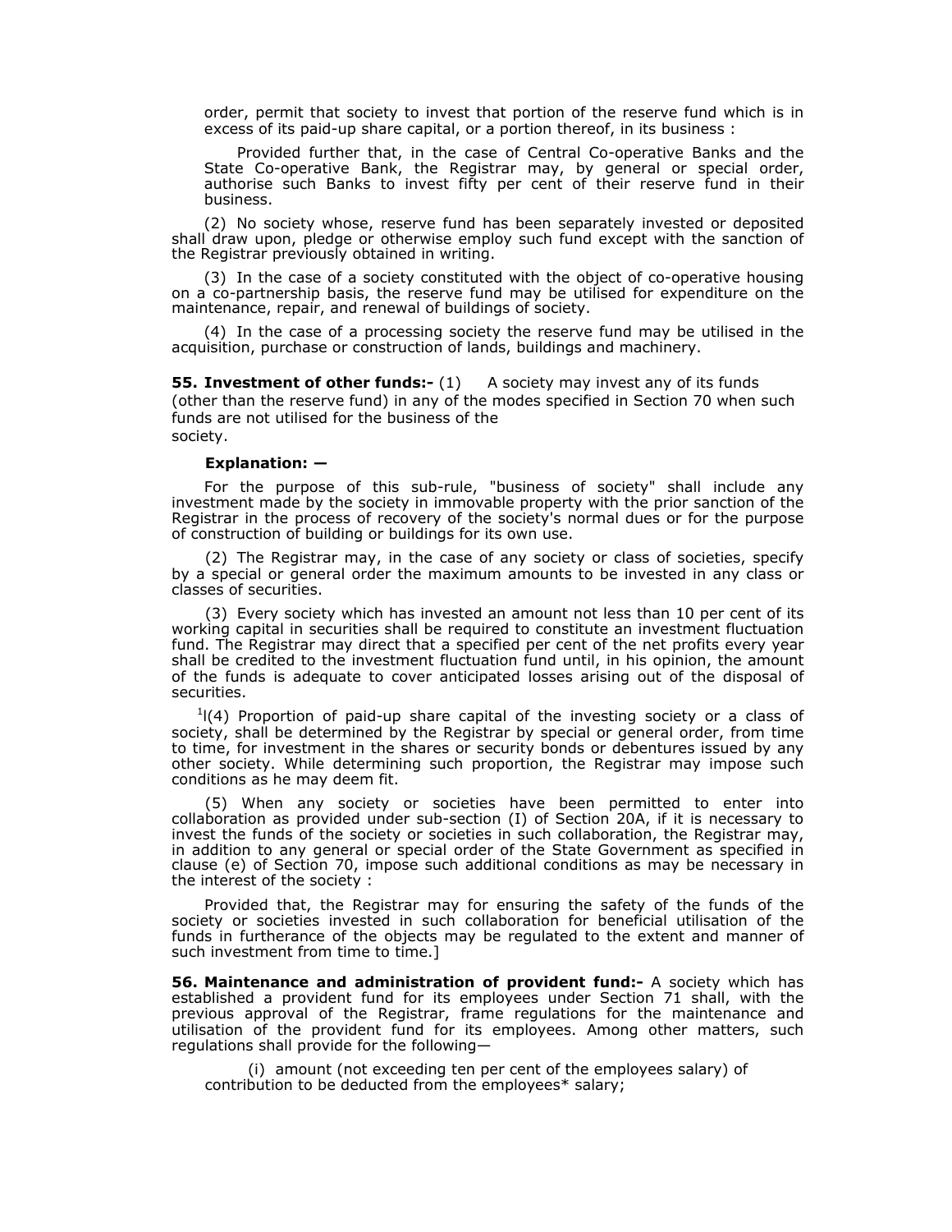order, permit that society to invest that portion of the reserve fund which is in excess of its paid-up share capital, or a portion thereof, in its business :

Provided further that, in the case of Central Co-operative Banks and the State Co-operative Bank, the Registrar may, by general or special order, authorise such Banks to invest fifty per cent of their reserve fund in their business.

(2) No society whose, reserve fund has been separately invested or deposited shall draw upon, pledge or otherwise employ such fund except with the sanction of the Registrar previously obtained in writing.

(3) In the case of a society constituted with the object of co-operative housing on a co-partnership basis, the reserve fund may be utilised for expenditure on the maintenance, repair, and renewal of buildings of society.

(4) In the case of a processing society the reserve fund may be utilised in the acquisition, purchase or construction of lands, buildings and machinery.

**55. Investment of other funds:-** (1) A society may invest any of its funds (other than the reserve fund) in any of the modes specified in Section 70 when such funds are not utilised for the business of the society.

**Explanation: —**

For the purpose of this sub-rule, "business of society" shall include any investment made by the society in immovable property with the prior sanction of the Registrar in the process of recovery of the society's normal dues or for the purpose of construction of building or buildings for its own use.

(2) The Registrar may, in the case of any society or class of societies, specify by a special or general order the maximum amounts to be invested in any class or classes of securities.

(3) Every society which has invested an amount not less than 10 per cent of its working capital in securities shall be required to constitute an investment fluctuation fund. The Registrar may direct that a specified per cent of the net profits every year shall be credited to the investment fluctuation fund until, in his opinion, the amount of the funds is adequate to cover anticipated losses arising out of the disposal of securities.

[1][(4) Proportion of paid-up share capital of the investing society or a class of society, shall be determined by the Registrar by special or general order, from time to time, for investment in the shares or security bonds or debentures issued by any other society. While determining such proportion, the Registrar may impose such conditions as he may deem fit.

(5) When any society or societies have been permitted to enter into collaboration as provided under sub-section (I) of Section 20A, if it is necessary to invest the funds of the society or societies in such collaboration, the Registrar may, in addition to any general or special order of the State Government as specified in clause (e) of Section 70, impose such additional conditions as may be necessary in the interest of the society :

Provided that, the Registrar may for ensuring the safety of the funds of the society or societies invested in such collaboration for beneficial utilisation of the funds in furtherance of the objects may be regulated to the extent and manner of such investment from time to time.]

**56. Maintenance and administration of provident fund:-** A society which has established a provident fund for its employees under Section 71 shall, with the previous approval of the Registrar, frame regulations for the maintenance and utilisation of the provident fund for its employees. Among other matters, such regulations shall provide for the following—

(i) amount (not exceeding ten per cent of the employees salary) of contribution to be deducted from the employees* salary;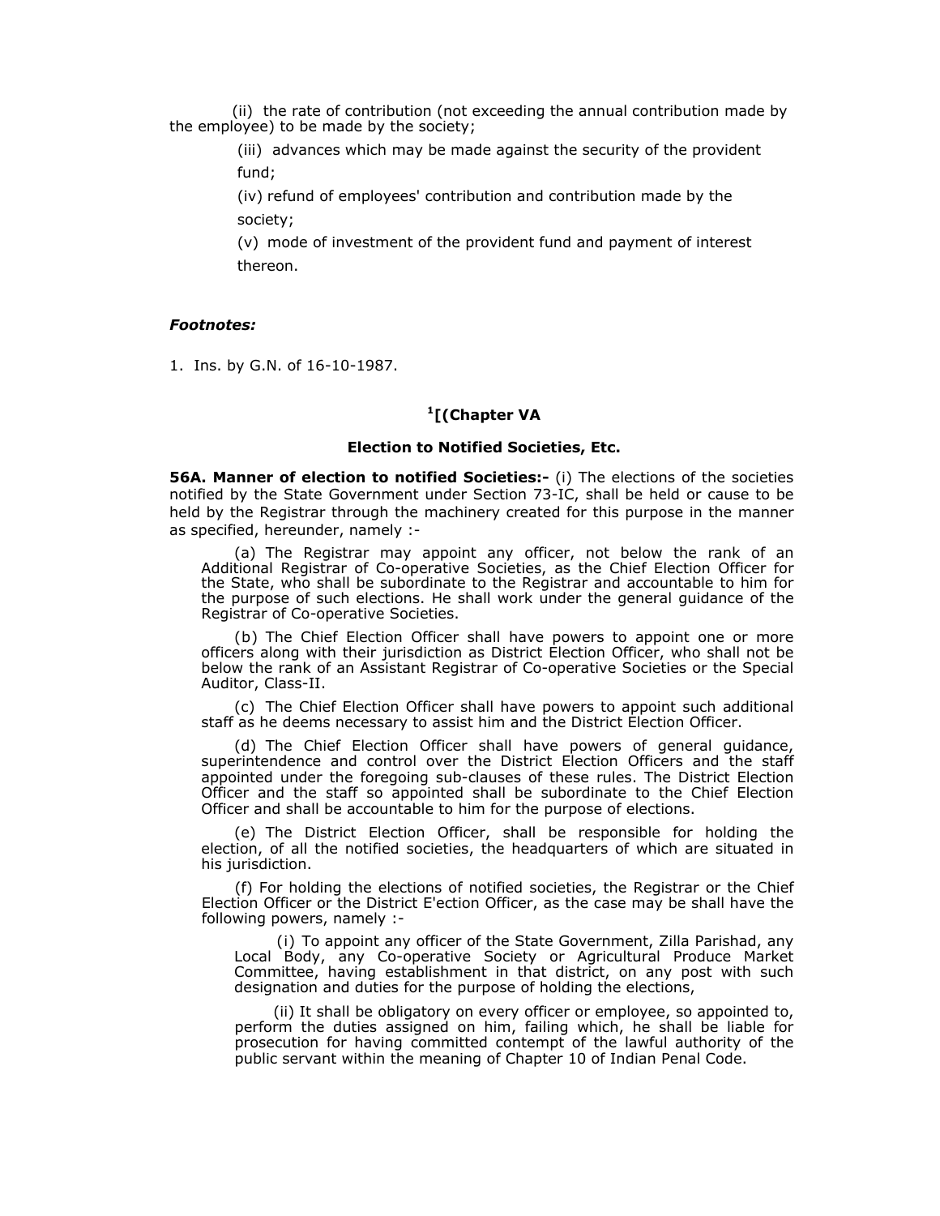(ii) the rate of contribution (not exceeding the annual contribution made by the employee) to be made by the society;

(iii) advances which may be made against the security of the provident fund;

(iv) refund of employees' contribution and contribution made by the society;

(v) mode of investment of the provident fund and payment of interest thereon.

***Footnotes:***

1. Ins. by G.N. of 16-10-1987.

## [1][(Chapter VA

### Election to Notified Societies, Etc.

**56A. Manner of election to notified Societies:-** (i) The elections of the societies notified by the State Government under Section 73-IC, shall be held or cause to be held by the Registrar through the machinery created for this purpose in the manner as specified, hereunder, namely :-

(a) The Registrar may appoint any officer, not below the rank of an Additional Registrar of Co-operative Societies, as the Chief Election Officer for the State, who shall be subordinate to the Registrar and accountable to him for the purpose of such elections. He shall work under the general guidance of the Registrar of Co-operative Societies.

(b) The Chief Election Officer shall have powers to appoint one or more officers along with their jurisdiction as District Election Officer, who shall not be below the rank of an Assistant Registrar of Co-operative Societies or the Special Auditor, Class-II.

(c) The Chief Election Officer shall have powers to appoint such additional staff as he deems necessary to assist him and the District Election Officer.

(d) The Chief Election Officer shall have powers of general guidance, superintendence and control over the District Election Officers and the staff appointed under the foregoing sub-clauses of these rules. The District Election Officer and the staff so appointed shall be subordinate to the Chief Election Officer and shall be accountable to him for the purpose of elections.

(e) The District Election Officer, shall be responsible for holding the election, of all the notified societies, the headquarters of which are situated in his jurisdiction.

(f) For holding the elections of notified societies, the Registrar or the Chief Election Officer or the District E'ection Officer, as the case may be shall have the following powers, namely :-

(i) To appoint any officer of the State Government, Zilla Parishad, any Local Body, any Co-operative Society or Agricultural Produce Market Committee, having establishment in that district, on any post with such designation and duties for the purpose of holding the elections,

(ii) It shall be obligatory on every officer or employee, so appointed to, perform the duties assigned on him, failing which, he shall be liable for prosecution for having committed contempt of the lawful authority of the public servant within the meaning of Chapter 10 of Indian Penal Code.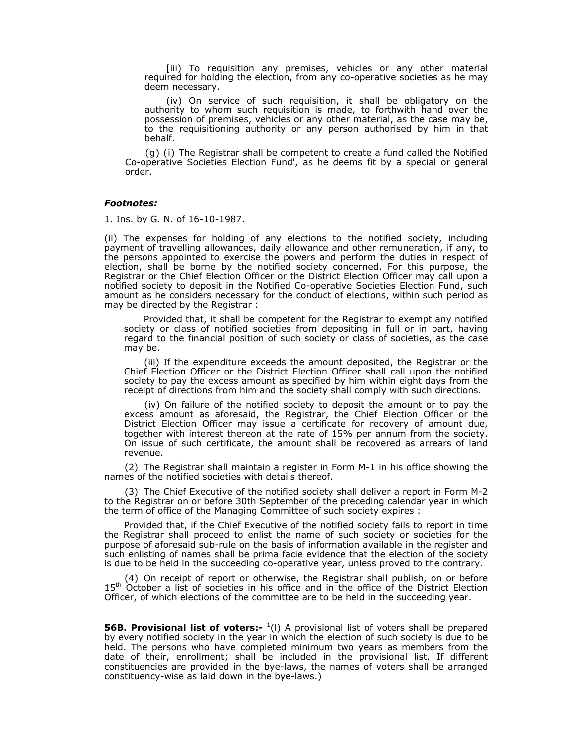[iii) To requisition any premises, vehicles or any other material required for holding the election, from any co-operative societies as he may deem necessary.

(iv) On service of such requisition, it shall be obligatory on the authority to whom such requisition is made, to forthwith hand over the possession of premises, vehicles or any other material, as the case may be, to the requisitioning authority or any person authorised by him in that behalf.

(g) (i) The Registrar shall be competent to create a fund called the Notified Co-operative Societies Election Fund', as he deems fit by a special or general order.

***Footnotes:***

1. Ins. by G. N. of 16-10-1987.

(ii) The expenses for holding of any elections to the notified society, including payment of travelling allowances, daily allowance and other remuneration, if any, to the persons appointed to exercise the powers and perform the duties in respect of election, shall be borne by the notified society concerned. For this purpose, the Registrar or the Chief Election Officer or the District Election Officer may call upon a notified society to deposit in the Notified Co-operative Societies Election Fund, such amount as he considers necessary for the conduct of elections, within such period as may be directed by the Registrar :

Provided that, it shall be competent for the Registrar to exempt any notified society or class of notified societies from depositing in full or in part, having regard to the financial position of such society or class of societies, as the case may be.

(iii) If the expenditure exceeds the amount deposited, the Registrar or the Chief Election Officer or the District Election Officer shall call upon the notified society to pay the excess amount as specified by him within eight days from the receipt of directions from him and the society shall comply with such directions.

(iv) On failure of the notified society to deposit the amount or to pay the excess amount as aforesaid, the Registrar, the Chief Election Officer or the District Election Officer may issue a certificate for recovery of amount due, together with interest thereon at the rate of 15% per annum from the society. On issue of such certificate, the amount shall be recovered as arrears of land revenue.

(2) The Registrar shall maintain a register in Form M-1 in his office showing the names of the notified societies with details thereof.

(3) The Chief Executive of the notified society shall deliver a report in Form M-2 to the Registrar on or before 30th September of the preceding calendar year in which the term of office of the Managing Committee of such society expires :

Provided that, if the Chief Executive of the notified society fails to report in time the Registrar shall proceed to enlist the name of such society or societies for the purpose of aforesaid sub-rule on the basis of information available in the register and such enlisting of names shall be prima facie evidence that the election of the society is due to be held in the succeeding co-operative year, unless proved to the contrary.

(4) On receipt of report or otherwise, the Registrar shall publish, on or before 15th October a list of societies in his office and in the office of the District Election Officer, of which elections of the committee are to be held in the succeeding year.

**56B. Provisional list of voters:-** [1](l) A provisional list of voters shall be prepared by every notified society in the year in which the election of such society is due to be held. The persons who have completed minimum two years as members from the date of their, enrollment; shall be included in the provisional list. If different constituencies are provided in the bye-laws, the names of voters shall be arranged constituency-wise as laid down in the bye-laws.)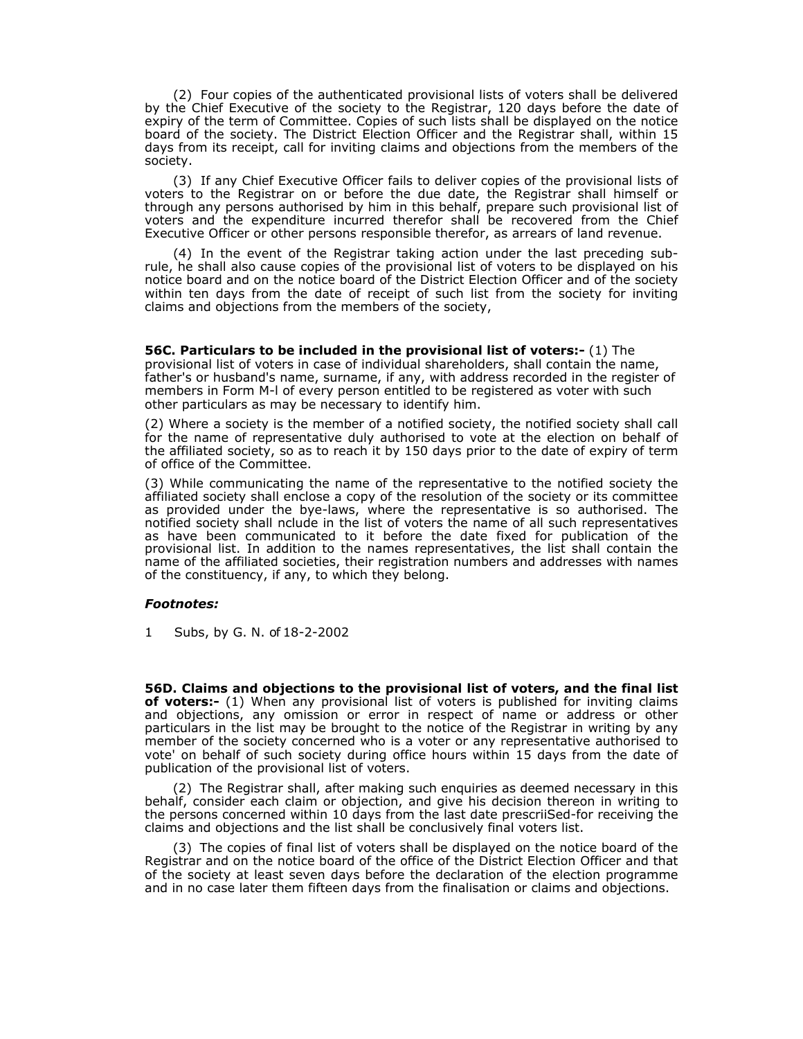(2) Four copies of the authenticated provisional lists of voters shall be delivered by the Chief Executive of the society to the Registrar, 120 days before the date of expiry of the term of Committee. Copies of such lists shall be displayed on the notice board of the society. The District Election Officer and the Registrar shall, within 15 days from its receipt, call for inviting claims and objections from the members of the society.

(3) If any Chief Executive Officer fails to deliver copies of the provisional lists of voters to the Registrar on or before the due date, the Registrar shall himself or through any persons authorised by him in this behalf, prepare such provisional list of voters and the expenditure incurred therefor shall be recovered from the Chief Executive Officer or other persons responsible therefor, as arrears of land revenue.

(4) In the event of the Registrar taking action under the last preceding sub-rule, he shall also cause copies of the provisional list of voters to be displayed on his notice board and on the notice board of the District Election Officer and of the society within ten days from the date of receipt of such list from the society for inviting claims and objections from the members of the society,

**56C. Particulars to be included in the provisional list of voters:-** (1) The provisional list of voters in case of individual shareholders, shall contain the name, father's or husband's name, surname, if any, with address recorded in the register of members in Form M-l of every person entitled to be registered as voter with such other particulars as may be necessary to identify him.

(2) Where a society is the member of a notified society, the notified society shall call for the name of representative duly authorised to vote at the election on behalf of the affiliated society, so as to reach it by 150 days prior to the date of expiry of term of office of the Committee.

(3) While communicating the name of the representative to the notified society the affiliated society shall enclose a copy of the resolution of the society or its committee as provided under the bye-laws, where the representative is so authorised. The notified society shall nclude in the list of voters the name of all such representatives as have been communicated to it before the date fixed for publication of the provisional list. In addition to the names representatives, the list shall contain the name of the affiliated societies, their registration numbers and addresses with names of the constituency, if any, to which they belong.

***Footnotes:***

1 Subs, by G. N. of 18-2-2002

**56D. Claims and objections to the provisional list of voters, and the final list of voters:-** (1) When any provisional list of voters is published for inviting claims and objections, any omission or error in respect of name or address or other particulars in the list may be brought to the notice of the Registrar in writing by any member of the society concerned who is a voter or any representative authorised to vote' on behalf of such society during office hours within 15 days from the date of publication of the provisional list of voters.

(2) The Registrar shall, after making such enquiries as deemed necessary in this behalf, consider each claim or objection, and give his decision thereon in writing to the persons concerned within 10 days from the last date prescriiSed-for receiving the claims and objections and the list shall be conclusively final voters list.

(3) The copies of final list of voters shall be displayed on the notice board of the Registrar and on the notice board of the office of the District Election Officer and that of the society at least seven days before the declaration of the election programme and in no case later them fifteen days from the finalisation or claims and objections.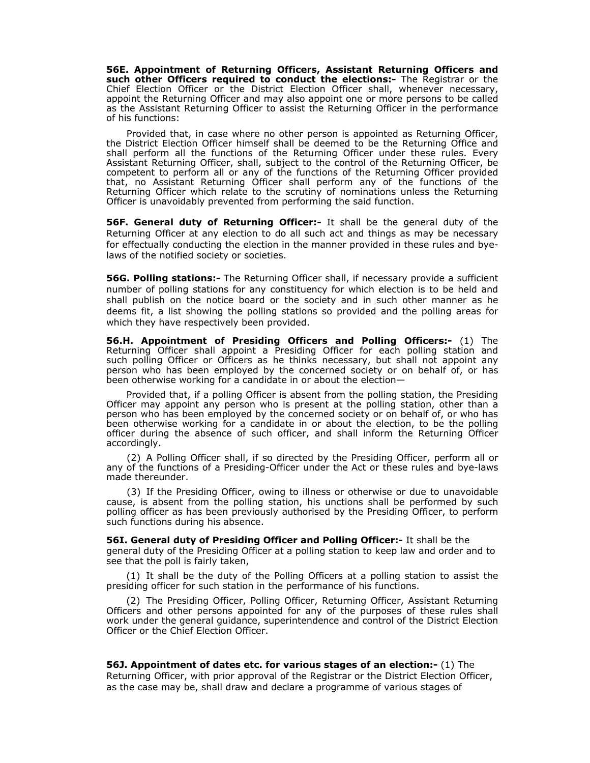**56E. Appointment of Returning Officers, Assistant Returning Officers and such other Officers required to conduct the elections:-** The Registrar or the Chief Election Officer or the District Election Officer shall, whenever necessary, appoint the Returning Officer and may also appoint one or more persons to be called as the Assistant Returning Officer to assist the Returning Officer in the performance of his functions:

Provided that, in case where no other person is appointed as Returning Officer, the District Election Officer himself shall be deemed to be the Returning Office and shall perform all the functions of the Returning Officer under these rules. Every Assistant Returning Officer, shall, subject to the control of the Returning Officer, be competent to perform all or any of the functions of the Returning Officer provided that, no Assistant Returning Officer shall perform any of the functions of the Returning Officer which relate to the scrutiny of nominations unless the Returning Officer is unavoidably prevented from performing the said function.

**56F. General duty of Returning Officer:-** It shall be the general duty of the Returning Officer at any election to do all such act and things as may be necessary for effectually conducting the election in the manner provided in these rules and bye-laws of the notified society or societies.

**56G. Polling stations:-** The Returning Officer shall, if necessary provide a sufficient number of polling stations for any constituency for which election is to be held and shall publish on the notice board or the society and in such other manner as he deems fit, a list showing the polling stations so provided and the polling areas for which they have respectively been provided.

**56.H. Appointment of Presiding Officers and Polling Officers:-** (1) The Returning Officer shall appoint a Presiding Officer for each polling station and such polling Officer or Officers as he thinks necessary, but shall not appoint any person who has been employed by the concerned society or on behalf of, or has been otherwise working for a candidate in or about the election—

Provided that, if a polling Officer is absent from the polling station, the Presiding Officer may appoint any person who is present at the polling station, other than a person who has been employed by the concerned society or on behalf of, or who has been otherwise working for a candidate in or about the election, to be the polling officer during the absence of such officer, and shall inform the Returning Officer accordingly.

(2) A Polling Officer shall, if so directed by the Presiding Officer, perform all or any of the functions of a Presiding-Officer under the Act or these rules and bye-laws made thereunder.

(3) If the Presiding Officer, owing to illness or otherwise or due to unavoidable cause, is absent from the polling station, his unctions shall be performed by such polling officer as has been previously authorised by the Presiding Officer, to perform such functions during his absence.

**56I. General duty of Presiding Officer and Polling Officer:-** It shall be the general duty of the Presiding Officer at a polling station to keep law and order and to see that the poll is fairly taken,

(1) It shall be the duty of the Polling Officers at a polling station to assist the presiding officer for such station in the performance of his functions.

(2) The Presiding Officer, Polling Officer, Returning Officer, Assistant Returning Officers and other persons appointed for any of the purposes of these rules shall work under the general guidance, superintendence and control of the District Election Officer or the Chief Election Officer.

**56J. Appointment of dates etc. for various stages of an election:-** (1) The Returning Officer, with prior approval of the Registrar or the District Election Officer, as the case may be, shall draw and declare a programme of various stages of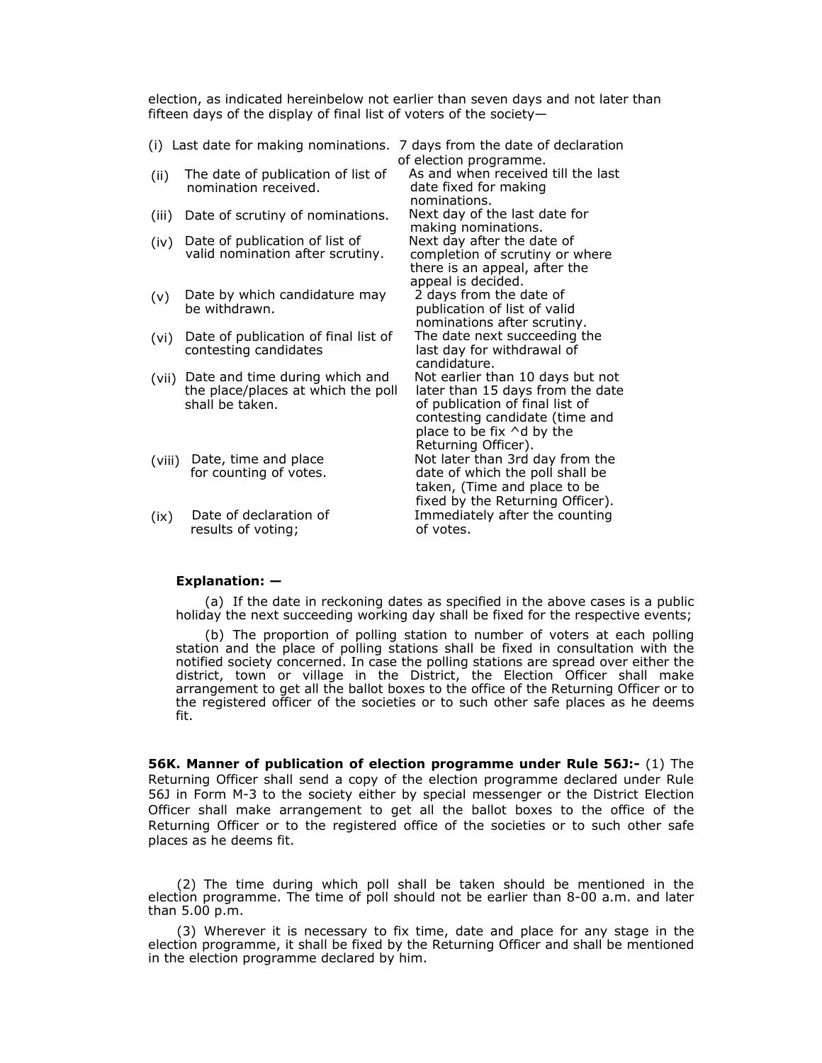election, as indicated hereinbelow not earlier than seven days and not later than fifteen days of the display of final list of voters of the society—

| | | |
|---|---|---|
| (i) | Last date for making nominations. | 7 days from the date of declaration of election programme. |
| (ii) | The date of publication of list of nomination received. | As and when received till the last date fixed for making nominations. |
| (iii) | Date of scrutiny of nominations. | Next day of the last date for making nominations. |
| (iv) | Date of publication of list of valid nomination after scrutiny. | Next day after the date of completion of scrutiny or where there is an appeal, after the appeal is decided. |
| (v) | Date by which candidature may be withdrawn. | 2 days from the date of publication of list of valid nominations after scrutiny. |
| (vi) | Date of publication of final list of contesting candidates | The date next succeeding the last day for withdrawal of candidature. |
| (vii) | Date and time during which and the place/places at which the poll shall be taken. | Not earlier than 10 days but not later than 15 days from the date of publication of final list of contesting candidate (time and place to be fix ^d by the Returning Officer). |
| (viii) | Date, time and place for counting of votes. | Not later than 3rd day from the date of which the poll shall be taken, (Time and place to be fixed by the Returning Officer). |
| (ix) | Date of declaration of results of voting; | Immediately after the counting of votes. |

**Explanation: —**

(a) If the date in reckoning dates as specified in the above cases is a public holiday the next succeeding working day shall be fixed for the respective events;

(b) The proportion of polling station to number of voters at each polling station and the place of polling stations shall be fixed in consultation with the notified society concerned. In case the polling stations are spread over either the district, town or village in the District, the Election Officer shall make arrangement to get all the ballot boxes to the office of the Returning Officer or to the registered officer of the societies or to such other safe places as he deems fit.

**56K. Manner of publication of election programme under Rule 56J:-** (1) The Returning Officer shall send a copy of the election programme declared under Rule 56J in Form M-3 to the society either by special messenger or the District Election Officer shall make arrangement to get all the ballot boxes to the office of the Returning Officer or to the registered office of the societies or to such other safe places as he deems fit.

(2) The time during which poll shall be taken should be mentioned in the election programme. The time of poll should not be earlier than 8-00 a.m. and later than 5.00 p.m.

(3) Wherever it is necessary to fix time, date and place for any stage in the election programme, it shall be fixed by the Returning Officer and shall be mentioned in the election programme declared by him.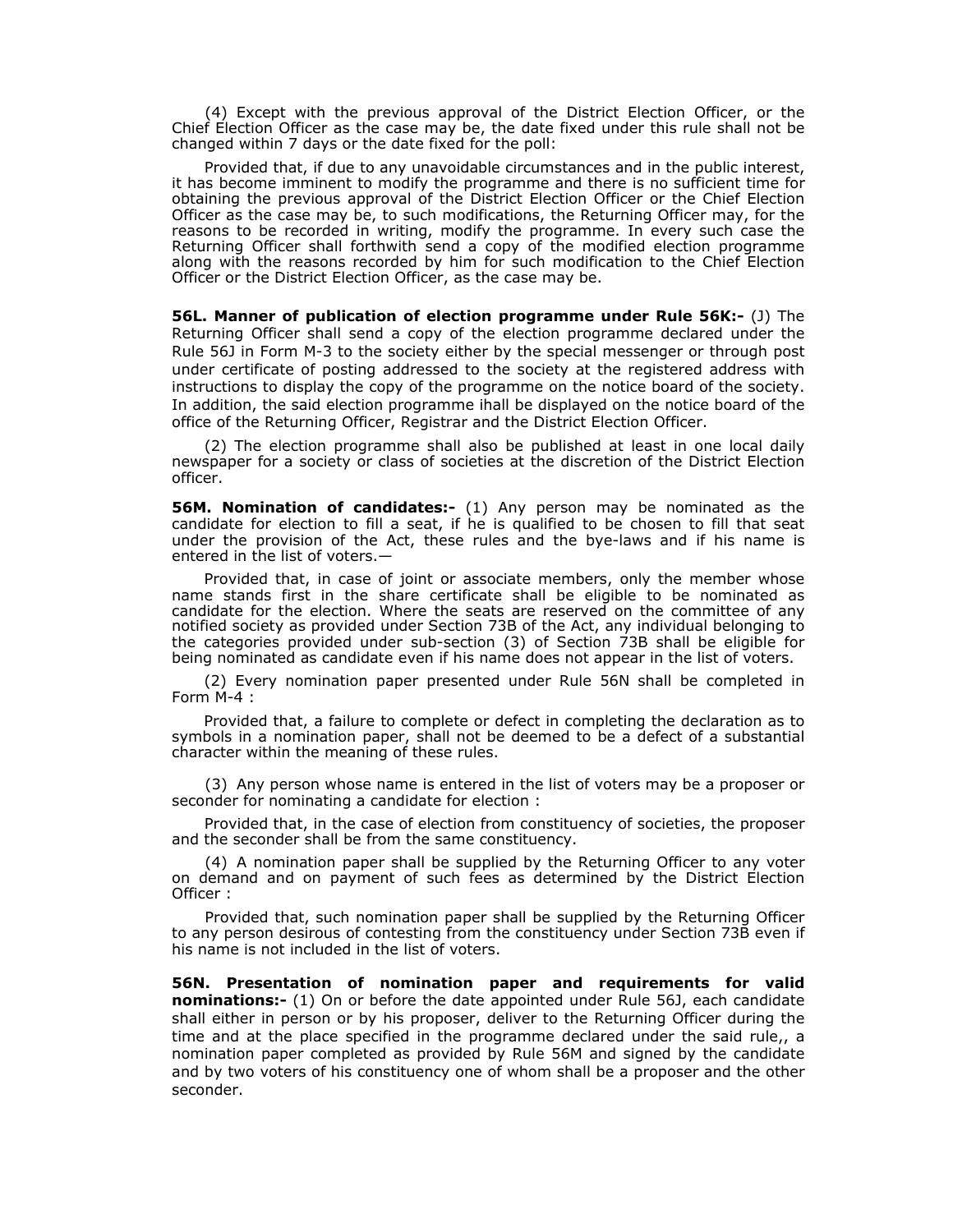(4) Except with the previous approval of the District Election Officer, or the Chief Election Officer as the case may be, the date fixed under this rule shall not be changed within 7 days or the date fixed for the poll:

Provided that, if due to any unavoidable circumstances and in the public interest, it has become imminent to modify the programme and there is no sufficient time for obtaining the previous approval of the District Election Officer or the Chief Election Officer as the case may be, to such modifications, the Returning Officer may, for the reasons to be recorded in writing, modify the programme. In every such case the Returning Officer shall forthwith send a copy of the modified election programme along with the reasons recorded by him for such modification to the Chief Election Officer or the District Election Officer, as the case may be.

**56L. Manner of publication of election programme under Rule 56K:-** (J) The Returning Officer shall send a copy of the election programme declared under the Rule 56J in Form M-3 to the society either by the special messenger or through post under certificate of posting addressed to the society at the registered address with instructions to display the copy of the programme on the notice board of the society. In addition, the said election programme ihall be displayed on the notice board of the office of the Returning Officer, Registrar and the District Election Officer.

(2) The election programme shall also be published at least in one local daily newspaper for a society or class of societies at the discretion of the District Election officer.

**56M. Nomination of candidates:-** (1) Any person may be nominated as the candidate for election to fill a seat, if he is qualified to be chosen to fill that seat under the provision of the Act, these rules and the bye-laws and if his name is entered in the list of voters.—

Provided that, in case of joint or associate members, only the member whose name stands first in the share certificate shall be eligible to be nominated as candidate for the election. Where the seats are reserved on the committee of any notified society as provided under Section 73B of the Act, any individual belonging to the categories provided under sub-section (3) of Section 73B shall be eligible for being nominated as candidate even if his name does not appear in the list of voters.

(2) Every nomination paper presented under Rule 56N shall be completed in Form M-4 :

Provided that, a failure to complete or defect in completing the declaration as to symbols in a nomination paper, shall not be deemed to be a defect of a substantial character within the meaning of these rules.

(3) Any person whose name is entered in the list of voters may be a proposer or seconder for nominating a candidate for election :

Provided that, in the case of election from constituency of societies, the proposer and the seconder shall be from the same constituency.

(4) A nomination paper shall be supplied by the Returning Officer to any voter on demand and on payment of such fees as determined by the District Election Officer :

Provided that, such nomination paper shall be supplied by the Returning Officer to any person desirous of contesting from the constituency under Section 73B even if his name is not included in the list of voters.

**56N. Presentation of nomination paper and requirements for valid nominations:-** (1) On or before the date appointed under Rule 56J, each candidate shall either in person or by his proposer, deliver to the Returning Officer during the time and at the place specified in the programme declared under the said rule,, a nomination paper completed as provided by Rule 56M and signed by the candidate and by two voters of his constituency one of whom shall be a proposer and the other seconder.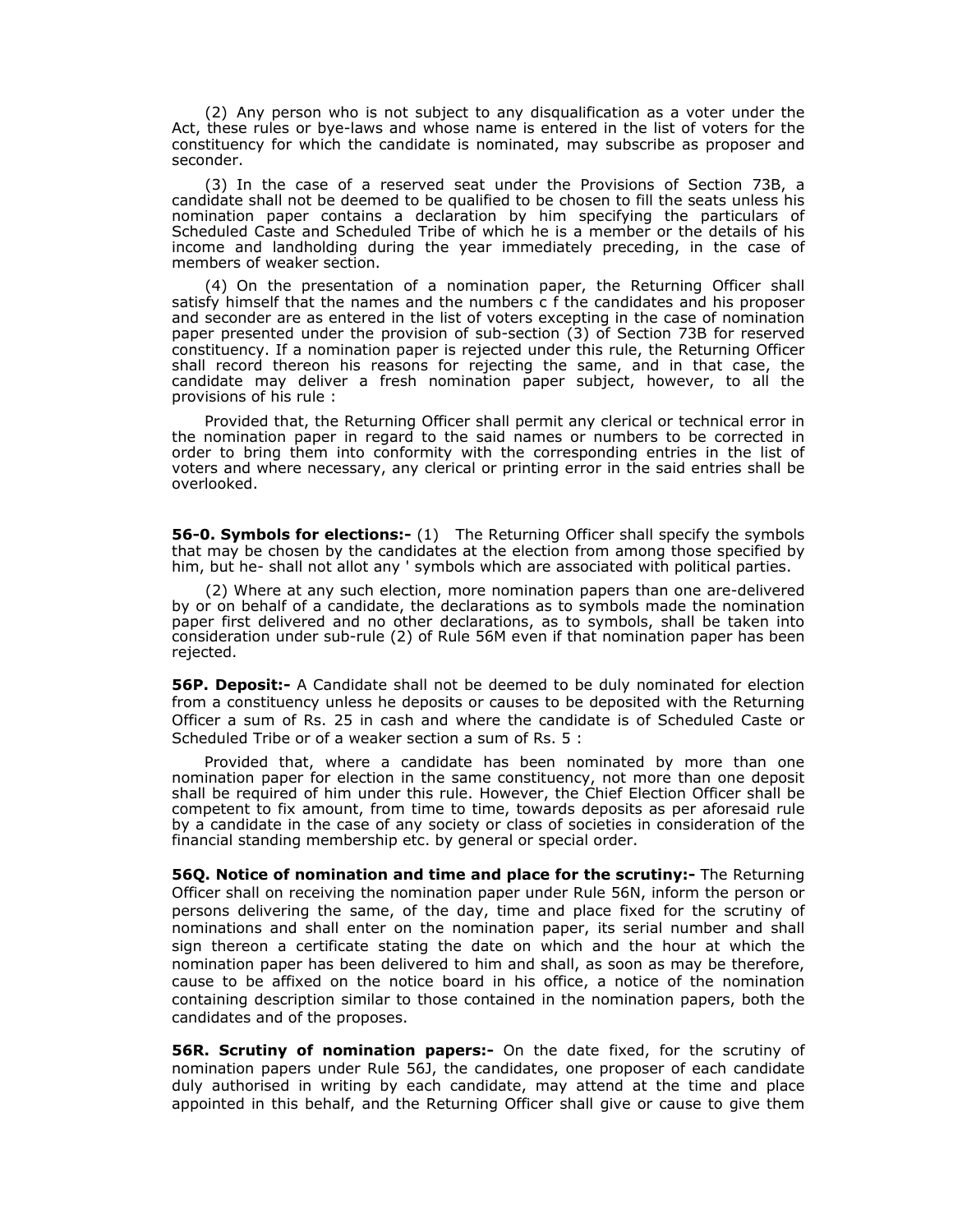(2) Any person who is not subject to any disqualification as a voter under the Act, these rules or bye-laws and whose name is entered in the list of voters for the constituency for which the candidate is nominated, may subscribe as proposer and seconder.

(3) In the case of a reserved seat under the Provisions of Section 73B, a candidate shall not be deemed to be qualified to be chosen to fill the seats unless his nomination paper contains a declaration by him specifying the particulars of Scheduled Caste and Scheduled Tribe of which he is a member or the details of his income and landholding during the year immediately preceding, in the case of members of weaker section.

(4) On the presentation of a nomination paper, the Returning Officer shall satisfy himself that the names and the numbers c f the candidates and his proposer and seconder are as entered in the list of voters excepting in the case of nomination paper presented under the provision of sub-section (3) of Section 73B for reserved constituency. If a nomination paper is rejected under this rule, the Returning Officer shall record thereon his reasons for rejecting the same, and in that case, the candidate may deliver a fresh nomination paper subject, however, to all the provisions of his rule :

Provided that, the Returning Officer shall permit any clerical or technical error in the nomination paper in regard to the said names or numbers to be corrected in order to bring them into conformity with the corresponding entries in the list of voters and where necessary, any clerical or printing error in the said entries shall be overlooked.

**56-0. Symbols for elections:-** (1) The Returning Officer shall specify the symbols that may be chosen by the candidates at the election from among those specified by him, but he- shall not allot any ' symbols which are associated with political parties.

(2) Where at any such election, more nomination papers than one are-delivered by or on behalf of a candidate, the declarations as to symbols made the nomination paper first delivered and no other declarations, as to symbols, shall be taken into consideration under sub-rule (2) of Rule 56M even if that nomination paper has been rejected.

**56P. Deposit:-** A Candidate shall not be deemed to be duly nominated for election from a constituency unless he deposits or causes to be deposited with the Returning Officer a sum of Rs. 25 in cash and where the candidate is of Scheduled Caste or Scheduled Tribe or of a weaker section a sum of Rs. 5 :

Provided that, where a candidate has been nominated by more than one nomination paper for election in the same constituency, not more than one deposit shall be required of him under this rule. However, the Chief Election Officer shall be competent to fix amount, from time to time, towards deposits as per aforesaid rule by a candidate in the case of any society or class of societies in consideration of the financial standing membership etc. by general or special order.

**56Q. Notice of nomination and time and place for the scrutiny:-** The Returning Officer shall on receiving the nomination paper under Rule 56N, inform the person or persons delivering the same, of the day, time and place fixed for the scrutiny of nominations and shall enter on the nomination paper, its serial number and shall sign thereon a certificate stating the date on which and the hour at which the nomination paper has been delivered to him and shall, as soon as may be therefore, cause to be affixed on the notice board in his office, a notice of the nomination containing description similar to those contained in the nomination papers, both the candidates and of the proposes.

**56R. Scrutiny of nomination papers:-** On the date fixed, for the scrutiny of nomination papers under Rule 56J, the candidates, one proposer of each candidate duly authorised in writing by each candidate, may attend at the time and place appointed in this behalf, and the Returning Officer shall give or cause to give them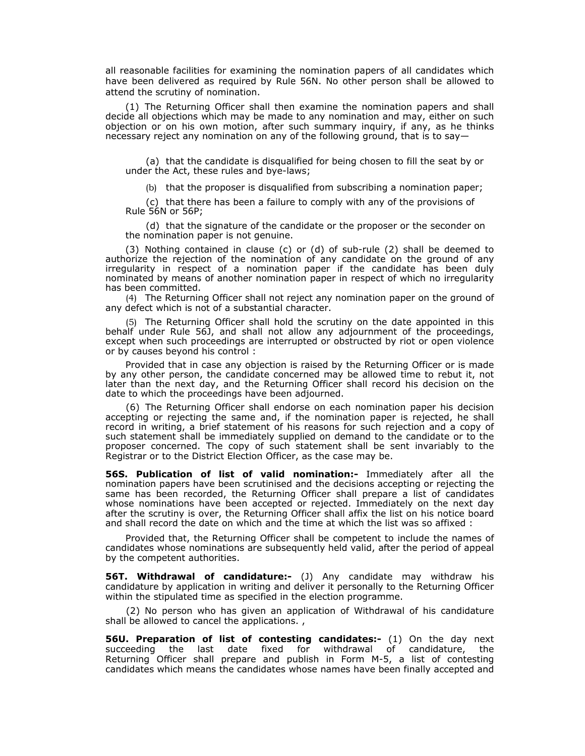all reasonable facilities for examining the nomination papers of all candidates which have been delivered as required by Rule 56N. No other person shall be allowed to attend the scrutiny of nomination.

(1) The Returning Officer shall then examine the nomination papers and shall decide all objections which may be made to any nomination and may, either on such objection or on his own motion, after such summary inquiry, if any, as he thinks necessary reject any nomination on any of the following ground, that is to say—

(a) that the candidate is disqualified for being chosen to fill the seat by or under the Act, these rules and bye-laws;

(b) that the proposer is disqualified from subscribing a nomination paper;

(c) that there has been a failure to comply with any of the provisions of Rule 56N or 56P;

(d) that the signature of the candidate or the proposer or the seconder on the nomination paper is not genuine.

(3) Nothing contained in clause (c) or (d) of sub-rule (2) shall be deemed to authorize the rejection of the nomination of any candidate on the ground of any irregularity in respect of a nomination paper if the candidate has been duly nominated by means of another nomination paper in respect of which no irregularity has been committed.

(4) The Returning Officer shall not reject any nomination paper on the ground of any defect which is not of a substantial character.

(5) The Returning Officer shall hold the scrutiny on the date appointed in this behalf under Rule 56J, and shall not allow any adjournment of the proceedings, except when such proceedings are interrupted or obstructed by riot or open violence or by causes beyond his control :

Provided that in case any objection is raised by the Returning Officer or is made by any other person, the candidate concerned may be allowed time to rebut it, not later than the next day, and the Returning Officer shall record his decision on the date to which the proceedings have been adjourned.

(6) The Returning Officer shall endorse on each nomination paper his decision accepting or rejecting the same and, if the nomination paper is rejected, he shall record in writing, a brief statement of his reasons for such rejection and a copy of such statement shall be immediately supplied on demand to the candidate or to the proposer concerned. The copy of such statement shall be sent invariably to the Registrar or to the District Election Officer, as the case may be.

**56S. Publication of list of valid nomination:-** Immediately after all the nomination papers have been scrutinised and the decisions accepting or rejecting the same has been recorded, the Returning Officer shall prepare a list of candidates whose nominations have been accepted or rejected. Immediately on the next day after the scrutiny is over, the Returning Officer shall affix the list on his notice board and shall record the date on which and the time at which the list was so affixed :

Provided that, the Returning Officer shall be competent to include the names of candidates whose nominations are subsequently held valid, after the period of appeal by the competent authorities.

**56T. Withdrawal of candidature:-** (J) Any candidate may withdraw his candidature by application in writing and deliver it personally to the Returning Officer within the stipulated time as specified in the election programme.

(2) No person who has given an application of Withdrawal of his candidature shall be allowed to cancel the applications. ,

**56U. Preparation of list of contesting candidates:-** (1) On the day next succeeding the last date fixed for withdrawal of candidature, the Returning Officer shall prepare and publish in Form M-5, a list of contesting candidates which means the candidates whose names have been finally accepted and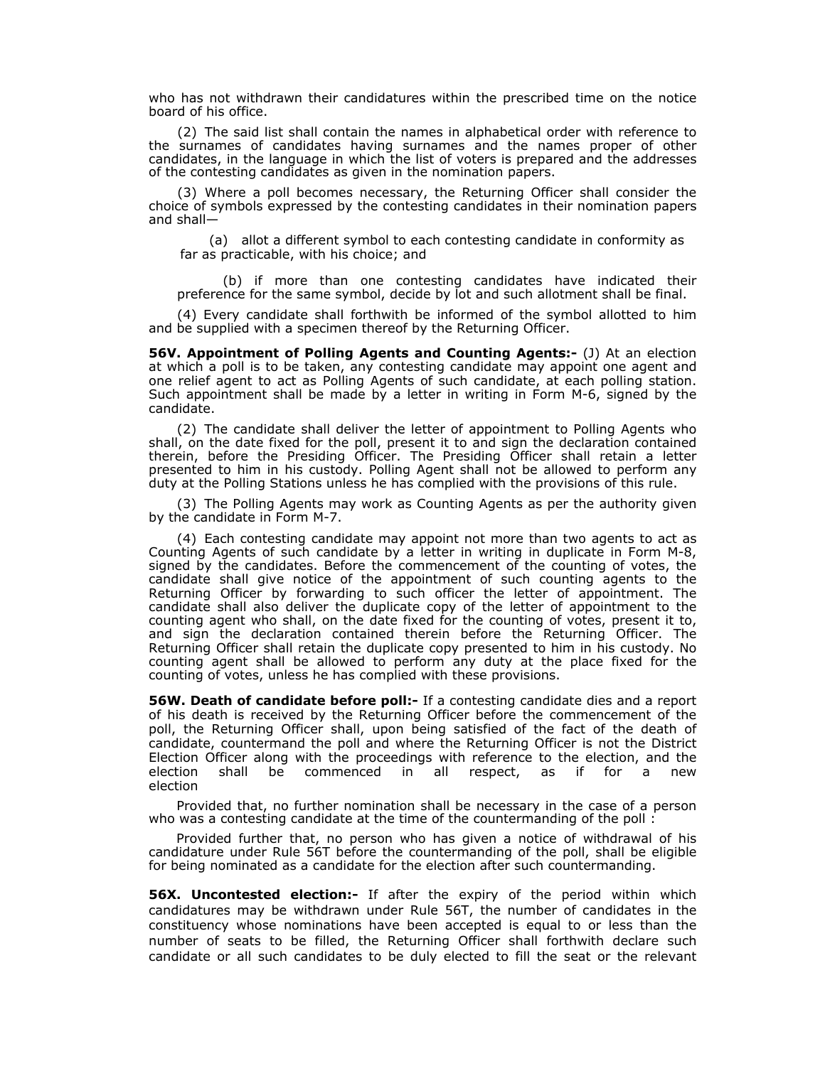who has not withdrawn their candidatures within the prescribed time on the notice board of his office.

(2) The said list shall contain the names in alphabetical order with reference to the surnames of candidates having surnames and the names proper of other candidates, in the language in which the list of voters is prepared and the addresses of the contesting candidates as given in the nomination papers.

(3) Where a poll becomes necessary, the Returning Officer shall consider the choice of symbols expressed by the contesting candidates in their nomination papers and shall—

(a) allot a different symbol to each contesting candidate in conformity as far as practicable, with his choice; and

(b) if more than one contesting candidates have indicated their preference for the same symbol, decide by lot and such allotment shall be final.

(4) Every candidate shall forthwith be informed of the symbol allotted to him and be supplied with a specimen thereof by the Returning Officer.

**56V. Appointment of Polling Agents and Counting Agents:-** (J) At an election at which a poll is to be taken, any contesting candidate may appoint one agent and one relief agent to act as Polling Agents of such candidate, at each polling station. Such appointment shall be made by a letter in writing in Form M-6, signed by the candidate.

(2) The candidate shall deliver the letter of appointment to Polling Agents who shall, on the date fixed for the poll, present it to and sign the declaration contained therein, before the Presiding Officer. The Presiding Officer shall retain a letter presented to him in his custody. Polling Agent shall not be allowed to perform any duty at the Polling Stations unless he has complied with the provisions of this rule.

(3) The Polling Agents may work as Counting Agents as per the authority given by the candidate in Form M-7.

(4) Each contesting candidate may appoint not more than two agents to act as Counting Agents of such candidate by a letter in writing in duplicate in Form M-8, signed by the candidates. Before the commencement of the counting of votes, the candidate shall give notice of the appointment of such counting agents to the Returning Officer by forwarding to such officer the letter of appointment. The candidate shall also deliver the duplicate copy of the letter of appointment to the counting agent who shall, on the date fixed for the counting of votes, present it to, and sign the declaration contained therein before the Returning Officer. The Returning Officer shall retain the duplicate copy presented to him in his custody. No counting agent shall be allowed to perform any duty at the place fixed for the counting of votes, unless he has complied with these provisions.

**56W. Death of candidate before poll:-** If a contesting candidate dies and a report of his death is received by the Returning Officer before the commencement of the poll, the Returning Officer shall, upon being satisfied of the fact of the death of candidate, countermand the poll and where the Returning Officer is not the District Election Officer along with the proceedings with reference to the election, and the election shall be commenced in all respect, as if for a new election

Provided that, no further nomination shall be necessary in the case of a person who was a contesting candidate at the time of the countermanding of the poll :

Provided further that, no person who has given a notice of withdrawal of his candidature under Rule 56T before the countermanding of the poll, shall be eligible for being nominated as a candidate for the election after such countermanding.

**56X. Uncontested election:-** If after the expiry of the period within which candidatures may be withdrawn under Rule 56T, the number of candidates in the constituency whose nominations have been accepted is equal to or less than the number of seats to be filled, the Returning Officer shall forthwith declare such candidate or all such candidates to be duly elected to fill the seat or the relevant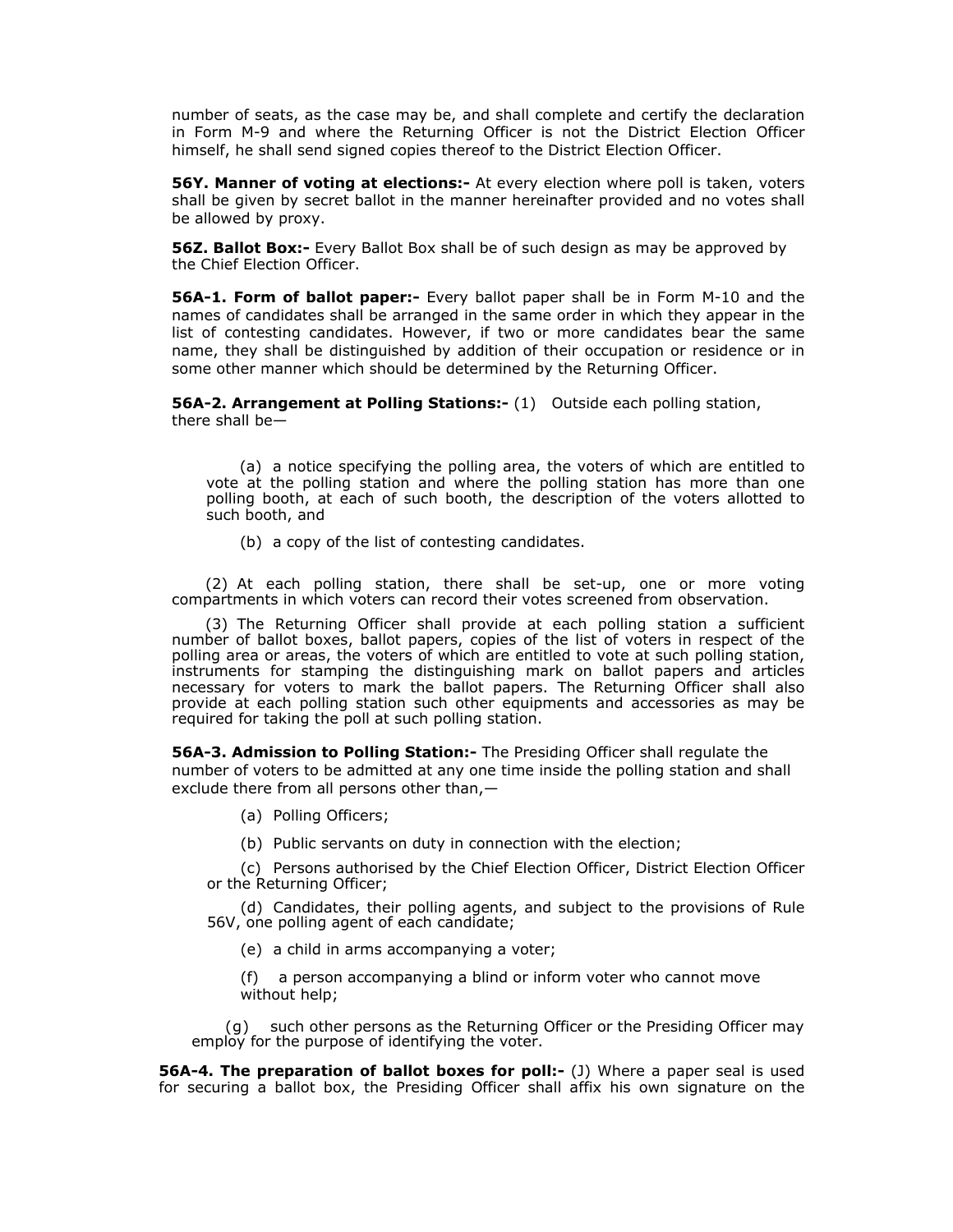number of seats, as the case may be, and shall complete and certify the declaration in Form M-9 and where the Returning Officer is not the District Election Officer himself, he shall send signed copies thereof to the District Election Officer.

**56Y. Manner of voting at elections:-** At every election where poll is taken, voters shall be given by secret ballot in the manner hereinafter provided and no votes shall be allowed by proxy.

**56Z. Ballot Box:-** Every Ballot Box shall be of such design as may be approved by the Chief Election Officer.

**56A-1. Form of ballot paper:-** Every ballot paper shall be in Form M-10 and the names of candidates shall be arranged in the same order in which they appear in the list of contesting candidates. However, if two or more candidates bear the same name, they shall be distinguished by addition of their occupation or residence or in some other manner which should be determined by the Returning Officer.

**56A-2. Arrangement at Polling Stations:-** (1) Outside each polling station, there shall be—

(a) a notice specifying the polling area, the voters of which are entitled to vote at the polling station and where the polling station has more than one polling booth, at each of such booth, the description of the voters allotted to such booth, and

(b) a copy of the list of contesting candidates.

(2) At each polling station, there shall be set-up, one or more voting compartments in which voters can record their votes screened from observation.

(3) The Returning Officer shall provide at each polling station a sufficient number of ballot boxes, ballot papers, copies of the list of voters in respect of the polling area or areas, the voters of which are entitled to vote at such polling station, instruments for stamping the distinguishing mark on ballot papers and articles necessary for voters to mark the ballot papers. The Returning Officer shall also provide at each polling station such other equipments and accessories as may be required for taking the poll at such polling station.

**56A-3. Admission to Polling Station:-** The Presiding Officer shall regulate the number of voters to be admitted at any one time inside the polling station and shall exclude there from all persons other than,—

(a) Polling Officers;

(b) Public servants on duty in connection with the election;

(c) Persons authorised by the Chief Election Officer, District Election Officer or the Returning Officer;

(d) Candidates, their polling agents, and subject to the provisions of Rule 56V, one polling agent of each candidate;

(e) a child in arms accompanying a voter;

(f) a person accompanying a blind or inform voter who cannot move without help;

(g) such other persons as the Returning Officer or the Presiding Officer may employ for the purpose of identifying the voter.

**56A-4. The preparation of ballot boxes for poll:-** (J) Where a paper seal is used for securing a ballot box, the Presiding Officer shall affix his own signature on the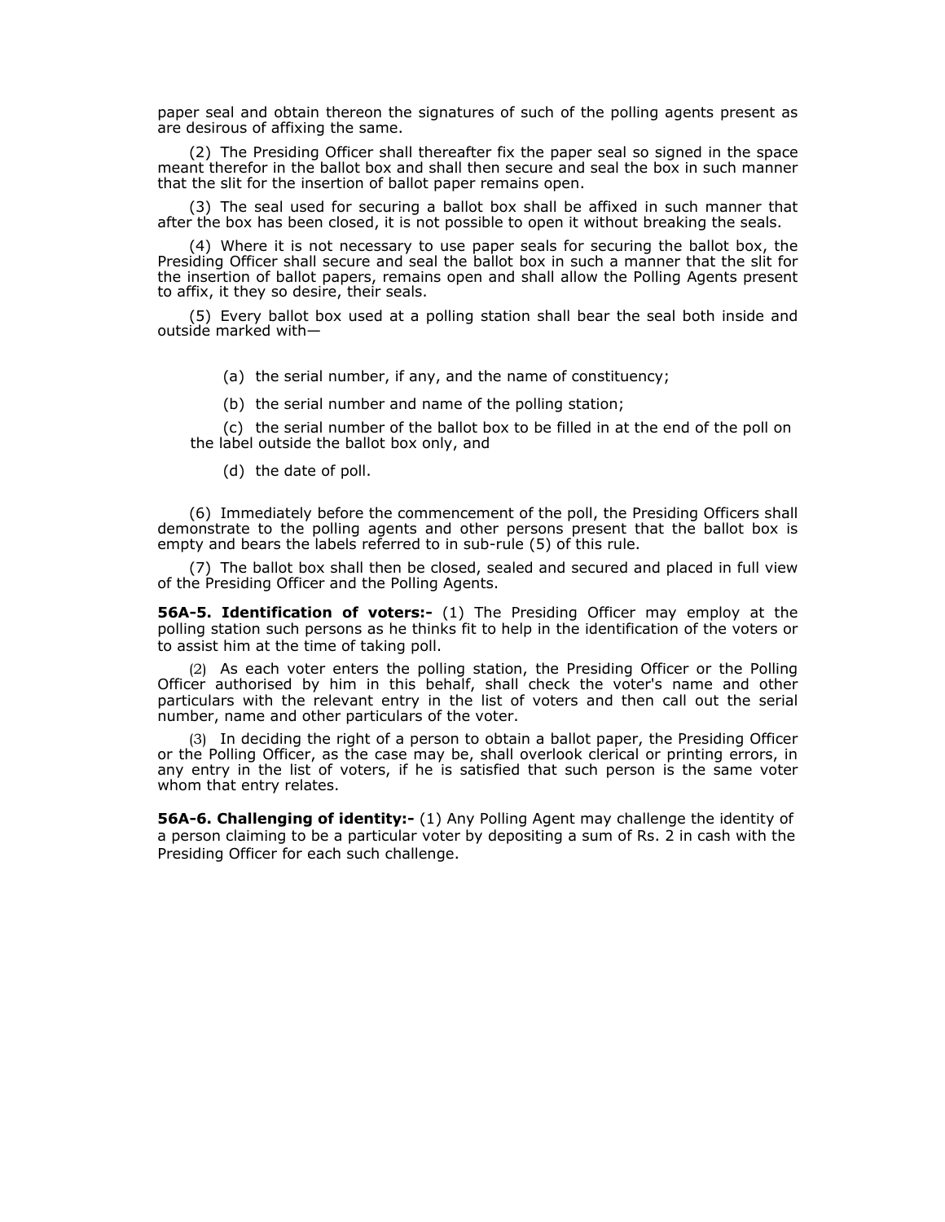paper seal and obtain thereon the signatures of such of the polling agents present as are desirous of affixing the same.

(2) The Presiding Officer shall thereafter fix the paper seal so signed in the space meant therefor in the ballot box and shall then secure and seal the box in such manner that the slit for the insertion of ballot paper remains open.

(3) The seal used for securing a ballot box shall be affixed in such manner that after the box has been closed, it is not possible to open it without breaking the seals.

(4) Where it is not necessary to use paper seals for securing the ballot box, the Presiding Officer shall secure and seal the ballot box in such a manner that the slit for the insertion of ballot papers, remains open and shall allow the Polling Agents present to affix, it they so desire, their seals.

(5) Every ballot box used at a polling station shall bear the seal both inside and outside marked with—

(a) the serial number, if any, and the name of constituency;

(b) the serial number and name of the polling station;

(c) the serial number of the ballot box to be filled in at the end of the poll on the label outside the ballot box only, and

(d) the date of poll.

(6) Immediately before the commencement of the poll, the Presiding Officers shall demonstrate to the polling agents and other persons present that the ballot box is empty and bears the labels referred to in sub-rule (5) of this rule.

(7) The ballot box shall then be closed, sealed and secured and placed in full view of the Presiding Officer and the Polling Agents.

**56A-5. Identification of voters:-** (1) The Presiding Officer may employ at the polling station such persons as he thinks fit to help in the identification of the voters or to assist him at the time of taking poll.

(2) As each voter enters the polling station, the Presiding Officer or the Polling Officer authorised by him in this behalf, shall check the voter's name and other particulars with the relevant entry in the list of voters and then call out the serial number, name and other particulars of the voter.

(3) In deciding the right of a person to obtain a ballot paper, the Presiding Officer or the Polling Officer, as the case may be, shall overlook clerical or printing errors, in any entry in the list of voters, if he is satisfied that such person is the same voter whom that entry relates.

**56A-6. Challenging of identity:-** (1) Any Polling Agent may challenge the identity of a person claiming to be a particular voter by depositing a sum of Rs. 2 in cash with the Presiding Officer for each such challenge.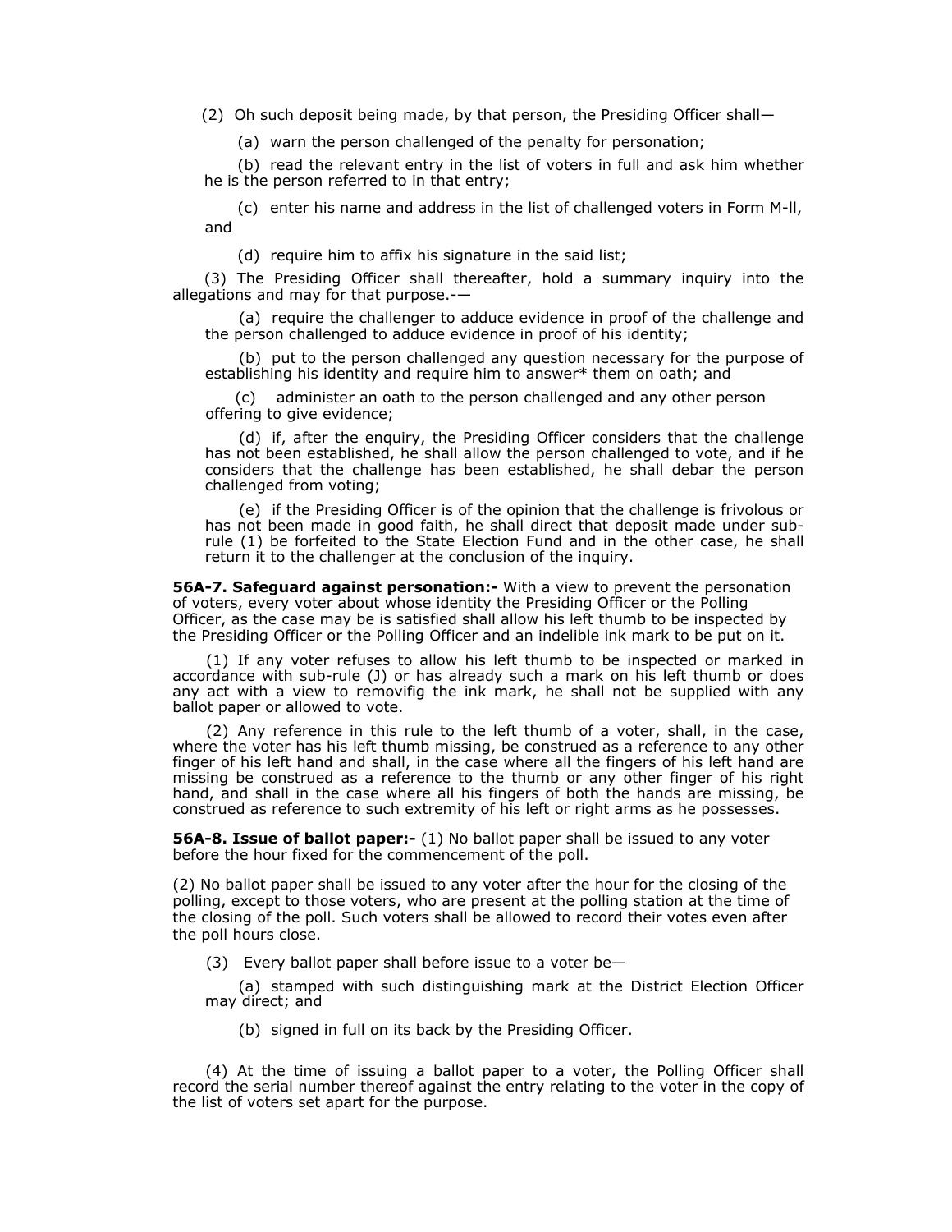(2) Oh such deposit being made, by that person, the Presiding Officer shall—

(a) warn the person challenged of the penalty for personation;

(b) read the relevant entry in the list of voters in full and ask him whether he is the person referred to in that entry;

(c) enter his name and address in the list of challenged voters in Form M-ll, and

(d) require him to affix his signature in the said list;

(3) The Presiding Officer shall thereafter, hold a summary inquiry into the allegations and may for that purpose.-—

(a) require the challenger to adduce evidence in proof of the challenge and the person challenged to adduce evidence in proof of his identity;

(b) put to the person challenged any question necessary for the purpose of establishing his identity and require him to answer* them on oath; and

(c) administer an oath to the person challenged and any other person offering to give evidence;

(d) if, after the enquiry, the Presiding Officer considers that the challenge has not been established, he shall allow the person challenged to vote, and if he considers that the challenge has been established, he shall debar the person challenged from voting;

(e) if the Presiding Officer is of the opinion that the challenge is frivolous or has not been made in good faith, he shall direct that deposit made under sub-rule (1) be forfeited to the State Election Fund and in the other case, he shall return it to the challenger at the conclusion of the inquiry.

**56A-7. Safeguard against personation:-** With a view to prevent the personation of voters, every voter about whose identity the Presiding Officer or the Polling Officer, as the case may be is satisfied shall allow his left thumb to be inspected by the Presiding Officer or the Polling Officer and an indelible ink mark to be put on it.

(1) If any voter refuses to allow his left thumb to be inspected or marked in accordance with sub-rule (J) or has already such a mark on his left thumb or does any act with a view to removifig the ink mark, he shall not be supplied with any ballot paper or allowed to vote.

(2) Any reference in this rule to the left thumb of a voter, shall, in the case, where the voter has his left thumb missing, be construed as a reference to any other finger of his left hand and shall, in the case where all the fingers of his left hand are missing be construed as a reference to the thumb or any other finger of his right hand, and shall in the case where all his fingers of both the hands are missing, be construed as reference to such extremity of his left or right arms as he possesses.

**56A-8. Issue of ballot paper:-** (1) No ballot paper shall be issued to any voter before the hour fixed for the commencement of the poll.

(2) No ballot paper shall be issued to any voter after the hour for the closing of the polling, except to those voters, who are present at the polling station at the time of the closing of the poll. Such voters shall be allowed to record their votes even after the poll hours close.

(3) Every ballot paper shall before issue to a voter be—

(a) stamped with such distinguishing mark at the District Election Officer may direct; and

(b) signed in full on its back by the Presiding Officer.

(4) At the time of issuing a ballot paper to a voter, the Polling Officer shall record the serial number thereof against the entry relating to the voter in the copy of the list of voters set apart for the purpose.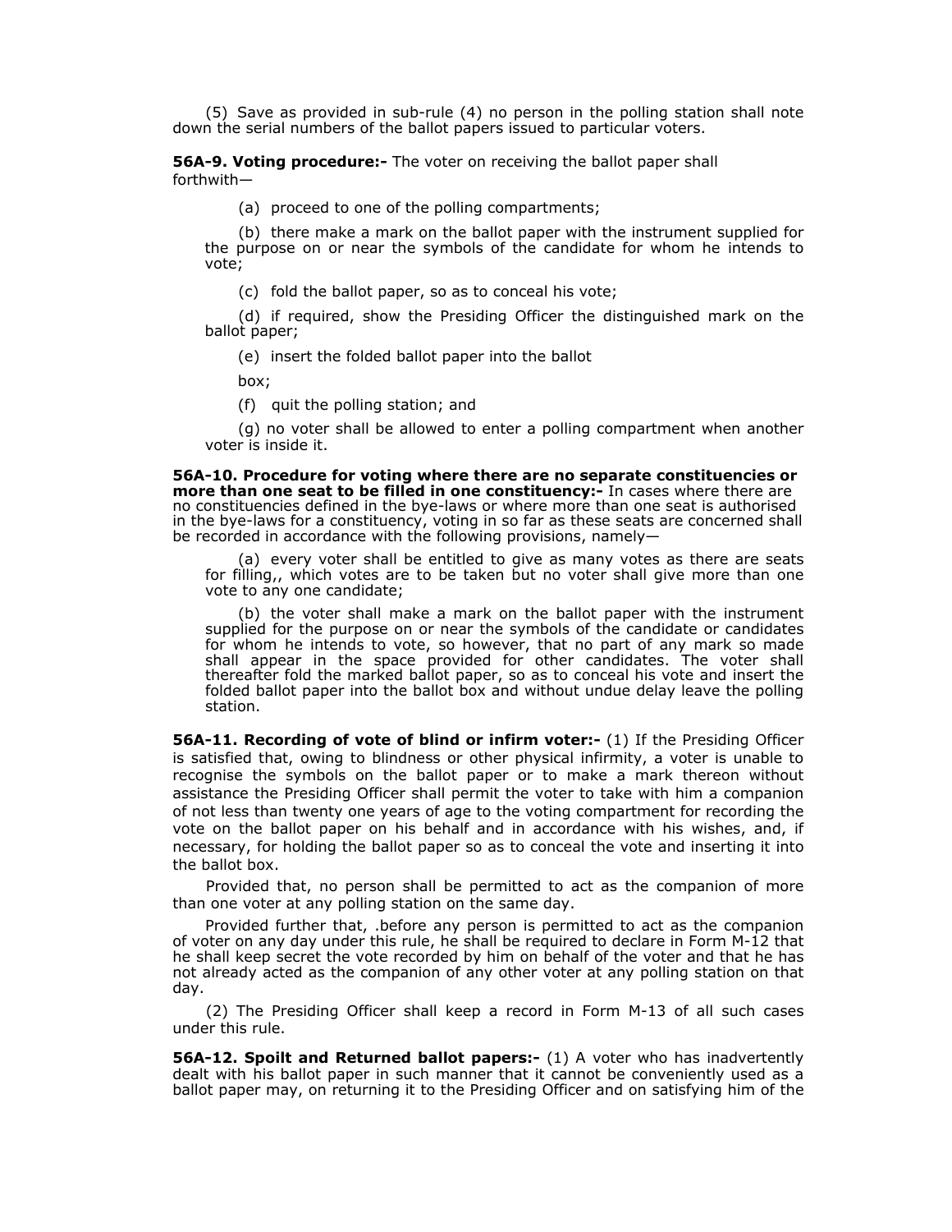(5) Save as provided in sub-rule (4) no person in the polling station shall note down the serial numbers of the ballot papers issued to particular voters.

**56A-9. Voting procedure:-** The voter on receiving the ballot paper shall forthwith—

(a) proceed to one of the polling compartments;

(b) there make a mark on the ballot paper with the instrument supplied for the purpose on or near the symbols of the candidate for whom he intends to vote;

(c) fold the ballot paper, so as to conceal his vote;

(d) if required, show the Presiding Officer the distinguished mark on the ballot paper;

(e) insert the folded ballot paper into the ballot

box;

(f) quit the polling station; and

(g) no voter shall be allowed to enter a polling compartment when another voter is inside it.

**56A-10. Procedure for voting where there are no separate constituencies or more than one seat to be filled in one constituency:-** In cases where there are no constituencies defined in the bye-laws or where more than one seat is authorised in the bye-laws for a constituency, voting in so far as these seats are concerned shall be recorded in accordance with the following provisions, namely—

(a) every voter shall be entitled to give as many votes as there are seats for filling,, which votes are to be taken but no voter shall give more than one vote to any one candidate;

(b) the voter shall make a mark on the ballot paper with the instrument supplied for the purpose on or near the symbols of the candidate or candidates for whom he intends to vote, so however, that no part of any mark so made shall appear in the space provided for other candidates. The voter shall thereafter fold the marked ballot paper, so as to conceal his vote and insert the folded ballot paper into the ballot box and without undue delay leave the polling station.

**56A-11. Recording of vote of blind or infirm voter:-** (1) If the Presiding Officer is satisfied that, owing to blindness or other physical infirmity, a voter is unable to recognise the symbols on the ballot paper or to make a mark thereon without assistance the Presiding Officer shall permit the voter to take with him a companion of not less than twenty one years of age to the voting compartment for recording the vote on the ballot paper on his behalf and in accordance with his wishes, and, if necessary, for holding the ballot paper so as to conceal the vote and inserting it into the ballot box.

Provided that, no person shall be permitted to act as the companion of more than one voter at any polling station on the same day.

Provided further that, .before any person is permitted to act as the companion of voter on any day under this rule, he shall be required to declare in Form M-12 that he shall keep secret the vote recorded by him on behalf of the voter and that he has not already acted as the companion of any other voter at any polling station on that day.

(2) The Presiding Officer shall keep a record in Form M-13 of all such cases under this rule.

**56A-12. Spoilt and Returned ballot papers:-** (1) A voter who has inadvertently dealt with his ballot paper in such manner that it cannot be conveniently used as a ballot paper may, on returning it to the Presiding Officer and on satisfying him of the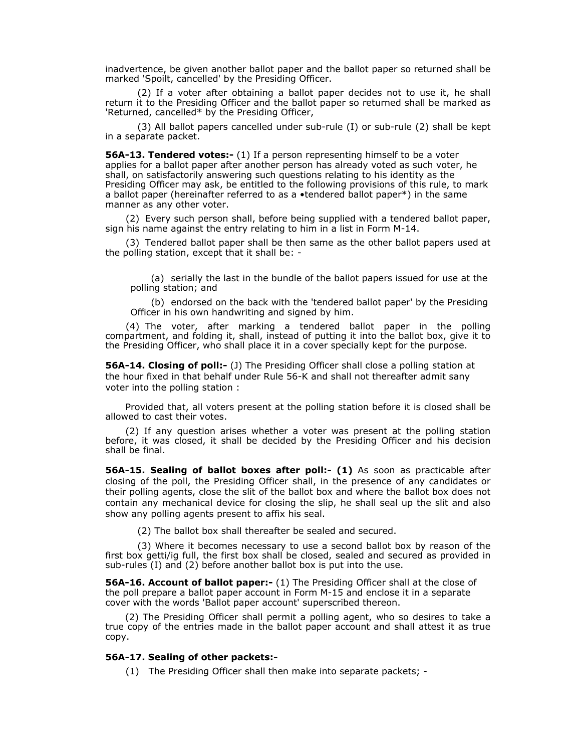inadvertence, be given another ballot paper and the ballot paper so returned shall be marked 'Spoilt, cancelled' by the Presiding Officer.

(2) If a voter after obtaining a ballot paper decides not to use it, he shall return it to the Presiding Officer and the ballot paper so returned shall be marked as 'Returned, cancelled* by the Presiding Officer,

(3) All ballot papers cancelled under sub-rule (I) or sub-rule (2) shall be kept in a separate packet.

**56A-13. Tendered votes:-** (1) If a person representing himself to be a voter applies for a ballot paper after another person has already voted as such voter, he shall, on satisfactorily answering such questions relating to his identity as the Presiding Officer may ask, be entitled to the following provisions of this rule, to mark a ballot paper (hereinafter referred to as a •tendered ballot paper*) in the same manner as any other voter.

(2) Every such person shall, before being supplied with a tendered ballot paper, sign his name against the entry relating to him in a list in Form M-14.

(3) Tendered ballot paper shall be then same as the other ballot papers used at the polling station, except that it shall be: -

(a) serially the last in the bundle of the ballot papers issued for use at the polling station; and

(b) endorsed on the back with the 'tendered ballot paper' by the Presiding Officer in his own handwriting and signed by him.

(4) The voter, after marking a tendered ballot paper in the polling compartment, and folding it, shall, instead of putting it into the ballot box, give it to the Presiding Officer, who shall place it in a cover specially kept for the purpose.

**56A-14. Closing of poll:-** (J) The Presiding Officer shall close a polling station at the hour fixed in that behalf under Rule 56-K and shall not thereafter admit sany voter into the polling station :

Provided that, all voters present at the polling station before it is closed shall be allowed to cast their votes.

(2) If any question arises whether a voter was present at the polling station before, it was closed, it shall be decided by the Presiding Officer and his decision shall be final.

**56A-15. Sealing of ballot boxes after poll:- (1)** As soon as practicable after closing of the poll, the Presiding Officer shall, in the presence of any candidates or their polling agents, close the slit of the ballot box and where the ballot box does not contain any mechanical device for closing the slip, he shall seal up the slit and also show any polling agents present to affix his seal.

(2) The ballot box shall thereafter be sealed and secured.

(3) Where it becomes necessary to use a second ballot box by reason of the first box getti/ig full, the first box shall be closed, sealed and secured as provided in sub-rules (I) and (2) before another ballot box is put into the use.

**56A-16. Account of ballot paper:-** (1) The Presiding Officer shall at the close of the poll prepare a ballot paper account in Form M-15 and enclose it in a separate cover with the words 'Ballot paper account' superscribed thereon.

(2) The Presiding Officer shall permit a polling agent, who so desires to take a true copy of the entries made in the ballot paper account and shall attest it as true copy.

**56A-17. Sealing of other packets:-**

(1) The Presiding Officer shall then make into separate packets; -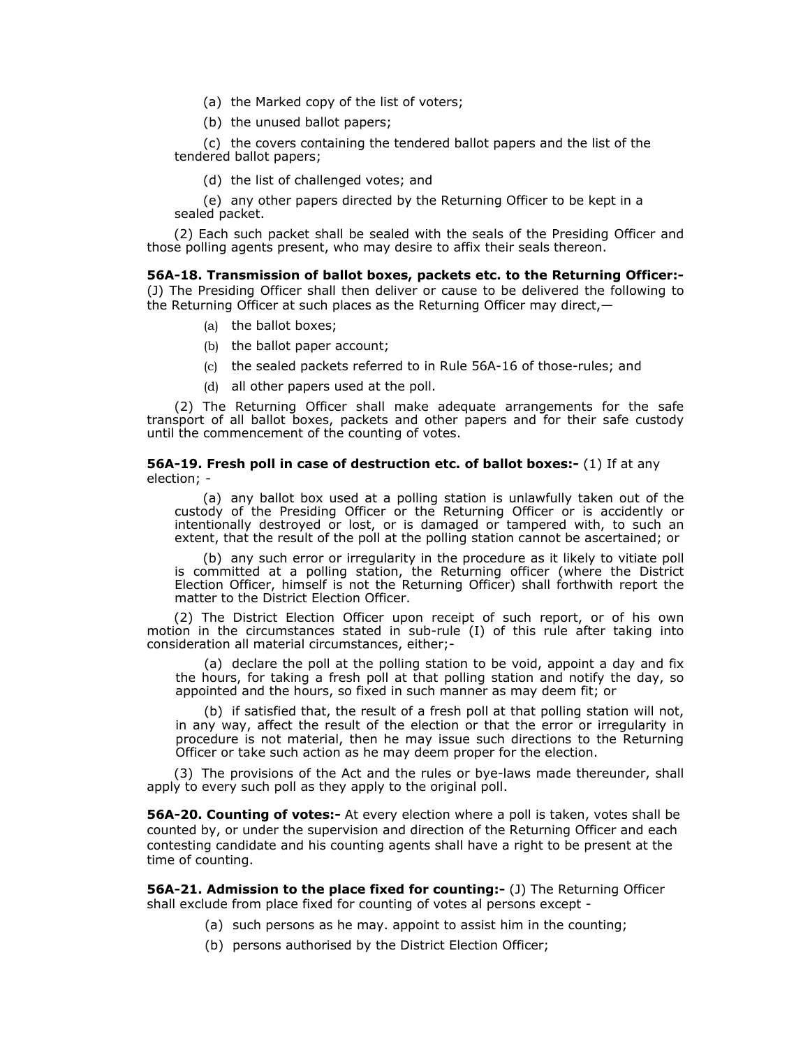(a) the Marked copy of the list of voters;

(b) the unused ballot papers;

(c) the covers containing the tendered ballot papers and the list of the tendered ballot papers;

(d) the list of challenged votes; and

(e) any other papers directed by the Returning Officer to be kept in a sealed packet.

(2) Each such packet shall be sealed with the seals of the Presiding Officer and those polling agents present, who may desire to affix their seals thereon.

**56A-18. Transmission of ballot boxes, packets etc. to the Returning Officer:-** (J) The Presiding Officer shall then deliver or cause to be delivered the following to the Returning Officer at such places as the Returning Officer may direct,—

(a) the ballot boxes;

(b) the ballot paper account;

(c) the sealed packets referred to in Rule 56A-16 of those-rules; and

(d) all other papers used at the poll.

(2) The Returning Officer shall make adequate arrangements for the safe transport of all ballot boxes, packets and other papers and for their safe custody until the commencement of the counting of votes.

**56A-19. Fresh poll in case of destruction etc. of ballot boxes:-** (1) If at any election; -

(a) any ballot box used at a polling station is unlawfully taken out of the custody of the Presiding Officer or the Returning Officer or is accidently or intentionally destroyed or lost, or is damaged or tampered with, to such an extent, that the result of the poll at the polling station cannot be ascertained; or

(b) any such error or irregularity in the procedure as it likely to vitiate poll is committed at a polling station, the Returning officer (where the District Election Officer, himself is not the Returning Officer) shall forthwith report the matter to the District Election Officer.

(2) The District Election Officer upon receipt of such report, or of his own motion in the circumstances stated in sub-rule (I) of this rule after taking into consideration all material circumstances, either;-

(a) declare the poll at the polling station to be void, appoint a day and fix the hours, for taking a fresh poll at that polling station and notify the day, so appointed and the hours, so fixed in such manner as may deem fit; or

(b) if satisfied that, the result of a fresh poll at that polling station will not, in any way, affect the result of the election or that the error or irregularity in procedure is not material, then he may issue such directions to the Returning Officer or take such action as he may deem proper for the election.

(3) The provisions of the Act and the rules or bye-laws made thereunder, shall apply to every such poll as they apply to the original poll.

**56A-20. Counting of votes:-** At every election where a poll is taken, votes shall be counted by, or under the supervision and direction of the Returning Officer and each contesting candidate and his counting agents shall have a right to be present at the time of counting.

**56A-21. Admission to the place fixed for counting:-** (J) The Returning Officer shall exclude from place fixed for counting of votes al persons except -

(a) such persons as he may. appoint to assist him in the counting;

(b) persons authorised by the District Election Officer;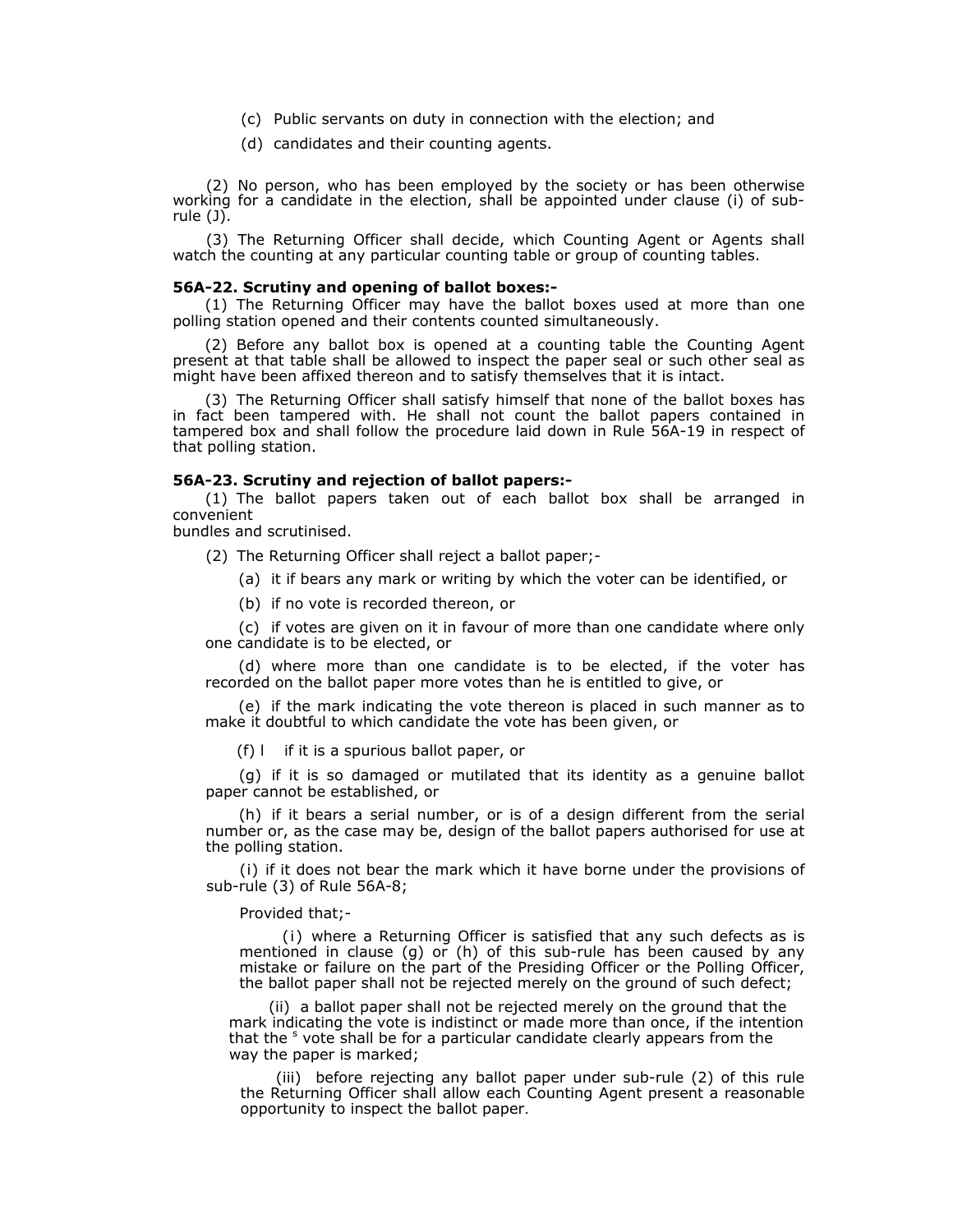(c) Public servants on duty in connection with the election; and

(d) candidates and their counting agents.

(2) No person, who has been employed by the society or has been otherwise working for a candidate in the election, shall be appointed under clause (i) of sub-rule (J).

(3) The Returning Officer shall decide, which Counting Agent or Agents shall watch the counting at any particular counting table or group of counting tables.

**56A-22. Scrutiny and opening of ballot boxes:-**

(1) The Returning Officer may have the ballot boxes used at more than one polling station opened and their contents counted simultaneously.

(2) Before any ballot box is opened at a counting table the Counting Agent present at that table shall be allowed to inspect the paper seal or such other seal as might have been affixed thereon and to satisfy themselves that it is intact.

(3) The Returning Officer shall satisfy himself that none of the ballot boxes has in fact been tampered with. He shall not count the ballot papers contained in tampered box and shall follow the procedure laid down in Rule 56A-19 in respect of that polling station.

**56A-23. Scrutiny and rejection of ballot papers:-**

(1) The ballot papers taken out of each ballot box shall be arranged in convenient
bundles and scrutinised.

(2) The Returning Officer shall reject a ballot paper;-

(a) it if bears any mark or writing by which the voter can be identified, or

(b) if no vote is recorded thereon, or

(c) if votes are given on it in favour of more than one candidate where only one candidate is to be elected, or

(d) where more than one candidate is to be elected, if the voter has recorded on the ballot paper more votes than he is entitled to give, or

(e) if the mark indicating the vote thereon is placed in such manner as to make it doubtful to which candidate the vote has been given, or

(f) l if it is a spurious ballot paper, or

(g) if it is so damaged or mutilated that its identity as a genuine ballot paper cannot be established, or

(h) if it bears a serial number, or is of a design different from the serial number or, as the case may be, design of the ballot papers authorised for use at the polling station.

(i) if it does not bear the mark which it have borne under the provisions of sub-rule (3) of Rule 56A-8;

Provided that;-

(i) where a Returning Officer is satisfied that any such defects as is mentioned in clause (g) or (h) of this sub-rule has been caused by any mistake or failure on the part of the Presiding Officer or the Polling Officer, the ballot paper shall not be rejected merely on the ground of such defect;

(ii) a ballot paper shall not be rejected merely on the ground that the mark indicating the vote is indistinct or made more than once, if the intention that the vote shall be for a particular candidate clearly appears from the way the paper is marked;

(iii) before rejecting any ballot paper under sub-rule (2) of this rule the Returning Officer shall allow each Counting Agent present a reasonable opportunity to inspect the ballot paper.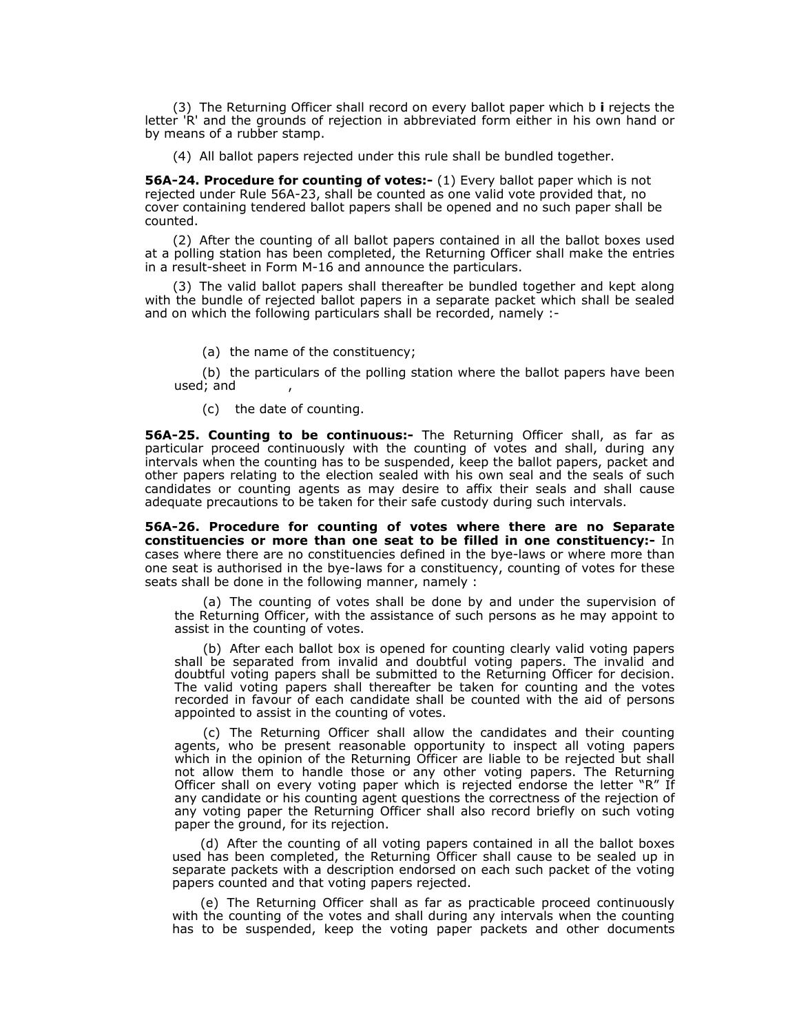(3) The Returning Officer shall record on every ballot paper which b **i** rejects the letter 'R' and the grounds of rejection in abbreviated form either in his own hand or by means of a rubber stamp.

(4) All ballot papers rejected under this rule shall be bundled together.

**56A-24. Procedure for counting of votes:-** (1) Every ballot paper which is not rejected under Rule 56A-23, shall be counted as one valid vote provided that, no cover containing tendered ballot papers shall be opened and no such paper shall be counted.

(2) After the counting of all ballot papers contained in all the ballot boxes used at a polling station has been completed, the Returning Officer shall make the entries in a result-sheet in Form M-16 and announce the particulars.

(3) The valid ballot papers shall thereafter be bundled together and kept along with the bundle of rejected ballot papers in a separate packet which shall be sealed and on which the following particulars shall be recorded, namely :-

(a) the name of the constituency;

(b) the particulars of the polling station where the ballot papers have been used; and ,

(c) the date of counting.

**56A-25. Counting to be continuous:-** The Returning Officer shall, as far as particular proceed continuously with the counting of votes and shall, during any intervals when the counting has to be suspended, keep the ballot papers, packet and other papers relating to the election sealed with his own seal and the seals of such candidates or counting agents as may desire to affix their seals and shall cause adequate precautions to be taken for their safe custody during such intervals.

**56A-26. Procedure for counting of votes where there are no Separate constituencies or more than one seat to be filled in one constituency:-** In cases where there are no constituencies defined in the bye-laws or where more than one seat is authorised in the bye-laws for a constituency, counting of votes for these seats shall be done in the following manner, namely :

(a) The counting of votes shall be done by and under the supervision of the Returning Officer, with the assistance of such persons as he may appoint to assist in the counting of votes.

(b) After each ballot box is opened for counting clearly valid voting papers shall be separated from invalid and doubtful voting papers. The invalid and doubtful voting papers shall be submitted to the Returning Officer for decision. The valid voting papers shall thereafter be taken for counting and the votes recorded in favour of each candidate shall be counted with the aid of persons appointed to assist in the counting of votes.

(c) The Returning Officer shall allow the candidates and their counting agents, who be present reasonable opportunity to inspect all voting papers which in the opinion of the Returning Officer are liable to be rejected but shall not allow them to handle those or any other voting papers. The Returning Officer shall on every voting paper which is rejected endorse the letter "R" If any candidate or his counting agent questions the correctness of the rejection of any voting paper the Returning Officer shall also record briefly on such voting paper the ground, for its rejection.

(d) After the counting of all voting papers contained in all the ballot boxes used has been completed, the Returning Officer shall cause to be sealed up in separate packets with a description endorsed on each such packet of the voting papers counted and that voting papers rejected.

(e) The Returning Officer shall as far as practicable proceed continuously with the counting of the votes and shall during any intervals when the counting has to be suspended, keep the voting paper packets and other documents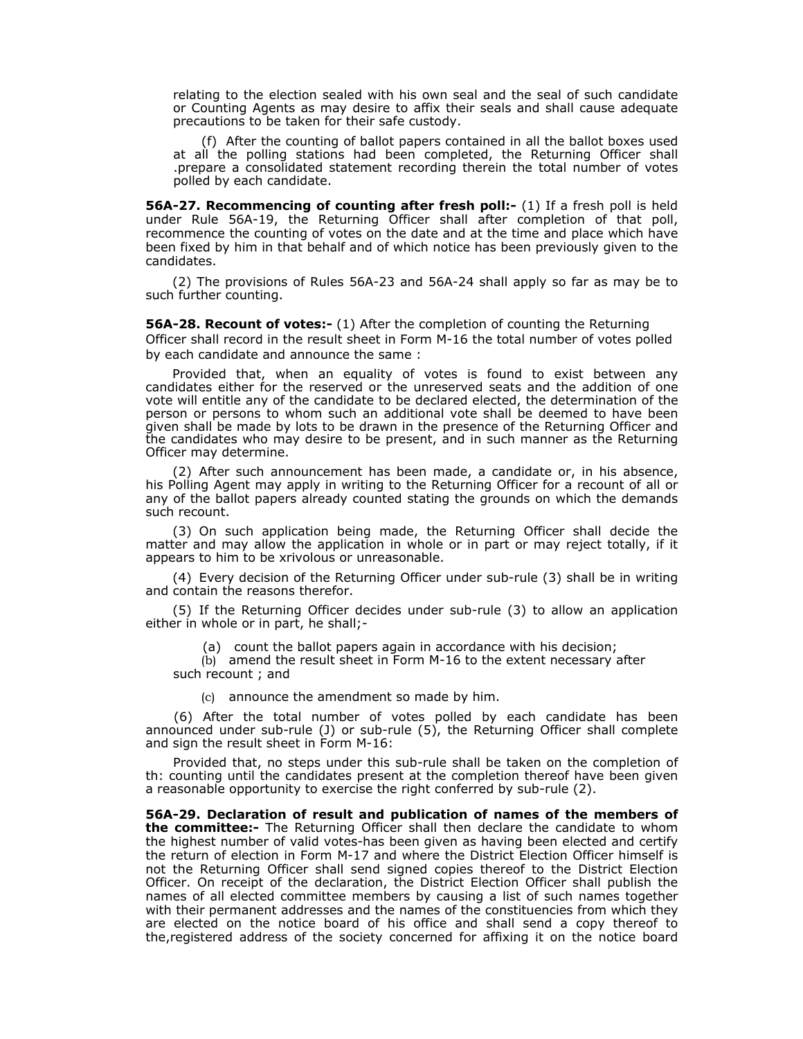relating to the election sealed with his own seal and the seal of such candidate or Counting Agents as may desire to affix their seals and shall cause adequate precautions to be taken for their safe custody.

(f) After the counting of ballot papers contained in all the ballot boxes used at all the polling stations had been completed, the Returning Officer shall .prepare a consolidated statement recording therein the total number of votes polled by each candidate.

**56A-27. Recommencing of counting after fresh poll:-** (1) If a fresh poll is held under Rule 56A-19, the Returning Officer shall after completion of that poll, recommence the counting of votes on the date and at the time and place which have been fixed by him in that behalf and of which notice has been previously given to the candidates.

(2) The provisions of Rules 56A-23 and 56A-24 shall apply so far as may be to such further counting.

**56A-28. Recount of votes:-** (1) After the completion of counting the Returning Officer shall record in the result sheet in Form M-16 the total number of votes polled by each candidate and announce the same :

Provided that, when an equality of votes is found to exist between any candidates either for the reserved or the unreserved seats and the addition of one vote will entitle any of the candidate to be declared elected, the determination of the person or persons to whom such an additional vote shall be deemed to have been given shall be made by lots to be drawn in the presence of the Returning Officer and the candidates who may desire to be present, and in such manner as the Returning Officer may determine.

(2) After such announcement has been made, a candidate or, in his absence, his Polling Agent may apply in writing to the Returning Officer for a recount of all or any of the ballot papers already counted stating the grounds on which the demands such recount.

(3) On such application being made, the Returning Officer shall decide the matter and may allow the application in whole or in part or may reject totally, if it appears to him to be xrivolous or unreasonable.

(4) Every decision of the Returning Officer under sub-rule (3) shall be in writing and contain the reasons therefor.

(5) If the Returning Officer decides under sub-rule (3) to allow an application either in whole or in part, he shall;-

(a) count the ballot papers again in accordance with his decision;

(b) amend the result sheet in Form M-16 to the extent necessary after such recount ; and

(c) announce the amendment so made by him.

(6) After the total number of votes polled by each candidate has been announced under sub-rule (J) or sub-rule (5), the Returning Officer shall complete and sign the result sheet in Form M-16:

Provided that, no steps under this sub-rule shall be taken on the completion of th: counting until the candidates present at the completion thereof have been given a reasonable opportunity to exercise the right conferred by sub-rule (2).

**56A-29. Declaration of result and publication of names of the members of the committee:-** The Returning Officer shall then declare the candidate to whom the highest number of valid votes-has been given as having been elected and certify the return of election in Form M-17 and where the District Election Officer himself is not the Returning Officer shall send signed copies thereof to the District Election Officer. On receipt of the declaration, the District Election Officer shall publish the names of all elected committee members by causing a list of such names together with their permanent addresses and the names of the constituencies from which they are elected on the notice board of his office and shall send a copy thereof to the,registered address of the society concerned for affixing it on the notice board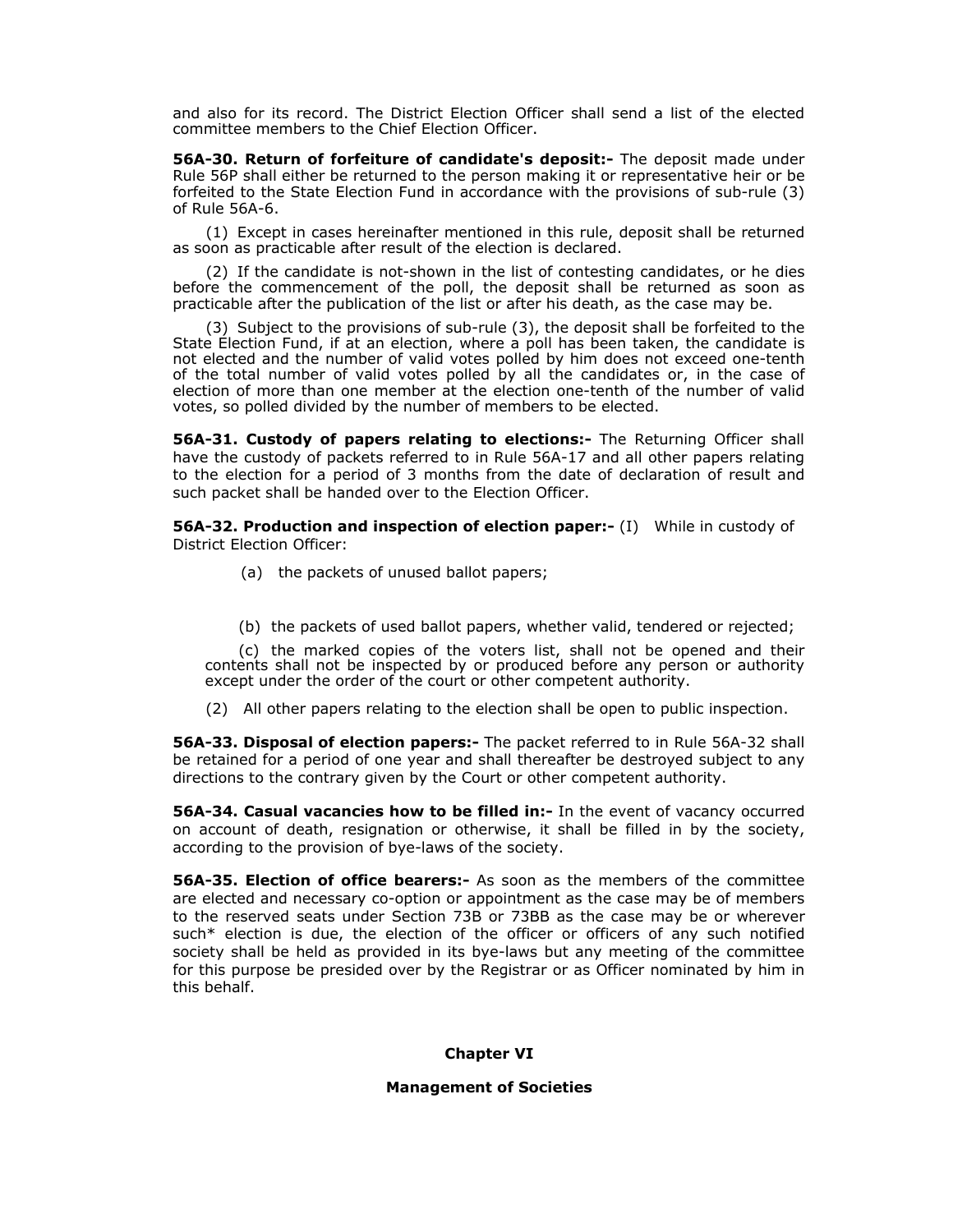and also for its record. The District Election Officer shall send a list of the elected committee members to the Chief Election Officer.

**56A-30. Return of forfeiture of candidate's deposit:-** The deposit made under Rule 56P shall either be returned to the person making it or representative heir or be forfeited to the State Election Fund in accordance with the provisions of sub-rule (3) of Rule 56A-6.

(1) Except in cases hereinafter mentioned in this rule, deposit shall be returned as soon as practicable after result of the election is declared.

(2) If the candidate is not-shown in the list of contesting candidates, or he dies before the commencement of the poll, the deposit shall be returned as soon as practicable after the publication of the list or after his death, as the case may be.

(3) Subject to the provisions of sub-rule (3), the deposit shall be forfeited to the State Election Fund, if at an election, where a poll has been taken, the candidate is not elected and the number of valid votes polled by him does not exceed one-tenth of the total number of valid votes polled by all the candidates or, in the case of election of more than one member at the election one-tenth of the number of valid votes, so polled divided by the number of members to be elected.

**56A-31. Custody of papers relating to elections:-** The Returning Officer shall have the custody of packets referred to in Rule 56A-17 and all other papers relating to the election for a period of 3 months from the date of declaration of result and such packet shall be handed over to the Election Officer.

**56A-32. Production and inspection of election paper:-** (I) While in custody of District Election Officer:

(a) the packets of unused ballot papers;

(b) the packets of used ballot papers, whether valid, tendered or rejected;

(c) the marked copies of the voters list, shall not be opened and their contents shall not be inspected by or produced before any person or authority except under the order of the court or other competent authority.

(2) All other papers relating to the election shall be open to public inspection.

**56A-33. Disposal of election papers:-** The packet referred to in Rule 56A-32 shall be retained for a period of one year and shall thereafter be destroyed subject to any directions to the contrary given by the Court or other competent authority.

**56A-34. Casual vacancies how to be filled in:-** In the event of vacancy occurred on account of death, resignation or otherwise, it shall be filled in by the society, according to the provision of bye-laws of the society.

**56A-35. Election of office bearers:-** As soon as the members of the committee are elected and necessary co-option or appointment as the case may be of members to the reserved seats under Section 73B or 73BB as the case may be or wherever such* election is due, the election of the officer or officers of any such notified society shall be held as provided in its bye-laws but any meeting of the committee for this purpose be presided over by the Registrar or as Officer nominated by him in this behalf.

## Chapter VI

## Management of Societies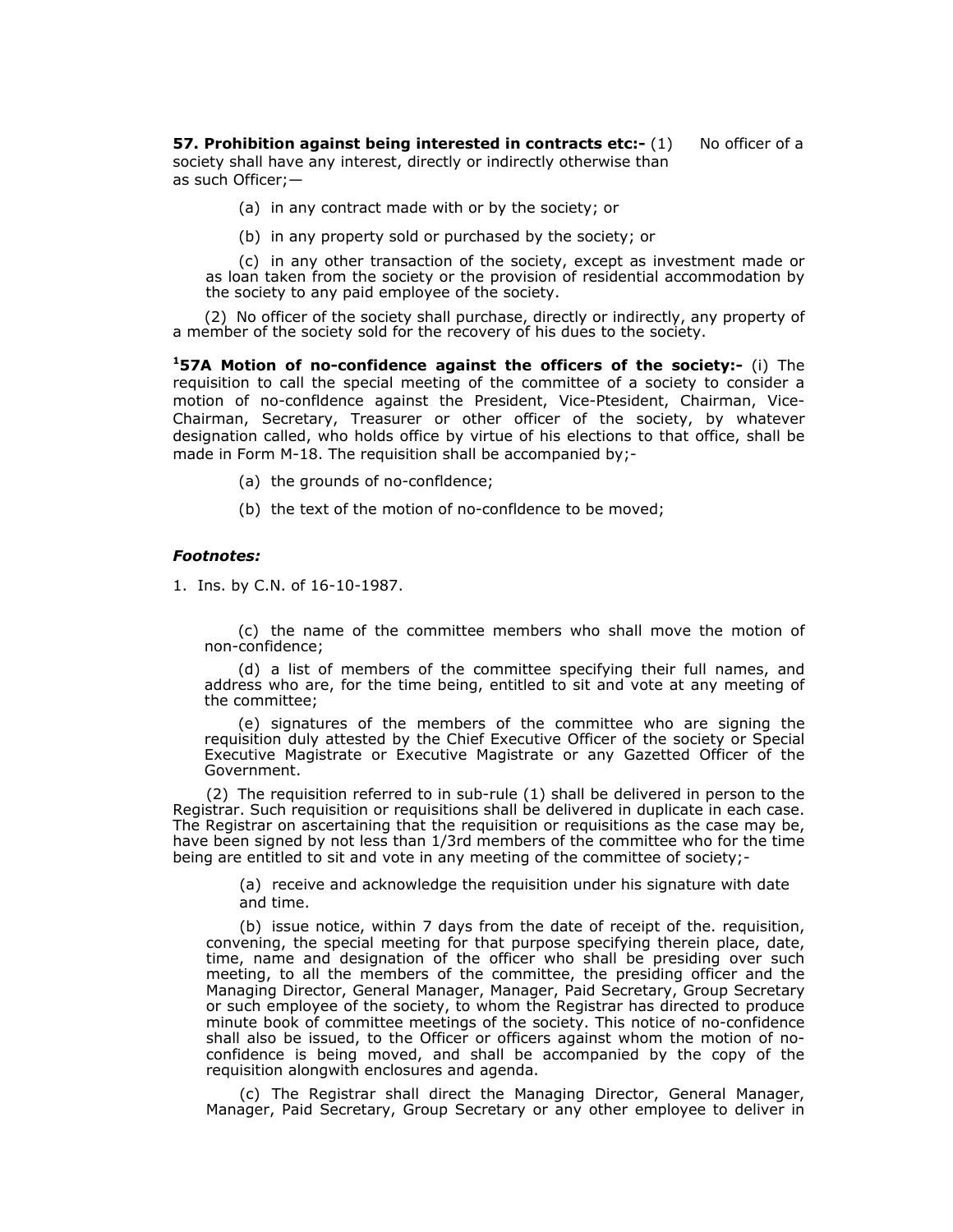**57. Prohibition against being interested in contracts etc:-** (1) No officer of a society shall have any interest, directly or indirectly otherwise than as such Officer;—

(a) in any contract made with or by the society; or

(b) in any property sold or purchased by the society; or

(c) in any other transaction of the society, except as investment made or as loan taken from the society or the provision of residential accommodation by the society to any paid employee of the society.

(2) No officer of the society shall purchase, directly or indirectly, any property of a member of the society sold for the recovery of his dues to the society.

**[1]57A Motion of no-confidence against the officers of the society:-** (i) The requisition to call the special meeting of the committee of a society to consider a motion of no-confldence against the President, Vice-Ptesident, Chairman, Vice-Chairman, Secretary, Treasurer or other officer of the society, by whatever designation called, who holds office by virtue of his elections to that office, shall be made in Form M-18. The requisition shall be accompanied by;-

(a) the grounds of no-confldence;

(b) the text of the motion of no-confldence to be moved;

(c) the name of the committee members who shall move the motion of non-confidence;

(d) a list of members of the committee specifying their full names, and address who are, for the time being, entitled to sit and vote at any meeting of the committee;

(e) signatures of the members of the committee who are signing the requisition duly attested by the Chief Executive Officer of the society or Special Executive Magistrate or Executive Magistrate or any Gazetted Officer of the Government.

(2) The requisition referred to in sub-rule (1) shall be delivered in person to the Registrar. Such requisition or requisitions shall be delivered in duplicate in each case. The Registrar on ascertaining that the requisition or requisitions as the case may be, have been signed by not less than 1/3rd members of the committee who for the time being are entitled to sit and vote in any meeting of the committee of society;-

(a) receive and acknowledge the requisition under his signature with date and time.

(b) issue notice, within 7 days from the date of receipt of the. requisition, convening, the special meeting for that purpose specifying therein place, date, time, name and designation of the officer who shall be presiding over such meeting, to all the members of the committee, the presiding officer and the Managing Director, General Manager, Manager, Paid Secretary, Group Secretary or such employee of the society, to whom the Registrar has directed to produce minute book of committee meetings of the society. This notice of no-confidence shall also be issued, to the Officer or officers against whom the motion of no-confidence is being moved, and shall be accompanied by the copy of the requisition alongwith enclosures and agenda.

(c) The Registrar shall direct the Managing Director, General Manager, Manager, Paid Secretary, Group Secretary or any other employee to deliver in

***Footnotes:***

1. Ins. by C.N. of 16-10-1987.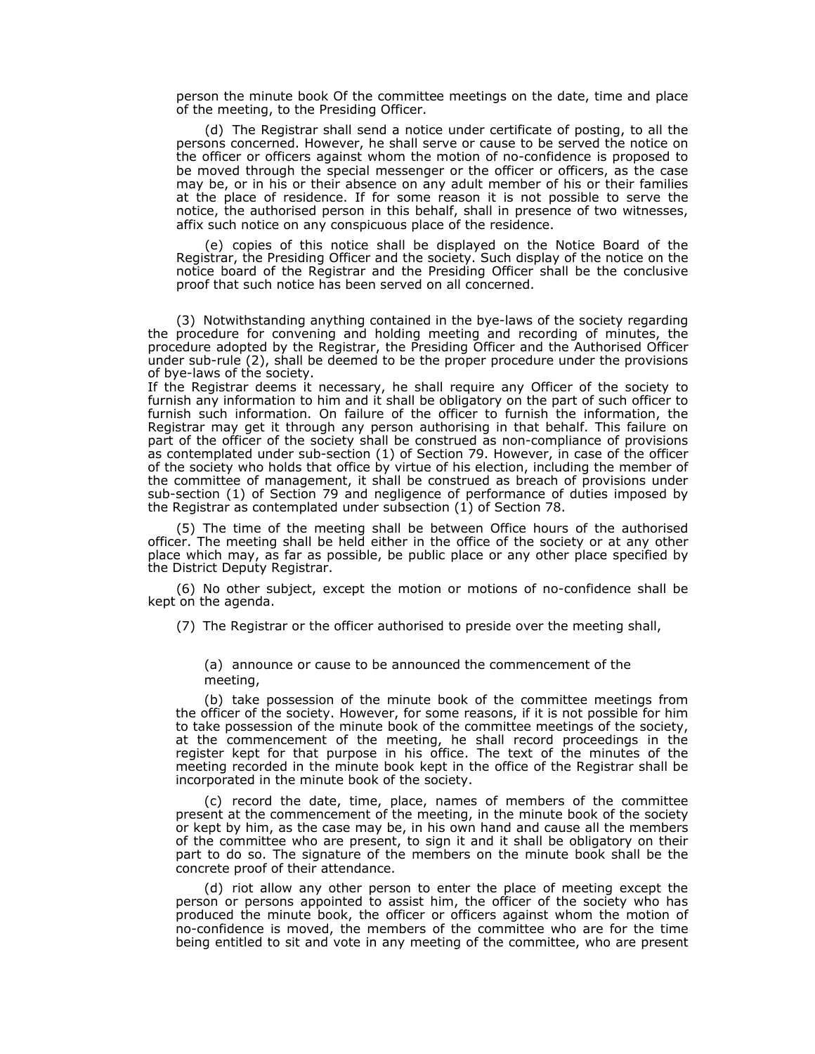person the minute book Of the committee meetings on the date, time and place of the meeting, to the Presiding Officer.

(d) The Registrar shall send a notice under certificate of posting, to all the persons concerned. However, he shall serve or cause to be served the notice on the officer or officers against whom the motion of no-confidence is proposed to be moved through the special messenger or the officer or officers, as the case may be, or in his or their absence on any adult member of his or their families at the place of residence. If for some reason it is not possible to serve the notice, the authorised person in this behalf, shall in presence of two witnesses, affix such notice on any conspicuous place of the residence.

(e) copies of this notice shall be displayed on the Notice Board of the Registrar, the Presiding Officer and the society. Such display of the notice on the notice board of the Registrar and the Presiding Officer shall be the conclusive proof that such notice has been served on all concerned.

(3) Notwithstanding anything contained in the bye-laws of the society regarding the procedure for convening and holding meeting and recording of minutes, the procedure adopted by the Registrar, the Presiding Officer and the Authorised Officer under sub-rule (2), shall be deemed to be the proper procedure under the provisions of bye-laws of the society.

If the Registrar deems it necessary, he shall require any Officer of the society to furnish any information to him and it shall be obligatory on the part of such officer to furnish such information. On failure of the officer to furnish the information, the Registrar may get it through any person authorising in that behalf. This failure on part of the officer of the society shall be construed as non-compliance of provisions as contemplated under sub-section (1) of Section 79. However, in case of the officer of the society who holds that office by virtue of his election, including the member of the committee of management, it shall be construed as breach of provisions under sub-section (1) of Section 79 and negligence of performance of duties imposed by the Registrar as contemplated under subsection (1) of Section 78.

(5) The time of the meeting shall be between Office hours of the authorised officer. The meeting shall be held either in the office of the society or at any other place which may, as far as possible, be public place or any other place specified by the District Deputy Registrar.

(6) No other subject, except the motion or motions of no-confidence shall be kept on the agenda.

(7) The Registrar or the officer authorised to preside over the meeting shall,

(a) announce or cause to be announced the commencement of the meeting,

(b) take possession of the minute book of the committee meetings from the officer of the society. However, for some reasons, if it is not possible for him to take possession of the minute book of the committee meetings of the society, at the commencement of the meeting, he shall record proceedings in the register kept for that purpose in his office. The text of the minutes of the meeting recorded in the minute book kept in the office of the Registrar shall be incorporated in the minute book of the society.

(c) record the date, time, place, names of members of the committee present at the commencement of the meeting, in the minute book of the society or kept by him, as the case may be, in his own hand and cause all the members of the committee who are present, to sign it and it shall be obligatory on their part to do so. The signature of the members on the minute book shall be the concrete proof of their attendance.

(d) riot allow any other person to enter the place of meeting except the person or persons appointed to assist him, the officer of the society who has produced the minute book, the officer or officers against whom the motion of no-confidence is moved, the members of the committee who are for the time being entitled to sit and vote in any meeting of the committee, who are present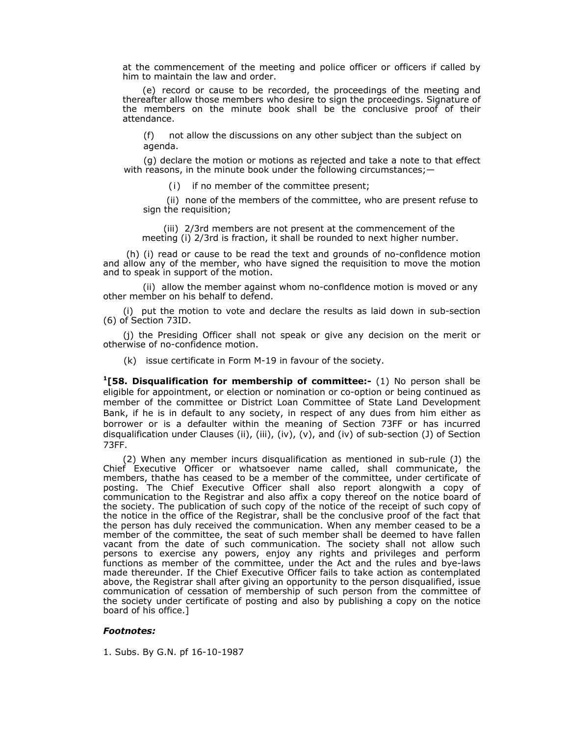at the commencement of the meeting and police officer or officers if called by him to maintain the law and order.

(e) record or cause to be recorded, the proceedings of the meeting and thereafter allow those members who desire to sign the proceedings. Signature of the members on the minute book shall be the conclusive proof of their attendance.

(f) not allow the discussions on any other subject than the subject on agenda.

(g) declare the motion or motions as rejected and take a note to that effect with reasons, in the minute book under the following circumstances;—

(i) if no member of the committee present;

(ii) none of the members of the committee, who are present refuse to sign the requisition;

(iii) 2/3rd members are not present at the commencement of the meeting (i) 2/3rd is fraction, it shall be rounded to next higher number.

(h) (i) read or cause to be read the text and grounds of no-confldence motion and allow any of the member, who have signed the requisition to move the motion and to speak in support of the motion.

(ii) allow the member against whom no-confldence motion is moved or any other member on his behalf to defend.

(i) put the motion to vote and declare the results as laid down in sub-section (6) of Section 73ID.

(j) the Presiding Officer shall not speak or give any decision on the merit or otherwise of no-confidence motion.

(k) issue certificate in Form M-19 in favour of the society.

[1][**58. Disqualification for membership of committee:-** (1) No person shall be eligible for appointment, or election or nomination or co-option or being continued as member of the committee or District Loan Committee of State Land Development Bank, if he is in default to any society, in respect of any dues from him either as borrower or is a defaulter within the meaning of Section 73FF or has incurred disqualification under Clauses (ii), (iii), (iv), (v), and (iv) of sub-section (J) of Section 73FF.

(2) When any member incurs disqualification as mentioned in sub-rule (J) the Chief Executive Officer or whatsoever name called, shall communicate, the members, thathe has ceased to be a member of the committee, under certificate of posting. The Chief Executive Officer shall also report alongwith a copy of communication to the Registrar and also affix a copy thereof on the notice board of the society. The publication of such copy of the notice of the receipt of such copy of the notice in the office of the Registrar, shall be the conclusive proof of the fact that the person has duly received the communication. When any member ceased to be a member of the committee, the seat of such member shall be deemed to have fallen vacant from the date of such communication. The society shall not allow such persons to exercise any powers, enjoy any rights and privileges and perform functions as member of the committee, under the Act and the rules and bye-laws made thereunder. If the Chief Executive Officer fails to take action as contemplated above, the Registrar shall after giving an opportunity to the person disqualified, issue communication of cessation of membership of such person from the committee of the society under certificate of posting and also by publishing a copy on the notice board of his office.]

***Footnotes:***

1. Subs. By G.N. pf 16-10-1987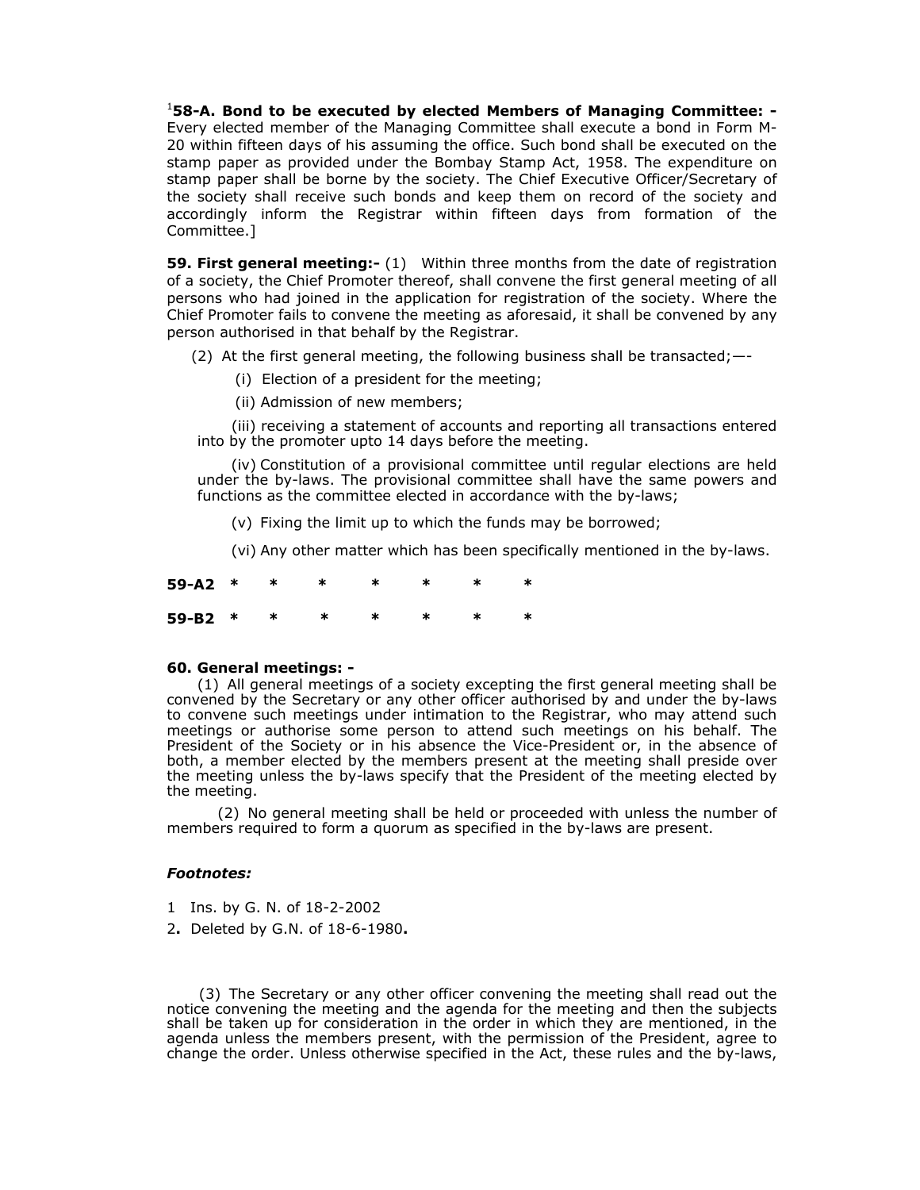[1]**58-A. Bond to be executed by elected Members of Managing Committee: -** Every elected member of the Managing Committee shall execute a bond in Form M-20 within fifteen days of his assuming the office. Such bond shall be executed on the stamp paper as provided under the Bombay Stamp Act, 1958. The expenditure on stamp paper shall be borne by the society. The Chief Executive Officer/Secretary of the society shall receive such bonds and keep them on record of the society and accordingly inform the Registrar within fifteen days from formation of the Committee.]

**59. First general meeting:-** (1) Within three months from the date of registration of a society, the Chief Promoter thereof, shall convene the first general meeting of all persons who had joined in the application for registration of the society. Where the Chief Promoter fails to convene the meeting as aforesaid, it shall be convened by any person authorised in that behalf by the Registrar.

(2) At the first general meeting, the following business shall be transacted;—-

(i) Election of a president for the meeting;

(ii) Admission of new members;

(iii) receiving a statement of accounts and reporting all transactions entered into by the promoter upto 14 days before the meeting.

(iv) Constitution of a provisional committee until regular elections are held under the by-laws. The provisional committee shall have the same powers and functions as the committee elected in accordance with the by-laws;

(v) Fixing the limit up to which the funds may be borrowed;

(vi) Any other matter which has been specifically mentioned in the by-laws.

**59-A2** * * * * * * *

**59-B2** * * * * * * *

**60. General meetings: -**

(1) All general meetings of a society excepting the first general meeting shall be convened by the Secretary or any other officer authorised by and under the by-laws to convene such meetings under intimation to the Registrar, who may attend such meetings or authorise some person to attend such meetings on his behalf. The President of the Society or in his absence the Vice-President or, in the absence of both, a member elected by the members present at the meeting shall preside over the meeting unless the by-laws specify that the President of the meeting elected by the meeting.

(2) No general meeting shall be held or proceeded with unless the number of members required to form a quorum as specified in the by-laws are present.

***Footnotes:***

1 Ins. by G. N. of 18-2-2002

2**.** Deleted by G.N. of 18-6-1980**.**

(3) The Secretary or any other officer convening the meeting shall read out the notice convening the meeting and the agenda for the meeting and then the subjects shall be taken up for consideration in the order in which they are mentioned, in the agenda unless the members present, with the permission of the President, agree to change the order. Unless otherwise specified in the Act, these rules and the by-laws,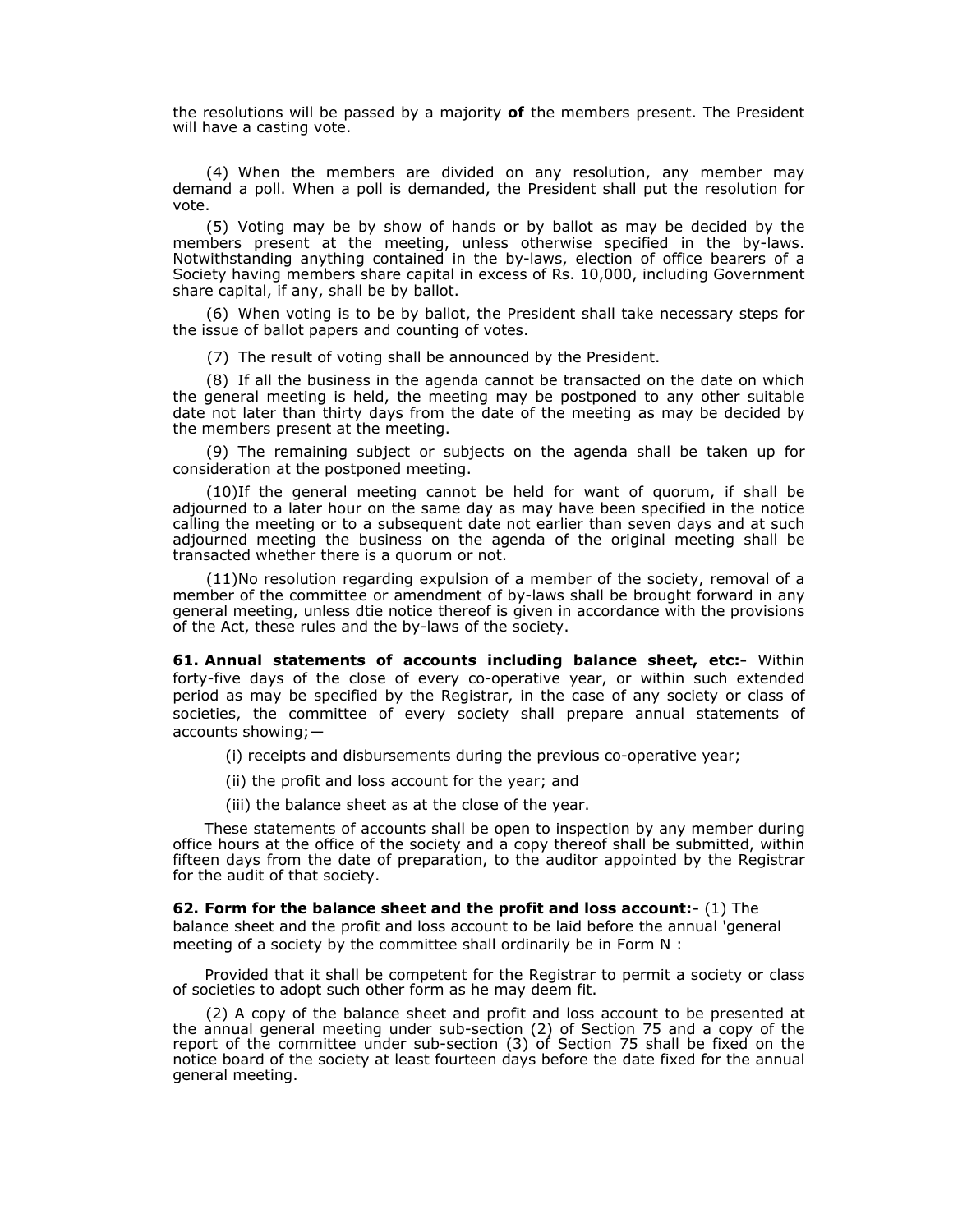the resolutions will be passed by a majority **of** the members present. The President will have a casting vote.

(4) When the members are divided on any resolution, any member may demand a poll. When a poll is demanded, the President shall put the resolution for vote.

(5) Voting may be by show of hands or by ballot as may be decided by the members present at the meeting, unless otherwise specified in the by-laws. Notwithstanding anything contained in the by-laws, election of office bearers of a Society having members share capital in excess of Rs. 10,000, including Government share capital, if any, shall be by ballot.

(6) When voting is to be by ballot, the President shall take necessary steps for the issue of ballot papers and counting of votes.

(7) The result of voting shall be announced by the President.

(8) If all the business in the agenda cannot be transacted on the date on which the general meeting is held, the meeting may be postponed to any other suitable date not later than thirty days from the date of the meeting as may be decided by the members present at the meeting.

(9) The remaining subject or subjects on the agenda shall be taken up for consideration at the postponed meeting.

(10)If the general meeting cannot be held for want of quorum, if shall be adjourned to a later hour on the same day as may have been specified in the notice calling the meeting or to a subsequent date not earlier than seven days and at such adjourned meeting the business on the agenda of the original meeting shall be transacted whether there is a quorum or not.

(11)No resolution regarding expulsion of a member of the society, removal of a member of the committee or amendment of by-laws shall be brought forward in any general meeting, unless dtie notice thereof is given in accordance with the provisions of the Act, these rules and the by-laws of the society.

**61. Annual statements of accounts including balance sheet, etc:-** Within forty-five days of the close of every co-operative year, or within such extended period as may be specified by the Registrar, in the case of any society or class of societies, the committee of every society shall prepare annual statements of accounts showing;—

(i) receipts and disbursements during the previous co-operative year;

(ii) the profit and loss account for the year; and

(iii) the balance sheet as at the close of the year.

These statements of accounts shall be open to inspection by any member during office hours at the office of the society and a copy thereof shall be submitted, within fifteen days from the date of preparation, to the auditor appointed by the Registrar for the audit of that society.

**62. Form for the balance sheet and the profit and loss account:-** (1) The balance sheet and the profit and loss account to be laid before the annual 'general meeting of a society by the committee shall ordinarily be in Form N :

Provided that it shall be competent for the Registrar to permit a society or class of societies to adopt such other form as he may deem fit.

(2) A copy of the balance sheet and profit and loss account to be presented at the annual general meeting under sub-section (2) of Section 75 and a copy of the report of the committee under sub-section (3) of Section 75 shall be fixed on the notice board of the society at least fourteen days before the date fixed for the annual general meeting.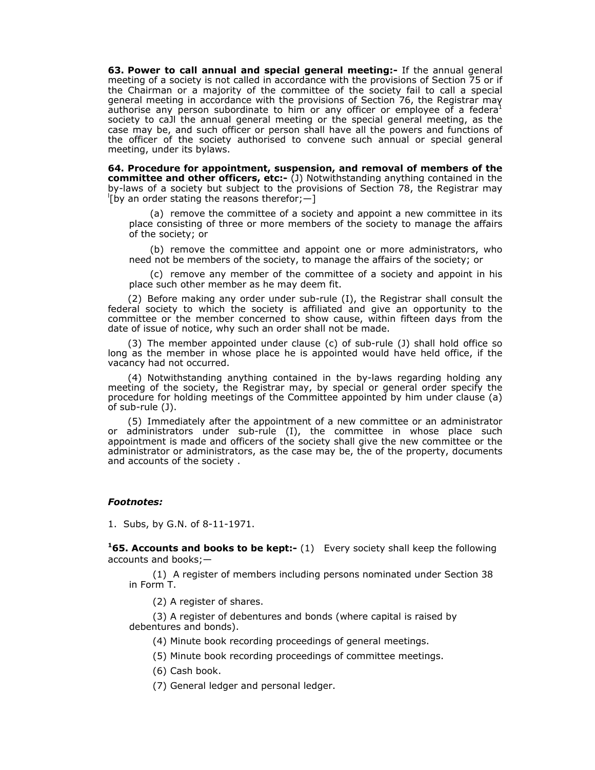**63. Power to call annual and special general meeting:-** If the annual general meeting of a society is not called in accordance with the provisions of Section 75 or if the Chairman or a majority of the committee of the society fail to call a special general meeting in accordance with the provisions of Section 76, the Registrar may authorise any person subordinate to him or any officer or employee of a federa[1] society to caJl the annual general meeting or the special general meeting, as the case may be, and such officer or person shall have all the powers and functions of the officer of the society authorised to convene such annual or special general meeting, under its bylaws.

**64. Procedure for appointment, suspension, and removal of members of the committee and other officers, etc:-** (J) Notwithstanding anything contained in the by-laws of a society but subject to the provisions of Section 78, the Registrar may [1][by an order stating the reasons therefor;—]

(a) remove the committee of a society and appoint a new committee in its place consisting of three or more members of the society to manage the affairs of the society; or

(b) remove the committee and appoint one or more administrators, who need not be members of the society, to manage the affairs of the society; or

(c) remove any member of the committee of a society and appoint in his place such other member as he may deem fit.

(2) Before making any order under sub-rule (I), the Registrar shall consult the federal society to which the society is affiliated and give an opportunity to the committee or the member concerned to show cause, within fifteen days from the date of issue of notice, why such an order shall not be made.

(3) The member appointed under clause (c) of sub-rule (J) shall hold office so long as the member in whose place he is appointed would have held office, if the vacancy had not occurred.

(4) Notwithstanding anything contained in the by-laws regarding holding any meeting of the society, the Registrar may, by special or general order specify the procedure for holding meetings of the Committee appointed by him under clause (a) of sub-rule (J).

(5) Immediately after the appointment of a new committee or an administrator or administrators under sub-rule (I), the committee in whose place such appointment is made and officers of the society shall give the new committee or the administrator or administrators, as the case may be, the of the property, documents and accounts of the society .

***Footnotes:***

1. Subs, by G.N. of 8-11-1971.

**[1]65. Accounts and books to be kept:-** (1) Every society shall keep the following accounts and books;—

(1) A register of members including persons nominated under Section 38 in Form T.

(2) A register of shares.

(3) A register of debentures and bonds (where capital is raised by debentures and bonds).

(4) Minute book recording proceedings of general meetings.

(5) Minute book recording proceedings of committee meetings.

(6) Cash book.

(7) General ledger and personal ledger.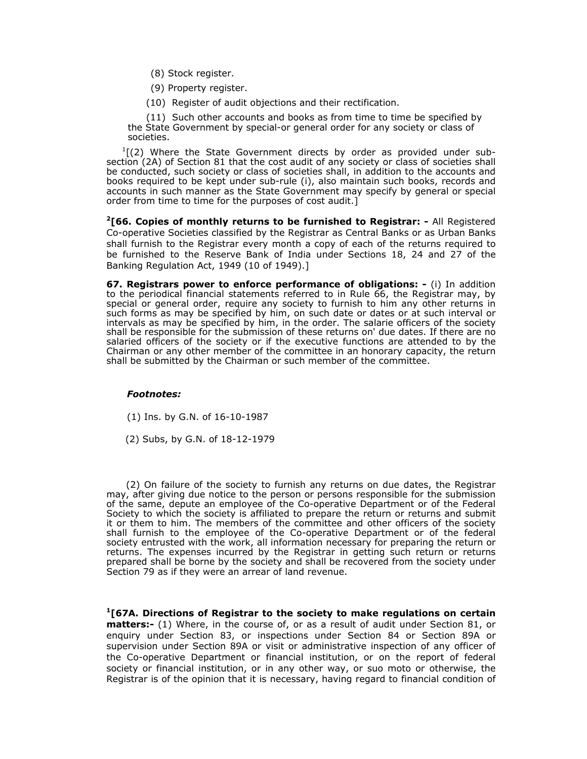(8) Stock register.

(9) Property register.

(10) Register of audit objections and their rectification.

(11) Such other accounts and books as from time to time be specified by the State Government by special-or general order for any society or class of societies.

[1][(2) Where the State Government directs by order as provided under sub-section (2A) of Section 81 that the cost audit of any society or class of societies shall be conducted, such society or class of societies shall, in addition to the accounts and books required to be kept under sub-rule (i), also maintain such books, records and accounts in such manner as the State Government may specify by general or special order from time to time for the purposes of cost audit.]

**[2][66. Copies of monthly returns to be furnished to Registrar: -** All Registered Co-operative Societies classified by the Registrar as Central Banks or as Urban Banks shall furnish to the Registrar every month a copy of each of the returns required to be furnished to the Reserve Bank of India under Sections 18, 24 and 27 of the Banking Regulation Act, 1949 (10 of 1949).]

**67. Registrars power to enforce performance of obligations: -** (i) In addition to the periodical financial statements referred to in Rule 66, the Registrar may, by special or general order, require any society to furnish to him any other returns in such forms as may be specified by him, on such date or dates or at such interval or intervals as may be specified by him, in the order. The salarie officers of the society shall be responsible for the submission of these returns on' due dates. If there are no salaried officers of the society or if the executive functions are attended to by the Chairman or any other member of the committee in an honorary capacity, the return shall be submitted by the Chairman or such member of the committee.

***Footnotes:***

(1) Ins. by G.N. of 16-10-1987

(2) Subs, by G.N. of 18-12-1979

(2) On failure of the society to furnish any returns on due dates, the Registrar may, after giving due notice to the person or persons responsible for the submission of the same, depute an employee of the Co-operative Department or of the Federal Society to which the society is affiliated to prepare the return or returns and submit it or them to him. The members of the committee and other officers of the society shall furnish to the employee of the Co-operative Department or of the federal society entrusted with the work, all information necessary for preparing the return or returns. The expenses incurred by the Registrar in getting such return or returns prepared shall be borne by the society and shall be recovered from the society under Section 79 as if they were an arrear of land revenue.

**[1][67A. Directions of Registrar to the society to make regulations on certain matters:-** (1) Where, in the course of, or as a result of audit under Section 81, or enquiry under Section 83, or inspections under Section 84 or Section 89A or supervision under Section 89A or visit or administrative inspection of any officer of the Co-operative Department or financial institution, or on the report of federal society or financial institution, or in any other way, or suo moto or otherwise, the Registrar is of the opinion that it is necessary, having regard to financial condition of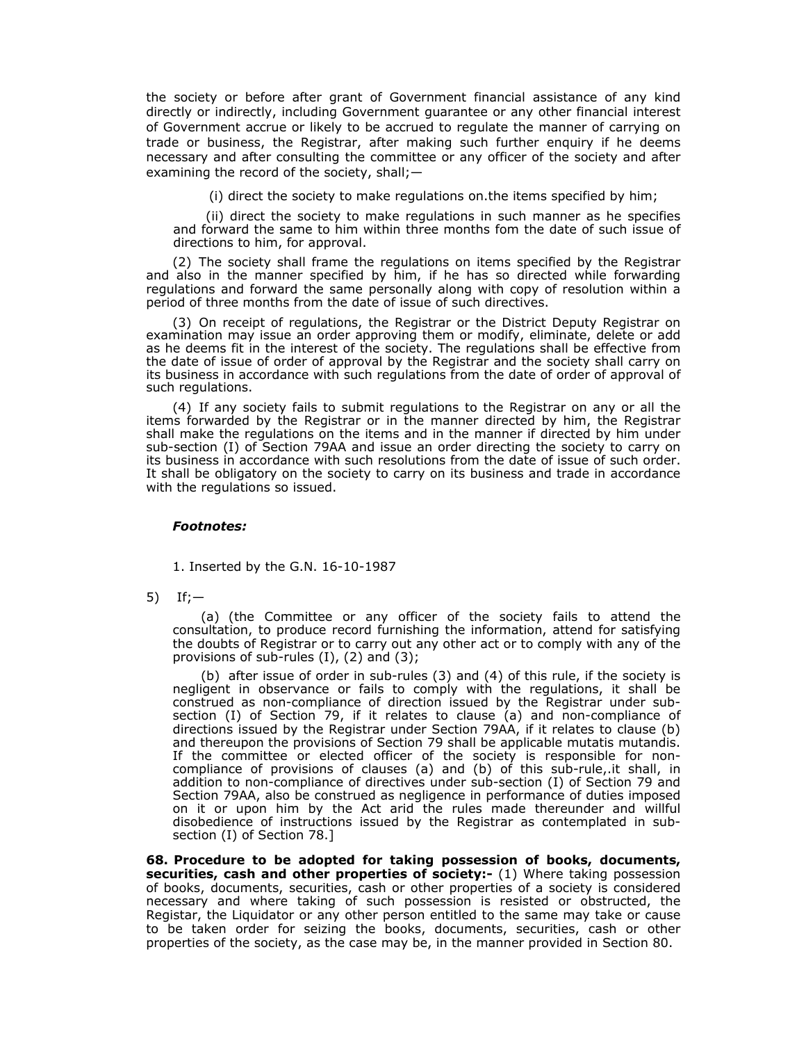the society or before after grant of Government financial assistance of any kind directly or indirectly, including Government guarantee or any other financial interest of Government accrue or likely to be accrued to regulate the manner of carrying on trade or business, the Registrar, after making such further enquiry if he deems necessary and after consulting the committee or any officer of the society and after examining the record of the society, shall;—

(i) direct the society to make regulations on.the items specified by him;

(ii) direct the society to make regulations in such manner as he specifies and forward the same to him within three months fom the date of such issue of directions to him, for approval.

(2) The society shall frame the regulations on items specified by the Registrar and also in the manner specified by him, if he has so directed while forwarding regulations and forward the same personally along with copy of resolution within a period of three months from the date of issue of such directives.

(3) On receipt of regulations, the Registrar or the District Deputy Registrar on examination may issue an order approving them or modify, eliminate, delete or add as he deems fit in the interest of the society. The regulations shall be effective from the date of issue of order of approval by the Registrar and the society shall carry on its business in accordance with such regulations from the date of order of approval of such regulations.

(4) If any society fails to submit regulations to the Registrar on any or all the items forwarded by the Registrar or in the manner directed by him, the Registrar shall make the regulations on the items and in the manner if directed by him under sub-section (I) of Section 79AA and issue an order directing the society to carry on its business in accordance with such resolutions from the date of issue of such order. It shall be obligatory on the society to carry on its business and trade in accordance with the regulations so issued.

***Footnotes:***

1. Inserted by the G.N. 16-10-1987

5) If;—

(a) (the Committee or any officer of the society fails to attend the consultation, to produce record furnishing the information, attend for satisfying the doubts of Registrar or to carry out any other act or to comply with any of the provisions of sub-rules (I), (2) and (3);

(b) after issue of order in sub-rules (3) and (4) of this rule, if the society is negligent in observance or fails to comply with the regulations, it shall be construed as non-compliance of direction issued by the Registrar under sub-section (I) of Section 79, if it relates to clause (a) and non-compliance of directions issued by the Registrar under Section 79AA, if it relates to clause (b) and thereupon the provisions of Section 79 shall be applicable mutatis mutandis. If the committee or elected officer of the society is responsible for non-compliance of provisions of clauses (a) and (b) of this sub-rule,.it shall, in addition to non-compliance of directives under sub-section (I) of Section 79 and Section 79AA, also be construed as negligence in performance of duties imposed on it or upon him by the Act arid the rules made thereunder and willful disobedience of instructions issued by the Registrar as contemplated in sub-section (I) of Section 78.]

**68. Procedure to be adopted for taking possession of books, documents, securities, cash and other properties of society:-** (1) Where taking possession of books, documents, securities, cash or other properties of a society is considered necessary and where taking of such possession is resisted or obstructed, the Registar, the Liquidator or any other person entitled to the same may take or cause to be taken order for seizing the books, documents, securities, cash or other properties of the society, as the case may be, in the manner provided in Section 80.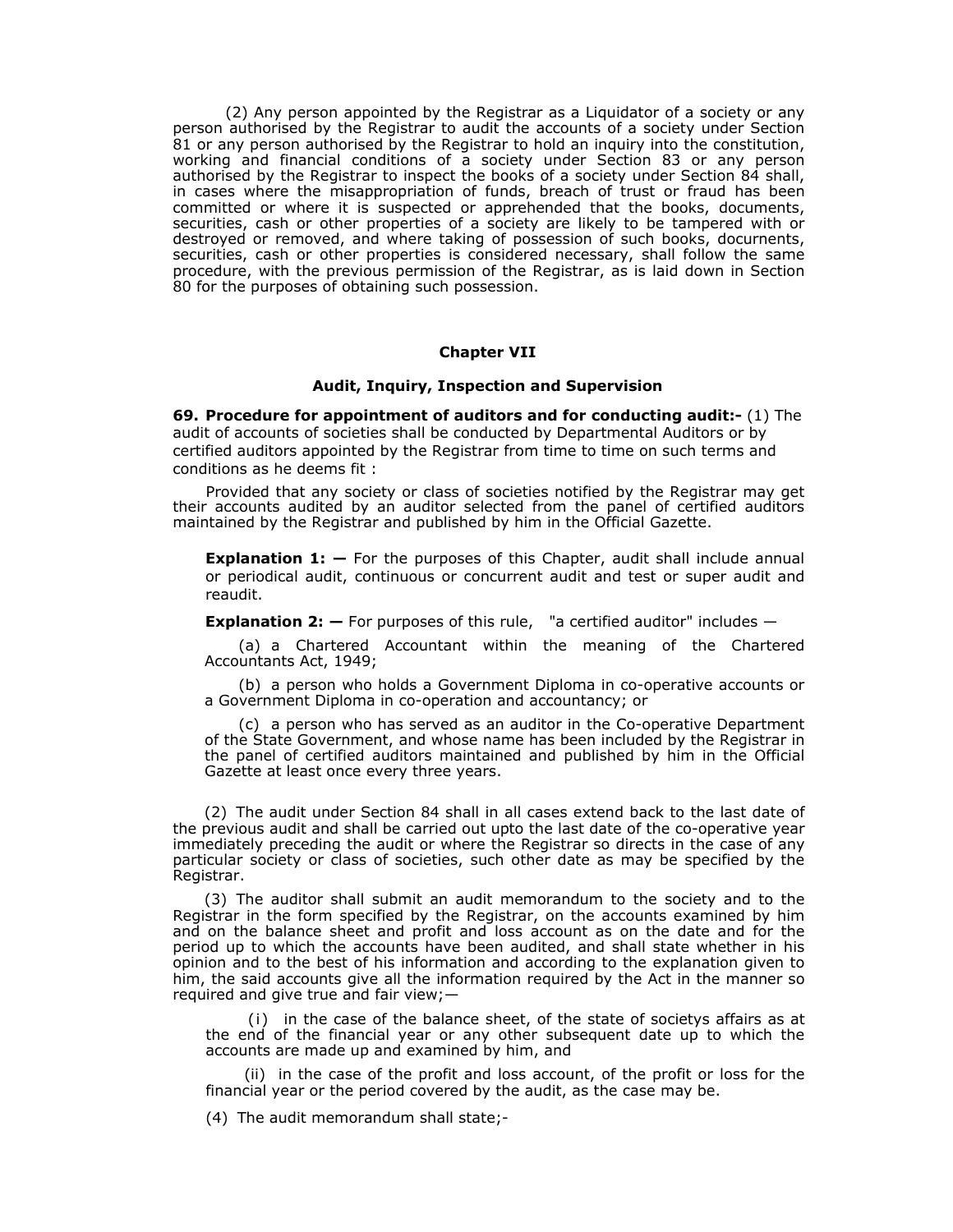(2) Any person appointed by the Registrar as a Liquidator of a society or any person authorised by the Registrar to audit the accounts of a society under Section 81 or any person authorised by the Registrar to hold an inquiry into the constitution, working and financial conditions of a society under Section 83 or any person authorised by the Registrar to inspect the books of a society under Section 84 shall, in cases where the misappropriation of funds, breach of trust or fraud has been committed or where it is suspected or apprehended that the books, documents, securities, cash or other properties of a society are likely to be tampered with or destroyed or removed, and where taking of possession of such books, docurnents, securities, cash or other properties is considered necessary, shall follow the same procedure, with the previous permission of the Registrar, as is laid down in Section 80 for the purposes of obtaining such possession.

## Chapter VII

### Audit, Inquiry, Inspection and Supervision

**69. Procedure for appointment of auditors and for conducting audit:-** (1) The audit of accounts of societies shall be conducted by Departmental Auditors or by certified auditors appointed by the Registrar from time to time on such terms and conditions as he deems fit :

Provided that any society or class of societies notified by the Registrar may get their accounts audited by an auditor selected from the panel of certified auditors maintained by the Registrar and published by him in the Official Gazette.

**Explanation 1: —** For the purposes of this Chapter, audit shall include annual or periodical audit, continuous or concurrent audit and test or super audit and reaudit.

**Explanation 2: —** For purposes of this rule, "a certified auditor" includes —

(a) a Chartered Accountant within the meaning of the Chartered Accountants Act, 1949;

(b) a person who holds a Government Diploma in co-operative accounts or a Government Diploma in co-operation and accountancy; or

(c) a person who has served as an auditor in the Co-operative Department of the State Government, and whose name has been included by the Registrar in the panel of certified auditors maintained and published by him in the Official Gazette at least once every three years.

(2) The audit under Section 84 shall in all cases extend back to the last date of the previous audit and shall be carried out upto the last date of the co-operative year immediately preceding the audit or where the Registrar so directs in the case of any particular society or class of societies, such other date as may be specified by the Registrar.

(3) The auditor shall submit an audit memorandum to the society and to the Registrar in the form specified by the Registrar, on the accounts examined by him and on the balance sheet and profit and loss account as on the date and for the period up to which the accounts have been audited, and shall state whether in his opinion and to the best of his information and according to the explanation given to him, the said accounts give all the information required by the Act in the manner so required and give true and fair view;—

(i) in the case of the balance sheet, of the state of societys affairs as at the end of the financial year or any other subsequent date up to which the accounts are made up and examined by him, and

(ii) in the case of the profit and loss account, of the profit or loss for the financial year or the period covered by the audit, as the case may be.

(4) The audit memorandum shall state;-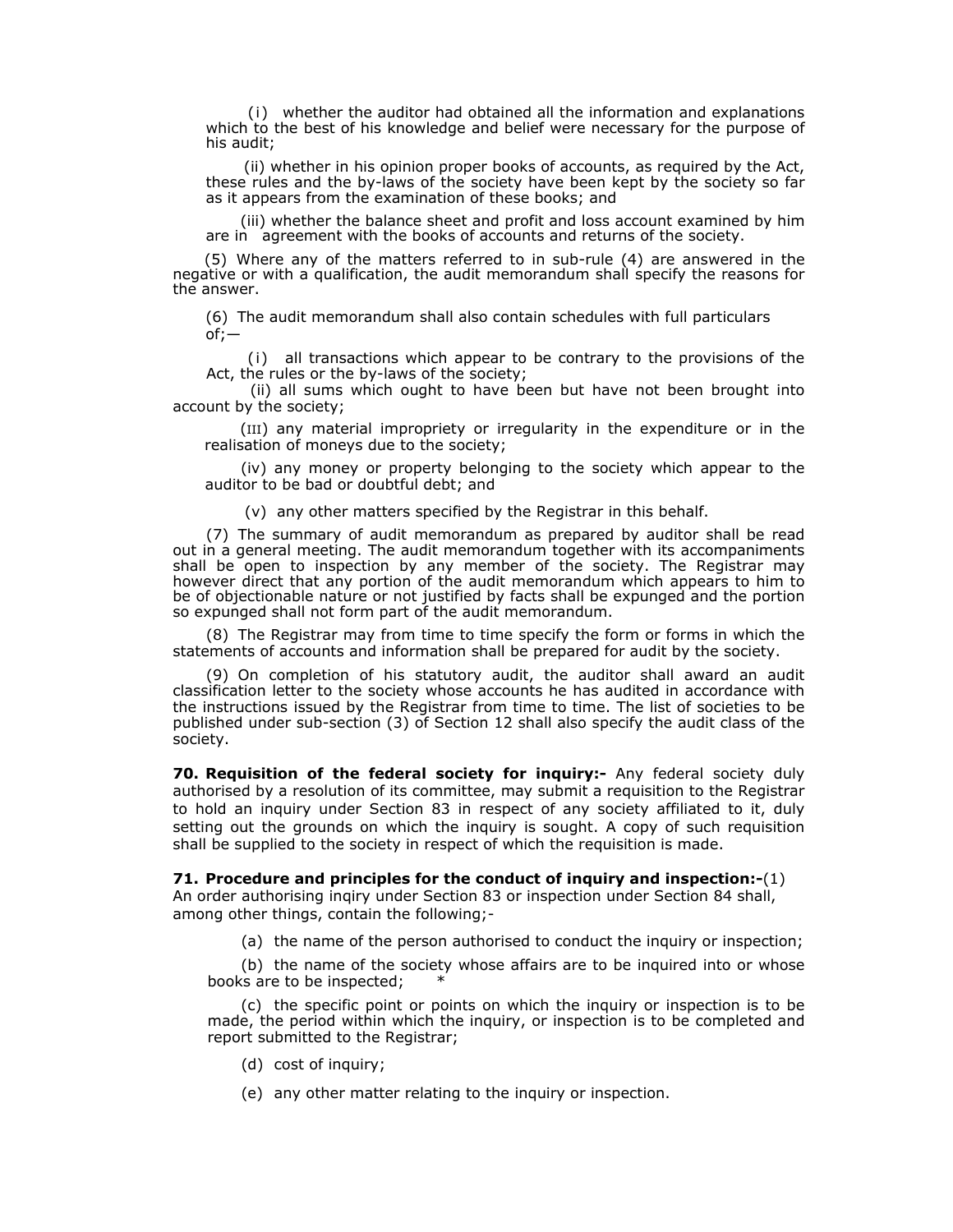(i) whether the auditor had obtained all the information and explanations which to the best of his knowledge and belief were necessary for the purpose of his audit;

(ii) whether in his opinion proper books of accounts, as required by the Act, these rules and the by-laws of the society have been kept by the society so far as it appears from the examination of these books; and

(iii) whether the balance sheet and profit and loss account examined by him are in agreement with the books of accounts and returns of the society.

(5) Where any of the matters referred to in sub-rule (4) are answered in the negative or with a qualification, the audit memorandum shall specify the reasons for the answer.

(6) The audit memorandum shall also contain schedules with full particulars of;—

(i) all transactions which appear to be contrary to the provisions of the Act, the rules or the by-laws of the society;

(ii) all sums which ought to have been but have not been brought into account by the society;

(III) any material impropriety or irregularity in the expenditure or in the realisation of moneys due to the society;

(iv) any money or property belonging to the society which appear to the auditor to be bad or doubtful debt; and

(v) any other matters specified by the Registrar in this behalf.

(7) The summary of audit memorandum as prepared by auditor shall be read out in a general meeting. The audit memorandum together with its accompaniments shall be open to inspection by any member of the society. The Registrar may however direct that any portion of the audit memorandum which appears to him to be of objectionable nature or not justified by facts shall be expunged and the portion so expunged shall not form part of the audit memorandum.

(8) The Registrar may from time to time specify the form or forms in which the statements of accounts and information shall be prepared for audit by the society.

(9) On completion of his statutory audit, the auditor shall award an audit classification letter to the society whose accounts he has audited in accordance with the instructions issued by the Registrar from time to time. The list of societies to be published under sub-section (3) of Section 12 shall also specify the audit class of the society.

**70. Requisition of the federal society for inquiry:-** Any federal society duly authorised by a resolution of its committee, may submit a requisition to the Registrar to hold an inquiry under Section 83 in respect of any society affiliated to it, duly setting out the grounds on which the inquiry is sought. A copy of such requisition shall be supplied to the society in respect of which the requisition is made.

**71. Procedure and principles for the conduct of inquiry and inspection:-**(1) An order authorising inqiry under Section 83 or inspection under Section 84 shall, among other things, contain the following;-

(a) the name of the person authorised to conduct the inquiry or inspection;

(b) the name of the society whose affairs are to be inquired into or whose books are to be inspected; *

(c) the specific point or points on which the inquiry or inspection is to be made, the period within which the inquiry, or inspection is to be completed and report submitted to the Registrar;

(d) cost of inquiry;

(e) any other matter relating to the inquiry or inspection.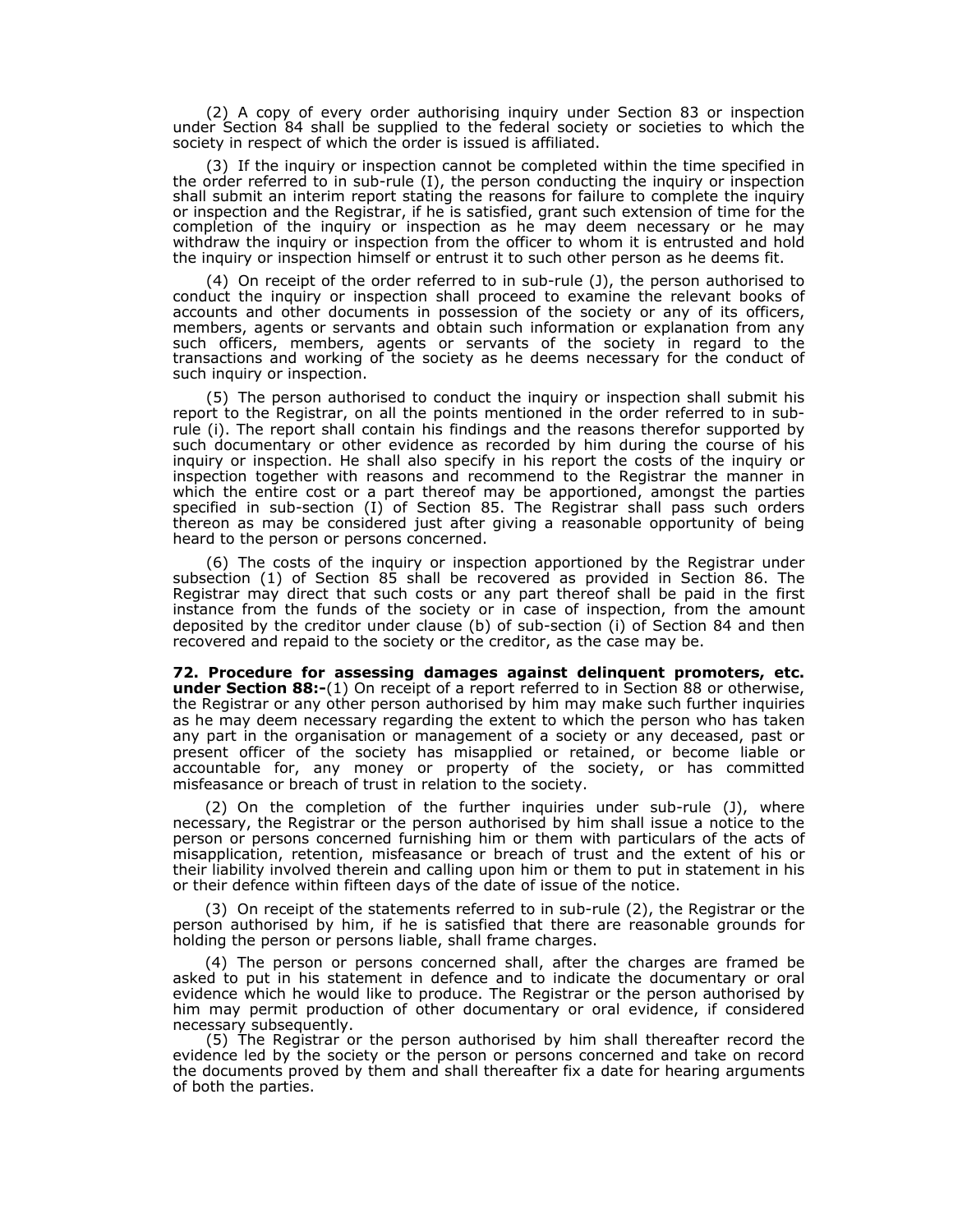(2) A copy of every order authorising inquiry under Section 83 or inspection under Section 84 shall be supplied to the federal society or societies to which the society in respect of which the order is issued is affiliated.

(3) If the inquiry or inspection cannot be completed within the time specified in the order referred to in sub-rule (I), the person conducting the inquiry or inspection shall submit an interim report stating the reasons for failure to complete the inquiry or inspection and the Registrar, if he is satisfied, grant such extension of time for the completion of the inquiry or inspection as he may deem necessary or he may withdraw the inquiry or inspection from the officer to whom it is entrusted and hold the inquiry or inspection himself or entrust it to such other person as he deems fit.

(4) On receipt of the order referred to in sub-rule (J), the person authorised to conduct the inquiry or inspection shall proceed to examine the relevant books of accounts and other documents in possession of the society or any of its officers, members, agents or servants and obtain such information or explanation from any such officers, members, agents or servants of the society in regard to the transactions and working of the society as he deems necessary for the conduct of such inquiry or inspection.

(5) The person authorised to conduct the inquiry or inspection shall submit his report to the Registrar, on all the points mentioned in the order referred to in sub-rule (i). The report shall contain his findings and the reasons therefor supported by such documentary or other evidence as recorded by him during the course of his inquiry or inspection. He shall also specify in his report the costs of the inquiry or inspection together with reasons and recommend to the Registrar the manner in which the entire cost or a part thereof may be apportioned, amongst the parties specified in sub-section (I) of Section 85. The Registrar shall pass such orders thereon as may be considered just after giving a reasonable opportunity of being heard to the person or persons concerned.

(6) The costs of the inquiry or inspection apportioned by the Registrar under subsection (1) of Section 85 shall be recovered as provided in Section 86. The Registrar may direct that such costs or any part thereof shall be paid in the first instance from the funds of the society or in case of inspection, from the amount deposited by the creditor under clause (b) of sub-section (i) of Section 84 and then recovered and repaid to the society or the creditor, as the case may be.

**72. Procedure for assessing damages against delinquent promoters, etc. under Section 88:-**(1) On receipt of a report referred to in Section 88 or otherwise, the Registrar or any other person authorised by him may make such further inquiries as he may deem necessary regarding the extent to which the person who has taken any part in the organisation or management of a society or any deceased, past or present officer of the society has misapplied or retained, or become liable or accountable for, any money or property of the society, or has committed misfeasance or breach of trust in relation to the society.

(2) On the completion of the further inquiries under sub-rule (J), where necessary, the Registrar or the person authorised by him shall issue a notice to the person or persons concerned furnishing him or them with particulars of the acts of misapplication, retention, misfeasance or breach of trust and the extent of his or their liability involved therein and calling upon him or them to put in statement in his or their defence within fifteen days of the date of issue of the notice.

(3) On receipt of the statements referred to in sub-rule (2), the Registrar or the person authorised by him, if he is satisfied that there are reasonable grounds for holding the person or persons liable, shall frame charges.

(4) The person or persons concerned shall, after the charges are framed be asked to put in his statement in defence and to indicate the documentary or oral evidence which he would like to produce. The Registrar or the person authorised by him may permit production of other documentary or oral evidence, if considered necessary subsequently.

(5) The Registrar or the person authorised by him shall thereafter record the evidence led by the society or the person or persons concerned and take on record the documents proved by them and shall thereafter fix a date for hearing arguments of both the parties.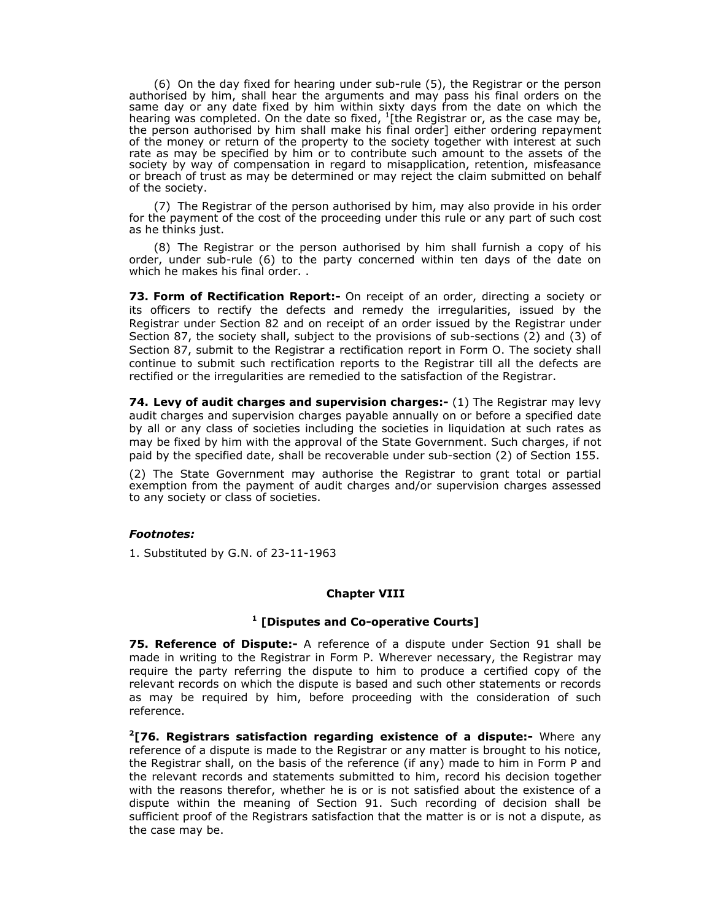(6) On the day fixed for hearing under sub-rule (5), the Registrar or the person authorised by him, shall hear the arguments and may pass his final orders on the same day or any date fixed by him within sixty days from the date on which the hearing was completed. On the date so fixed, [1][the Registrar or, as the case may be, the person authorised by him shall make his final order] either ordering repayment of the money or return of the property to the society together with interest at such rate as may be specified by him or to contribute such amount to the assets of the society by way of compensation in regard to misapplication, retention, misfeasance or breach of trust as may be determined or may reject the claim submitted on behalf of the society.

(7) The Registrar of the person authorised by him, may also provide in his order for the payment of the cost of the proceeding under this rule or any part of such cost as he thinks just.

(8) The Registrar or the person authorised by him shall furnish a copy of his order, under sub-rule (6) to the party concerned within ten days of the date on which he makes his final order. .

**73. Form of Rectification Report:-** On receipt of an order, directing a society or its officers to rectify the defects and remedy the irregularities, issued by the Registrar under Section 82 and on receipt of an order issued by the Registrar under Section 87, the society shall, subject to the provisions of sub-sections (2) and (3) of Section 87, submit to the Registrar a rectification report in Form O. The society shall continue to submit such rectification reports to the Registrar till all the defects are rectified or the irregularities are remedied to the satisfaction of the Registrar.

**74. Levy of audit charges and supervision charges:-** (1) The Registrar may levy audit charges and supervision charges payable annually on or before a specified date by all or any class of societies including the societies in liquidation at such rates as may be fixed by him with the approval of the State Government. Such charges, if not paid by the specified date, shall be recoverable under sub-section (2) of Section 155.

(2) The State Government may authorise the Registrar to grant total or partial exemption from the payment of audit charges and/or supervision charges assessed to any society or class of societies.

***Footnotes:***

1. Substituted by G.N. of 23-11-1963

**Chapter VIII**

**[1] [Disputes and Co-operative Courts]**

**75. Reference of Dispute:-** A reference of a dispute under Section 91 shall be made in writing to the Registrar in Form P. Wherever necessary, the Registrar may require the party referring the dispute to him to produce a certified copy of the relevant records on which the dispute is based and such other statements or records as may be required by him, before proceeding with the consideration of such reference.

**[2][76. Registrars satisfaction regarding existence of a dispute:-** Where any reference of a dispute is made to the Registrar or any matter is brought to his notice, the Registrar shall, on the basis of the reference (if any) made to him in Form P and the relevant records and statements submitted to him, record his decision together with the reasons therefor, whether he is or is not satisfied about the existence of a dispute within the meaning of Section 91. Such recording of decision shall be sufficient proof of the Registrars satisfaction that the matter is or is not a dispute, as the case may be.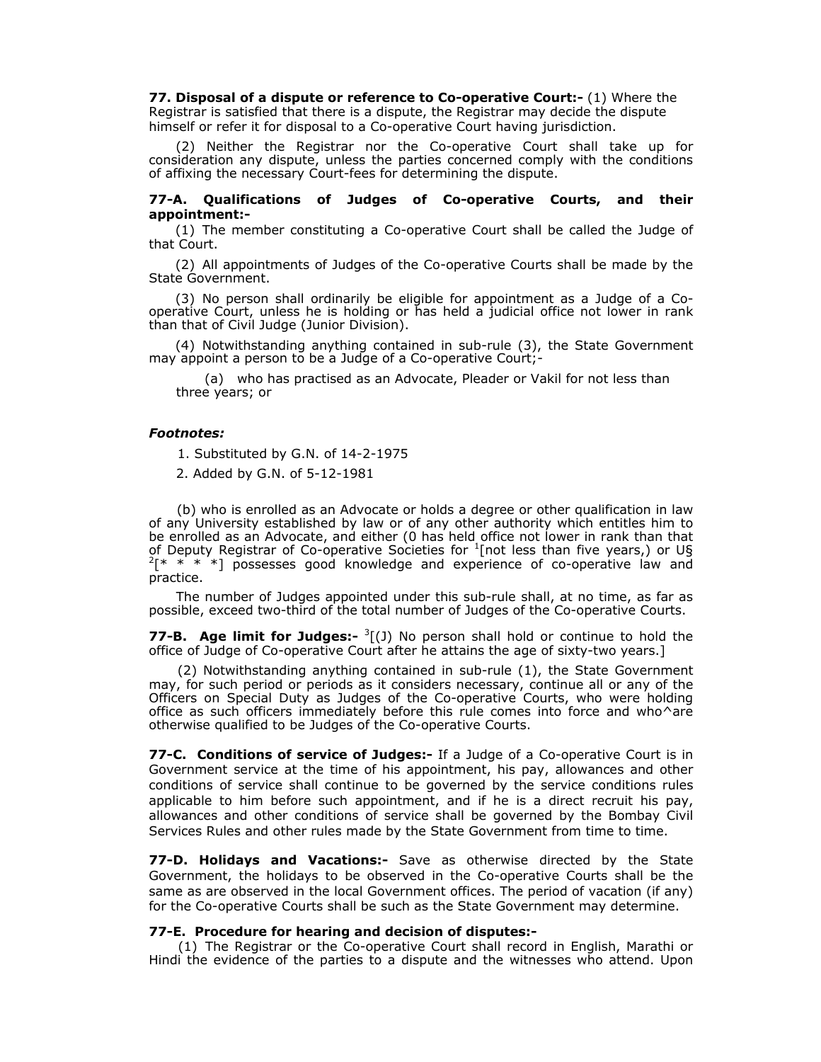**77. Disposal of a dispute or reference to Co-operative Court:-** (1) Where the Registrar is satisfied that there is a dispute, the Registrar may decide the dispute himself or refer it for disposal to a Co-operative Court having jurisdiction.

(2) Neither the Registrar nor the Co-operative Court shall take up for consideration any dispute, unless the parties concerned comply with the conditions of affixing the necessary Court-fees for determining the dispute.

**77-A. Qualifications of Judges of Co-operative Courts, and their appointment:-**

(1) The member constituting a Co-operative Court shall be called the Judge of that Court.

(2) All appointments of Judges of the Co-operative Courts shall be made by the State Government.

(3) No person shall ordinarily be eligible for appointment as a Judge of a Co-operative Court, unless he is holding or has held a judicial office not lower in rank than that of Civil Judge (Junior Division).

(4) Notwithstanding anything contained in sub-rule (3), the State Government may appoint a person to be a Judge of a Co-operative Court;-

(a) who has practised as an Advocate, Pleader or Vakil for not less than three years; or

***Footnotes:***

1. Substituted by G.N. of 14-2-1975
2. Added by G.N. of 5-12-1981

(b) who is enrolled as an Advocate or holds a degree or other qualification in law of any University established by law or of any other authority which entitles him to be enrolled as an Advocate, and either (0 has held office not lower in rank than that of Deputy Registrar of Co-operative Societies for [1][not less than five years,) or U§ [2][* * * *] possesses good knowledge and experience of co-operative law and practice.

The number of Judges appointed under this sub-rule shall, at no time, as far as possible, exceed two-third of the total number of Judges of the Co-operative Courts.

**77-B. Age limit for Judges:-** [3][(J) No person shall hold or continue to hold the office of Judge of Co-operative Court after he attains the age of sixty-two years.]

(2) Notwithstanding anything contained in sub-rule (1), the State Government may, for such period or periods as it considers necessary, continue all or any of the Officers on Special Duty as Judges of the Co-operative Courts, who were holding office as such officers immediately before this rule comes into force and who^are otherwise qualified to be Judges of the Co-operative Courts.

**77-C. Conditions of service of Judges:-** If a Judge of a Co-operative Court is in Government service at the time of his appointment, his pay, allowances and other conditions of service shall continue to be governed by the service conditions rules applicable to him before such appointment, and if he is a direct recruit his pay, allowances and other conditions of service shall be governed by the Bombay Civil Services Rules and other rules made by the State Government from time to time.

**77-D. Holidays and Vacations:-** Save as otherwise directed by the State Government, the holidays to be observed in the Co-operative Courts shall be the same as are observed in the local Government offices. The period of vacation (if any) for the Co-operative Courts shall be such as the State Government may determine.

**77-E. Procedure for hearing and decision of disputes:-**

(1) The Registrar or the Co-operative Court shall record in English, Marathi or Hindi the evidence of the parties to a dispute and the witnesses who attend. Upon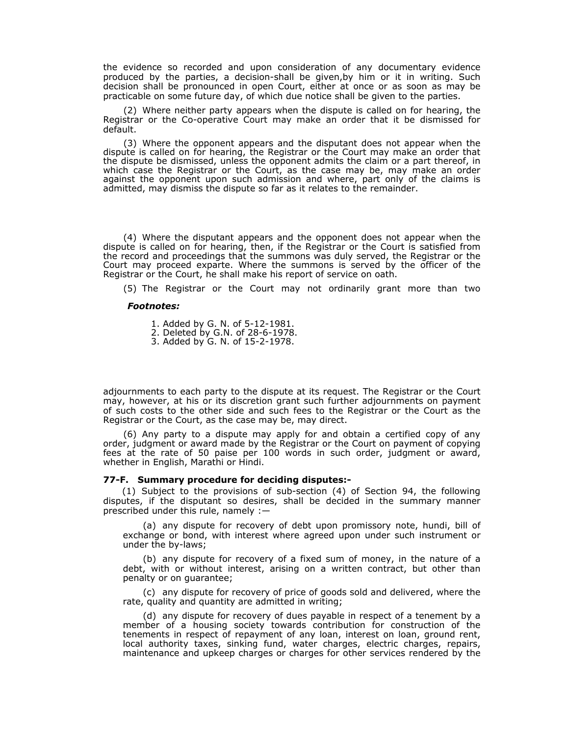the evidence so recorded and upon consideration of any documentary evidence produced by the parties, a decision-shall be given,by him or it in writing. Such decision shall be pronounced in open Court, either at once or as soon as may be practicable on some future day, of which due notice shall be given to the parties.

(2) Where neither party appears when the dispute is called on for hearing, the Registrar or the Co-operative Court may make an order that it be dismissed for default.

(3) Where the opponent appears and the disputant does not appear when the dispute is called on for hearing, the Registrar or the Court may make an order that the dispute be dismissed, unless the opponent admits the claim or a part thereof, in which case the Registrar or the Court, as the case may be, may make an order against the opponent upon such admission and where, part only of the claims is admitted, may dismiss the dispute so far as it relates to the remainder.

(4) Where the disputant appears and the opponent does not appear when the dispute is called on for hearing, then, if the Registrar or the Court is satisfied from the record and proceedings that the summons was duly served, the Registrar or the Court may proceed exparte. Where the summons is served by the officer of the Registrar or the Court, he shall make his report of service on oath.

(5) The Registrar or the Court may not ordinarily grant more than two adjournments to each party to the dispute at its request. The Registrar or the Court may, however, at his or its discretion grant such further adjournments on payment of such costs to the other side and such fees to the Registrar or the Court as the Registrar or the Court, as the case may be, may direct.

(6) Any party to a dispute may apply for and obtain a certified copy of any order, judgment or award made by the Registrar or the Court on payment of copying fees at the rate of 50 paise per 100 words in such order, judgment or award, whether in English, Marathi or Hindi.

**77-F. Summary procedure for deciding disputes:-**

(1) Subject to the provisions of sub-section (4) of Section 94, the following disputes, if the disputant so desires, shall be decided in the summary manner prescribed under this rule, namely :—

(a) any dispute for recovery of debt upon promissory note, hundi, bill of exchange or bond, with interest where agreed upon under such instrument or under the by-laws;

(b) any dispute for recovery of a fixed sum of money, in the nature of a debt, with or without interest, arising on a written contract, but other than penalty or on guarantee;

(c) any dispute for recovery of price of goods sold and delivered, where the rate, quality and quantity are admitted in writing;

(d) any dispute for recovery of dues payable in respect of a tenement by a member of a housing society towards contribution for construction of the tenements in respect of repayment of any loan, interest on loan, ground rent, local authority taxes, sinking fund, water charges, electric charges, repairs, maintenance and upkeep charges or charges for other services rendered by the

***Footnotes:***

1. Added by G. N. of 5-12-1981.
2. Deleted by G.N. of 28-6-1978.
3. Added by G. N. of 15-2-1978.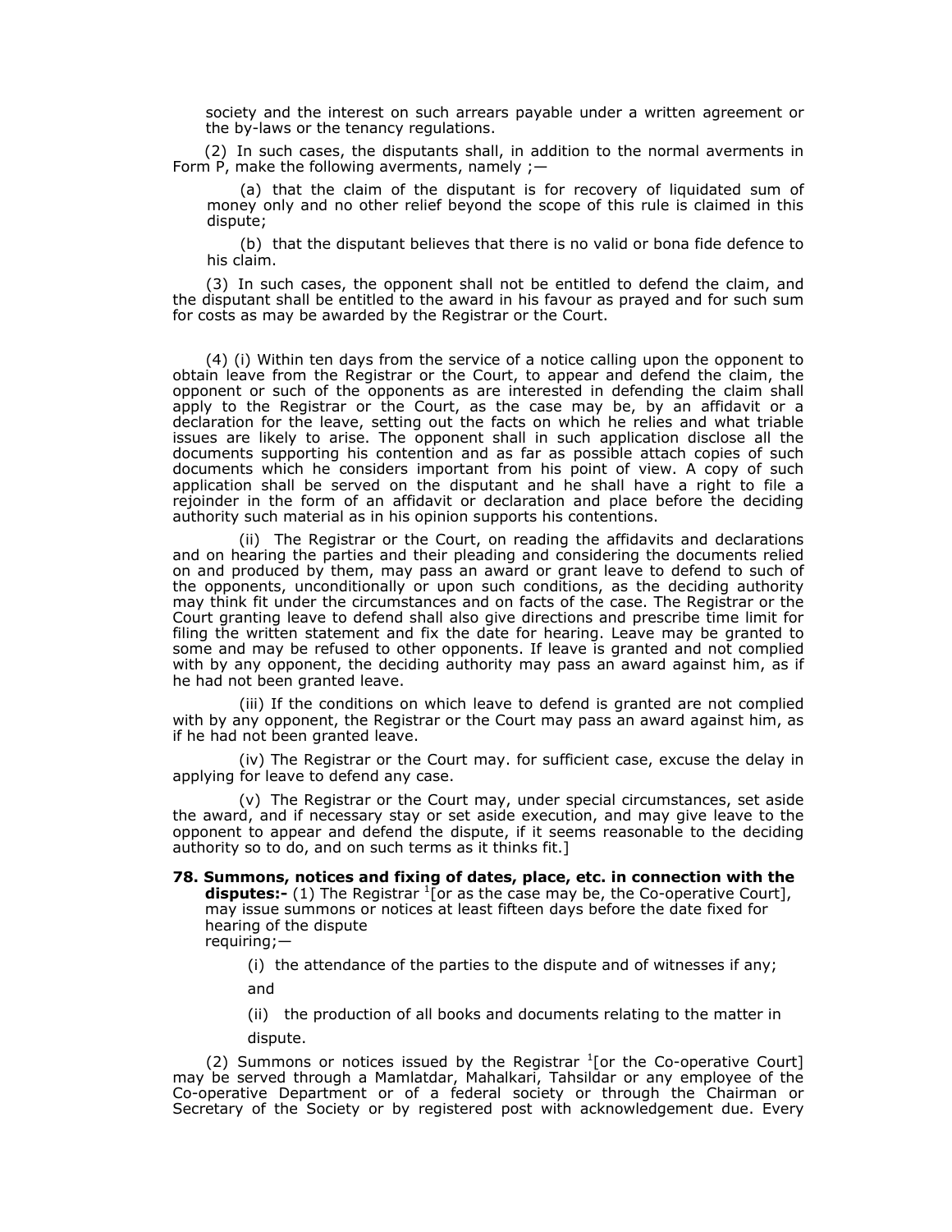society and the interest on such arrears payable under a written agreement or the by-laws or the tenancy regulations.

(2) In such cases, the disputants shall, in addition to the normal averments in Form P, make the following averments, namely ;—

(a) that the claim of the disputant is for recovery of liquidated sum of money only and no other relief beyond the scope of this rule is claimed in this dispute;

(b) that the disputant believes that there is no valid or bona fide defence to his claim.

(3) In such cases, the opponent shall not be entitled to defend the claim, and the disputant shall be entitled to the award in his favour as prayed and for such sum for costs as may be awarded by the Registrar or the Court.

(4) (i) Within ten days from the service of a notice calling upon the opponent to obtain leave from the Registrar or the Court, to appear and defend the claim, the opponent or such of the opponents as are interested in defending the claim shall apply to the Registrar or the Court, as the case may be, by an affidavit or a declaration for the leave, setting out the facts on which he relies and what triable issues are likely to arise. The opponent shall in such application disclose all the documents supporting his contention and as far as possible attach copies of such documents which he considers important from his point of view. A copy of such application shall be served on the disputant and he shall have a right to file a rejoinder in the form of an affidavit or declaration and place before the deciding authority such material as in his opinion supports his contentions.

(ii) The Registrar or the Court, on reading the affidavits and declarations and on hearing the parties and their pleading and considering the documents relied on and produced by them, may pass an award or grant leave to defend to such of the opponents, unconditionally or upon such conditions, as the deciding authority may think fit under the circumstances and on facts of the case. The Registrar or the Court granting leave to defend shall also give directions and prescribe time limit for filing the written statement and fix the date for hearing. Leave may be granted to some and may be refused to other opponents. If leave is granted and not complied with by any opponent, the deciding authority may pass an award against him, as if he had not been granted leave.

(iii) If the conditions on which leave to defend is granted are not complied with by any opponent, the Registrar or the Court may pass an award against him, as if he had not been granted leave.

(iv) The Registrar or the Court may. for sufficient case, excuse the delay in applying for leave to defend any case.

(v) The Registrar or the Court may, under special circumstances, set aside the award, and if necessary stay or set aside execution, and may give leave to the opponent to appear and defend the dispute, if it seems reasonable to the deciding authority so to do, and on such terms as it thinks fit.]

**78. Summons, notices and fixing of dates, place, etc. in connection with the disputes:-** (1) The Registrar [1][or as the case may be, the Co-operative Court], may issue summons or notices at least fifteen days before the date fixed for hearing of the dispute requiring;—

(i) the attendance of the parties to the dispute and of witnesses if any; and

(ii) the production of all books and documents relating to the matter in dispute.

(2) Summons or notices issued by the Registrar [1][or the Co-operative Court] may be served through a Mamlatdar, Mahalkari, Tahsildar or any employee of the Co-operative Department or of a federal society or through the Chairman or Secretary of the Society or by registered post with acknowledgement due. Every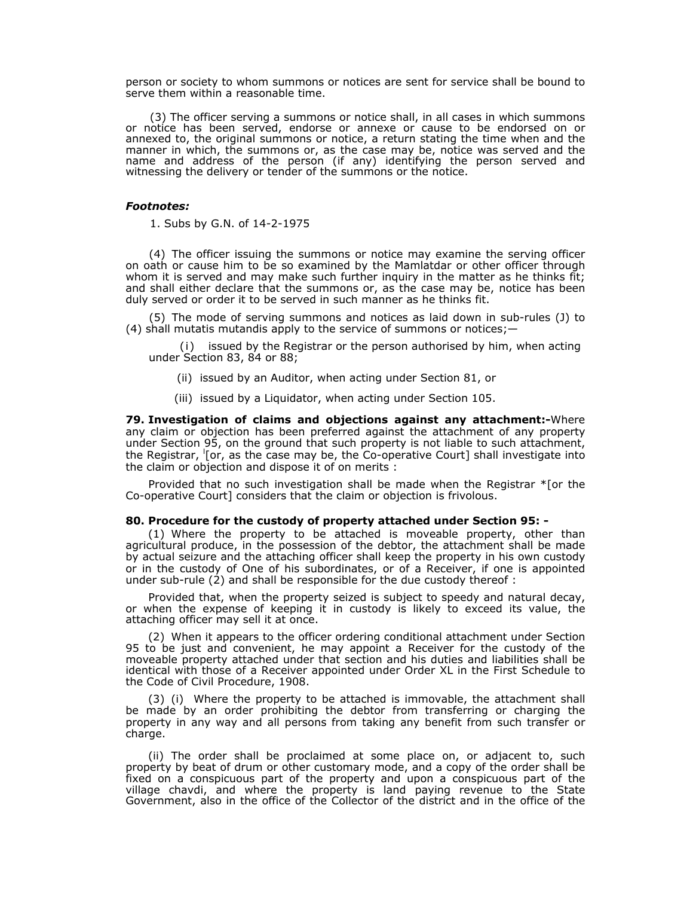person or society to whom summons or notices are sent for service shall be bound to serve them within a reasonable time.

(3) The officer serving a summons or notice shall, in all cases in which summons or notice has been served, endorse or annexe or cause to be endorsed on or annexed to, the original summons or notice, a return stating the time when and the manner in which, the summons or, as the case may be, notice was served and the name and address of the person (if any) identifying the person served and witnessing the delivery or tender of the summons or the notice.

***Footnotes:***

1. Subs by G.N. of 14-2-1975

(4) The officer issuing the summons or notice may examine the serving officer on oath or cause him to be so examined by the Mamlatdar or other officer through whom it is served and may make such further inquiry in the matter as he thinks fit; and shall either declare that the summons or, as the case may be, notice has been duly served or order it to be served in such manner as he thinks fit.

(5) The mode of serving summons and notices as laid down in sub-rules (J) to (4) shall mutatis mutandis apply to the service of summons or notices;—

(i) issued by the Registrar or the person authorised by him, when acting under Section 83, 84 or 88;

(ii) issued by an Auditor, when acting under Section 81, or

(iii) issued by a Liquidator, when acting under Section 105.

**79. Investigation of claims and objections against any attachment:-**Where any claim or objection has been preferred against the attachment of any property under Section 95, on the ground that such property is not liable to such attachment, the Registrar, [l][or, as the case may be, the Co-operative Court] shall investigate into the claim or objection and dispose it of on merits :

Provided that no such investigation shall be made when the Registrar *[or the Co-operative Court] considers that the claim or objection is frivolous.

**80. Procedure for the custody of property attached under Section 95: -**

(1) Where the property to be attached is moveable property, other than agricultural produce, in the possession of the debtor, the attachment shall be made by actual seizure and the attaching officer shall keep the property in his own custody or in the custody of One of his subordinates, or of a Receiver, if one is appointed under sub-rule (2) and shall be responsible for the due custody thereof :

Provided that, when the property seized is subject to speedy and natural decay, or when the expense of keeping it in custody is likely to exceed its value, the attaching officer may sell it at once.

(2) When it appears to the officer ordering conditional attachment under Section 95 to be just and convenient, he may appoint a Receiver for the custody of the moveable property attached under that section and his duties and liabilities shall be identical with those of a Receiver appointed under Order XL in the First Schedule to the Code of Civil Procedure, 1908.

(3) (i) Where the property to be attached is immovable, the attachment shall be made by an order prohibiting the debtor from transferring or charging the property in any way and all persons from taking any benefit from such transfer or charge.

(ii) The order shall be proclaimed at some place on, or adjacent to, such property by beat of drum or other customary mode, and a copy of the order shall be fixed on a conspicuous part of the property and upon a conspicuous part of the village chavdi, and where the property is land paying revenue to the State Government, also in the office of the Collector of the district and in the office of the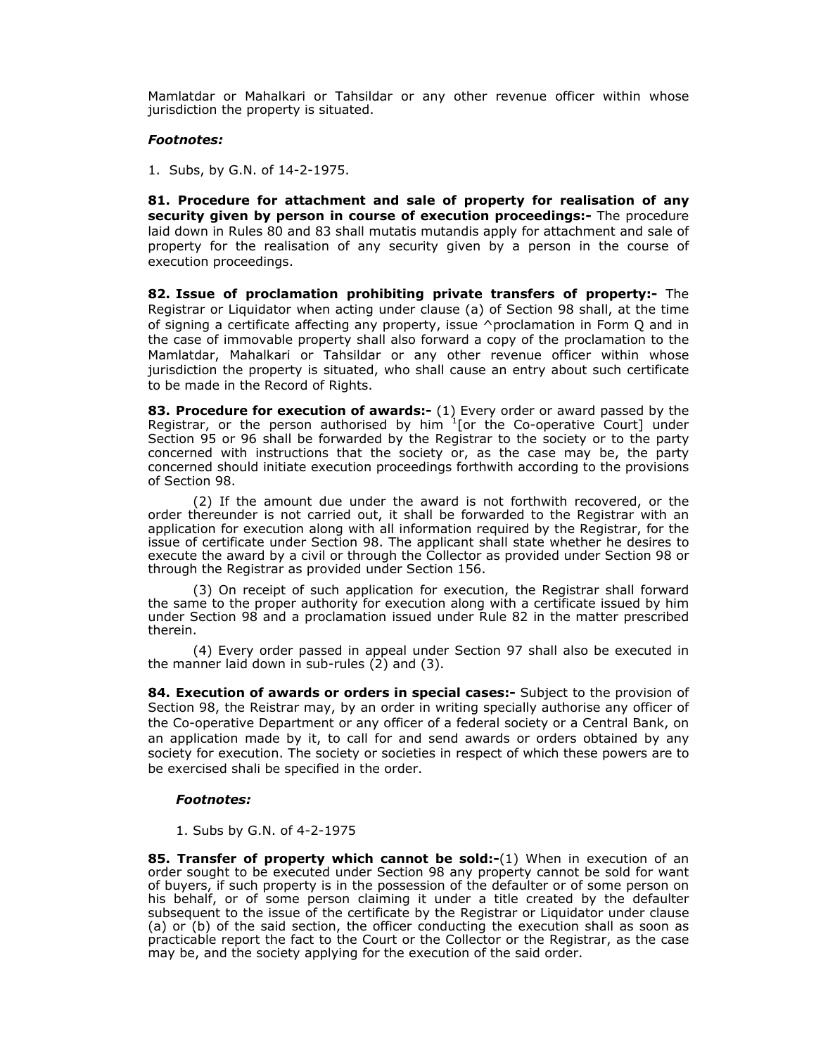Mamlatdar or Mahalkari or Tahsildar or any other revenue officer within whose jurisdiction the property is situated.

***Footnotes:***

1. Subs, by G.N. of 14-2-1975.

**81. Procedure for attachment and sale of property for realisation of any security given by person in course of execution proceedings:-** The procedure laid down in Rules 80 and 83 shall mutatis mutandis apply for attachment and sale of property for the realisation of any security given by a person in the course of execution proceedings.

**82. Issue of proclamation prohibiting private transfers of property:-** The Registrar or Liquidator when acting under clause (a) of Section 98 shall, at the time of signing a certificate affecting any property, issue ^proclamation in Form Q and in the case of immovable property shall also forward a copy of the proclamation to the Mamlatdar, Mahalkari or Tahsildar or any other revenue officer within whose jurisdiction the property is situated, who shall cause an entry about such certificate to be made in the Record of Rights.

**83. Procedure for execution of awards:-** (1) Every order or award passed by the Registrar, or the person authorised by him [1][or the Co-operative Court] under Section 95 or 96 shall be forwarded by the Registrar to the society or to the party concerned with instructions that the society or, as the case may be, the party concerned should initiate execution proceedings forthwith according to the provisions of Section 98.

(2) If the amount due under the award is not forthwith recovered, or the order thereunder is not carried out, it shall be forwarded to the Registrar with an application for execution along with all information required by the Registrar, for the issue of certificate under Section 98. The applicant shall state whether he desires to execute the award by a civil or through the Collector as provided under Section 98 or through the Registrar as provided under Section 156.

(3) On receipt of such application for execution, the Registrar shall forward the same to the proper authority for execution along with a certificate issued by him under Section 98 and a proclamation issued under Rule 82 in the matter prescribed therein.

(4) Every order passed in appeal under Section 97 shall also be executed in the manner laid down in sub-rules (2) and (3).

**84. Execution of awards or orders in special cases:-** Subject to the provision of Section 98, the Reistrar may, by an order in writing specially authorise any officer of the Co-operative Department or any officer of a federal society or a Central Bank, on an application made by it, to call for and send awards or orders obtained by any society for execution. The society or societies in respect of which these powers are to be exercised shali be specified in the order.

***Footnotes:***

1. Subs by G.N. of 4-2-1975

**85. Transfer of property which cannot be sold:-**(1) When in execution of an order sought to be executed under Section 98 any property cannot be sold for want of buyers, if such property is in the possession of the defaulter or of some person on his behalf, or of some person claiming it under a title created by the defaulter subsequent to the issue of the certificate by the Registrar or Liquidator under clause (a) or (b) of the said section, the officer conducting the execution shall as soon as practicable report the fact to the Court or the Collector or the Registrar, as the case may be, and the society applying for the execution of the said order.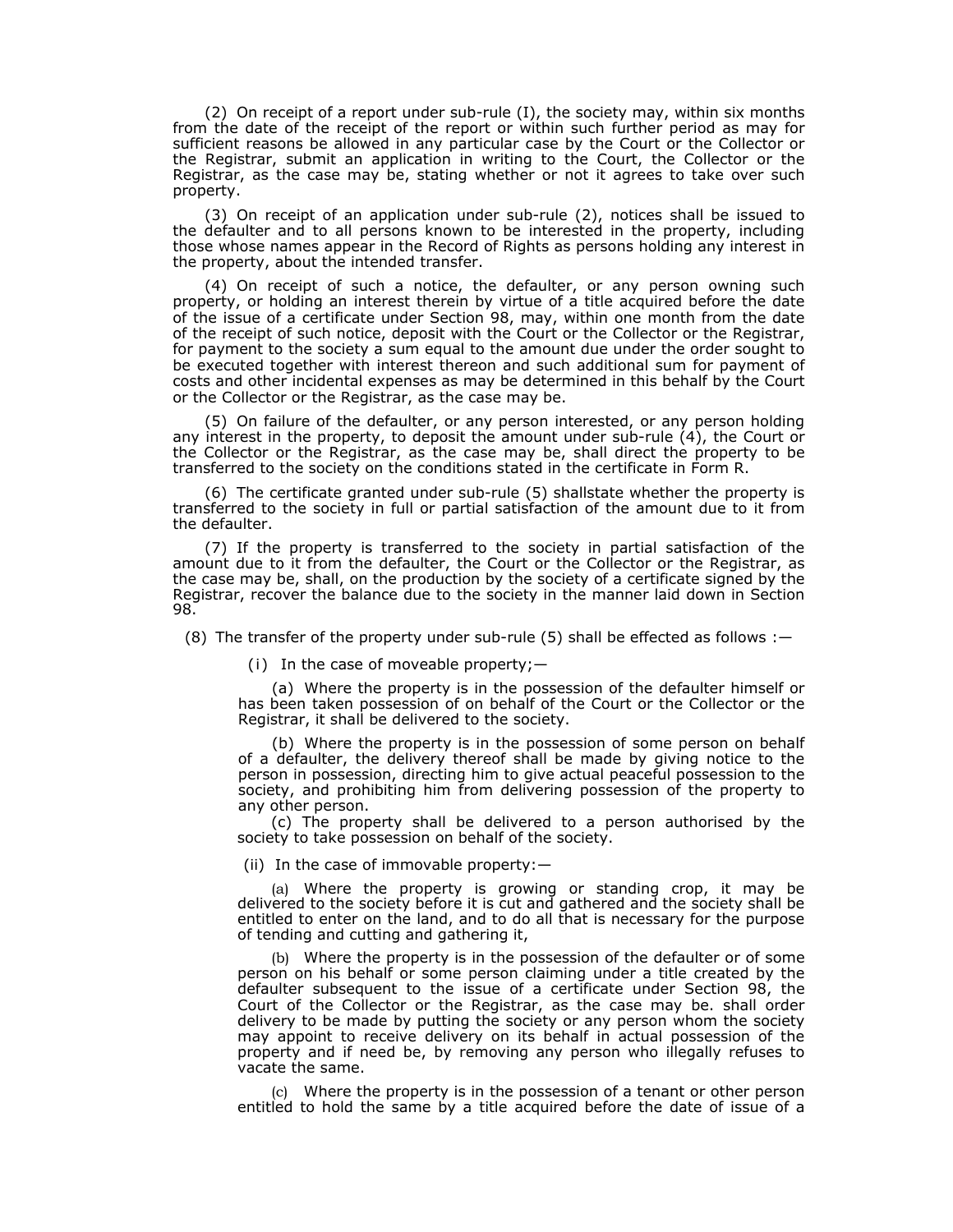(2) On receipt of a report under sub-rule (I), the society may, within six months from the date of the receipt of the report or within such further period as may for sufficient reasons be allowed in any particular case by the Court or the Collector or the Registrar, submit an application in writing to the Court, the Collector or the Registrar, as the case may be, stating whether or not it agrees to take over such property.

(3) On receipt of an application under sub-rule (2), notices shall be issued to the defaulter and to all persons known to be interested in the property, including those whose names appear in the Record of Rights as persons holding any interest in the property, about the intended transfer.

(4) On receipt of such a notice, the defaulter, or any person owning such property, or holding an interest therein by virtue of a title acquired before the date of the issue of a certificate under Section 98, may, within one month from the date of the receipt of such notice, deposit with the Court or the Collector or the Registrar, for payment to the society a sum equal to the amount due under the order sought to be executed together with interest thereon and such additional sum for payment of costs and other incidental expenses as may be determined in this behalf by the Court or the Collector or the Registrar, as the case may be.

(5) On failure of the defaulter, or any person interested, or any person holding any interest in the property, to deposit the amount under sub-rule (4), the Court or the Collector or the Registrar, as the case may be, shall direct the property to be transferred to the society on the conditions stated in the certificate in Form R.

(6) The certificate granted under sub-rule (5) shallstate whether the property is transferred to the society in full or partial satisfaction of the amount due to it from the defaulter.

(7) If the property is transferred to the society in partial satisfaction of the amount due to it from the defaulter, the Court or the Collector or the Registrar, as the case may be, shall, on the production by the society of a certificate signed by the Registrar, recover the balance due to the society in the manner laid down in Section 98.

(8) The transfer of the property under sub-rule (5) shall be effected as follows :—

(i) In the case of moveable property;—

(a) Where the property is in the possession of the defaulter himself or has been taken possession of on behalf of the Court or the Collector or the Registrar, it shall be delivered to the society.

(b) Where the property is in the possession of some person on behalf of a defaulter, the delivery thereof shall be made by giving notice to the person in possession, directing him to give actual peaceful possession to the society, and prohibiting him from delivering possession of the property to any other person.

(c) The property shall be delivered to a person authorised by the society to take possession on behalf of the society.

(ii) In the case of immovable property:—

(a) Where the property is growing or standing crop, it may be delivered to the society before it is cut and gathered and the society shall be entitled to enter on the land, and to do all that is necessary for the purpose of tending and cutting and gathering it,

(b) Where the property is in the possession of the defaulter or of some person on his behalf or some person claiming under a title created by the defaulter subsequent to the issue of a certificate under Section 98, the Court of the Collector or the Registrar, as the case may be. shall order delivery to be made by putting the society or any person whom the society may appoint to receive delivery on its behalf in actual possession of the property and if need be, by removing any person who illegally refuses to vacate the same.

(c) Where the property is in the possession of a tenant or other person entitled to hold the same by a title acquired before the date of issue of a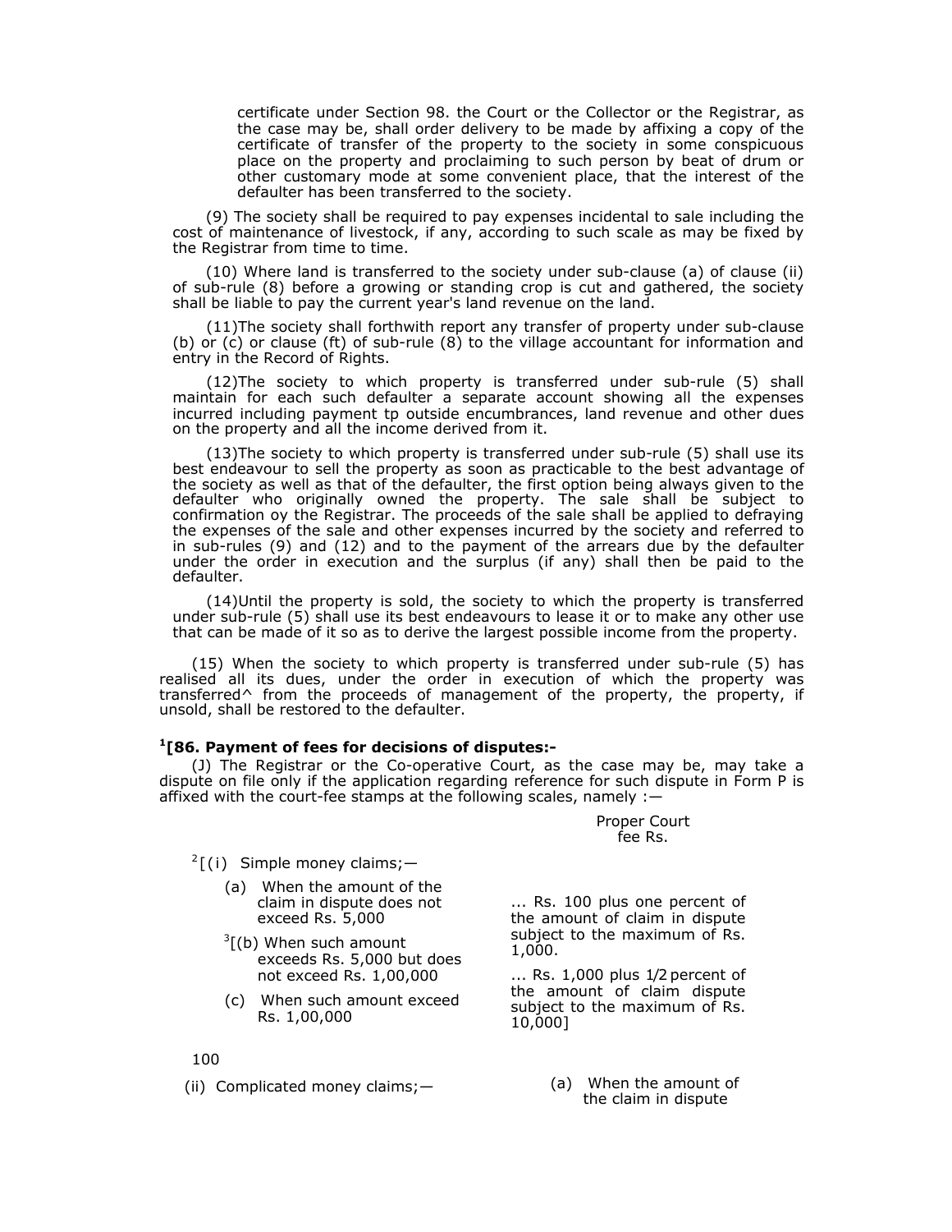certificate under Section 98. the Court or the Collector or the Registrar, as the case may be, shall order delivery to be made by affixing a copy of the certificate of transfer of the property to the society in some conspicuous place on the property and proclaiming to such person by beat of drum or other customary mode at some convenient place, that the interest of the defaulter has been transferred to the society.

(9) The society shall be required to pay expenses incidental to sale including the cost of maintenance of livestock, if any, according to such scale as may be fixed by the Registrar from time to time.

(10) Where land is transferred to the society under sub-clause (a) of clause (ii) of sub-rule (8) before a growing or standing crop is cut and gathered, the society shall be liable to pay the current year's land revenue on the land.

(11)The society shall forthwith report any transfer of property under sub-clause (b) or (c) or clause (ft) of sub-rule (8) to the village accountant for information and entry in the Record of Rights.

(12)The society to which property is transferred under sub-rule (5) shall maintain for each such defaulter a separate account showing all the expenses incurred including payment tp outside encumbrances, land revenue and other dues on the property and all the income derived from it.

(13)The society to which property is transferred under sub-rule (5) shall use its best endeavour to sell the property as soon as practicable to the best advantage of the society as well as that of the defaulter, the first option being always given to the defaulter who originally owned the property. The sale shall be subject to confirmation oy the Registrar. The proceeds of the sale shall be applied to defraying the expenses of the sale and other expenses incurred by the society and referred to in sub-rules (9) and (12) and to the payment of the arrears due by the defaulter under the order in execution and the surplus (if any) shall then be paid to the defaulter.

(14)Until the property is sold, the society to which the property is transferred under sub-rule (5) shall use its best endeavours to lease it or to make any other use that can be made of it so as to derive the largest possible income from the property.

(15) When the society to which property is transferred under sub-rule (5) has realised all its dues, under the order in execution of which the property was transferred^ from the proceeds of management of the property, the property, if unsold, shall be restored to the defaulter.

**[1][86. Payment of fees for decisions of disputes:-**

(J) The Registrar or the Co-operative Court, as the case may be, may take a dispute on file only if the application regarding reference for such dispute in Form P is affixed with the court-fee stamps at the following scales, namely :—

| | Proper Court fee Rs. |
|---|---|
| [2][(i) Simple money claims;— | |
| (a) When the amount of the claim in dispute does not exceed Rs. 5,000 | ... Rs. 100 plus one percent of the amount of claim in dispute subject to the maximum of Rs. 1,000. |
| [3][(b) When such amount exceeds Rs. 5,000 but does not exceed Rs. 1,00,000 | ... Rs. 1,000 plus 1/2 percent of the amount of claim dispute subject to the maximum of Rs. 10,000] |
| (c) When such amount exceed Rs. 1,00,000 | |

100

(ii) Complicated money claims;— (a) When the amount of the claim in dispute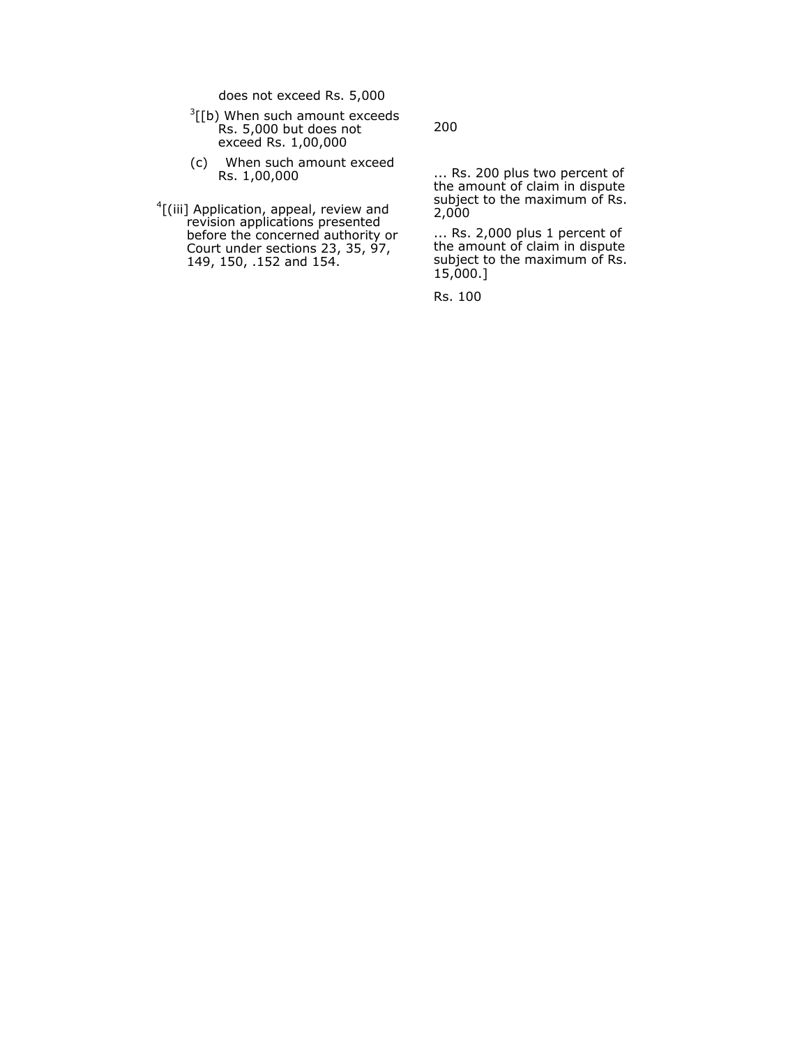| | |
|---|---|
| does not exceed Rs. 5,000 | |
| [3][(b) When such amount exceeds Rs. 5,000 but does not exceed Rs. 1,00,000 | 200 |
| (c) When such amount exceed Rs. 1,00,000 | ... Rs. 200 plus two percent of the amount of claim in dispute subject to the maximum of Rs. 2,000 |
| | ... Rs. 2,000 plus 1 percent of the amount of claim in dispute subject to the maximum of Rs. 15,000.] |
| [4][(iii] Application, appeal, review and revision applications presented before the concerned authority or Court under sections 23, 35, 97, 149, 150, .152 and 154. | Rs. 100 |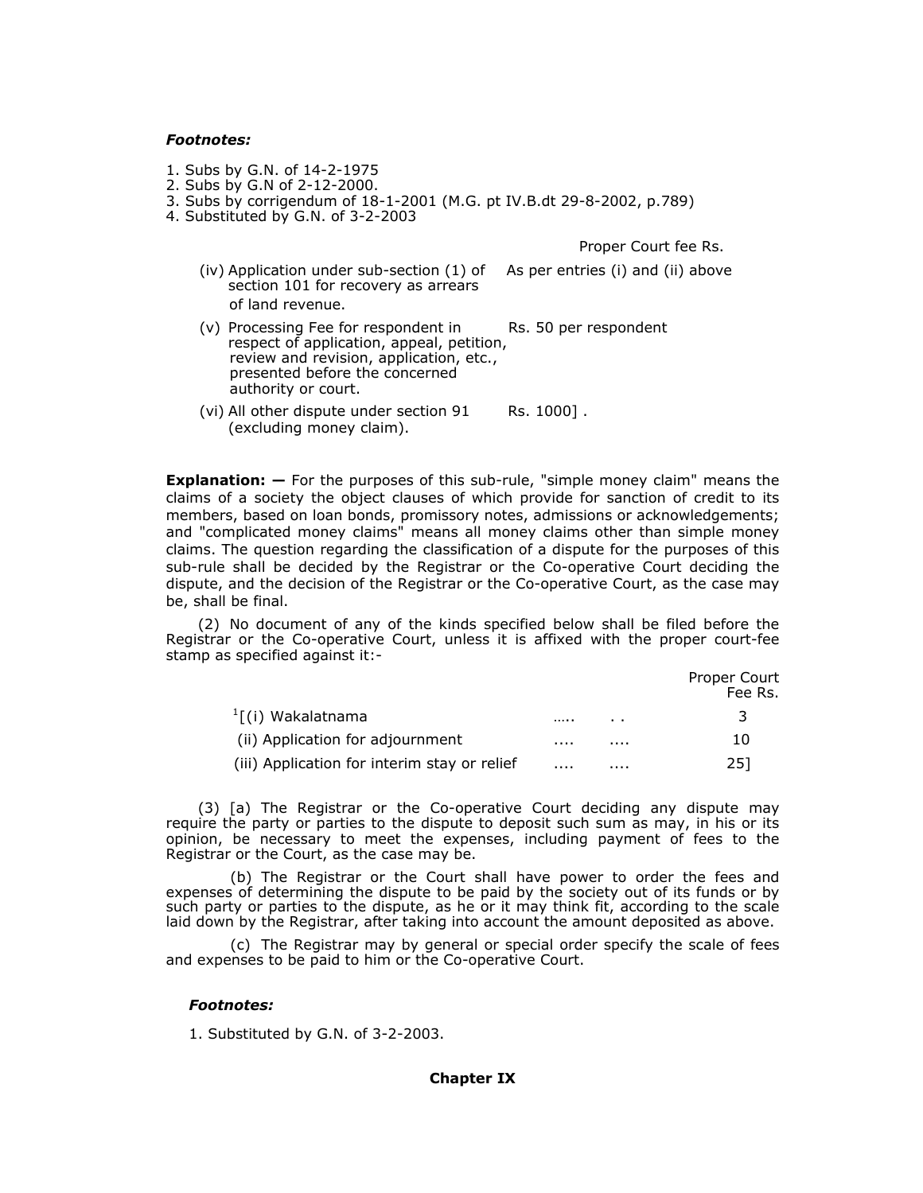***Footnotes:***

1. Subs by G.N. of 14-2-1975
2. Subs by G.N of 2-12-2000.
3. Subs by corrigendum of 18-1-2001 (M.G. pt IV.B.dt 29-8-2002, p.789)
4. Substituted by G.N. of 3-2-2003

| | Proper Court fee Rs. |
|---|---|
| (iv) Application under sub-section (1) of section 101 for recovery as arrears of land revenue. | As per entries (i) and (ii) above |
| (v) Processing Fee for respondent in respect of application, appeal, petition, review and revision, application, etc., presented before the concerned authority or court. | Rs. 50 per respondent |
| (vi) All other dispute under section 91 (excluding money claim). | Rs. 1000] . |

**Explanation: —** For the purposes of this sub-rule, "simple money claim" means the claims of a society the object clauses of which provide for sanction of credit to its members, based on loan bonds, promissory notes, admissions or acknowledgements; and "complicated money claims" means all money claims other than simple money claims. The question regarding the classification of a dispute for the purposes of this sub-rule shall be decided by the Registrar or the Co-operative Court deciding the dispute, and the decision of the Registrar or the Co-operative Court, as the case may be, shall be final.

(2) No document of any of the kinds specified below shall be filed before the Registrar or the Co-operative Court, unless it is affixed with the proper court-fee stamp as specified against it:-

| | | | Proper Court Fee Rs. |
|---|---|---|---|
| [1][(i) Wakalatnama | ….. | . . | 3 |
| (ii) Application for adjournment | .... | .... | 10 |
| (iii) Application for interim stay or relief | .... | .... | 25] |

(3) [a) The Registrar or the Co-operative Court deciding any dispute may require the party or parties to the dispute to deposit such sum as may, in his or its opinion, be necessary to meet the expenses, including payment of fees to the Registrar or the Court, as the case may be.

(b) The Registrar or the Court shall have power to order the fees and expenses of determining the dispute to be paid by the society out of its funds or by such party or parties to the dispute, as he or it may think fit, according to the scale laid down by the Registrar, after taking into account the amount deposited as above.

(c) The Registrar may by general or special order specify the scale of fees and expenses to be paid to him or the Co-operative Court.

***Footnotes:***

1. Substituted by G.N. of 3-2-2003.

**Chapter IX**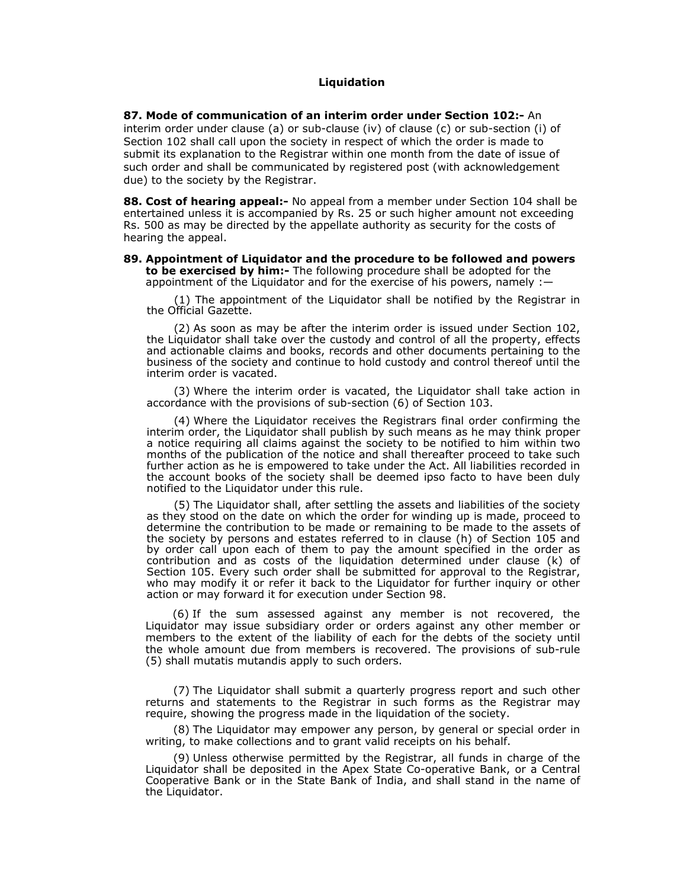## Liquidation

**87. Mode of communication of an interim order under Section 102:-** An interim order under clause (a) or sub-clause (iv) of clause (c) or sub-section (i) of Section 102 shall call upon the society in respect of which the order is made to submit its explanation to the Registrar within one month from the date of issue of such order and shall be communicated by registered post (with acknowledgement due) to the society by the Registrar.

**88. Cost of hearing appeal:-** No appeal from a member under Section 104 shall be entertained unless it is accompanied by Rs. 25 or such higher amount not exceeding Rs. 500 as may be directed by the appellate authority as security for the costs of hearing the appeal.

**89. Appointment of Liquidator and the procedure to be followed and powers to be exercised by him:-** The following procedure shall be adopted for the appointment of the Liquidator and for the exercise of his powers, namely :—

(1) The appointment of the Liquidator shall be notified by the Registrar in the Official Gazette.

(2) As soon as may be after the interim order is issued under Section 102, the Liquidator shall take over the custody and control of all the property, effects and actionable claims and books, records and other documents pertaining to the business of the society and continue to hold custody and control thereof until the interim order is vacated.

(3) Where the interim order is vacated, the Liquidator shall take action in accordance with the provisions of sub-section (6) of Section 103.

(4) Where the Liquidator receives the Registrars final order confirming the interim order, the Liquidator shall publish by such means as he may think proper a notice requiring all claims against the society to be notified to him within two months of the publication of the notice and shall thereafter proceed to take such further action as he is empowered to take under the Act. All liabilities recorded in the account books of the society shall be deemed ipso facto to have been duly notified to the Liquidator under this rule.

(5) The Liquidator shall, after settling the assets and liabilities of the society as they stood on the date on which the order for winding up is made, proceed to determine the contribution to be made or remaining to be made to the assets of the society by persons and estates referred to in clause (h) of Section 105 and by order call upon each of them to pay the amount specified in the order as contribution and as costs of the liquidation determined under clause (k) of Section 105. Every such order shall be submitted for approval to the Registrar, who may modify it or refer it back to the Liquidator for further inquiry or other action or may forward it for execution under Section 98.

(6) If the sum assessed against any member is not recovered, the Liquidator may issue subsidiary order or orders against any other member or members to the extent of the liability of each for the debts of the society until the whole amount due from members is recovered. The provisions of sub-rule (5) shall mutatis mutandis apply to such orders.

(7) The Liquidator shall submit a quarterly progress report and such other returns and statements to the Registrar in such forms as the Registrar may require, showing the progress made in the liquidation of the society.

(8) The Liquidator may empower any person, by general or special order in writing, to make collections and to grant valid receipts on his behalf.

(9) Unless otherwise permitted by the Registrar, all funds in charge of the Liquidator shall be deposited in the Apex State Co-operative Bank, or a Central Cooperative Bank or in the State Bank of India, and shall stand in the name of the Liquidator.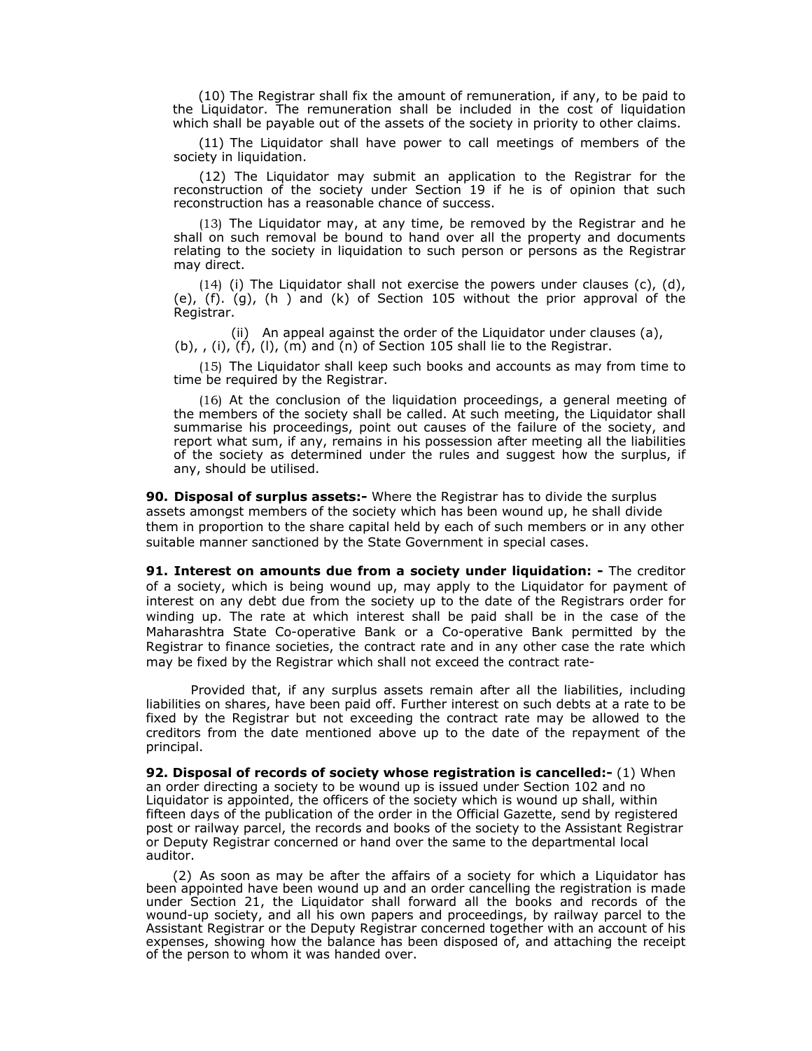(10) The Registrar shall fix the amount of remuneration, if any, to be paid to the Liquidator. The remuneration shall be included in the cost of liquidation which shall be payable out of the assets of the society in priority to other claims.

(11) The Liquidator shall have power to call meetings of members of the society in liquidation.

(12) The Liquidator may submit an application to the Registrar for the reconstruction of the society under Section 19 if he is of opinion that such reconstruction has a reasonable chance of success.

(13) The Liquidator may, at any time, be removed by the Registrar and he shall on such removal be bound to hand over all the property and documents relating to the society in liquidation to such person or persons as the Registrar may direct.

(14) (i) The Liquidator shall not exercise the powers under clauses (c), (d), (e), (f). (g), (h ) and (k) of Section 105 without the prior approval of the Registrar.

(ii) An appeal against the order of the Liquidator under clauses (a), (b), , (i), (f), (l), (m) and (n) of Section 105 shall lie to the Registrar.

(15) The Liquidator shall keep such books and accounts as may from time to time be required by the Registrar.

(16) At the conclusion of the liquidation proceedings, a general meeting of the members of the society shall be called. At such meeting, the Liquidator shall summarise his proceedings, point out causes of the failure of the society, and report what sum, if any, remains in his possession after meeting all the liabilities of the society as determined under the rules and suggest how the surplus, if any, should be utilised.

**90. Disposal of surplus assets:-** Where the Registrar has to divide the surplus assets amongst members of the society which has been wound up, he shall divide them in proportion to the share capital held by each of such members or in any other suitable manner sanctioned by the State Government in special cases.

**91. Interest on amounts due from a society under liquidation: -** The creditor of a society, which is being wound up, may apply to the Liquidator for payment of interest on any debt due from the society up to the date of the Registrars order for winding up. The rate at which interest shall be paid shall be in the case of the Maharashtra State Co-operative Bank or a Co-operative Bank permitted by the Registrar to finance societies, the contract rate and in any other case the rate which may be fixed by the Registrar which shall not exceed the contract rate-

Provided that, if any surplus assets remain after all the liabilities, including liabilities on shares, have been paid off. Further interest on such debts at a rate to be fixed by the Registrar but not exceeding the contract rate may be allowed to the creditors from the date mentioned above up to the date of the repayment of the principal.

**92. Disposal of records of society whose registration is cancelled:-** (1) When an order directing a society to be wound up is issued under Section 102 and no Liquidator is appointed, the officers of the society which is wound up shall, within fifteen days of the publication of the order in the Official Gazette, send by registered post or railway parcel, the records and books of the society to the Assistant Registrar or Deputy Registrar concerned or hand over the same to the departmental local auditor.

(2) As soon as may be after the affairs of a society for which a Liquidator has been appointed have been wound up and an order cancelling the registration is made under Section 21, the Liquidator shall forward all the books and records of the wound-up society, and all his own papers and proceedings, by railway parcel to the Assistant Registrar or the Deputy Registrar concerned together with an account of his expenses, showing how the balance has been disposed of, and attaching the receipt of the person to whom it was handed over.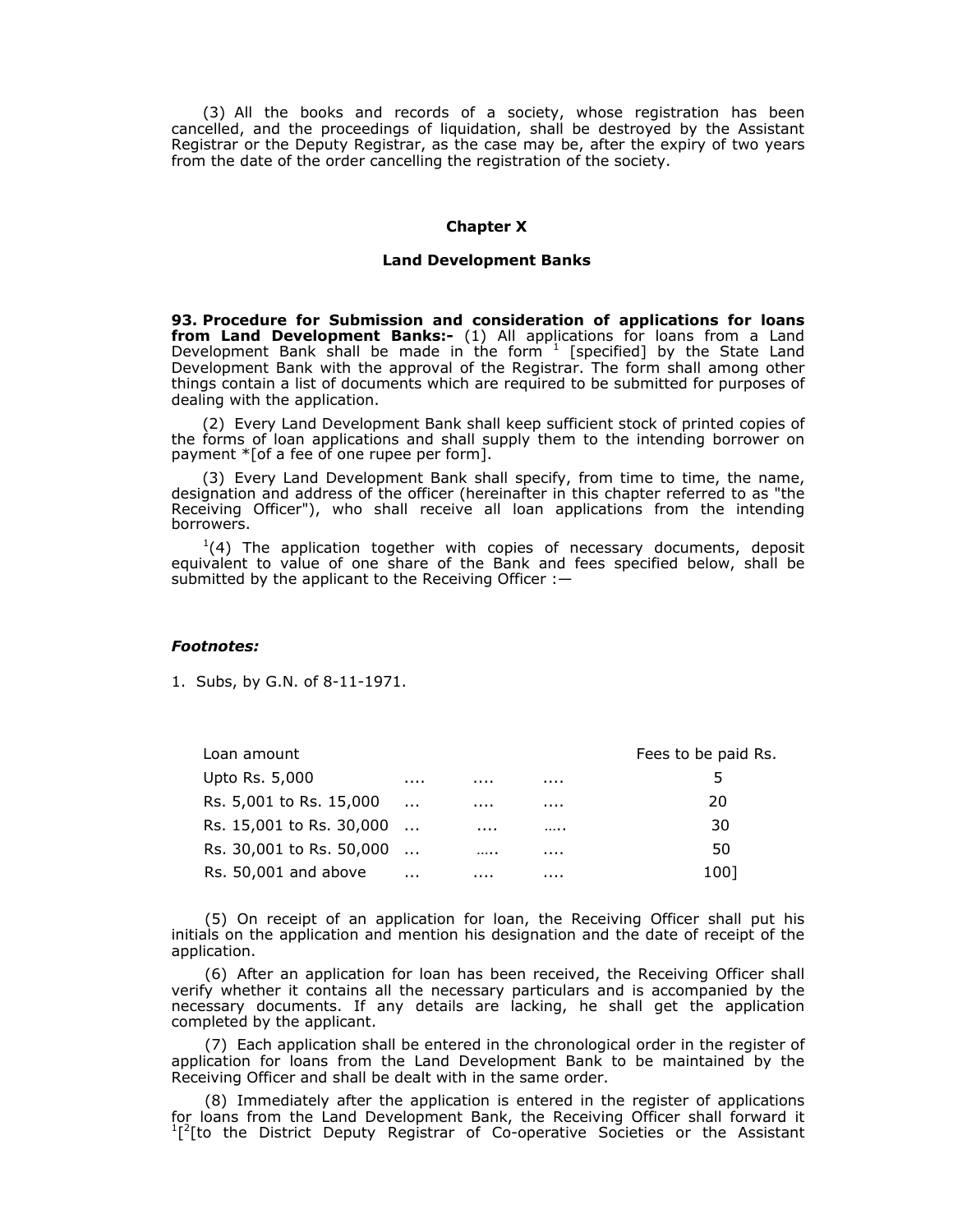(3) All the books and records of a society, whose registration has been cancelled, and the proceedings of liquidation, shall be destroyed by the Assistant Registrar or the Deputy Registrar, as the case may be, after the expiry of two years from the date of the order cancelling the registration of the society.

## Chapter X

### Land Development Banks

**93. Procedure for Submission and consideration of applications for loans from Land Development Banks:-** (1) All applications for loans from a Land Development Bank shall be made in the form [1] [specified] by the State Land Development Bank with the approval of the Registrar. The form shall among other things contain a list of documents which are required to be submitted for purposes of dealing with the application.

(2) Every Land Development Bank shall keep sufficient stock of printed copies of the forms of loan applications and shall supply them to the intending borrower on payment *[of a fee of one rupee per form].

(3) Every Land Development Bank shall specify, from time to time, the name, designation and address of the officer (hereinafter in this chapter referred to as "the Receiving Officer"), who shall receive all loan applications from the intending borrowers.

[1](4) The application together with copies of necessary documents, deposit equivalent to value of one share of the Bank and fees specified below, shall be submitted by the applicant to the Receiving Officer :—

***Footnotes:***

1. Subs, by G.N. of 8-11-1971.

| Loan amount | Fees to be paid Rs. |
|---|---|
| Upto Rs. 5,000 .... .... .... | 5 |
| Rs. 5,001 to Rs. 15,000 ... .... .... | 20 |
| Rs. 15,001 to Rs. 30,000 ... .... ….. | 30 |
| Rs. 30,001 to Rs. 50,000 ... ….. .... | 50 |
| Rs. 50,001 and above ... .... .... | 100] |

(5) On receipt of an application for loan, the Receiving Officer shall put his initials on the application and mention his designation and the date of receipt of the application.

(6) After an application for loan has been received, the Receiving Officer shall verify whether it contains all the necessary particulars and is accompanied by the necessary documents. If any details are lacking, he shall get the application completed by the applicant.

(7) Each application shall be entered in the chronological order in the register of application for loans from the Land Development Bank to be maintained by the Receiving Officer and shall be dealt with in the same order.

(8) Immediately after the application is entered in the register of applications for loans from the Land Development Bank, the Receiving Officer shall forward it [1][[2][to the District Deputy Registrar of Co-operative Societies or the Assistant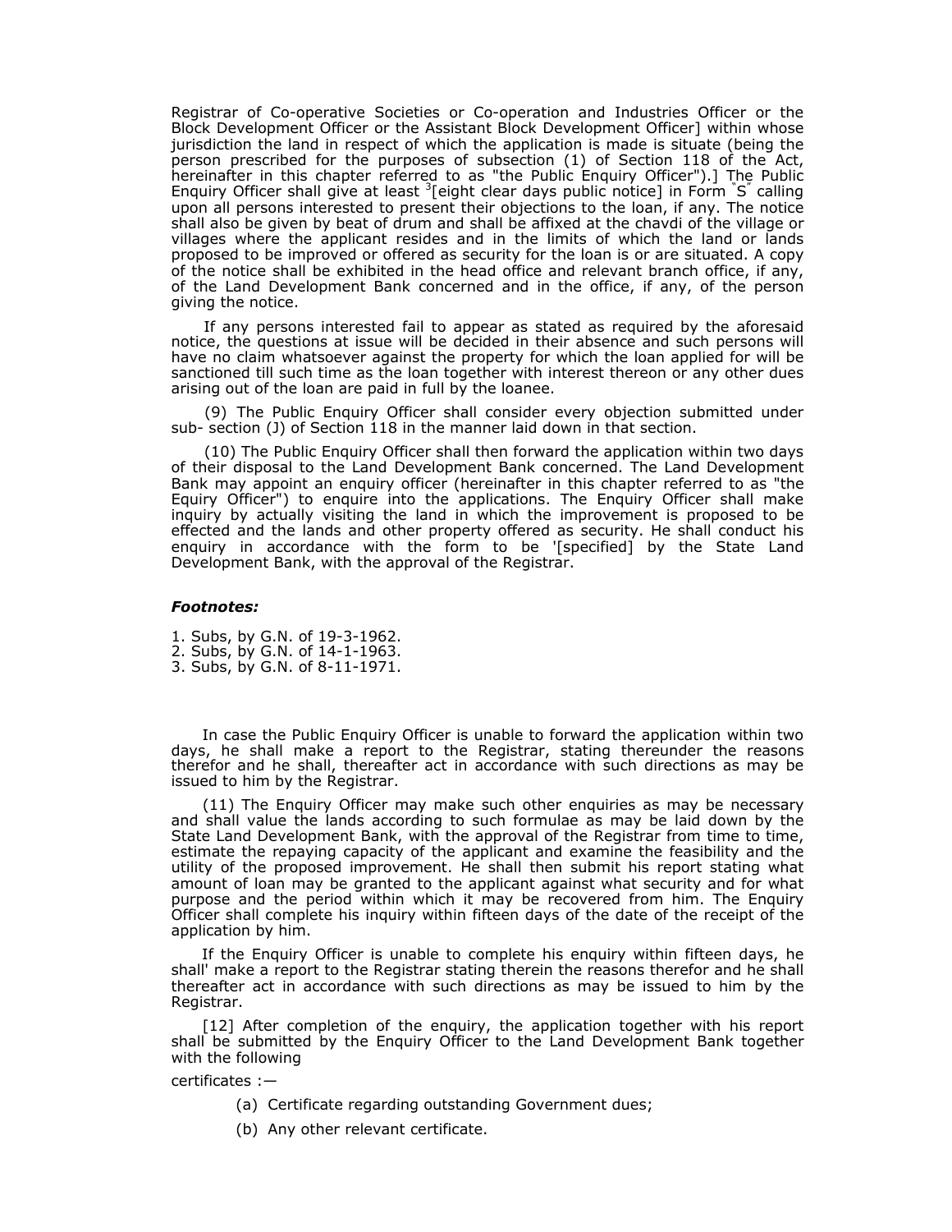Registrar of Co-operative Societies or Co-operation and Industries Officer or the Block Development Officer or the Assistant Block Development Officer] within whose jurisdiction the land in respect of which the application is made is situate (being the person prescribed for the purposes of subsection (1) of Section 118 of the Act, hereinafter in this chapter referred to as "the Public Enquiry Officer").] The Public Enquiry Officer shall give at least [3][eight clear days public notice] in Form "S" calling upon all persons interested to present their objections to the loan, if any. The notice shall also be given by beat of drum and shall be affixed at the chavdi of the village or villages where the applicant resides and in the limits of which the land or lands proposed to be improved or offered as security for the loan is or are situated. A copy of the notice shall be exhibited in the head office and relevant branch office, if any, of the Land Development Bank concerned and in the office, if any, of the person giving the notice.

If any persons interested fail to appear as stated as required by the aforesaid notice, the questions at issue will be decided in their absence and such persons will have no claim whatsoever against the property for which the loan applied for will be sanctioned till such time as the loan together with interest thereon or any other dues arising out of the loan are paid in full by the loanee.

(9) The Public Enquiry Officer shall consider every objection submitted under sub- section (J) of Section 118 in the manner laid down in that section.

(10) The Public Enquiry Officer shall then forward the application within two days of their disposal to the Land Development Bank concerned. The Land Development Bank may appoint an enquiry officer (hereinafter in this chapter referred to as "the Equiry Officer") to enquire into the applications. The Enquiry Officer shall make inquiry by actually visiting the land in which the improvement is proposed to be effected and the lands and other property offered as security. He shall conduct his enquiry in accordance with the form to be '[specified] by the State Land Development Bank, with the approval of the Registrar.

***Footnotes:***

1. Subs, by G.N. of 19-3-1962.
2. Subs, by G.N. of 14-1-1963.
3. Subs, by G.N. of 8-11-1971.

In case the Public Enquiry Officer is unable to forward the application within two days, he shall make a report to the Registrar, stating thereunder the reasons therefor and he shall, thereafter act in accordance with such directions as may be issued to him by the Registrar.

(11) The Enquiry Officer may make such other enquiries as may be necessary and shall value the lands according to such formulae as may be laid down by the State Land Development Bank, with the approval of the Registrar from time to time, estimate the repaying capacity of the applicant and examine the feasibility and the utility of the proposed improvement. He shall then submit his report stating what amount of loan may be granted to the applicant against what security and for what purpose and the period within which it may be recovered from him. The Enquiry Officer shall complete his inquiry within fifteen days of the date of the receipt of the application by him.

If the Enquiry Officer is unable to complete his enquiry within fifteen days, he shall' make a report to the Registrar stating therein the reasons therefor and he shall thereafter act in accordance with such directions as may be issued to him by the Registrar.

[12] After completion of the enquiry, the application together with his report shall be submitted by the Enquiry Officer to the Land Development Bank together with the following

certificates :—

(a) Certificate regarding outstanding Government dues;

(b) Any other relevant certificate.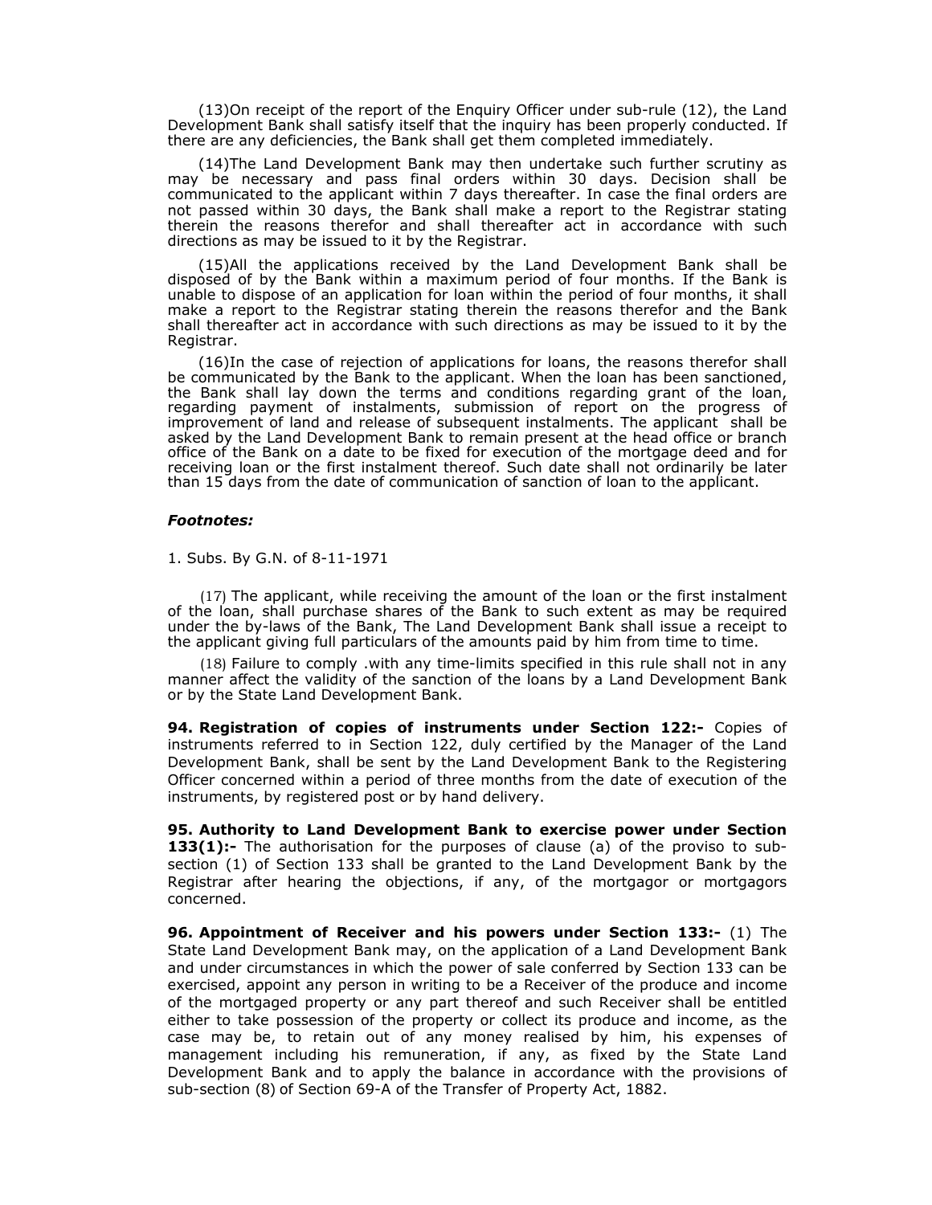(13)On receipt of the report of the Enquiry Officer under sub-rule (12), the Land Development Bank shall satisfy itself that the inquiry has been properly conducted. If there are any deficiencies, the Bank shall get them completed immediately.

(14)The Land Development Bank may then undertake such further scrutiny as may be necessary and pass final orders within 30 days. Decision shall be communicated to the applicant within 7 days thereafter. In case the final orders are not passed within 30 days, the Bank shall make a report to the Registrar stating therein the reasons therefor and shall thereafter act in accordance with such directions as may be issued to it by the Registrar.

(15)All the applications received by the Land Development Bank shall be disposed of by the Bank within a maximum period of four months. If the Bank is unable to dispose of an application for loan within the period of four months, it shall make a report to the Registrar stating therein the reasons therefor and the Bank shall thereafter act in accordance with such directions as may be issued to it by the Registrar.

(16)In the case of rejection of applications for loans, the reasons therefor shall be communicated by the Bank to the applicant. When the loan has been sanctioned, the Bank shall lay down the terms and conditions regarding grant of the loan, regarding payment of instalments, submission of report on the progress of improvement of land and release of subsequent instalments. The applicant shall be asked by the Land Development Bank to remain present at the head office or branch office of the Bank on a date to be fixed for execution of the mortgage deed and for receiving loan or the first instalment thereof. Such date shall not ordinarily be later than 15 days from the date of communication of sanction of loan to the applicant.

***Footnotes:***

1. Subs. By G.N. of 8-11-1971

(17) The applicant, while receiving the amount of the loan or the first instalment of the loan, shall purchase shares of the Bank to such extent as may be required under the by-laws of the Bank, The Land Development Bank shall issue a receipt to the applicant giving full particulars of the amounts paid by him from time to time.

(18) Failure to comply .with any time-limits specified in this rule shall not in any manner affect the validity of the sanction of the loans by a Land Development Bank or by the State Land Development Bank.

**94. Registration of copies of instruments under Section 122:-** Copies of instruments referred to in Section 122, duly certified by the Manager of the Land Development Bank, shall be sent by the Land Development Bank to the Registering Officer concerned within a period of three months from the date of execution of the instruments, by registered post or by hand delivery.

**95. Authority to Land Development Bank to exercise power under Section 133(1):-** The authorisation for the purposes of clause (a) of the proviso to sub-section (1) of Section 133 shall be granted to the Land Development Bank by the Registrar after hearing the objections, if any, of the mortgagor or mortgagors concerned.

**96. Appointment of Receiver and his powers under Section 133:-** (1) The State Land Development Bank may, on the application of a Land Development Bank and under circumstances in which the power of sale conferred by Section 133 can be exercised, appoint any person in writing to be a Receiver of the produce and income of the mortgaged property or any part thereof and such Receiver shall be entitled either to take possession of the property or collect its produce and income, as the case may be, to retain out of any money realised by him, his expenses of management including his remuneration, if any, as fixed by the State Land Development Bank and to apply the balance in accordance with the provisions of sub-section (8) of Section 69-A of the Transfer of Property Act, 1882.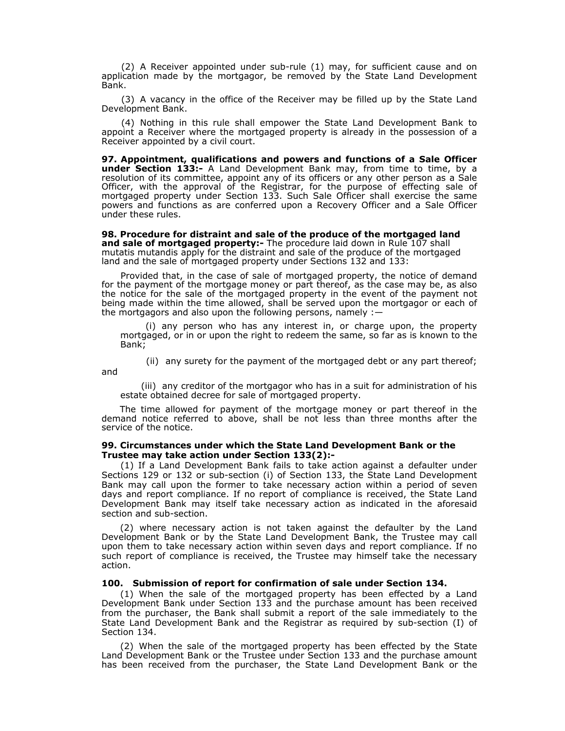(2) A Receiver appointed under sub-rule (1) may, for sufficient cause and on application made by the mortgagor, be removed by the State Land Development Bank.

(3) A vacancy in the office of the Receiver may be filled up by the State Land Development Bank.

(4) Nothing in this rule shall empower the State Land Development Bank to appoint a Receiver where the mortgaged property is already in the possession of a Receiver appointed by a civil court.

**97. Appointment, qualifications and powers and functions of a Sale Officer under Section 133:-** A Land Development Bank may, from time to time, by a resolution of its committee, appoint any of its officers or any other person as a Sale Officer, with the approval of the Registrar, for the purpose of effecting sale of mortgaged property under Section 133. Such Sale Officer shall exercise the same powers and functions as are conferred upon a Recovery Officer and a Sale Officer under these rules.

**98. Procedure for distraint and sale of the produce of the mortgaged land and sale of mortgaged property:-** The procedure laid down in Rule 107 shall mutatis mutandis apply for the distraint and sale of the produce of the mortgaged land and the sale of mortgaged property under Sections 132 and 133:

Provided that, in the case of sale of mortgaged property, the notice of demand for the payment of the mortgage money or part thereof, as the case may be, as also the notice for the sale of the mortgaged property in the event of the payment not being made within the time allowed, shall be served upon the mortgagor or each of the mortgagors and also upon the following persons, namely :—

(i) any person who has any interest in, or charge upon, the property mortgaged, or in or upon the right to redeem the same, so far as is known to the Bank;

(ii) any surety for the payment of the mortgaged debt or any part thereof; and

(iii) any creditor of the mortgagor who has in a suit for administration of his estate obtained decree for sale of mortgaged property.

The time allowed for payment of the mortgage money or part thereof in the demand notice referred to above, shall be not less than three months after the service of the notice.

**99. Circumstances under which the State Land Development Bank or the Trustee may take action under Section 133(2):-**

(1) If a Land Development Bank fails to take action against a defaulter under Sections 129 or 132 or sub-section (i) of Section 133, the State Land Development Bank may call upon the former to take necessary action within a period of seven days and report compliance. If no report of compliance is received, the State Land Development Bank may itself take necessary action as indicated in the aforesaid section and sub-section.

(2) where necessary action is not taken against the defaulter by the Land Development Bank or by the State Land Development Bank, the Trustee may call upon them to take necessary action within seven days and report compliance. If no such report of compliance is received, the Trustee may himself take the necessary action.

**100. Submission of report for confirmation of sale under Section 134.**

(1) When the sale of the mortgaged property has been effected by a Land Development Bank under Section 133 and the purchase amount has been received from the purchaser, the Bank shall submit a report of the sale immediately to the State Land Development Bank and the Registrar as required by sub-section (I) of Section 134.

(2) When the sale of the mortgaged property has been effected by the State Land Development Bank or the Trustee under Section 133 and the purchase amount has been received from the purchaser, the State Land Development Bank or the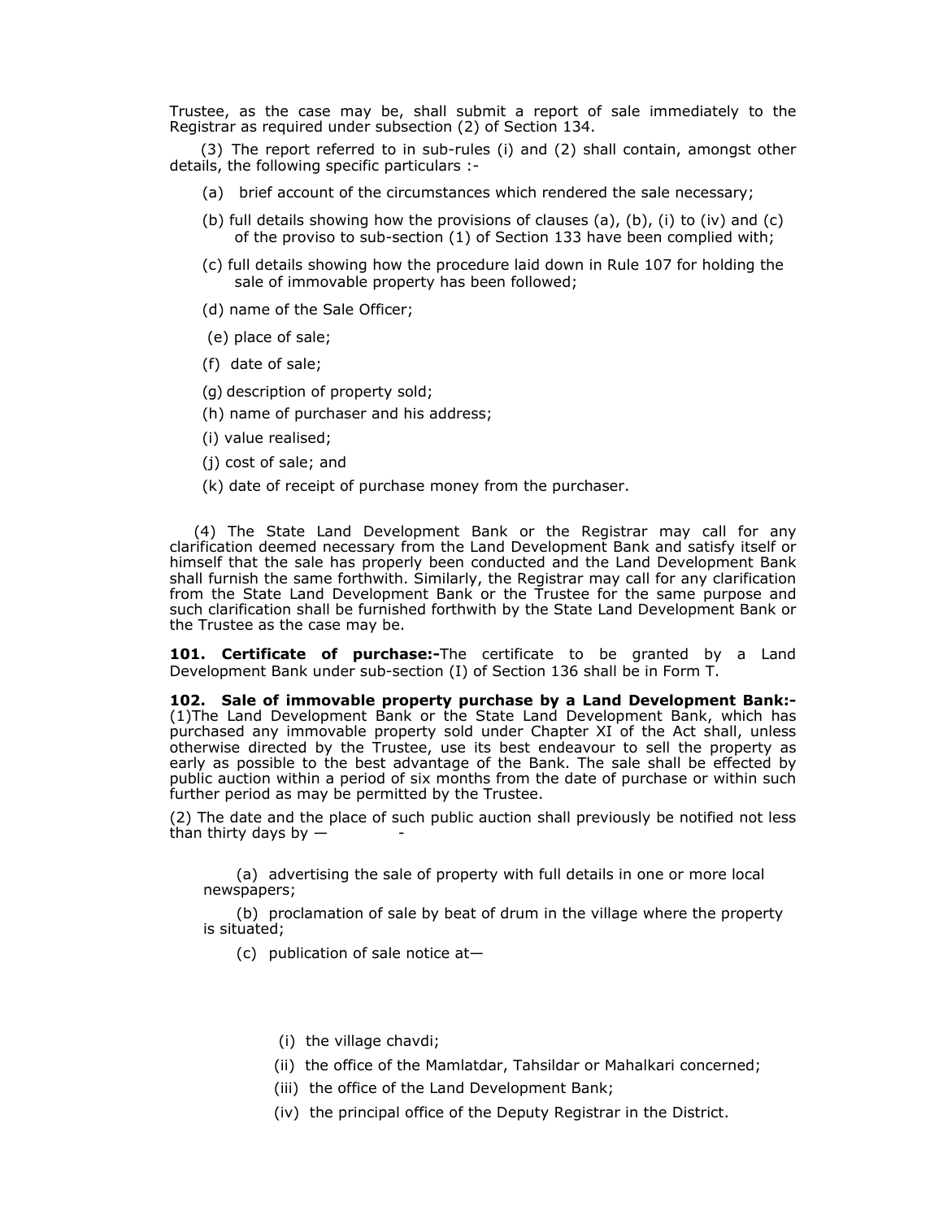Trustee, as the case may be, shall submit a report of sale immediately to the Registrar as required under subsection (2) of Section 134.

(3) The report referred to in sub-rules (i) and (2) shall contain, amongst other details, the following specific particulars :-

(a) brief account of the circumstances which rendered the sale necessary;

(b) full details showing how the provisions of clauses (a), (b), (i) to (iv) and (c) of the proviso to sub-section (1) of Section 133 have been complied with;

(c) full details showing how the procedure laid down in Rule 107 for holding the sale of immovable property has been followed;

(d) name of the Sale Officer;

(e) place of sale;

(f) date of sale;

(g) description of property sold;

(h) name of purchaser and his address;

(i) value realised;

(j) cost of sale; and

(k) date of receipt of purchase money from the purchaser.

(4) The State Land Development Bank or the Registrar may call for any clarification deemed necessary from the Land Development Bank and satisfy itself or himself that the sale has properly been conducted and the Land Development Bank shall furnish the same forthwith. Similarly, the Registrar may call for any clarification from the State Land Development Bank or the Trustee for the same purpose and such clarification shall be furnished forthwith by the State Land Development Bank or the Trustee as the case may be.

**101. Certificate of purchase:-**The certificate to be granted by a Land Development Bank under sub-section (I) of Section 136 shall be in Form T.

**102. Sale of immovable property purchase by a Land Development Bank:-** (1)The Land Development Bank or the State Land Development Bank, which has purchased any immovable property sold under Chapter XI of the Act shall, unless otherwise directed by the Trustee, use its best endeavour to sell the property as early as possible to the best advantage of the Bank. The sale shall be effected by public auction within a period of six months from the date of purchase or within such further period as may be permitted by the Trustee.

(2) The date and the place of such public auction shall previously be notified not less than thirty days by — -

(a) advertising the sale of property with full details in one or more local newspapers;

(b) proclamation of sale by beat of drum in the village where the property is situated;

(c) publication of sale notice at—

(i) the village chavdi;

(ii) the office of the Mamlatdar, Tahsildar or Mahalkari concerned;

(iii) the office of the Land Development Bank;

(iv) the principal office of the Deputy Registrar in the District.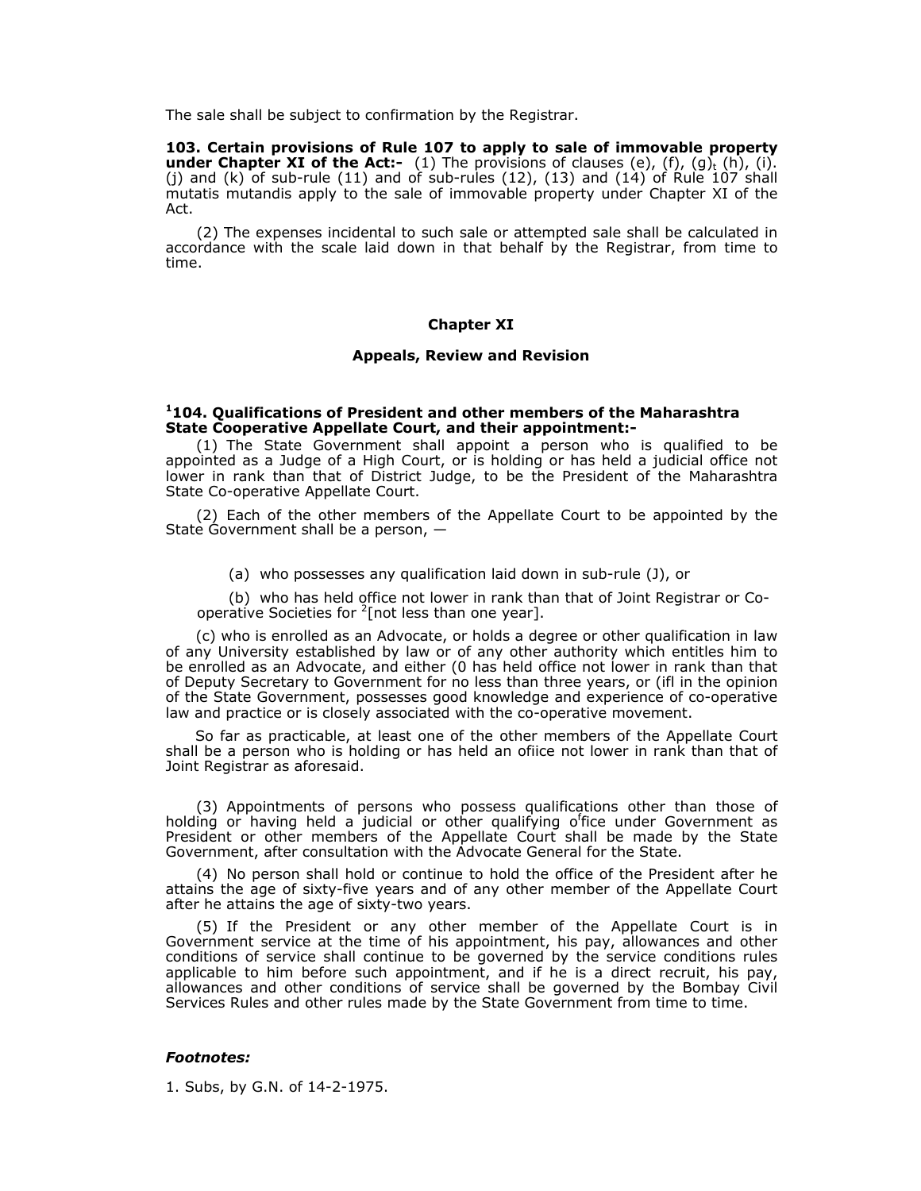The sale shall be subject to confirmation by the Registrar.

**103. Certain provisions of Rule 107 to apply to sale of immovable property under Chapter XI of the Act:-** (1) The provisions of clauses (e), (f), (g)$_t$ (h), (i). (j) and (k) of sub-rule (11) and of sub-rules (12), (13) and (14) of Rule 107 shall mutatis mutandis apply to the sale of immovable property under Chapter XI of the Act.

(2) The expenses incidental to such sale or attempted sale shall be calculated in accordance with the scale laid down in that behalf by the Registrar, from time to time.

## Chapter XI

### Appeals, Review and Revision

**[1]104. Qualifications of President and other members of the Maharashtra State Cooperative Appellate Court, and their appointment:-**

(1) The State Government shall appoint a person who is qualified to be appointed as a Judge of a High Court, or is holding or has held a judicial office not lower in rank than that of District Judge, to be the President of the Maharashtra State Co-operative Appellate Court.

(2) Each of the other members of the Appellate Court to be appointed by the State Government shall be a person, —

(a) who possesses any qualification laid down in sub-rule (J), or

(b) who has held office not lower in rank than that of Joint Registrar or Co-operative Societies for [2][not less than one year].

(c) who is enrolled as an Advocate, or holds a degree or other qualification in law of any University established by law or of any other authority which entitles him to be enrolled as an Advocate, and either (0 has held office not lower in rank than that of Deputy Secretary to Government for no less than three years, or (ifl in the opinion of the State Government, possesses good knowledge and experience of co-operative law and practice or is closely associated with the co-operative movement.

So far as practicable, at least one of the other members of the Appellate Court shall be a person who is holding or has held an ofiice not lower in rank than that of Joint Registrar as aforesaid.

(3) Appointments of persons who possess qualifications other than those of holding or having held a judicial or other qualifying office under Government as President or other members of the Appellate Court shall be made by the State Government, after consultation with the Advocate General for the State.

(4) No person shall hold or continue to hold the office of the President after he attains the age of sixty-five years and of any other member of the Appellate Court after he attains the age of sixty-two years.

(5) If the President or any other member of the Appellate Court is in Government service at the time of his appointment, his pay, allowances and other conditions of service shall continue to be governed by the service conditions rules applicable to him before such appointment, and if he is a direct recruit, his pay, allowances and other conditions of service shall be governed by the Bombay Civil Services Rules and other rules made by the State Government from time to time.

***Footnotes:***

1. Subs, by G.N. of 14-2-1975.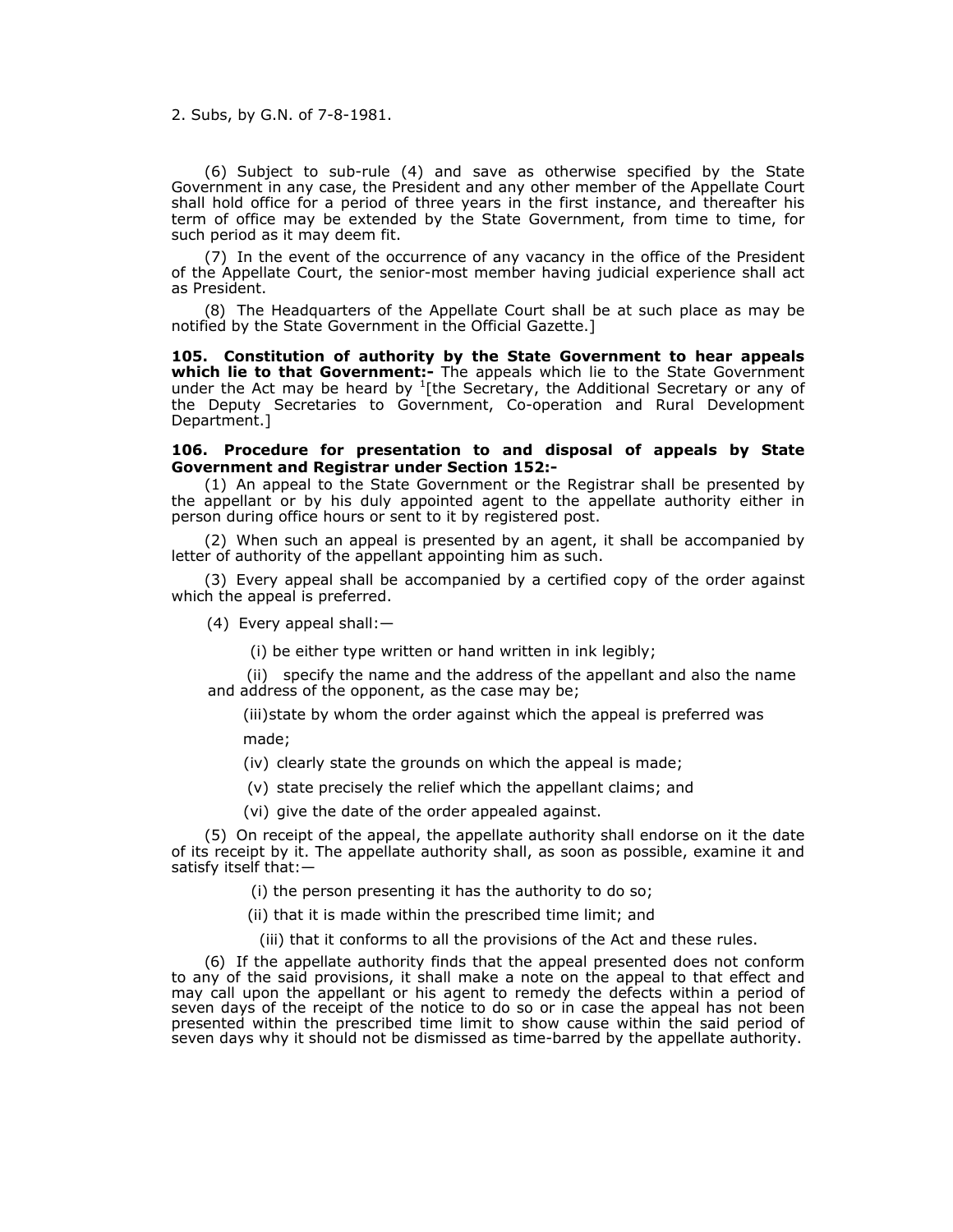2. Subs, by G.N. of 7-8-1981.

(6) Subject to sub-rule (4) and save as otherwise specified by the State Government in any case, the President and any other member of the Appellate Court shall hold office for a period of three years in the first instance, and thereafter his term of office may be extended by the State Government, from time to time, for such period as it may deem fit.

(7) In the event of the occurrence of any vacancy in the office of the President of the Appellate Court, the senior-most member having judicial experience shall act as President.

(8) The Headquarters of the Appellate Court shall be at such place as may be notified by the State Government in the Official Gazette.]

**105. Constitution of authority by the State Government to hear appeals which lie to that Government:-** The appeals which lie to the State Government under the Act may be heard by [1][the Secretary, the Additional Secretary or any of the Deputy Secretaries to Government, Co-operation and Rural Development Department.]

**106. Procedure for presentation to and disposal of appeals by State Government and Registrar under Section 152:-**

(1) An appeal to the State Government or the Registrar shall be presented by the appellant or by his duly appointed agent to the appellate authority either in person during office hours or sent to it by registered post.

(2) When such an appeal is presented by an agent, it shall be accompanied by letter of authority of the appellant appointing him as such.

(3) Every appeal shall be accompanied by a certified copy of the order against which the appeal is preferred.

(4) Every appeal shall:—

(i) be either type written or hand written in ink legibly;

(ii) specify the name and the address of the appellant and also the name and address of the opponent, as the case may be;

(iii) state by whom the order against which the appeal is preferred was made;

(iv) clearly state the grounds on which the appeal is made;

(v) state precisely the relief which the appellant claims; and

(vi) give the date of the order appealed against.

(5) On receipt of the appeal, the appellate authority shall endorse on it the date of its receipt by it. The appellate authority shall, as soon as possible, examine it and satisfy itself that:—

(i) the person presenting it has the authority to do so;

(ii) that it is made within the prescribed time limit; and

(iii) that it conforms to all the provisions of the Act and these rules.

(6) If the appellate authority finds that the appeal presented does not conform to any of the said provisions, it shall make a note on the appeal to that effect and may call upon the appellant or his agent to remedy the defects within a period of seven days of the receipt of the notice to do so or in case the appeal has not been presented within the prescribed time limit to show cause within the said period of seven days why it should not be dismissed as time-barred by the appellate authority.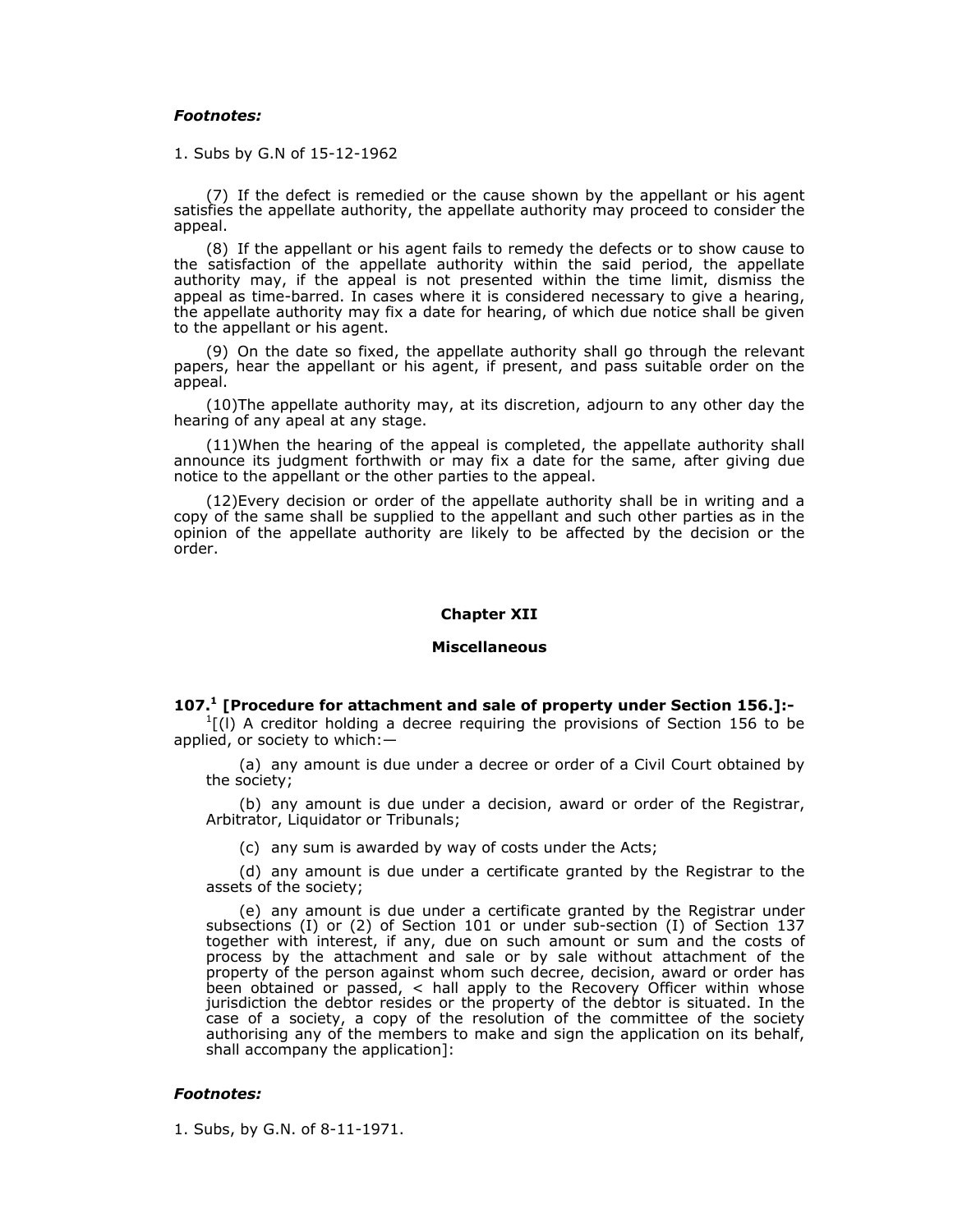***Footnotes:***

1. Subs by G.N of 15-12-1962

(7) If the defect is remedied or the cause shown by the appellant or his agent satisfies the appellate authority, the appellate authority may proceed to consider the appeal.

(8) If the appellant or his agent fails to remedy the defects or to show cause to the satisfaction of the appellate authority within the said period, the appellate authority may, if the appeal is not presented within the time limit, dismiss the appeal as time-barred. In cases where it is considered necessary to give a hearing, the appellate authority may fix a date for hearing, of which due notice shall be given to the appellant or his agent.

(9) On the date so fixed, the appellate authority shall go through the relevant papers, hear the appellant or his agent, if present, and pass suitable order on the appeal.

(10)The appellate authority may, at its discretion, adjourn to any other day the hearing of any apeal at any stage.

(11)When the hearing of the appeal is completed, the appellate authority shall announce its judgment forthwith or may fix a date for the same, after giving due notice to the appellant or the other parties to the appeal.

(12)Every decision or order of the appellate authority shall be in writing and a copy of the same shall be supplied to the appellant and such other parties as in the opinion of the appellate authority are likely to be affected by the decision or the order.

## Chapter XII

### Miscellaneous

**107.[1] [Procedure for attachment and sale of property under Section 156.]:-**

[1][(l) A creditor holding a decree requiring the provisions of Section 156 to be applied, or society to which:—

(a) any amount is due under a decree or order of a Civil Court obtained by the society;

(b) any amount is due under a decision, award or order of the Registrar, Arbitrator, Liquidator or Tribunals;

(c) any sum is awarded by way of costs under the Acts;

(d) any amount is due under a certificate granted by the Registrar to the assets of the society;

(e) any amount is due under a certificate granted by the Registrar under subsections (I) or (2) of Section 101 or under sub-section (I) of Section 137 together with interest, if any, due on such amount or sum and the costs of process by the attachment and sale or by sale without attachment of the property of the person against whom such decree, decision, award or order has been obtained or passed, < hall apply to the Recovery Officer within whose jurisdiction the debtor resides or the property of the debtor is situated. In the case of a society, a copy of the resolution of the committee of the society authorising any of the members to make and sign the application on its behalf, shall accompany the application]:

***Footnotes:***

1. Subs, by G.N. of 8-11-1971.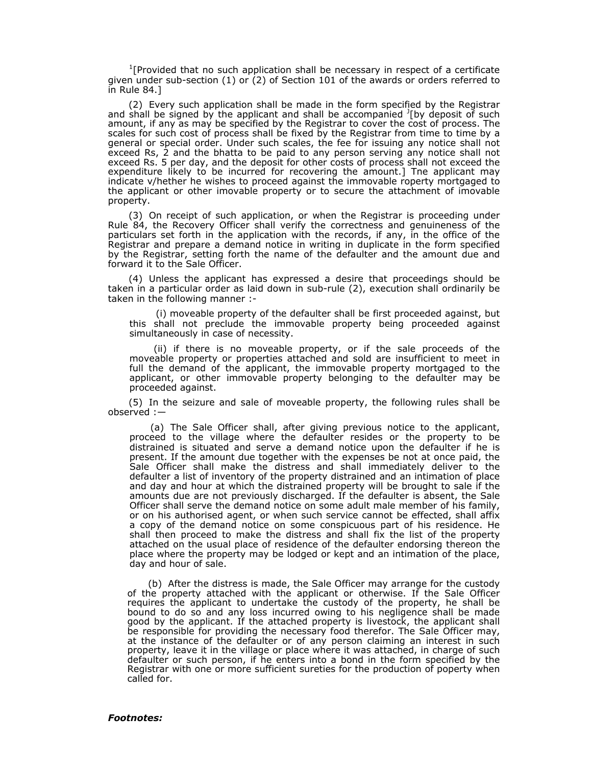[1][Provided that no such application shall be necessary in respect of a certificate given under sub-section (1) or (2) of Section 101 of the awards or orders referred to in Rule 84.]

(2) Every such application shall be made in the form specified by the Registrar and shall be signed by the applicant and shall be accompanied [J][by deposit of such amount, if any as may be specified by the Registrar to cover the cost of process. The scales for such cost of process shall be fixed by the Registrar from time to time by a general or special order. Under such scales, the fee for issuing any notice shall not exceed Rs, 2 and the bhatta to be paid to any person serving any notice shall not exceed Rs. 5 per day, and the deposit for other costs of process shall not exceed the expenditure likely to be incurred for recovering the amount.] Tne applicant may indicate v/hether he wishes to proceed against the immovable roperty mortgaged to the applicant or other imovable property or to secure the attachment of imovable property.

(3) On receipt of such application, or when the Registrar is proceeding under Rule 84, the Recovery Officer shall verify the correctness and genuineness of the particulars set forth in the application with the records, if any, in the office of the Registrar and prepare a demand notice in writing in duplicate in the form specified by the Registrar, setting forth the name of the defaulter and the amount due and forward it to the Sale Officer.

(4) Unless the applicant has expressed a desire that proceedings should be taken in a particular order as laid down in sub-rule (2), execution shall ordinarily be taken in the following manner :-

(i) moveable property of the defaulter shall be first proceeded against, but this shall not preclude the immovable property being proceeded against simultaneously in case of necessity.

(ii) if there is no moveable property, or if the sale proceeds of the moveable property or properties attached and sold are insufficient to meet in full the demand of the applicant, the immovable property mortgaged to the applicant, or other immovable property belonging to the defaulter may be proceeded against.

(5) In the seizure and sale of moveable property, the following rules shall be observed :—

(a) The Sale Officer shall, after giving previous notice to the applicant, proceed to the village where the defaulter resides or the property to be distrained is situated and serve a demand notice upon the defaulter if he is present. If the amount due together with the expenses be not at once paid, the Sale Officer shall make the distress and shall immediately deliver to the defaulter a list of inventory of the property distrained and an intimation of place and day and hour at which the distrained property will be brought to sale if the amounts due are not previously discharged. If the defaulter is absent, the Sale Officer shall serve the demand notice on some adult male member of his family, or on his authorised agent, or when such service cannot be effected, shall affix a copy of the demand notice on some conspicuous part of his residence. He shall then proceed to make the distress and shall fix the list of the property attached on the usual place of residence of the defaulter endorsing thereon the place where the property may be lodged or kept and an intimation of the place, day and hour of sale.

(b) After the distress is made, the Sale Officer may arrange for the custody of the property attached with the applicant or otherwise. If the Sale Officer requires the applicant to undertake the custody of the property, he shall be bound to do so and any loss incurred owing to his negligence shall be made good by the applicant. If the attached property is livestock, the applicant shall be responsible for providing the necessary food therefor. The Sale Officer may, at the instance of the defaulter or of any person claiming an interest in such property, leave it in the village or place where it was attached, in charge of such defaulter or such person, if he enters into a bond in the form specified by the Registrar with one or more sufficient sureties for the production of poperty when called for.

***Footnotes:***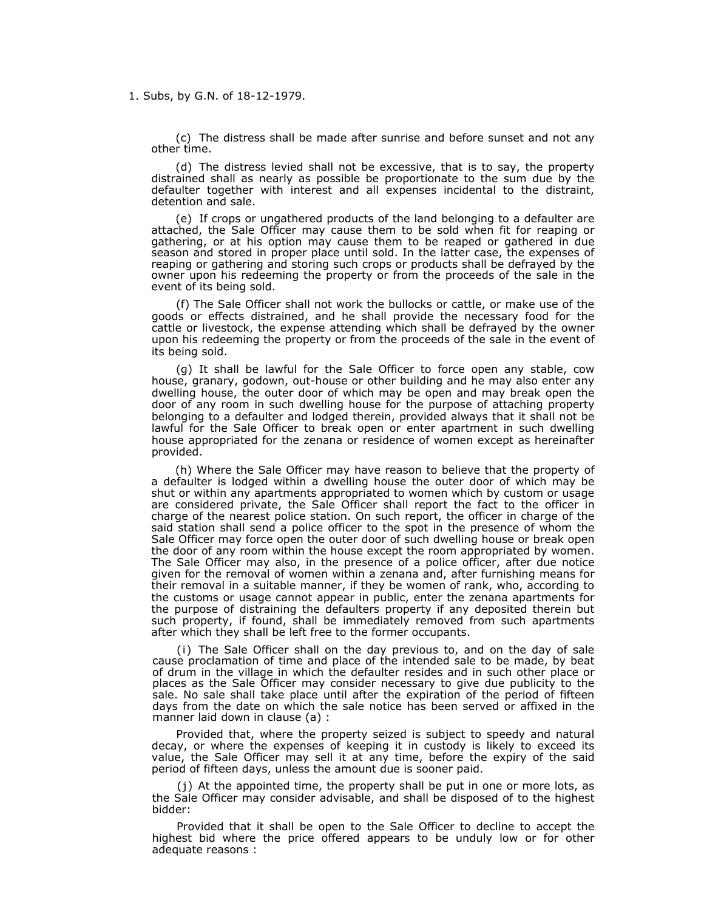1. Subs, by G.N. of 18-12-1979.

(c) The distress shall be made after sunrise and before sunset and not any other time.

(d) The distress levied shall not be excessive, that is to say, the property distrained shall as nearly as possible be proportionate to the sum due by the defaulter together with interest and all expenses incidental to the distraint, detention and sale.

(e) If crops or ungathered products of the land belonging to a defaulter are attached, the Sale Officer may cause them to be sold when fit for reaping or gathering, or at his option may cause them to be reaped or gathered in due season and stored in proper place until sold. In the latter case, the expenses of reaping or gathering and storing such crops or products shall be defrayed by the owner upon his redeeming the property or from the proceeds of the sale in the event of its being sold.

(f) The Sale Officer shall not work the bullocks or cattle, or make use of the goods or effects distrained, and he shall provide the necessary food for the cattle or livestock, the expense attending which shall be defrayed by the owner upon his redeeming the property or from the proceeds of the sale in the event of its being sold.

(g) It shall be lawful for the Sale Officer to force open any stable, cow house, granary, godown, out-house or other building and he may also enter any dwelling house, the outer door of which may be open and may break open the door of any room in such dwelling house for the purpose of attaching property belonging to a defaulter and lodged therein, provided always that it shall not be lawful for the Sale Officer to break open or enter apartment in such dwelling house appropriated for the zenana or residence of women except as hereinafter provided.

(h) Where the Sale Officer may have reason to believe that the property of a defaulter is lodged within a dwelling house the outer door of which may be shut or within any apartments appropriated to women which by custom or usage are considered private, the Sale Officer shall report the fact to the officer in charge of the nearest police station. On such report, the officer in charge of the said station shall send a police officer to the spot in the presence of whom the Sale Officer may force open the outer door of such dwelling house or break open the door of any room within the house except the room appropriated by women. The Sale Officer may also, in the presence of a police officer, after due notice given for the removal of women within a zenana and, after furnishing means for their removal in a suitable manner, if they be women of rank, who, according to the customs or usage cannot appear in public, enter the zenana apartments for the purpose of distraining the defaulters property if any deposited therein but such property, if found, shall be immediately removed from such apartments after which they shall be left free to the former occupants.

(i) The Sale Officer shall on the day previous to, and on the day of sale cause proclamation of time and place of the intended sale to be made, by beat of drum in the village in which the defaulter resides and in such other place or places as the Sale Officer may consider necessary to give due publicity to the sale. No sale shall take place until after the expiration of the period of fifteen days from the date on which the sale notice has been served or affixed in the manner laid down in clause (a) :

Provided that, where the property seized is subject to speedy and natural decay, or where the expenses of keeping it in custody is likely to exceed its value, the Sale Officer may sell it at any time, before the expiry of the said period of fifteen days, unless the amount due is sooner paid.

(j) At the appointed time, the property shall be put in one or more lots, as the Sale Officer may consider advisable, and shall be disposed of to the highest bidder:

Provided that it shall be open to the Sale Officer to decline to accept the highest bid where the price offered appears to be unduly low or for other adequate reasons :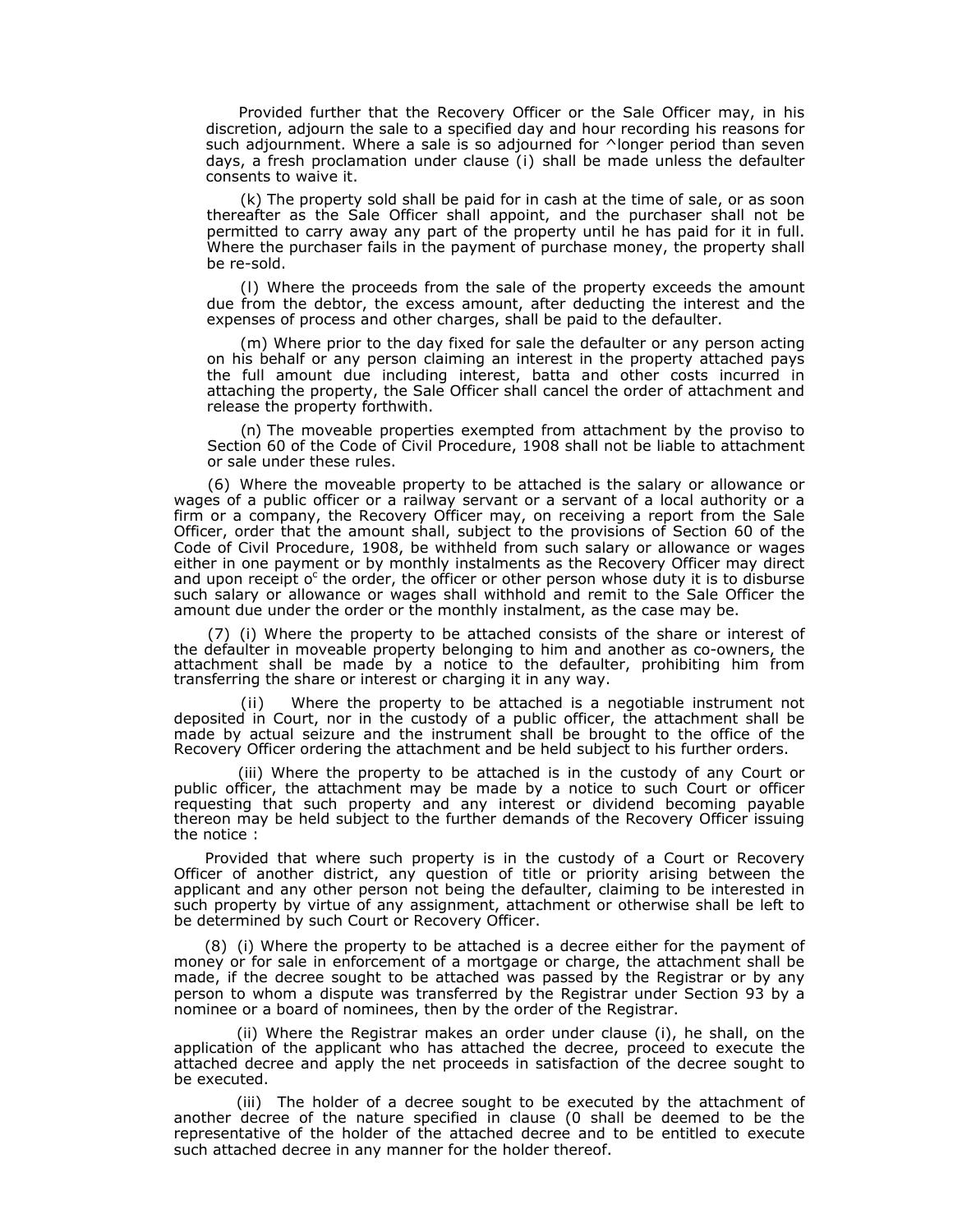Provided further that the Recovery Officer or the Sale Officer may, in his discretion, adjourn the sale to a specified day and hour recording his reasons for such adjournment. Where a sale is so adjourned for ^longer period than seven days, a fresh proclamation under clause (i) shall be made unless the defaulter consents to waive it.

(k) The property sold shall be paid for in cash at the time of sale, or as soon thereafter as the Sale Officer shall appoint, and the purchaser shall not be permitted to carry away any part of the property until he has paid for it in full. Where the purchaser fails in the payment of purchase money, the property shall be re-sold.

(l) Where the proceeds from the sale of the property exceeds the amount due from the debtor, the excess amount, after deducting the interest and the expenses of process and other charges, shall be paid to the defaulter.

(m) Where prior to the day fixed for sale the defaulter or any person acting on his behalf or any person claiming an interest in the property attached pays the full amount due including interest, batta and other costs incurred in attaching the property, the Sale Officer shall cancel the order of attachment and release the property forthwith.

(n) The moveable properties exempted from attachment by the proviso to Section 60 of the Code of Civil Procedure, 1908 shall not be liable to attachment or sale under these rules.

(6) Where the moveable property to be attached is the salary or allowance or wages of a public officer or a railway servant or a servant of a local authority or a firm or a company, the Recovery Officer may, on receiving a report from the Sale Officer, order that the amount shall, subject to the provisions of Section 60 of the Code of Civil Procedure, 1908, be withheld from such salary or allowance or wages either in one payment or by monthly instalments as the Recovery Officer may direct and upon receipt o^c the order, the officer or other person whose duty it is to disburse such salary or allowance or wages shall withhold and remit to the Sale Officer the amount due under the order or the monthly instalment, as the case may be.

(7) (i) Where the property to be attached consists of the share or interest of the defaulter in moveable property belonging to him and another as co-owners, the attachment shall be made by a notice to the defaulter, prohibiting him from transferring the share or interest or charging it in any way.

(ii) Where the property to be attached is a negotiable instrument not deposited in Court, nor in the custody of a public officer, the attachment shall be made by actual seizure and the instrument shall be brought to the office of the Recovery Officer ordering the attachment and be held subject to his further orders.

(iii) Where the property to be attached is in the custody of any Court or public officer, the attachment may be made by a notice to such Court or officer requesting that such property and any interest or dividend becoming payable thereon may be held subject to the further demands of the Recovery Officer issuing the notice :

Provided that where such property is in the custody of a Court or Recovery Officer of another district, any question of title or priority arising between the applicant and any other person not being the defaulter, claiming to be interested in such property by virtue of any assignment, attachment or otherwise shall be left to be determined by such Court or Recovery Officer.

(8) (i) Where the property to be attached is a decree either for the payment of money or for sale in enforcement of a mortgage or charge, the attachment shall be made, if the decree sought to be attached was passed by the Registrar or by any person to whom a dispute was transferred by the Registrar under Section 93 by a nominee or a board of nominees, then by the order of the Registrar.

(ii) Where the Registrar makes an order under clause (i), he shall, on the application of the applicant who has attached the decree, proceed to execute the attached decree and apply the net proceeds in satisfaction of the decree sought to be executed.

(iii) The holder of a decree sought to be executed by the attachment of another decree of the nature specified in clause (0 shall be deemed to be the representative of the holder of the attached decree and to be entitled to execute such attached decree in any manner for the holder thereof.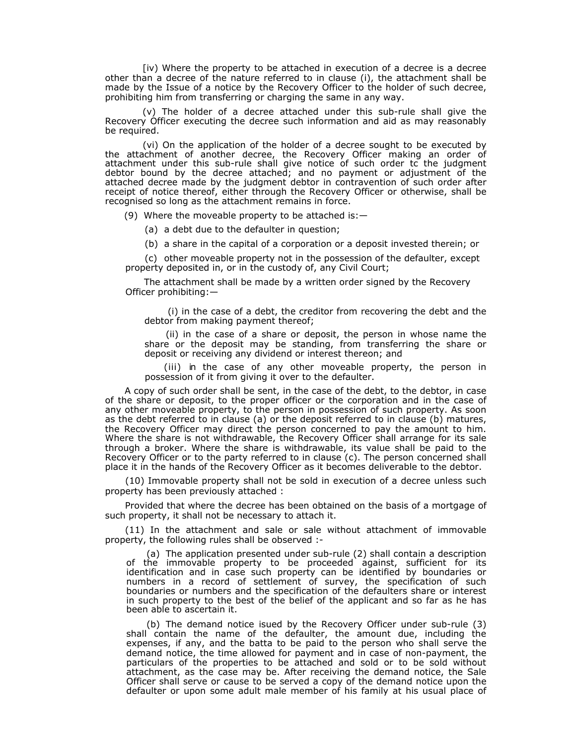[iv) Where the property to be attached in execution of a decree is a decree other than a decree of the nature referred to in clause (i), the attachment shall be made by the Issue of a notice by the Recovery Officer to the holder of such decree, prohibiting him from transferring or charging the same in any way.

(v) The holder of a decree attached under this sub-rule shall give the Recovery Officer executing the decree such information and aid as may reasonably be required.

(vi) On the application of the holder of a decree sought to be executed by the attachment of another decree, the Recovery Officer making an order of attachment under this sub-rule shall give notice of such order tc the judgment debtor bound by the decree attached; and no payment or adjustment of the attached decree made by the judgment debtor in contravention of such order after receipt of notice thereof, either through the Recovery Officer or otherwise, shall be recognised so long as the attachment remains in force.

(9) Where the moveable property to be attached is:—

(a) a debt due to the defaulter in question;

(b) a share in the capital of a corporation or a deposit invested therein; or

(c) other moveable property not in the possession of the defaulter, except property deposited in, or in the custody of, any Civil Court;

The attachment shall be made by a written order signed by the Recovery Officer prohibiting:—

(i) in the case of a debt, the creditor from recovering the debt and the debtor from making payment thereof;

(ii) in the case of a share or deposit, the person in whose name the share or the deposit may be standing, from transferring the share or deposit or receiving any dividend or interest thereon; and

(iii) in the case of any other moveable property, the person in possession of it from giving it over to the defaulter.

A copy of such order shall be sent, in the case of the debt, to the debtor, in case of the share or deposit, to the proper officer or the corporation and in the case of any other moveable property, to the person in possession of such property. As soon as the debt referred to in clause (a) or the deposit referred to in clause (b) matures, the Recovery Officer may direct the person concerned to pay the amount to him. Where the share is not withdrawable, the Recovery Officer shall arrange for its sale through a broker. Where the share is withdrawable, its value shall be paid to the Recovery Officer or to the party referred to in clause (c). The person concerned shall place it in the hands of the Recovery Officer as it becomes deliverable to the debtor.

(10) Immovable property shall not be sold in execution of a decree unless such property has been previously attached :

Provided that where the decree has been obtained on the basis of a mortgage of such property, it shall not be necessary to attach it.

(11) In the attachment and sale or sale without attachment of immovable property, the following rules shall be observed :-

(a) The application presented under sub-rule (2) shall contain a description of the immovable property to be proceeded against, sufficient for its identification and in case such property can be identified by boundaries or numbers in a record of settlement of survey, the specification of such boundaries or numbers and the specification of the defaulters share or interest in such property to the best of the belief of the applicant and so far as he has been able to ascertain it.

(b) The demand notice isued by the Recovery Officer under sub-rule (3) shall contain the name of the defaulter, the amount due, including the expenses, if any, and the batta to be paid to the person who shall serve the demand notice, the time allowed for payment and in case of non-payment, the particulars of the properties to be attached and sold or to be sold without attachment, as the case may be. After receiving the demand notice, the Sale Officer shall serve or cause to be served a copy of the demand notice upon the defaulter or upon some adult male member of his family at his usual place of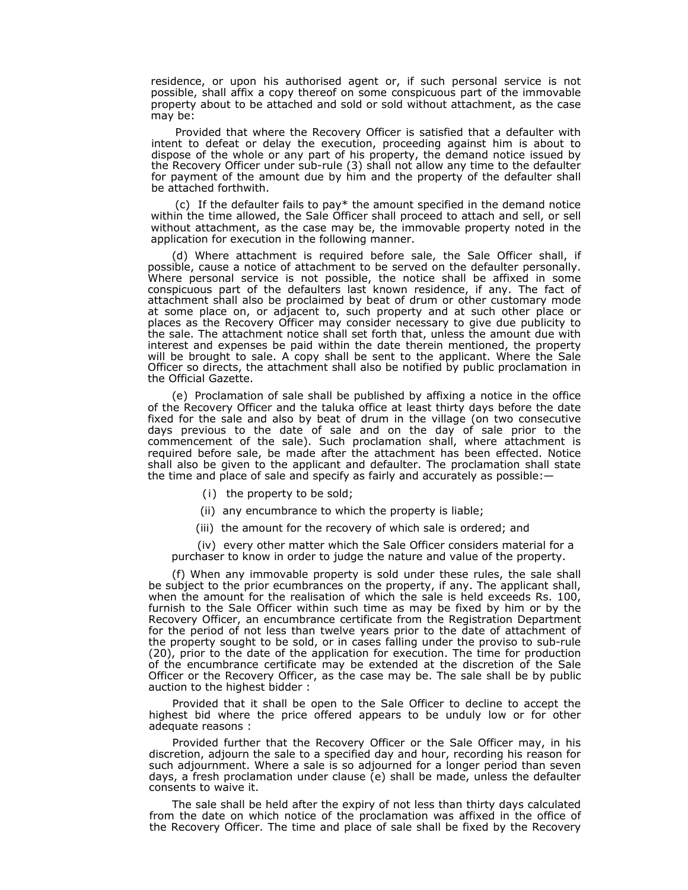residence, or upon his authorised agent or, if such personal service is not possible, shall affix a copy thereof on some conspicuous part of the immovable property about to be attached and sold or sold without attachment, as the case may be:

Provided that where the Recovery Officer is satisfied that a defaulter with intent to defeat or delay the execution, proceeding against him is about to dispose of the whole or any part of his property, the demand notice issued by the Recovery Officer under sub-rule (3) shall not allow any time to the defaulter for payment of the amount due by him and the property of the defaulter shall be attached forthwith.

(c) If the defaulter fails to pay* the amount specified in the demand notice within the time allowed, the Sale Officer shall proceed to attach and sell, or sell without attachment, as the case may be, the immovable property noted in the application for execution in the following manner.

(d) Where attachment is required before sale, the Sale Officer shall, if possible, cause a notice of attachment to be served on the defaulter personally. Where personal service is not possible, the notice shall be affixed in some conspicuous part of the defaulters last known residence, if any. The fact of attachment shall also be proclaimed by beat of drum or other customary mode at some place on, or adjacent to, such property and at such other place or places as the Recovery Officer may consider necessary to give due publicity to the sale. The attachment notice shall set forth that, unless the amount due with interest and expenses be paid within the date therein mentioned, the property will be brought to sale. A copy shall be sent to the applicant. Where the Sale Officer so directs, the attachment shall also be notified by public proclamation in the Official Gazette.

(e) Proclamation of sale shall be published by affixing a notice in the office of the Recovery Officer and the taluka office at least thirty days before the date fixed for the sale and also by beat of drum in the village (on two consecutive days previous to the date of sale and on the day of sale prior to the commencement of the sale). Such proclamation shall, where attachment is required before sale, be made after the attachment has been effected. Notice shall also be given to the applicant and defaulter. The proclamation shall state the time and place of sale and specify as fairly and accurately as possible:—

(i) the property to be sold;

(ii) any encumbrance to which the property is liable;

(iii) the amount for the recovery of which sale is ordered; and

(iv) every other matter which the Sale Officer considers material for a purchaser to know in order to judge the nature and value of the property.

(f) When any immovable property is sold under these rules, the sale shall be subject to the prior ecumbrances on the property, if any. The applicant shall, when the amount for the realisation of which the sale is held exceeds Rs. 100, furnish to the Sale Officer within such time as may be fixed by him or by the Recovery Officer, an encumbrance certificate from the Registration Department for the period of not less than twelve years prior to the date of attachment of the property sought to be sold, or in cases falling under the proviso to sub-rule (20), prior to the date of the application for execution. The time for production of the encumbrance certificate may be extended at the discretion of the Sale Officer or the Recovery Officer, as the case may be. The sale shall be by public auction to the highest bidder :

Provided that it shall be open to the Sale Officer to decline to accept the highest bid where the price offered appears to be unduly low or for other adequate reasons :

Provided further that the Recovery Officer or the Sale Officer may, in his discretion, adjourn the sale to a specified day and hour, recording his reason for such adjournment. Where a sale is so adjourned for a longer period than seven days, a fresh proclamation under clause (e) shall be made, unless the defaulter consents to waive it.

The sale shall be held after the expiry of not less than thirty days calculated from the date on which notice of the proclamation was affixed in the office of the Recovery Officer. The time and place of sale shall be fixed by the Recovery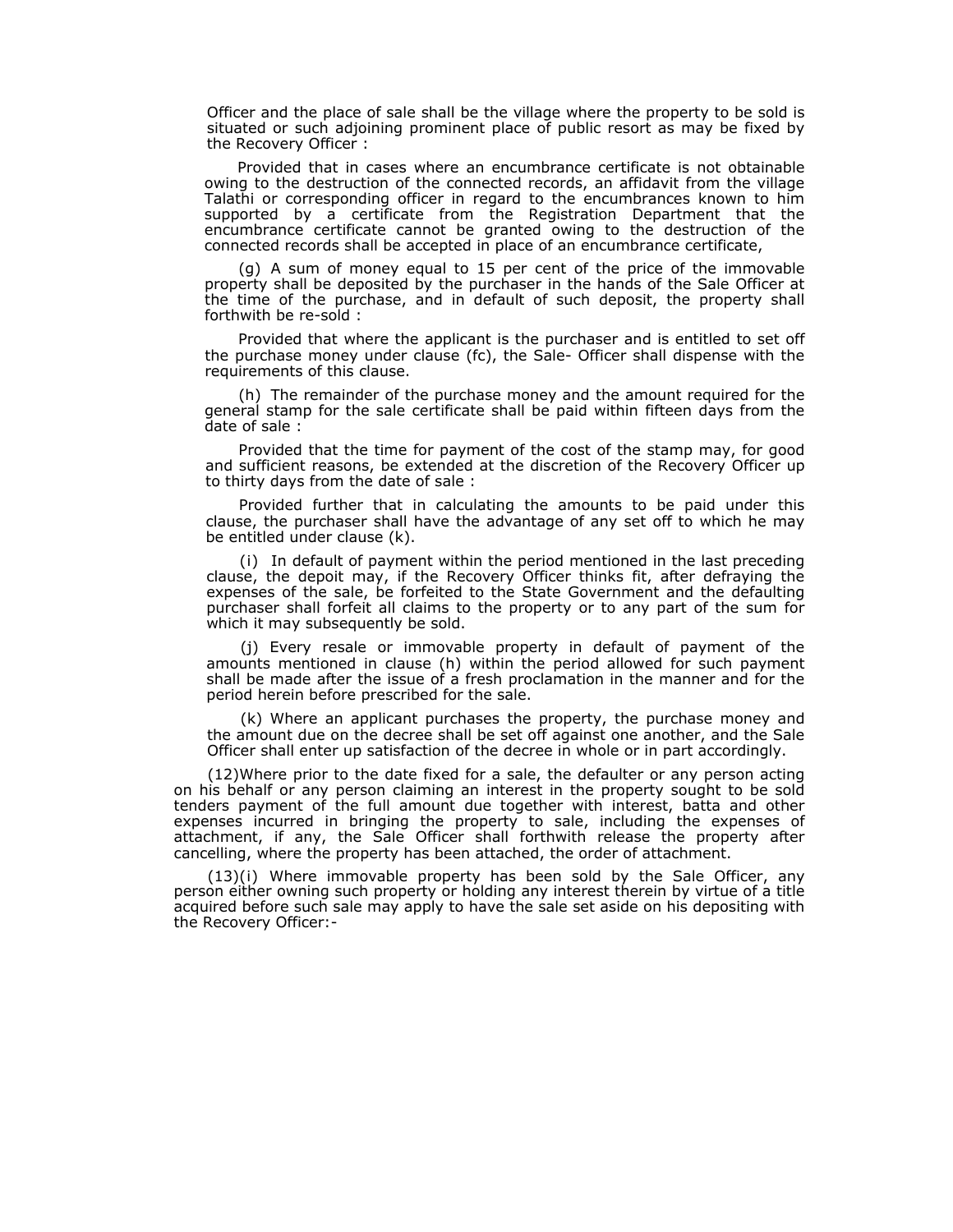Officer and the place of sale shall be the village where the property to be sold is situated or such adjoining prominent place of public resort as may be fixed by the Recovery Officer :

Provided that in cases where an encumbrance certificate is not obtainable owing to the destruction of the connected records, an affidavit from the village Talathi or corresponding officer in regard to the encumbrances known to him supported by a certificate from the Registration Department that the encumbrance certificate cannot be granted owing to the destruction of the connected records shall be accepted in place of an encumbrance certificate,

(g) A sum of money equal to 15 per cent of the price of the immovable property shall be deposited by the purchaser in the hands of the Sale Officer at the time of the purchase, and in default of such deposit, the property shall forthwith be re-sold :

Provided that where the applicant is the purchaser and is entitled to set off the purchase money under clause (fc), the Sale- Officer shall dispense with the requirements of this clause.

(h) The remainder of the purchase money and the amount required for the general stamp for the sale certificate shall be paid within fifteen days from the date of sale :

Provided that the time for payment of the cost of the stamp may, for good and sufficient reasons, be extended at the discretion of the Recovery Officer up to thirty days from the date of sale :

Provided further that in calculating the amounts to be paid under this clause, the purchaser shall have the advantage of any set off to which he may be entitled under clause (k).

(i) In default of payment within the period mentioned in the last preceding clause, the depoit may, if the Recovery Officer thinks fit, after defraying the expenses of the sale, be forfeited to the State Government and the defaulting purchaser shall forfeit all claims to the property or to any part of the sum for which it may subsequently be sold.

(j) Every resale or immovable property in default of payment of the amounts mentioned in clause (h) within the period allowed for such payment shall be made after the issue of a fresh proclamation in the manner and for the period herein before prescribed for the sale.

(k) Where an applicant purchases the property, the purchase money and the amount due on the decree shall be set off against one another, and the Sale Officer shall enter up satisfaction of the decree in whole or in part accordingly.

(12)Where prior to the date fixed for a sale, the defaulter or any person acting on his behalf or any person claiming an interest in the property sought to be sold tenders payment of the full amount due together with interest, batta and other expenses incurred in bringing the property to sale, including the expenses of attachment, if any, the Sale Officer shall forthwith release the property after cancelling, where the property has been attached, the order of attachment.

(13)(i) Where immovable property has been sold by the Sale Officer, any person either owning such property or holding any interest therein by virtue of a title acquired before such sale may apply to have the sale set aside on his depositing with the Recovery Officer:-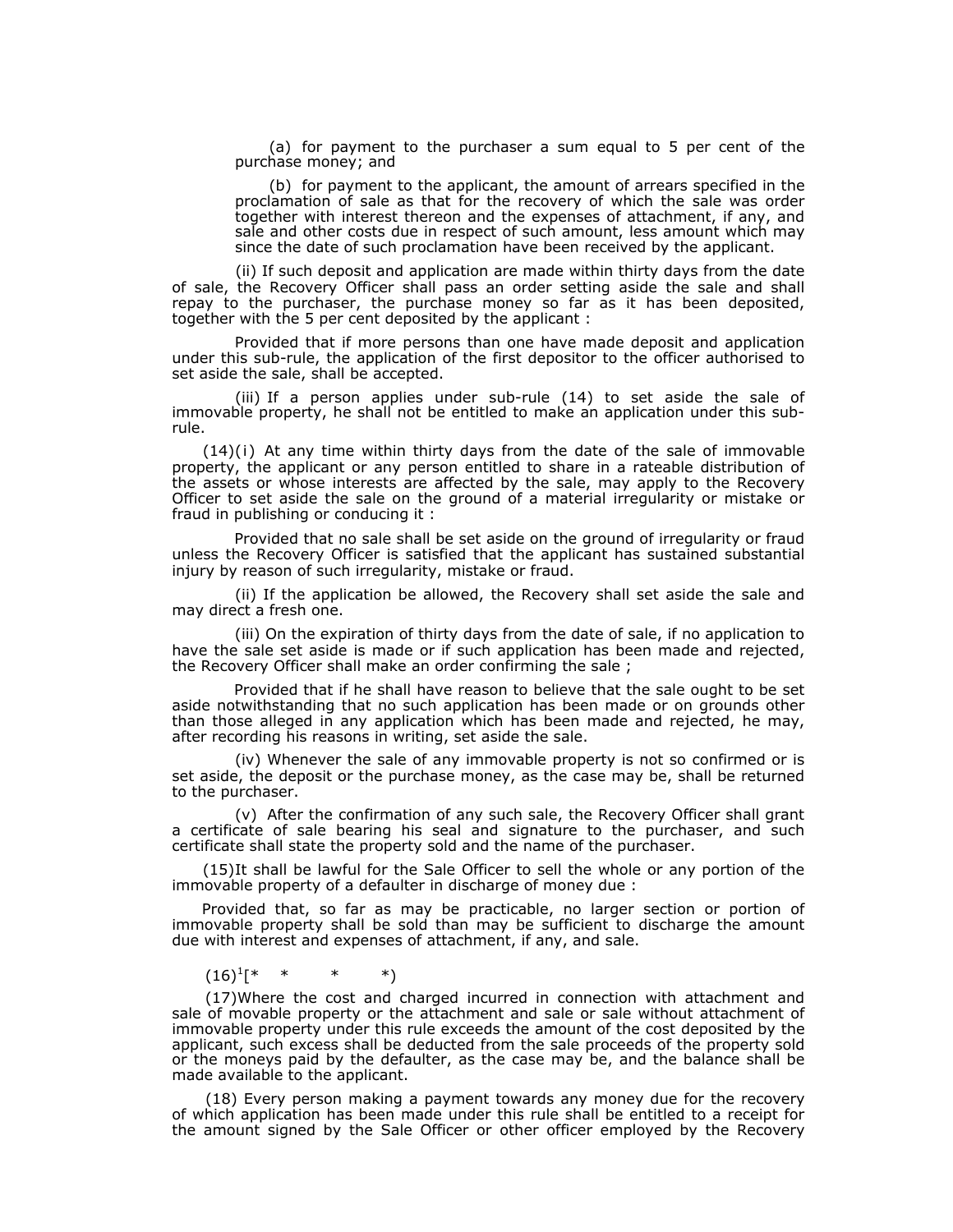(a) for payment to the purchaser a sum equal to 5 per cent of the purchase money; and

(b) for payment to the applicant, the amount of arrears specified in the proclamation of sale as that for the recovery of which the sale was order together with interest thereon and the expenses of attachment, if any, and sale and other costs due in respect of such amount, less amount which may since the date of such proclamation have been received by the applicant.

(ii) If such deposit and application are made within thirty days from the date of sale, the Recovery Officer shall pass an order setting aside the sale and shall repay to the purchaser, the purchase money so far as it has been deposited, together with the 5 per cent deposited by the applicant :

Provided that if more persons than one have made deposit and application under this sub-rule, the application of the first depositor to the officer authorised to set aside the sale, shall be accepted.

(iii) If a person applies under sub-rule (14) to set aside the sale of immovable property, he shall not be entitled to make an application under this sub-rule.

(14)(i) At any time within thirty days from the date of the sale of immovable property, the applicant or any person entitled to share in a rateable distribution of the assets or whose interests are affected by the sale, may apply to the Recovery Officer to set aside the sale on the ground of a material irregularity or mistake or fraud in publishing or conducing it :

Provided that no sale shall be set aside on the ground of irregularity or fraud unless the Recovery Officer is satisfied that the applicant has sustained substantial injury by reason of such irregularity, mistake or fraud.

(ii) If the application be allowed, the Recovery shall set aside the sale and may direct a fresh one.

(iii) On the expiration of thirty days from the date of sale, if no application to have the sale set aside is made or if such application has been made and rejected, the Recovery Officer shall make an order confirming the sale ;

Provided that if he shall have reason to believe that the sale ought to be set aside notwithstanding that no such application has been made or on grounds other than those alleged in any application which has been made and rejected, he may, after recording his reasons in writing, set aside the sale.

(iv) Whenever the sale of any immovable property is not so confirmed or is set aside, the deposit or the purchase money, as the case may be, shall be returned to the purchaser.

(v) After the confirmation of any such sale, the Recovery Officer shall grant a certificate of sale bearing his seal and signature to the purchaser, and such certificate shall state the property sold and the name of the purchaser.

(15)It shall be lawful for the Sale Officer to sell the whole or any portion of the immovable property of a defaulter in discharge of money due :

Provided that, so far as may be practicable, no larger section or portion of immovable property shall be sold than may be sufficient to discharge the amount due with interest and expenses of attachment, if any, and sale.

(16)[1][* * * *)

(17)Where the cost and charged incurred in connection with attachment and sale of movable property or the attachment and sale or sale without attachment of immovable property under this rule exceeds the amount of the cost deposited by the applicant, such excess shall be deducted from the sale proceeds of the property sold or the moneys paid by the defaulter, as the case may be, and the balance shall be made available to the applicant.

(18) Every person making a payment towards any money due for the recovery of which application has been made under this rule shall be entitled to a receipt for the amount signed by the Sale Officer or other officer employed by the Recovery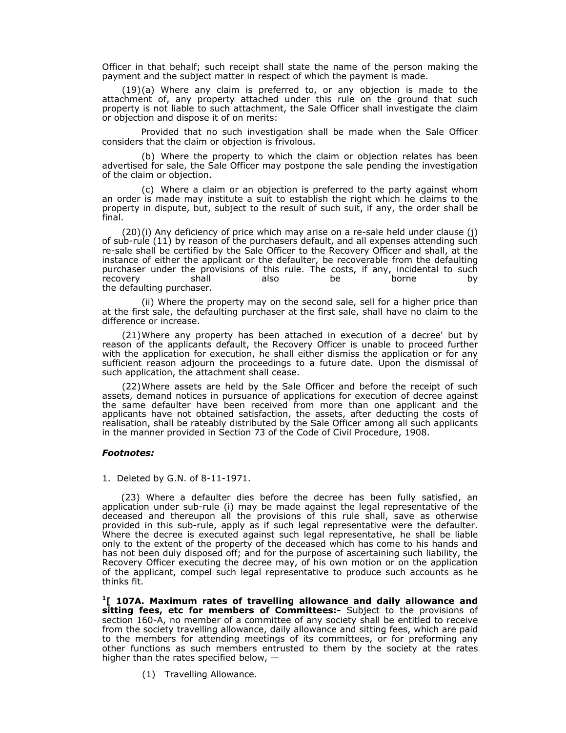Officer in that behalf; such receipt shall state the name of the person making the payment and the subject matter in respect of which the payment is made.

(19)(a) Where any claim is preferred to, or any objection is made to the attachment of, any property attached under this rule on the ground that such property is not liable to such attachment, the Sale Officer shall investigate the claim or objection and dispose it of on merits:

Provided that no such investigation shall be made when the Sale Officer considers that the claim or objection is frivolous.

(b) Where the property to which the claim or objection relates has been advertised for sale, the Sale Officer may postpone the sale pending the investigation of the claim or objection.

(c) Where a claim or an objection is preferred to the party against whom an order is made may institute a suit to establish the right which he claims to the property in dispute, but, subject to the result of such suit, if any, the order shall be final.

(20)(i) Any deficiency of price which may arise on a re-sale held under clause (j) of sub-rule (11) by reason of the purchasers default, and all expenses attending such re-sale shall be certified by the Sale Officer to the Recovery Officer and shall, at the instance of either the applicant or the defaulter, be recoverable from the defaulting purchaser under the provisions of this rule. The costs, if any, incidental to such recovery shall also be borne by the defaulting purchaser.

(ii) Where the property may on the second sale, sell for a higher price than at the first sale, the defaulting purchaser at the first sale, shall have no claim to the difference or increase.

(21) Where any property has been attached in execution of a decree' but by reason of the applicants default, the Recovery Officer is unable to proceed further with the application for execution, he shall either dismiss the application or for any sufficient reason adjourn the proceedings to a future date. Upon the dismissal of such application, the attachment shall cease.

(22) Where assets are held by the Sale Officer and before the receipt of such assets, demand notices in pursuance of applications for execution of decree against the same defaulter have been received from more than one applicant and the applicants have not obtained satisfaction, the assets, after deducting the costs of realisation, shall be rateably distributed by the Sale Officer among all such applicants in the manner provided in Section 73 of the Code of Civil Procedure, 1908.

***Footnotes:***

1. Deleted by G.N. of 8-11-1971.

(23) Where a defaulter dies before the decree has been fully satisfied, an application under sub-rule (i) may be made against the legal representative of the deceased and thereupon all the provisions of this rule shall, save as otherwise provided in this sub-rule, apply as if such legal representative were the defaulter. Where the decree is executed against such legal representative, he shall be liable only to the extent of the property of the deceased which has come to his hands and has not been duly disposed off; and for the purpose of ascertaining such liability, the Recovery Officer executing the decree may, of his own motion or on the application of the applicant, compel such legal representative to produce such accounts as he thinks fit.

**[1][ 107A. Maximum rates of travelling allowance and daily allowance and sitting fees, etc for members of Committees:-** Subject to the provisions of section 160-A, no member of a committee of any society shall be entitled to receive from the society travelling allowance, daily allowance and sitting fees, which are paid to the members for attending meetings of its committees, or for preforming any other functions as such members entrusted to them by the society at the rates higher than the rates specified below, —

(1) Travelling Allowance.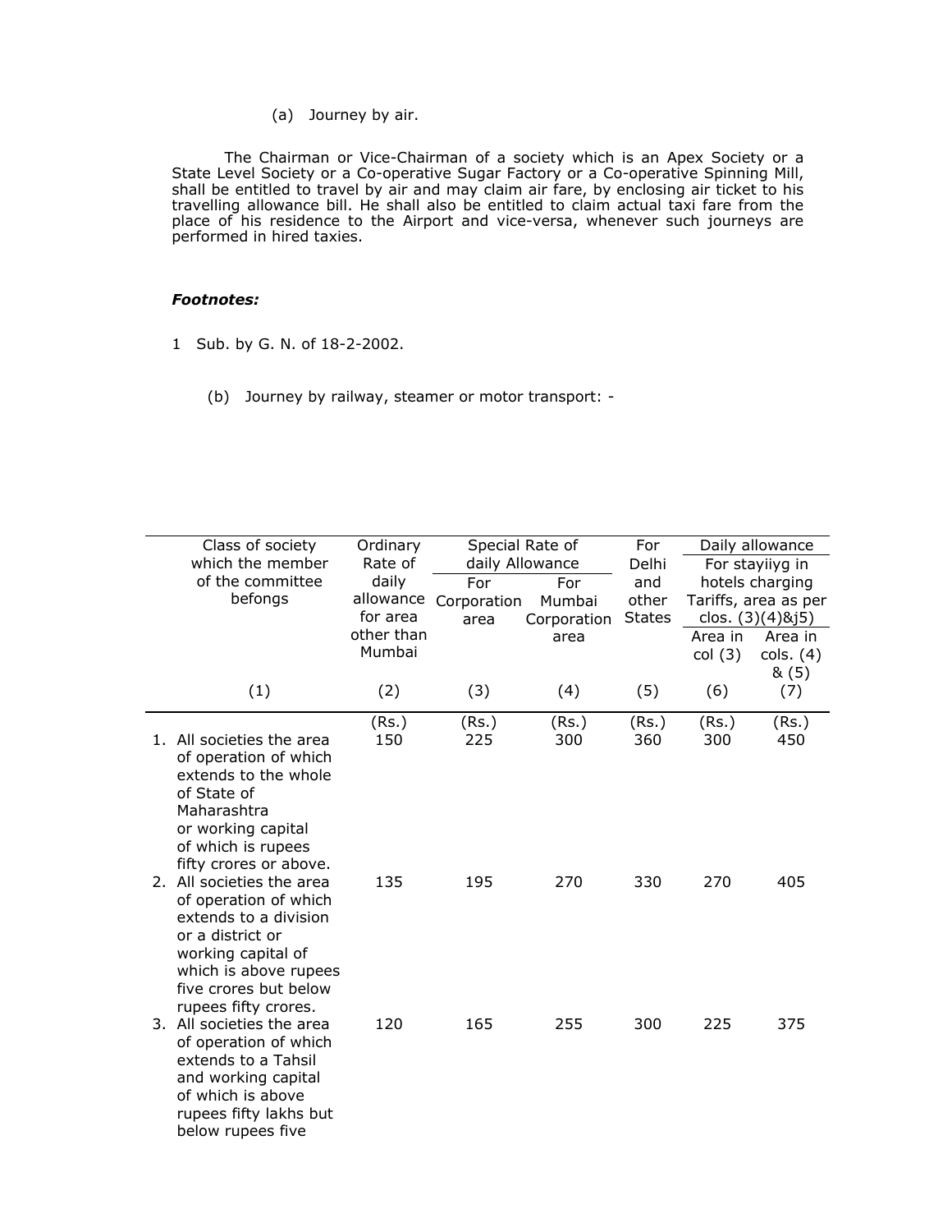(a) Journey by air.

The Chairman or Vice-Chairman of a society which is an Apex Society or a State Level Society or a Co-operative Sugar Factory or a Co-operative Spinning Mill, shall be entitled to travel by air and may claim air fare, by enclosing air ticket to his travelling allowance bill. He shall also be entitled to claim actual taxi fare from the place of his residence to the Airport and vice-versa, whenever such journeys are performed in hired taxies.

***Footnotes:***

1 Sub. by G. N. of 18-2-2002.

(b) Journey by railway, steamer or motor transport: -

| Class of society which the member of the committee befongs | Ordinary Rate of daily allowance for area other than Mumbai | Special Rate of daily Allowance | | For Delhi and other States | Daily allowance For stayiiyg in hotels charging Tariffs, area as per clos. (3)(4)&j5) | |
|---|---|---|---|---|---|---|
| | | For Corporation area | For Mumbai Corporation area | | Area in col (3) | Area in cols. (4) & (5) |
| (1) | (2) | (3) | (4) | (5) | (6) | (7) |
| | (Rs.) | (Rs.) | (Rs.) | (Rs.) | (Rs.) | (Rs.) |
| 1. All societies the area of operation of which extends to the whole of State of Maharashtra or working capital of which is rupees fifty crores or above. | 150 | 225 | 300 | 360 | 300 | 450 |
| 2. All societies the area of operation of which extends to a division or a district or working capital of which is above rupees five crores but below rupees fifty crores. | 135 | 195 | 270 | 330 | 270 | 405 |
| 3. All societies the area of operation of which extends to a Tahsil and working capital of which is above rupees fifty lakhs but below rupees five | 120 | 165 | 255 | 300 | 225 | 375 |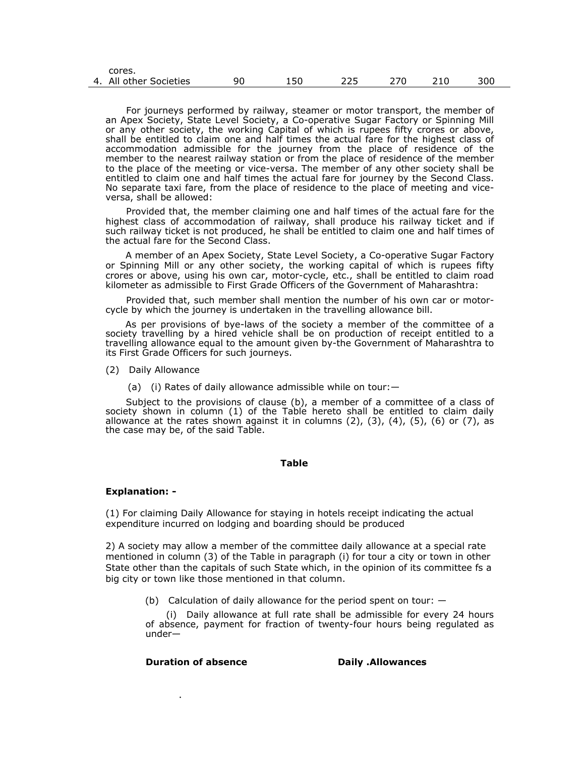| cores. | | | | | | |
|---|---|---|---|---|---|---|
| 4. All other Societies | 90 | 150 | 225 | 270 | 210 | 300 |

For journeys performed by railway, steamer or motor transport, the member of an Apex Society, State Level Society, a Co-operative Sugar Factory or Spinning Mill or any other society, the working Capital of which is rupees fifty crores or above, shall be entitled to claim one and half times the actual fare for the highest class of accommodation admissible for the journey from the place of residence of the member to the nearest railway station or from the place of residence of the member to the place of the meeting or vice-versa. The member of any other society shall be entitled to claim one and half times the actual fare for journey by the Second Class. No separate taxi fare, from the place of residence to the place of meeting and vice-versa, shall be allowed:

Provided that, the member claiming one and half times of the actual fare for the highest class of accommodation of railway, shall produce his railway ticket and if such railway ticket is not produced, he shall be entitled to claim one and half times of the actual fare for the Second Class.

A member of an Apex Society, State Level Society, a Co-operative Sugar Factory or Spinning Mill or any other society, the working capital of which is rupees fifty crores or above, using his own car, motor-cycle, etc., shall be entitled to claim road kilometer as admissible to First Grade Officers of the Government of Maharashtra:

Provided that, such member shall mention the number of his own car or motor-cycle by which the journey is undertaken in the travelling allowance bill.

As per provisions of bye-laws of the society a member of the committee of a society travelling by a hired vehicle shall be on production of receipt entitled to a travelling allowance equal to the amount given by-the Government of Maharashtra to its First Grade Officers for such journeys.

(2) Daily Allowance

(a) (i) Rates of daily allowance admissible while on tour:—

Subject to the provisions of clause (b), a member of a committee of a class of society shown in column (1) of the Table hereto shall be entitled to claim daily allowance at the rates shown against it in columns (2), (3), (4), (5), (6) or (7), as the case may be, of the said Table.

**Table**

**Explanation: -**

(1) For claiming Daily Allowance for staying in hotels receipt indicating the actual expenditure incurred on lodging and boarding should be produced

2) A society may allow a member of the committee daily allowance at a special rate mentioned in column (3) of the Table in paragraph (i) for tour a city or town in other State other than the capitals of such State which, in the opinion of its committee fs a big city or town like those mentioned in that column.

(b) Calculation of daily allowance for the period spent on tour: —

(i) Daily allowance at full rate shall be admissible for every 24 hours of absence, payment for fraction of twenty-four hours being regulated as under—

**Duration of absence** **Daily .Allowances**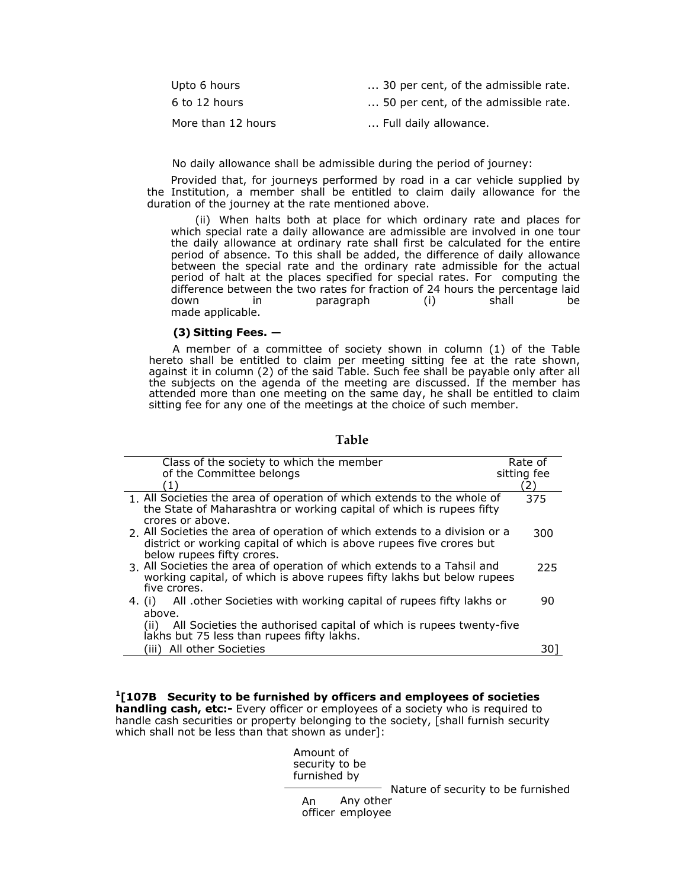| | |
|---|---|
| Upto 6 hours | ... 30 per cent, of the admissible rate. |
| 6 to 12 hours | ... 50 per cent, of the admissible rate. |
| More than 12 hours | ... Full daily allowance. |

No daily allowance shall be admissible during the period of journey:

Provided that, for journeys performed by road in a car vehicle supplied by the Institution, a member shall be entitled to claim daily allowance for the duration of the journey at the rate mentioned above.

(ii) When halts both at place for which ordinary rate and places for which special rate a daily allowance are admissible are involved in one tour the daily allowance at ordinary rate shall first be calculated for the entire period of absence. To this shall be added, the difference of daily allowance between the special rate and the ordinary rate admissible for the actual period of halt at the places specified for special rates. For computing the difference between the two rates for fraction of 24 hours the percentage laid down in paragraph (i) shall be made applicable.

**(3) Sitting Fees. —**

A member of a committee of society shown in column (1) of the Table hereto shall be entitled to claim per meeting sitting fee at the rate shown, against it in column (2) of the said Table. Such fee shall be payable only after all the subjects on the agenda of the meeting are discussed. If the member has attended more than one meeting on the same day, he shall be entitled to claim sitting fee for any one of the meetings at the choice of such member.

**Table**

| Class of the society to which the member of the Committee belongs (1) | Rate of sitting fee (2) |
|---|---|
| 1. All Societies the area of operation of which extends to the whole of the State of Maharashtra or working capital of which is rupees fifty crores or above. | 375 |
| 2. All Societies the area of operation of which extends to a division or a district or working capital of which is above rupees five crores but below rupees fifty crores. | 300 |
| 3. All Societies the area of operation of which extends to a Tahsil and working capital, of which is above rupees fifty lakhs but below rupees five crores. | 225 |
| 4. (i) All .other Societies with working capital of rupees fifty lakhs or above.<br>(ii) All Societies the authorised capital of which is rupees twenty-five lakhs but 75 less than rupees fifty lakhs. | 90 |
| (iii) All other Societies | 30] |

[1][**107B Security to be furnished by officers and employees of societies handling cash, etc:-** Every officer or employees of a society who is required to handle cash securities or property belonging to the society, [shall furnish security which shall not be less than that shown as under]:

| Amount of security to be furnished by | | Nature of security to be furnished |
|---|---|---|
| An officer | Any other employee | |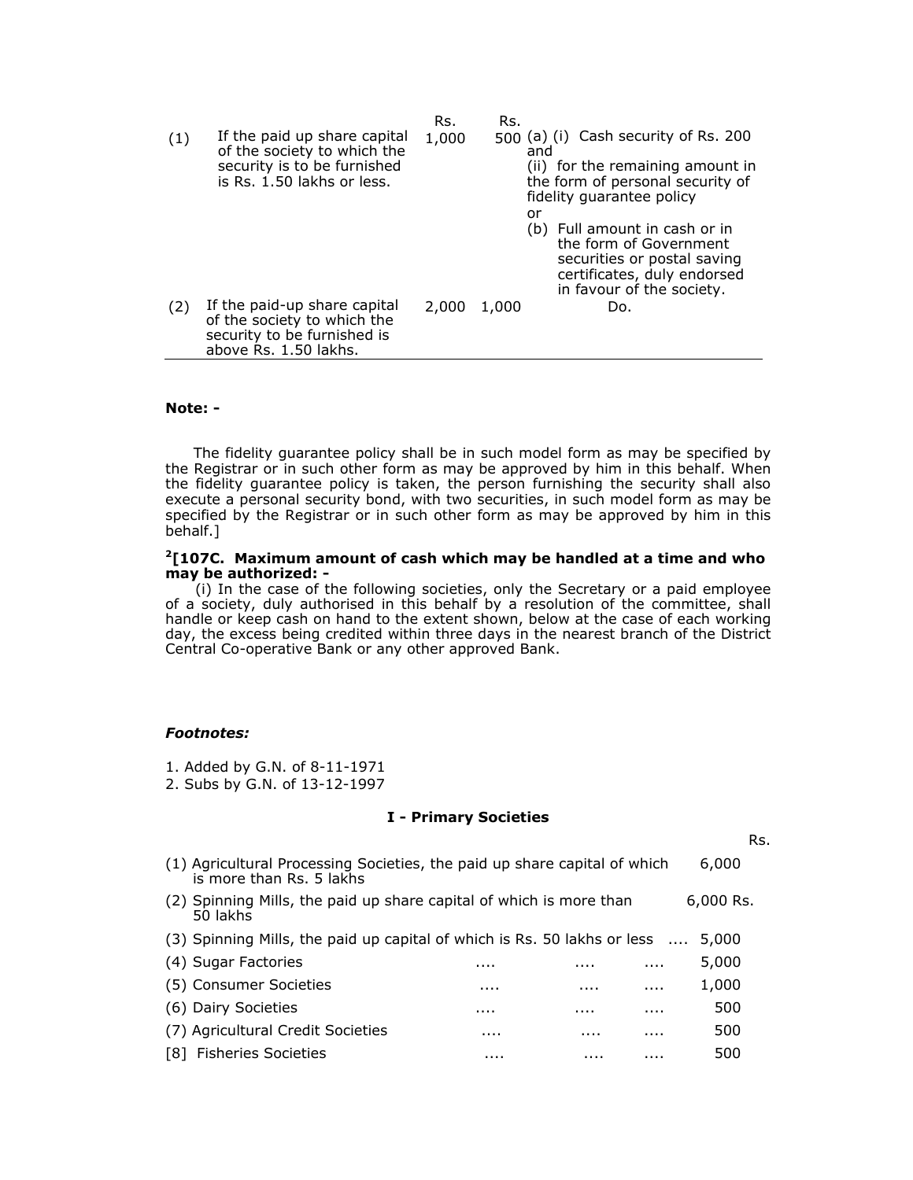| | | Rs. | Rs. | |
|---|---|---|---|---|
| (1) | If the paid up share capital of the society to which the security is to be furnished is Rs. 1.50 lakhs or less. | 1,000 | 500 | (a) (i) Cash security of Rs. 200 and (ii) for the remaining amount in the form of personal security of fidelity guarantee policy or (b) Full amount in cash or in the form of Government securities or postal saving certificates, duly endorsed in favour of the society. |
| (2) | If the paid-up share capital of the society to which the security to be furnished is above Rs. 1.50 lakhs. | 2,000 | 1,000 | Do. |

**Note: -**

The fidelity guarantee policy shall be in such model form as may be specified by the Registrar or in such other form as may be approved by him in this behalf. When the fidelity guarantee policy is taken, the person furnishing the security shall also execute a personal security bond, with two securities, in such model form as may be specified by the Registrar or in such other form as may be approved by him in this behalf.]

**[2][107C. Maximum amount of cash which may be handled at a time and who may be authorized: -**

(i) In the case of the following societies, only the Secretary or a paid employee of a society, duly authorised in this behalf by a resolution of the committee, shall handle or keep cash on hand to the extent shown, below at the case of each working day, the excess being credited within three days in the nearest branch of the District Central Co-operative Bank or any other approved Bank.

***Footnotes:***

1. Added by G.N. of 8-11-1971
2. Subs by G.N. of 13-12-1997

**I - Primary Societies**

| | Rs. |
|---|---|
| (1) Agricultural Processing Societies, the paid up share capital of which is more than Rs. 5 lakhs | 6,000 |
| (2) Spinning Mills, the paid up share capital of which is more than 50 lakhs | 6,000 Rs. |
| (3) Spinning Mills, the paid up capital of which is Rs. 50 lakhs or less .... | 5,000 |
| (4) Sugar Factories .... .... .... | 5,000 |
| (5) Consumer Societies .... .... .... | 1,000 |
| (6) Dairy Societies .... .... .... | 500 |
| (7) Agricultural Credit Societies .... .... .... | 500 |
| [8] Fisheries Societies .... .... .... | 500 |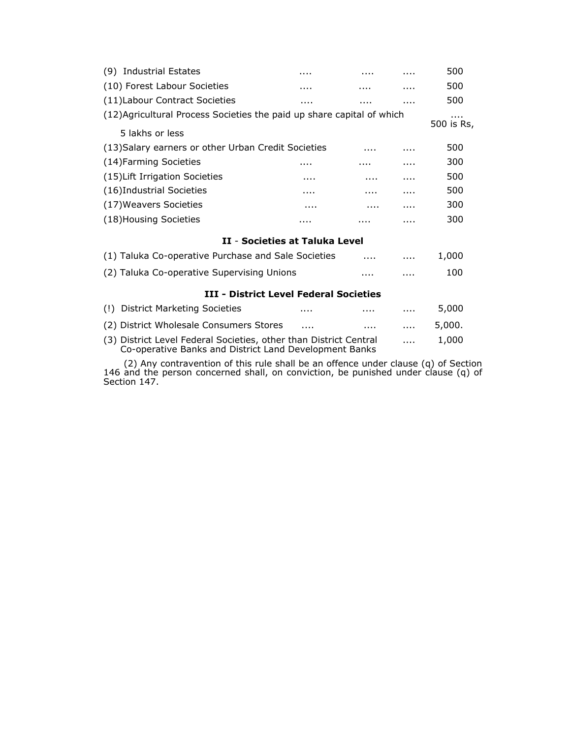| | |
|---|---|
| (9) Industrial Estates .... .... .... | 500 |
| (10) Forest Labour Societies .... .... .... | 500 |
| (11)Labour Contract Societies .... .... .... | 500 |
| (12)Agricultural Process Societies the paid up share capital of which is Rs, 5 lakhs or less .... | 500 |
| (13)Salary earners or other Urban Credit Societies .... .... | 500 |
| (14)Farming Societies .... .... .... | 300 |
| (15)Lift Irrigation Societies .... .... .... | 500 |
| (16)Industrial Societies .... .... .... | 500 |
| (17)Weavers Societies .... .... .... | 300 |
| (18)Housing Societies .... .... .... | 300 |

**II** - **Societies at Taluka Level**

| | |
|---|---|
| (1) Taluka Co-operative Purchase and Sale Societies .... .... | 1,000 |
| (2) Taluka Co-operative Supervising Unions .... .... | 100 |

**III - District Level Federal Societies**

| | |
|---|---|
| (!) District Marketing Societies .... .... .... | 5,000 |
| (2) District Wholesale Consumers Stores .... .... .... | 5,000. |
| (3) District Level Federal Societies, other than District Central Co-operative Banks and District Land Development Banks .... | 1,000 |

(2) Any contravention of this rule shall be an offence under clause (q) of Section 146 and the person concerned shall, on conviction, be punished under clause (q) of Section 147.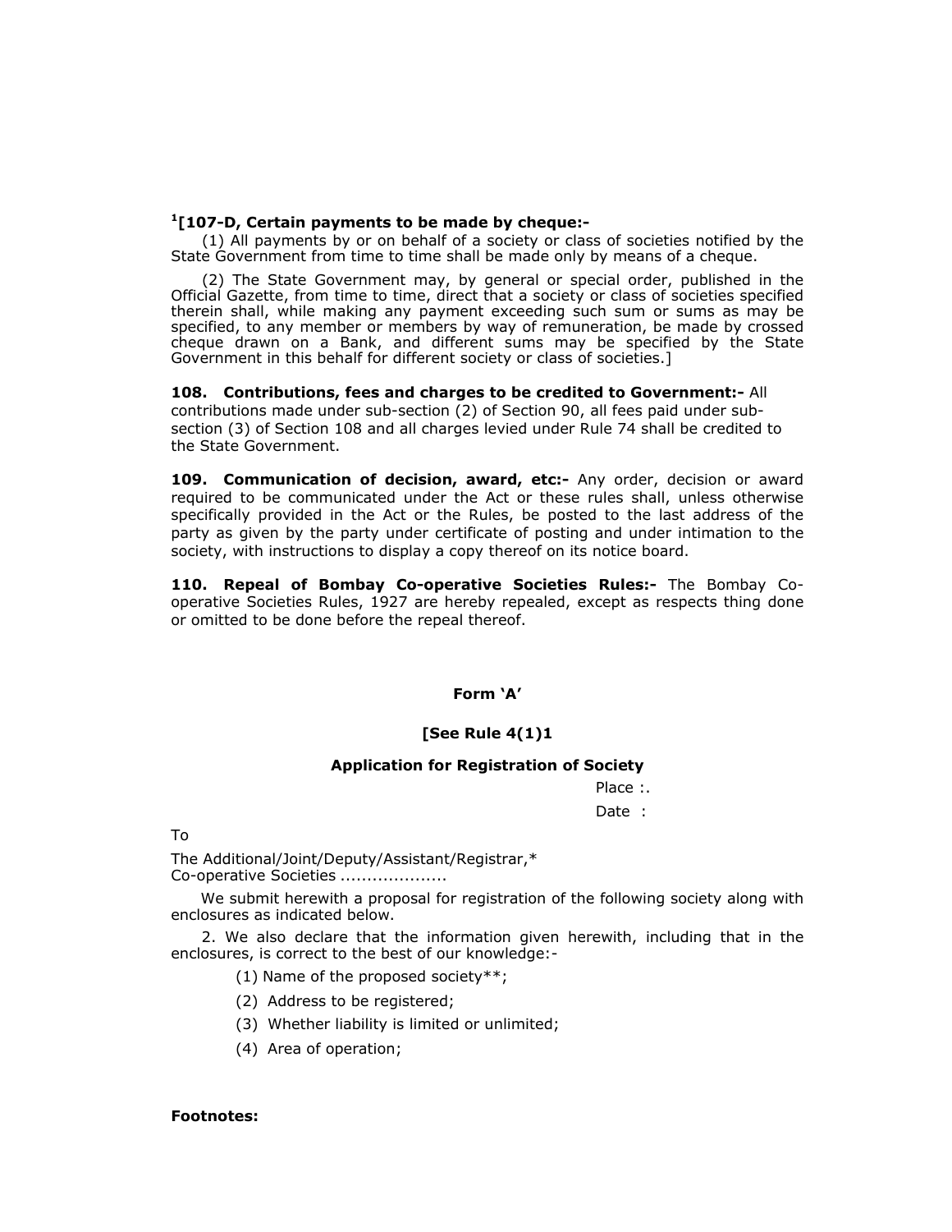[1][107-D, Certain payments to be made by cheque:-**

(1) All payments by or on behalf of a society or class of societies notified by the State Government from time to time shall be made only by means of a cheque.

(2) The State Government may, by general or special order, published in the Official Gazette, from time to time, direct that a society or class of societies specified therein shall, while making any payment exceeding such sum or sums as may be specified, to any member or members by way of remuneration, be made by crossed cheque drawn on a Bank, and different sums may be specified by the State Government in this behalf for different society or class of societies.]

**108. Contributions, fees and charges to be credited to Government:-** All contributions made under sub-section (2) of Section 90, all fees paid under sub-section (3) of Section 108 and all charges levied under Rule 74 shall be credited to the State Government.

**109. Communication of decision, award, etc:-** Any order, decision or award required to be communicated under the Act or these rules shall, unless otherwise specifically provided in the Act or the Rules, be posted to the last address of the party as given by the party under certificate of posting and under intimation to the society, with instructions to display a copy thereof on its notice board.

**110. Repeal of Bombay Co-operative Societies Rules:-** The Bombay Co-operative Societies Rules, 1927 are hereby repealed, except as respects thing done or omitted to be done before the repeal thereof.

**Form 'A'**

**[See Rule 4(1)1**

**Application for Registration of Society**

Place :.

Date :

To

The Additional/Joint/Deputy/Assistant/Registrar,*
Co-operative Societies ...................

We submit herewith a proposal for registration of the following society along with enclosures as indicated below.

2. We also declare that the information given herewith, including that in the enclosures, is correct to the best of our knowledge:-

(1) Name of the proposed society**;

(2) Address to be registered;

(3) Whether liability is limited or unlimited;

(4) Area of operation;

**Footnotes:**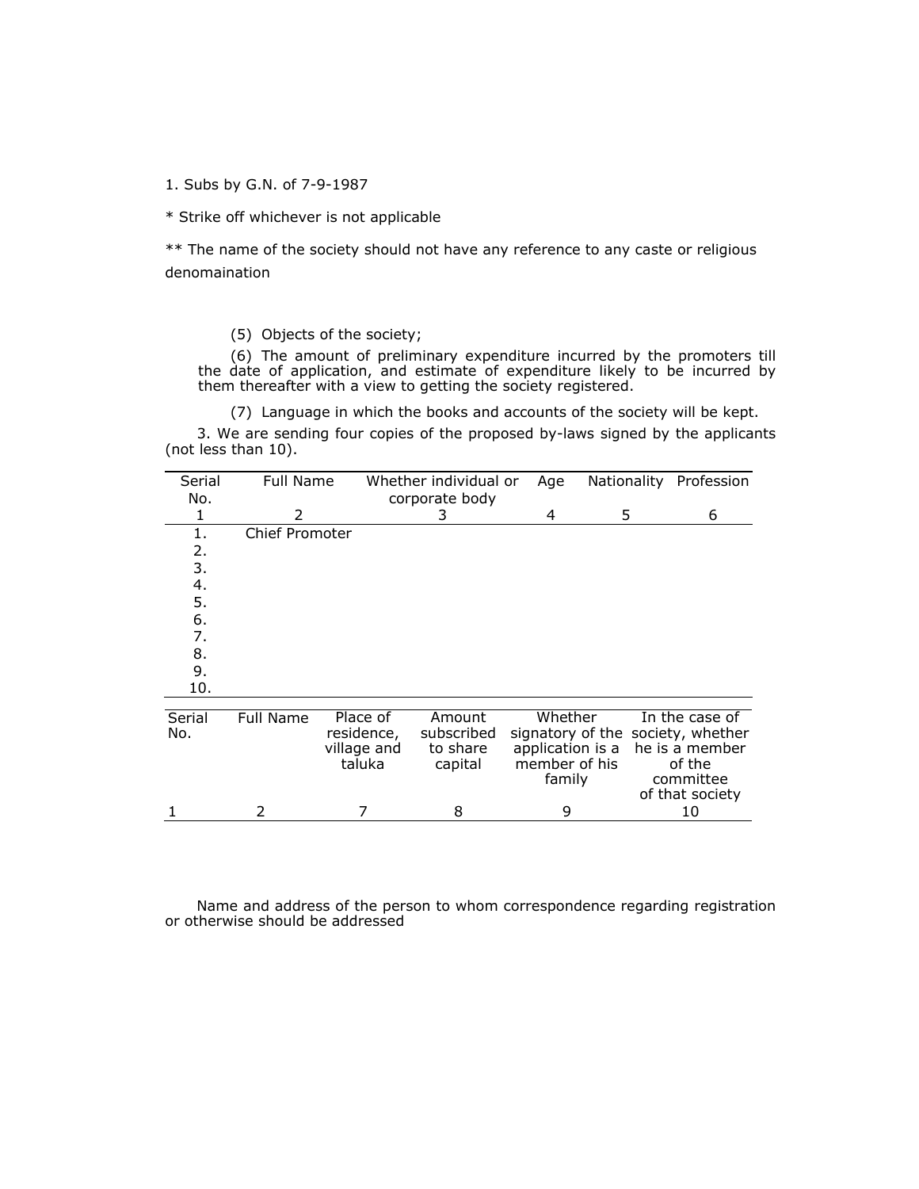1. Subs by G.N. of 7-9-1987

* Strike off whichever is not applicable

** The name of the society should not have any reference to any caste or religious denomaination

(5) Objects of the society;

(6) The amount of preliminary expenditure incurred by the promoters till the date of application, and estimate of expenditure likely to be incurred by them thereafter with a view to getting the society registered.

(7) Language in which the books and accounts of the society will be kept.

3. We are sending four copies of the proposed by-laws signed by the applicants (not less than 10).

| Serial No. | Full Name | Whether individual or corporate body | Age | Nationality | Profession |
|---|---|---|---|---|---|
| 1 | 2 | 3 | 4 | 5 | 6 |
| 1. | Chief Promoter | | | | |
| 2. | | | | | |
| 3. | | | | | |
| 4. | | | | | |
| 5. | | | | | |
| 6. | | | | | |
| 7. | | | | | |
| 8. | | | | | |
| 9. | | | | | |
| 10. | | | | | |

| Serial No. | Full Name | Place of residence, village and taluka | Amount subscribed to share capital | Whether signatory of the application is a member of his family | In the case of society, whether he is a member of the committee of that society |
|---|---|---|---|---|---|
| 1 | 2 | 7 | 8 | 9 | 10 |

Name and address of the person to whom correspondence regarding registration or otherwise should be addressed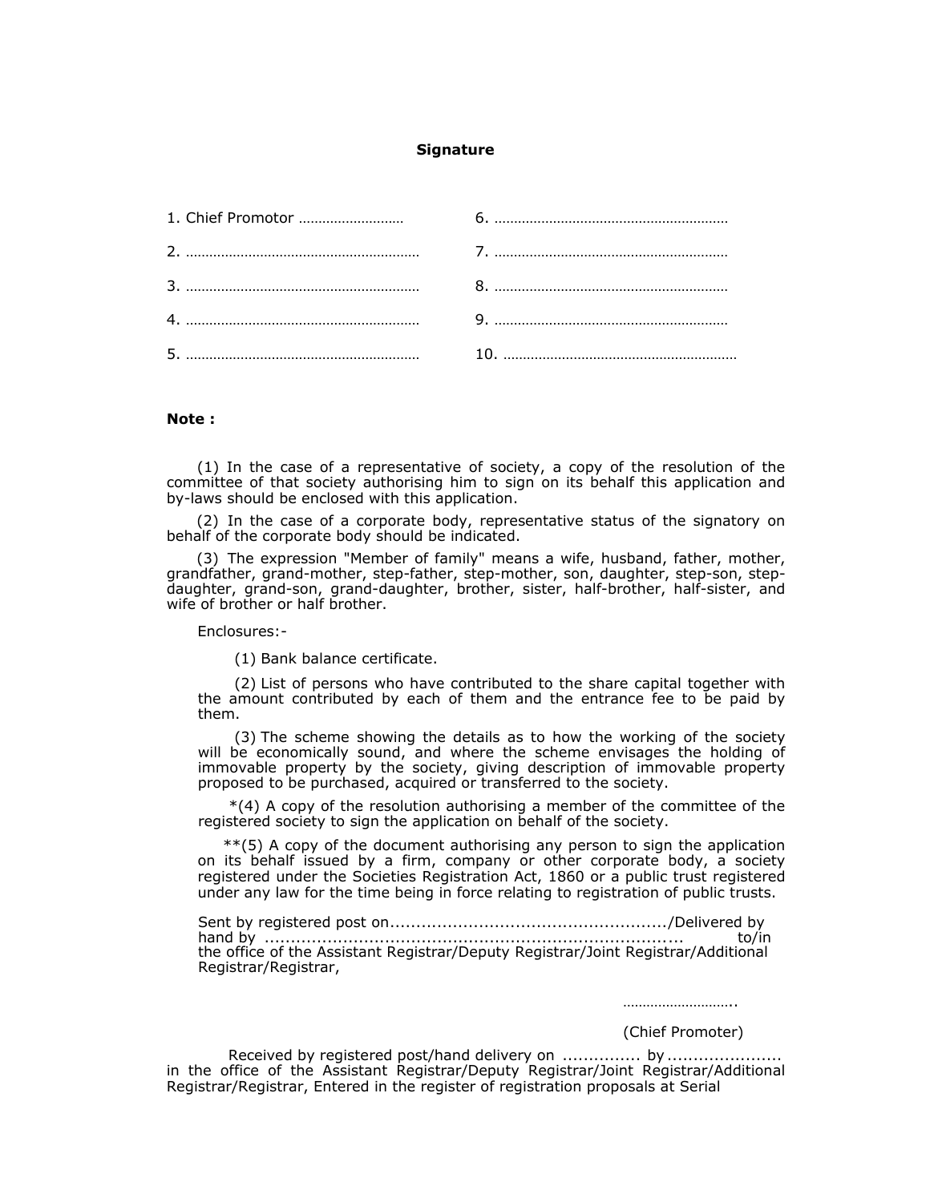**Signature**

| | |
|---|---|
| 1. Chief Promotor ……………………… | 6. …………………………………………………… |
| 2. …………………………………………………… | 7. …………………………………………………… |
| 3. …………………………………………………… | 8. …………………………………………………… |
| 4. …………………………………………………… | 9. …………………………………………………… |
| 5. …………………………………………………… | 10. …………………………………………………… |

**Note :**

(1) In the case of a representative of society, a copy of the resolution of the committee of that society authorising him to sign on its behalf this application and by-laws should be enclosed with this application.

(2) In the case of a corporate body, representative status of the signatory on behalf of the corporate body should be indicated.

(3) The expression "Member of family" means a wife, husband, father, mother, grandfather, grand-mother, step-father, step-mother, son, daughter, step-son, step-daughter, grand-son, grand-daughter, brother, sister, half-brother, half-sister, and wife of brother or half brother.

Enclosures:-

(1) Bank balance certificate.

(2) List of persons who have contributed to the share capital together with the amount contributed by each of them and the entrance fee to be paid by them.

(3) The scheme showing the details as to how the working of the society will be economically sound, and where the scheme envisages the holding of immovable property by the society, giving description of immovable property proposed to be purchased, acquired or transferred to the society.

*(4) A copy of the resolution authorising a member of the committee of the registered society to sign the application on behalf of the society.

**(5) A copy of the document authorising any person to sign the application on its behalf issued by a firm, company or other corporate body, a society registered under the Societies Registration Act, 1860 or a public trust registered under any law for the time being in force relating to registration of public trusts.

Sent by registered post on...................................................../Delivered by hand by ............................................................................. to/in the office of the Assistant Registrar/Deputy Registrar/Joint Registrar/Additional Registrar/Registrar,

………………………..

(Chief Promoter)

Received by registered post/hand delivery on ............... by ...................... in the office of the Assistant Registrar/Deputy Registrar/Joint Registrar/Additional Registrar/Registrar, Entered in the register of registration proposals at Serial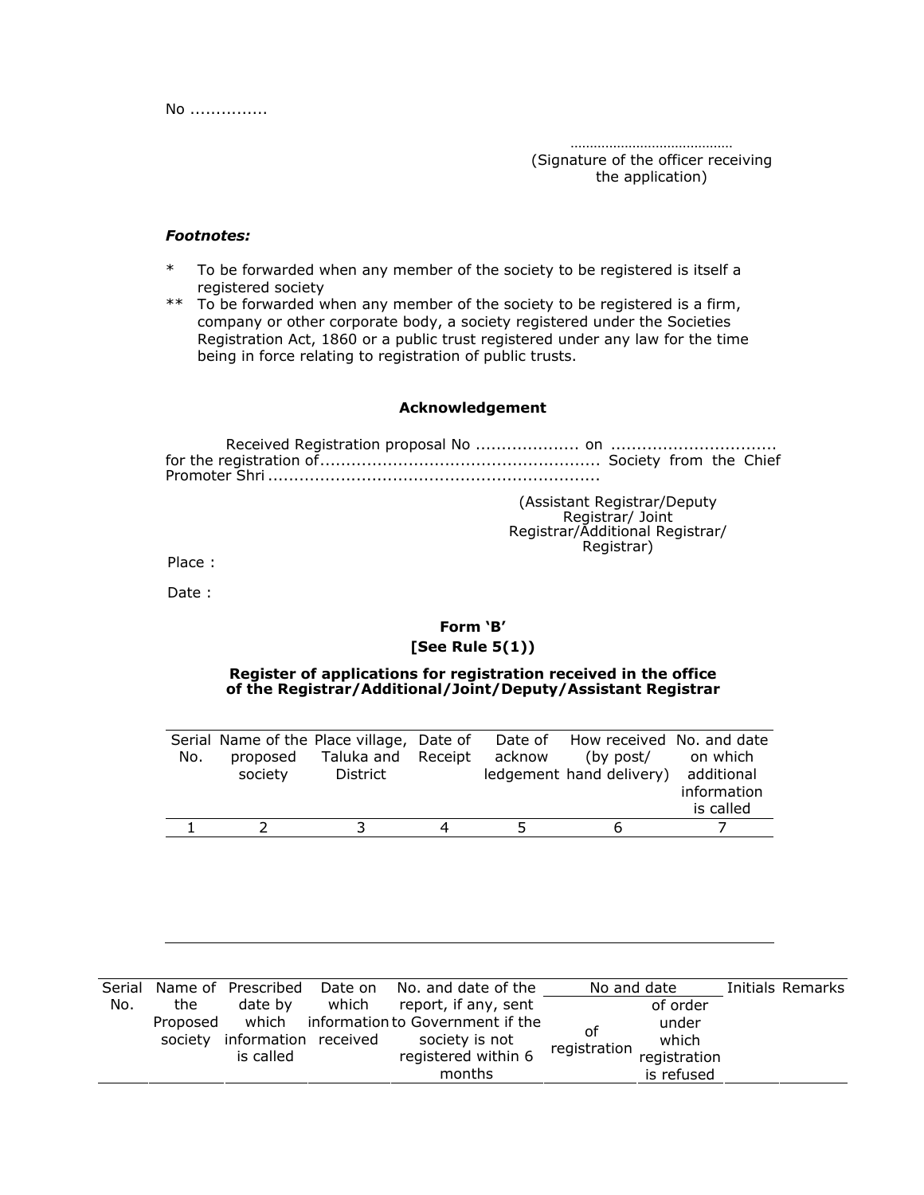No ...............

.........................................
(Signature of the officer receiving the application)

***Footnotes:***

\* To be forwarded when any member of the society to be registered is itself a registered society

\*\* To be forwarded when any member of the society to be registered is a firm, company or other corporate body, a society registered under the Societies Registration Act, 1860 or a public trust registered under any law for the time being in force relating to registration of public trusts.

**Acknowledgement**

Received Registration proposal No .................... on ................................ for the registration of...................................................... Society from the Chief Promoter Shri ...............................................................

(Assistant Registrar/Deputy Registrar/ Joint Registrar/Additional Registrar/ Registrar)

Place :

Date :

**Form 'B'**
**[See Rule 5(1))**

**Register of applications for registration received in the office of the Registrar/Additional/Joint/Deputy/Assistant Registrar**

| Serial No. | Name of the proposed society | Place village, Taluka and District | Date of Receipt | Date of acknow ledgement | How received (by post/ hand delivery) | No. and date on which additional information is called |
|---|---|---|---|---|---|---|
| 1 | 2 | 3 | 4 | 5 | 6 | 7 |

| Serial No. | Name of the Proposed society | Prescribed date by which information is called | Date on which information received | No. and date of the report, if any, sent to Government if the society is not registered within 6 months | No and date | | Initials | Remarks |
|---|---|---|---|---|---|---|---|---|
| | | | | | of registration | of order under which registration is refused | | |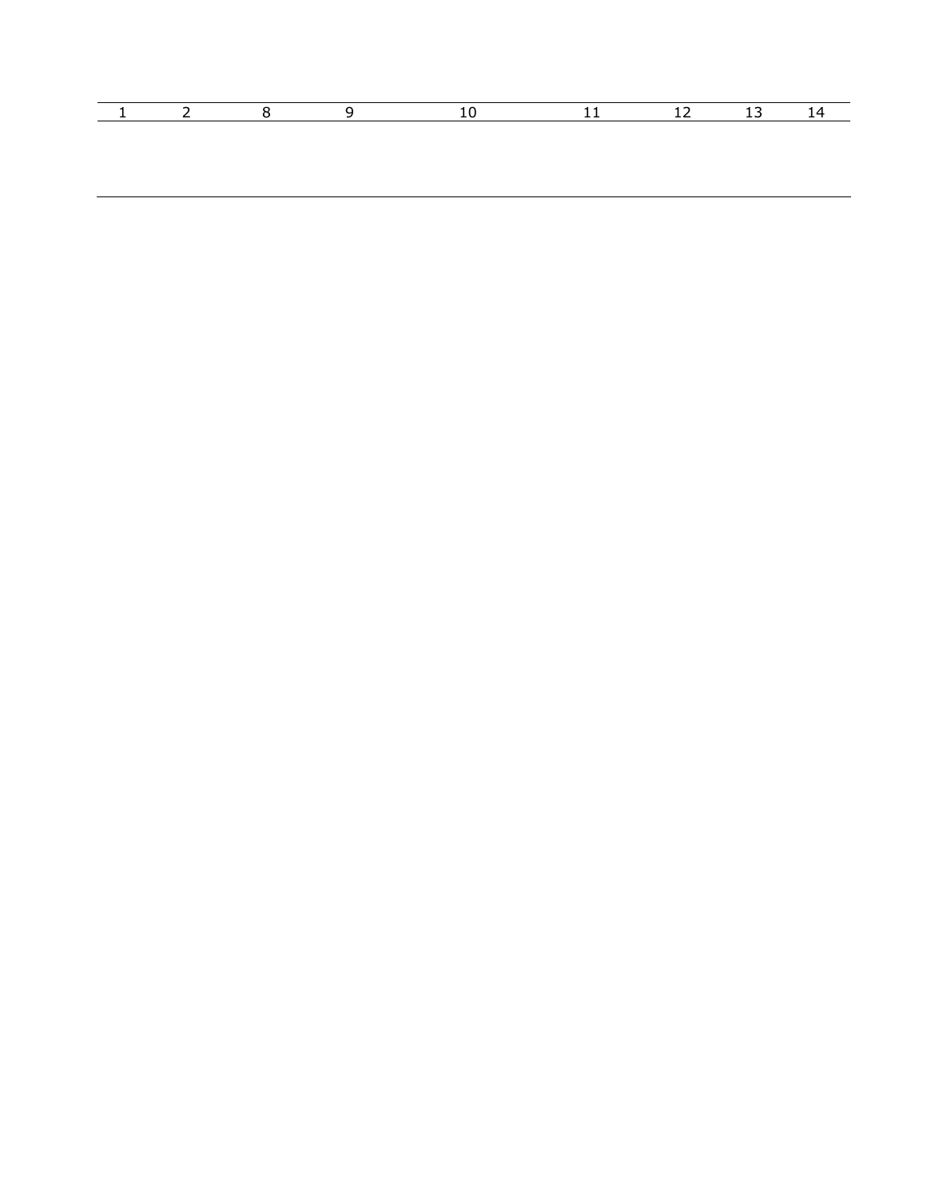| 1 | 2 | 8 | 9 | 10 | 11 | 12 | 13 | 14 |
|---|---|---|---|---|---|---|---|---|
| | | | | | | | | |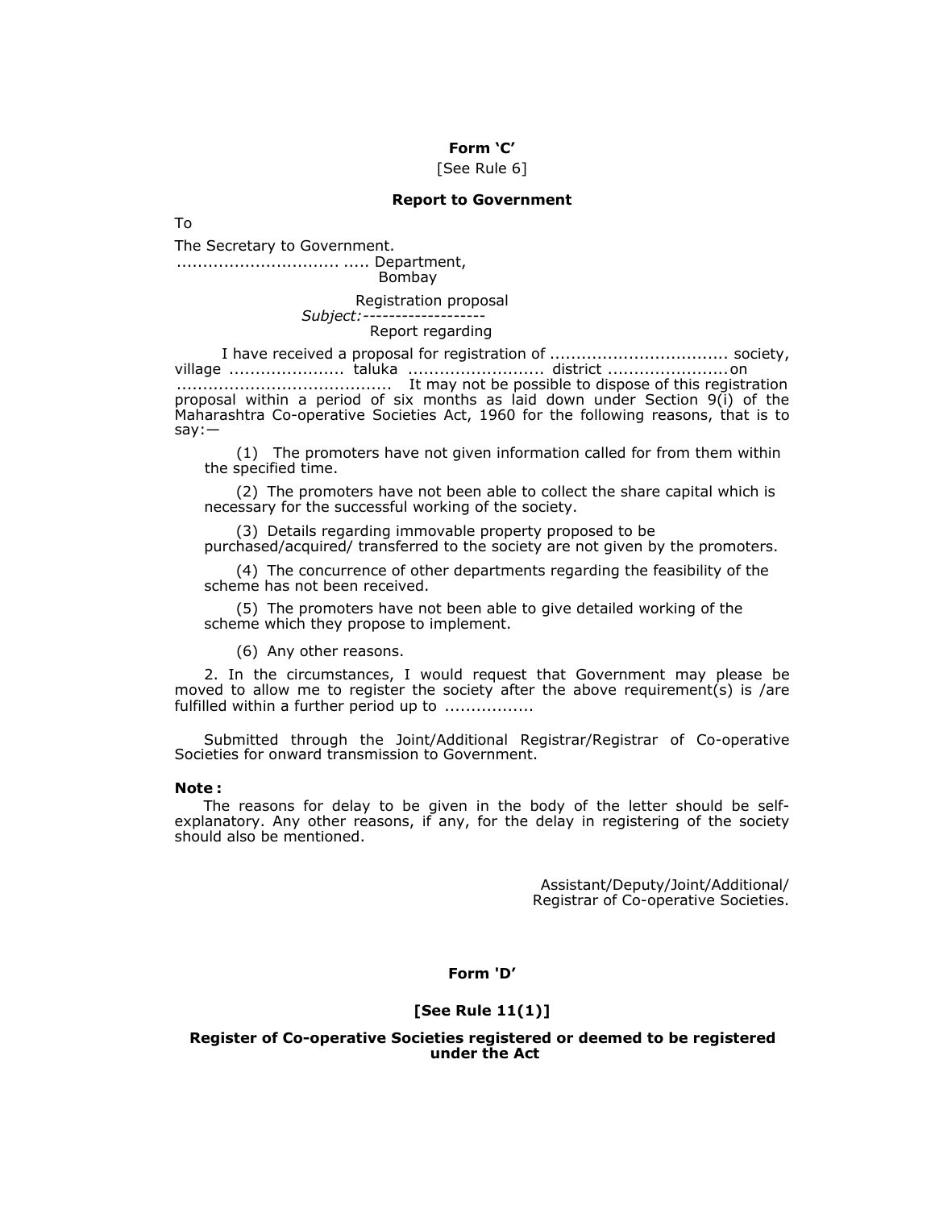**Form 'C'**

[See Rule 6]

**Report to Government**

To

The Secretary to Government.
............................... ..... Department,
Bombay

Registration proposal
*Subject:*-------------------
Report regarding

I have received a proposal for registration of .................................. society, village ...................... taluka .......................... district .......................on ......................................... It may not be possible to dispose of this registration proposal within a period of six months as laid down under Section 9(i) of the Maharashtra Co-operative Societies Act, 1960 for the following reasons, that is to say:—

(1) The promoters have not given information called for from them within the specified time.

(2) The promoters have not been able to collect the share capital which is necessary for the successful working of the society.

(3) Details regarding immovable property proposed to be purchased/acquired/ transferred to the society are not given by the promoters.

(4) The concurrence of other departments regarding the feasibility of the scheme has not been received.

(5) The promoters have not been able to give detailed working of the scheme which they propose to implement.

(6) Any other reasons.

2. In the circumstances, I would request that Government may please be moved to allow me to register the society after the above requirement(s) is /are fulfilled within a further period up to .................

Submitted through the Joint/Additional Registrar/Registrar of Co-operative Societies for onward transmission to Government.

**Note :**

The reasons for delay to be given in the body of the letter should be self-explanatory. Any other reasons, if any, for the delay in registering of the society should also be mentioned.

Assistant/Deputy/Joint/Additional/
Registrar of Co-operative Societies.

**Form 'D'**

**[See Rule 11(1)]**

**Register of Co-operative Societies registered or deemed to be registered under the Act**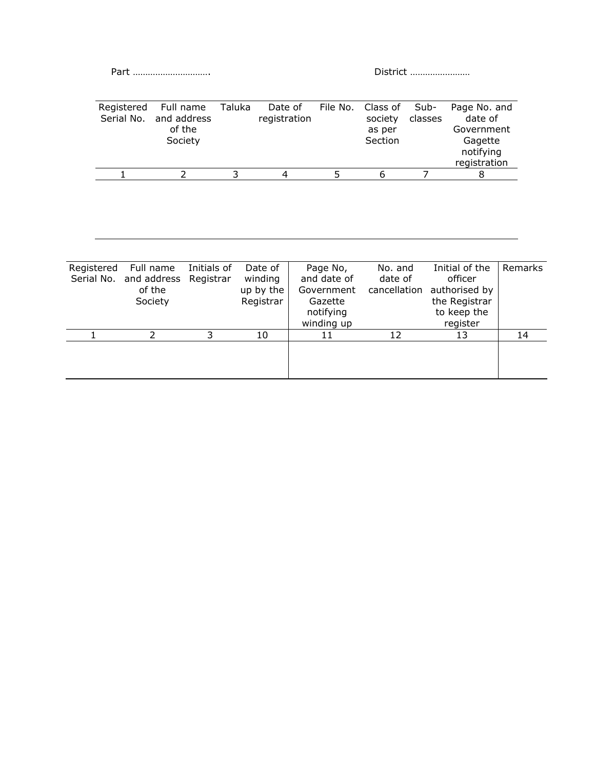Part …………………………. District ……………………

| Registered Serial No. | Full name and address of the Society | Taluka | Date of registration | File No. | Class of society as per Section | Sub-classes | Page No. and date of Government Gagette notifying registration |
|---|---|---|---|---|---|---|---|
| 1 | 2 | 3 | 4 | 5 | 6 | 7 | 8 |
| | | | | | | | |

| Registered Serial No. | Full name and address of the Society | Initials of Registrar | Date of winding up by the Registrar | Page No, and date of Government Gazette notifying winding up | No. and date of cancellation | Initial of the officer authorised by the Registrar to keep the register | Remarks |
|---|---|---|---|---|---|---|---|
| 1 | 2 | 3 | 10 | 11 | 12 | 13 | 14 |
| | | | | | | | |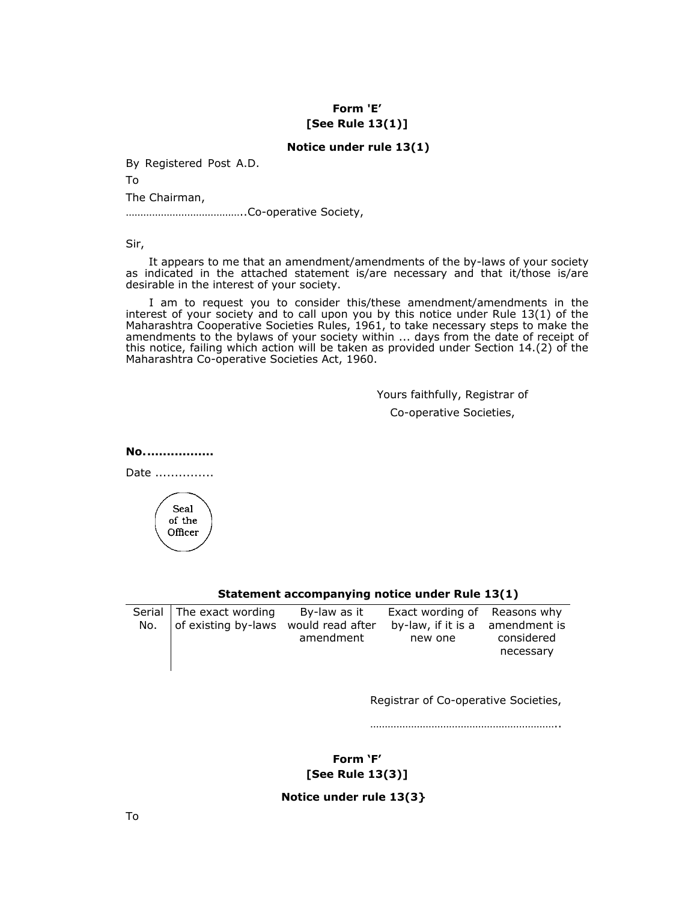**Form 'E'**
**[See Rule 13(1)]**

**Notice under rule 13(1)**

By Registered Post A.D.

To

The Chairman,

…………………………………..Co-operative Society,

Sir,

It appears to me that an amendment/amendments of the by-laws of your society as indicated in the attached statement is/are necessary and that it/those is/are desirable in the interest of your society.

I am to request you to consider this/these amendment/amendments in the interest of your society and to call upon you by this notice under Rule 13(1) of the Maharashtra Cooperative Societies Rules, 1961, to take necessary steps to make the amendments to the bylaws of your society within ... days from the date of receipt of this notice, failing which action will be taken as provided under Section 14.(2) of the Maharashtra Co-operative Societies Act, 1960.

Yours faithfully, Registrar of
Co-operative Societies,

**No.................**

Date ..............

Seal of the Officer

**Statement accompanying notice under Rule 13(1)**

| Serial No. | The exact wording of existing by-laws | By-law as it would read after amendment | Exact wording of by-law, if it is a new one | Reasons why amendment is considered necessary |
|---|---|---|---|---|
| | | | | |

Registrar of Co-operative Societies,

………………………………………………………..

**Form 'F'**
**[See Rule 13(3)]**

**Notice under rule 13(3}**

To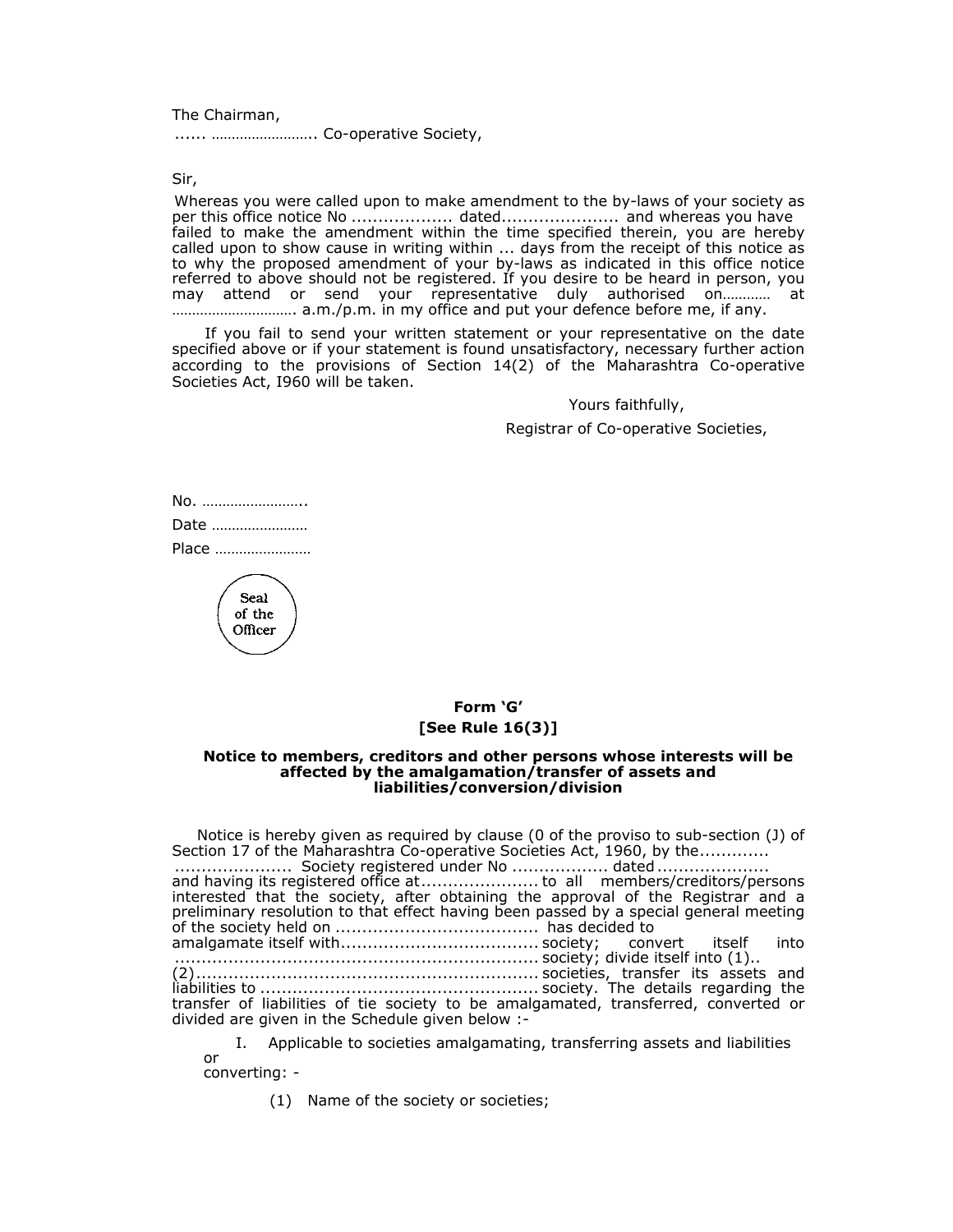The Chairman,

...... …………………….. Co-operative Society,

Sir,

Whereas you were called upon to make amendment to the by-laws of your society as per this office notice No .................. dated..................... and whereas you have failed to make the amendment within the time specified therein, you are hereby called upon to show cause in writing within ... days from the receipt of this notice as to why the proposed amendment of your by-laws as indicated in this office notice referred to above should not be registered. If you desire to be heard in person, you may attend or send your representative duly authorised on………… at …………………………. a.m./p.m. in my office and put your defence before me, if any.

If you fail to send your written statement or your representative on the date specified above or if your statement is found unsatisfactory, necessary further action according to the provisions of Section 14(2) of the Maharashtra Co-operative Societies Act, I960 will be taken.

Yours faithfully,

Registrar of Co-operative Societies,

No. ……………………..

Date ……………………

Place ……………………

Seal of the Officer

**Form 'G'**

**[See Rule 16(3)]**

**Notice to members, creditors and other persons whose interests will be affected by the amalgamation/transfer of assets and liabilities/conversion/division**

Notice is hereby given as required by clause (0 of the proviso to sub-section (J) of Section 17 of the Maharashtra Co-operative Societies Act, 1960, by the............ ..................... Society registered under No ................. dated.................... and having its registered office at..................... to all members/creditors/persons interested that the society, after obtaining the approval of the Registrar and a preliminary resolution to that effect having been passed by a special general meeting of the society held on ..................................... has decided to amalgamate itself with.................................... society; convert itself into ................................................................... society; divide itself into (1).. (2)............................................................... societies, transfer its assets and liabilities to .................................................. society. The details regarding the transfer of liabilities of tie society to be amalgamated, transferred, converted or divided are given in the Schedule given below :-

I. Applicable to societies amalgamating, transferring assets and liabilities or converting: -

(1) Name of the society or societies;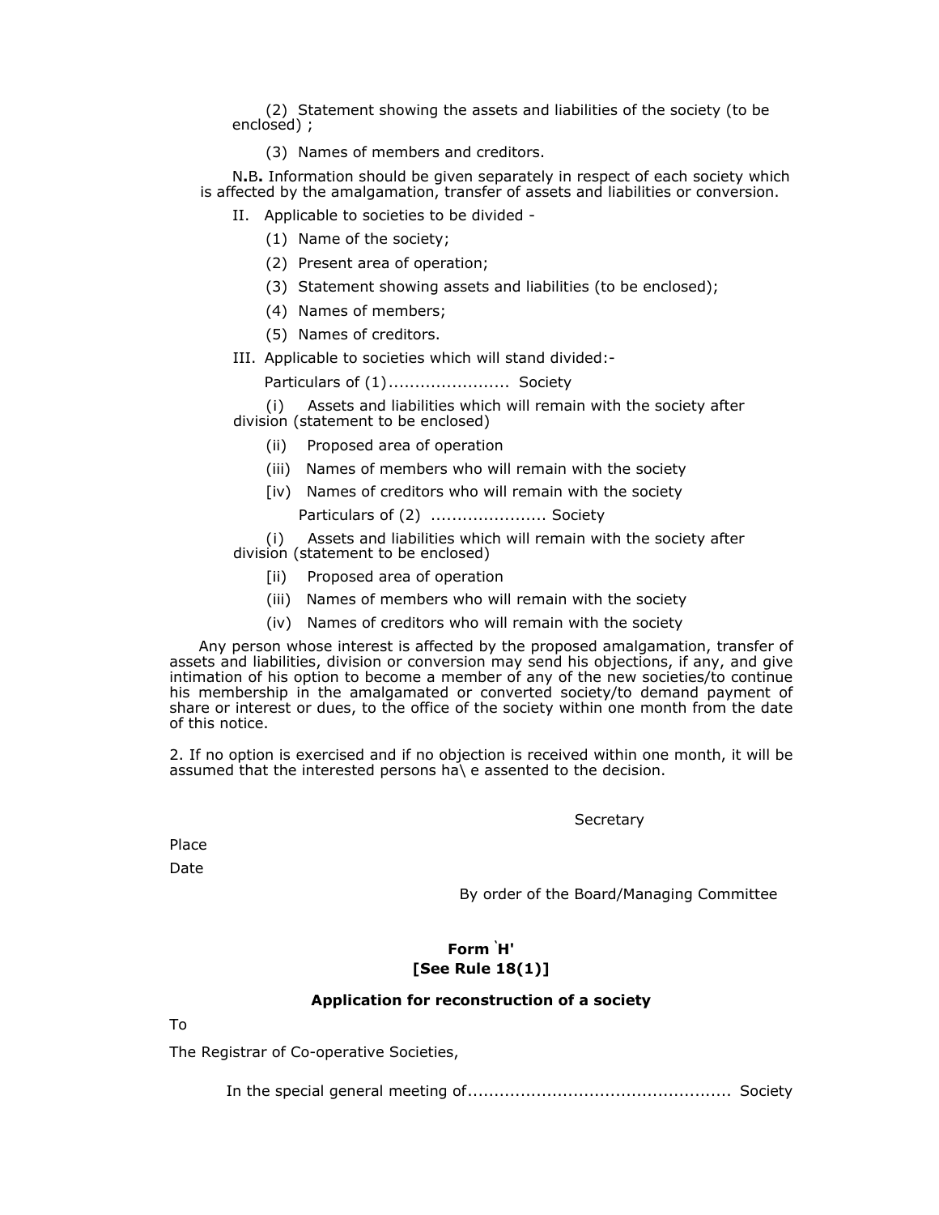(2) Statement showing the assets and liabilities of the society (to be enclosed) ;

(3) Names of members and creditors.

N.B. Information should be given separately in respect of each society which is affected by the amalgamation, transfer of assets and liabilities or conversion.

II. Applicable to societies to be divided -

(1) Name of the society;

(2) Present area of operation;

(3) Statement showing assets and liabilities (to be enclosed);

(4) Names of members;

(5) Names of creditors.

III. Applicable to societies which will stand divided:-

Particulars of (1)...................... Society

(i) Assets and liabilities which will remain with the society after division (statement to be enclosed)

(ii) Proposed area of operation

(iii) Names of members who will remain with the society

[iv) Names of creditors who will remain with the society

Particulars of (2) ..................... Society

(i) Assets and liabilities which will remain with the society after division (statement to be enclosed)

[ii) Proposed area of operation

(iii) Names of members who will remain with the society

(iv) Names of creditors who will remain with the society

Any person whose interest is affected by the proposed amalgamation, transfer of assets and liabilities, division or conversion may send his objections, if any, and give intimation of his option to become a member of any of the new societies/to continue his membership in the amalgamated or converted society/to demand payment of share or interest or dues, to the office of the society within one month from the date of this notice.

2. If no option is exercised and if no objection is received within one month, it will be assumed that the interested persons ha\ e assented to the decision.

Secretary

Place

Date

By order of the Board/Managing Committee

**Form `H'**
**[See Rule 18(1)]**

**Application for reconstruction of a society**

To

The Registrar of Co-operative Societies,

In the special general meeting of................................................. Society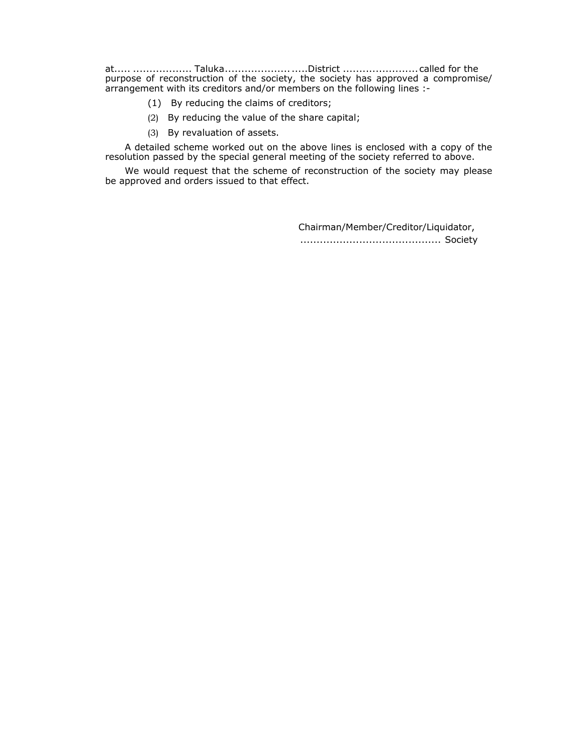at..... .................. Taluka.......................District ....................... called for the purpose of reconstruction of the society, the society has approved a compromise/ arrangement with its creditors and/or members on the following lines :-

(1) By reducing the claims of creditors;

(2) By reducing the value of the share capital;

(3) By revaluation of assets.

A detailed scheme worked out on the above lines is enclosed with a copy of the resolution passed by the special general meeting of the society referred to above.

We would request that the scheme of reconstruction of the society may please be approved and orders issued to that effect.

Chairman/Member/Creditor/Liquidator,
.......................................... Society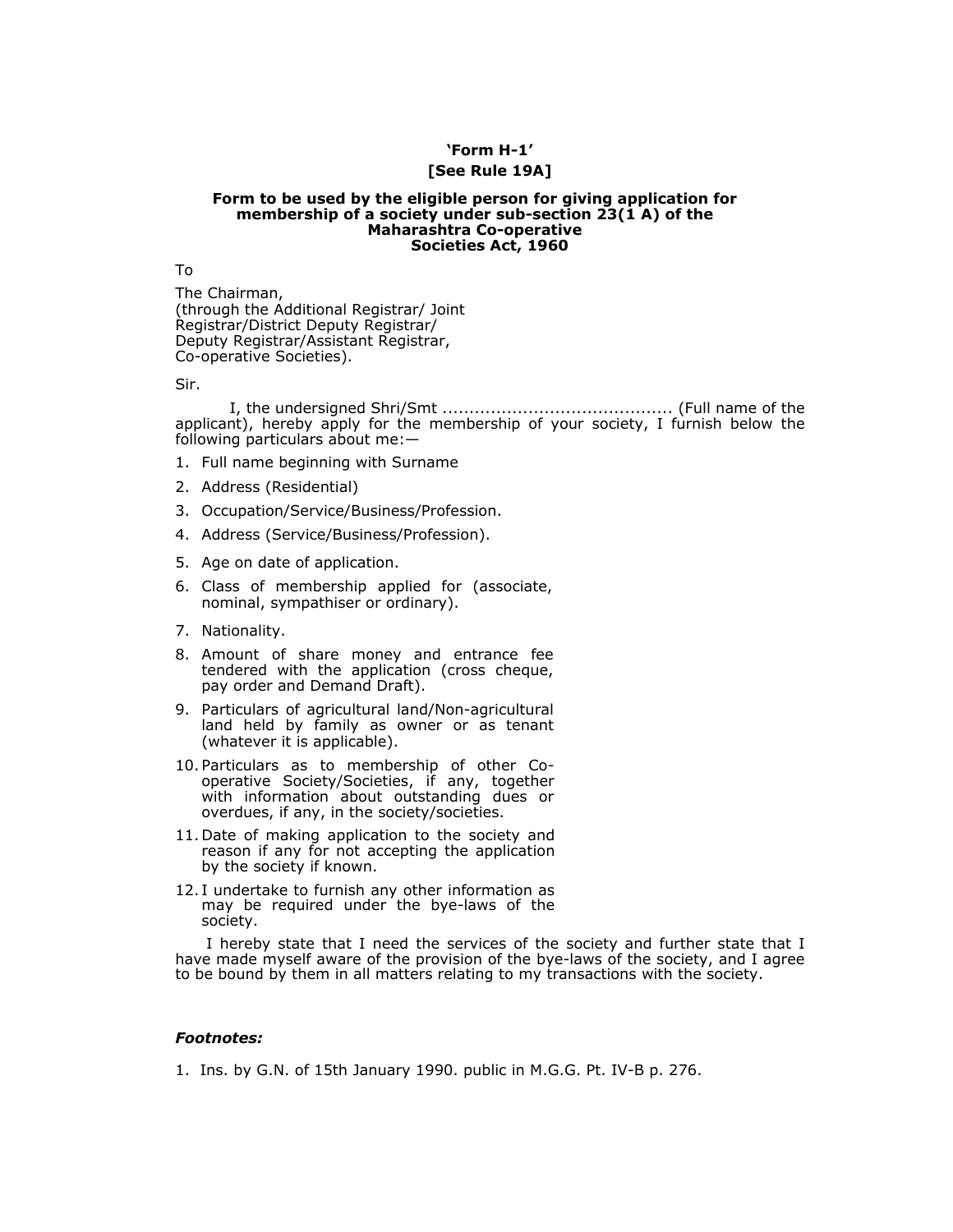**'Form H-1'**

**[See Rule 19A]**

**Form to be used by the eligible person for giving application for membership of a society under sub-section 23(1 A) of the Maharashtra Co-operative Societies Act, 1960**

To

The Chairman,
(through the Additional Registrar/ Joint Registrar/District Deputy Registrar/ Deputy Registrar/Assistant Registrar, Co-operative Societies).

Sir.

I, the undersigned Shri/Smt .......................................... (Full name of the applicant), hereby apply for the membership of your society, I furnish below the following particulars about me:—

1. Full name beginning with Surname
2. Address (Residential)
3. Occupation/Service/Business/Profession.
4. Address (Service/Business/Profession).
5. Age on date of application.
6. Class of membership applied for (associate, nominal, sympathiser or ordinary).
7. Nationality.
8. Amount of share money and entrance fee tendered with the application (cross cheque, pay order and Demand Draft).
9. Particulars of agricultural land/Non-agricultural land held by family as owner or as tenant (whatever it is applicable).
10. Particulars as to membership of other Co-operative Society/Societies, if any, together with information about outstanding dues or overdues, if any, in the society/societies.
11. Date of making application to the society and reason if any for not accepting the application by the society if known.
12. I undertake to furnish any other information as may be required under the bye-laws of the society.

I hereby state that I need the services of the society and further state that I have made myself aware of the provision of the bye-laws of the society, and I agree to be bound by them in all matters relating to my transactions with the society.

***Footnotes:***

1. Ins. by G.N. of 15th January 1990. public in M.G.G. Pt. IV-B p. 276.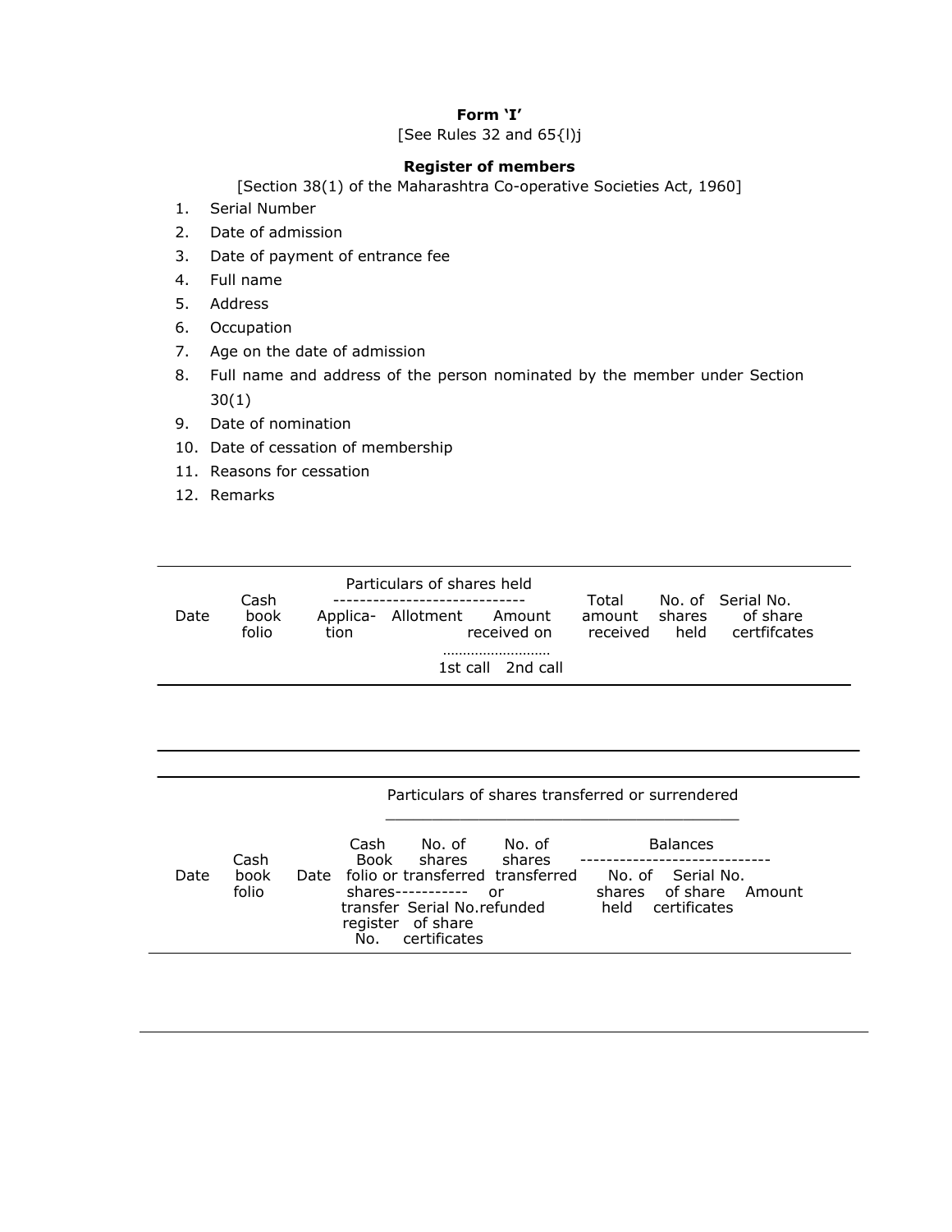**Form 'I'**

[See Rules 32 and 65{l)j

**Register of members**

[Section 38(1) of the Maharashtra Co-operative Societies Act, 1960]

1. Serial Number
2. Date of admission
3. Date of payment of entrance fee
4. Full name
5. Address
6. Occupation
7. Age on the date of admission
8. Full name and address of the person nominated by the member under Section 30(1)
9. Date of nomination
10. Date of cessation of membership
11. Reasons for cessation
12. Remarks

| Date | Cash book folio | Particulars of shares held | | | | Total amount received | No. of shares held | Serial No. of share certfifcates |
|---|---|---|---|---|---|---|---|---|
| | | Applica-tion | Allotment | Amount received on ……………………… | | | | |
| | | | | 1st call | 2nd call | | | |

| Date | Cash book folio | Particulars of shares transferred or surrendered | | | | Balances | | |
|---|---|---|---|---|---|---|---|---|
| | | Date | Cash Book folio or transfer register No. | No. of shares transferred shares----------- Serial No. of share certificates | No. of shares transferred or refunded | No. of shares held | Serial No. of share certificates | Amount |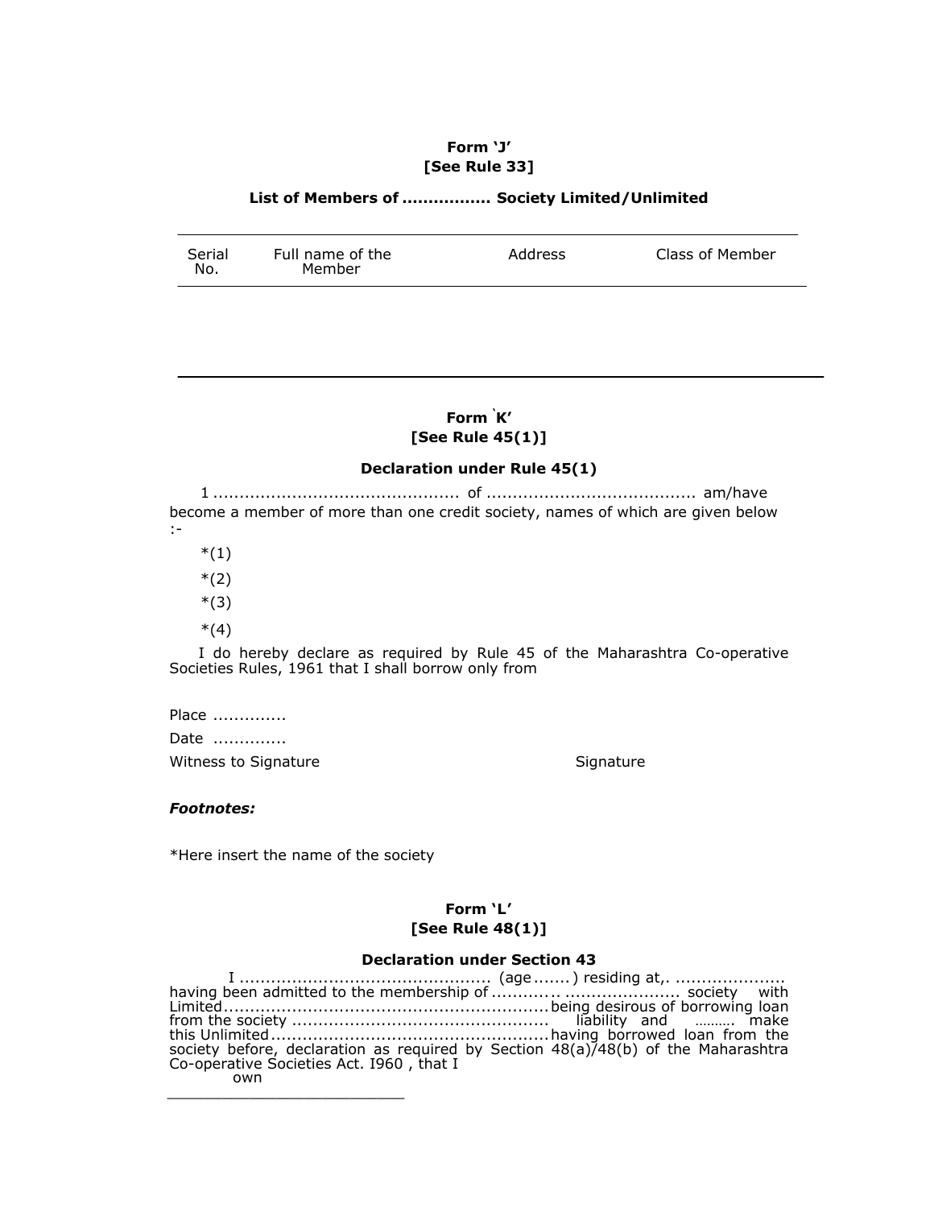**Form 'J'**
**[See Rule 33]**

**List of Members of ................ Society Limited/Unlimited**

| Serial No. | Full name of the Member | Address | Class of Member |
|---|---|---|---|
| | | | |

---

**Form 'K'**
**[See Rule 45(1)]**

**Declaration under Rule 45(1)**

1 .............................................. of ....................................... am/have become a member of more than one credit society, names of which are given below :-

*(1)

*(2)

*(3)

*(4)

I do hereby declare as required by Rule 45 of the Maharashtra Co-operative Societies Rules, 1961 that I shall borrow only from

Place .............

Date .............

Witness to Signature Signature

***Footnotes:***

*Here insert the name of the society

**Form 'L'**
**[See Rule 48(1)]**

**Declaration under Section 43**

I ............................................... (age ....... ) residing at,. .................... having been admitted to the membership of ............. ...................... society with Limited.............................................................being desirous of borrowing loan from the society ................................................ liability and ………. make this Unlimited....................................................having borrowed loan from the society before, declaration as required by Section 48(a)/48(b) of the Maharashtra Co-operative Societies Act. I960 , that I own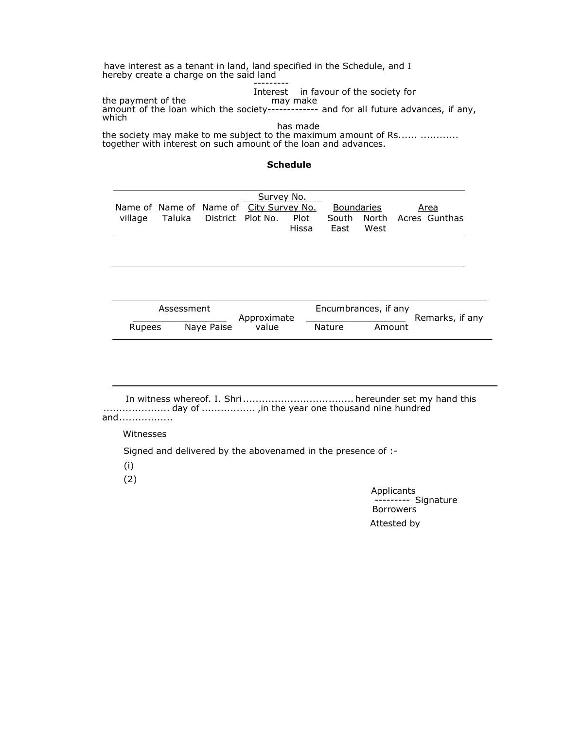have interest as a tenant in land, land specified in the Schedule, and I hereby create a charge on the said land

---------
Interest in favour of the society for the payment of the amount of the loan which the society may make ------------ has made and for all future advances, if any, which the society may make to me subject to the maximum amount of Rs...... ............ together with interest on such amount of the loan and advances.

**Schedule**

| Name of village | Name of Taluka | Name of District | Survey No. / City Survey No. | | Boundaries | | Area | |
|---|---|---|---|---|---|---|---|---|
| | | | Plot No. | Plot Hissa | South East | North West | Acres | Gunthas |
| | | | | | | | | |

| Assessment | | Approximate value | Encumbrances, if any | | Remarks, if any |
|---|---|---|---|---|---|
| Rupees | Naye Paise | | Nature | Amount | |
| | | | | | |

In witness whereof. I. Shri ................................... hereunder set my hand this .................... day of ................ ,in the year one thousand nine hundred and.................

Witnesses

Signed and delivered by the abovenamed in the presence of :-

(i)

(2)

Applicants
--------- Signature
Borrowers

Attested by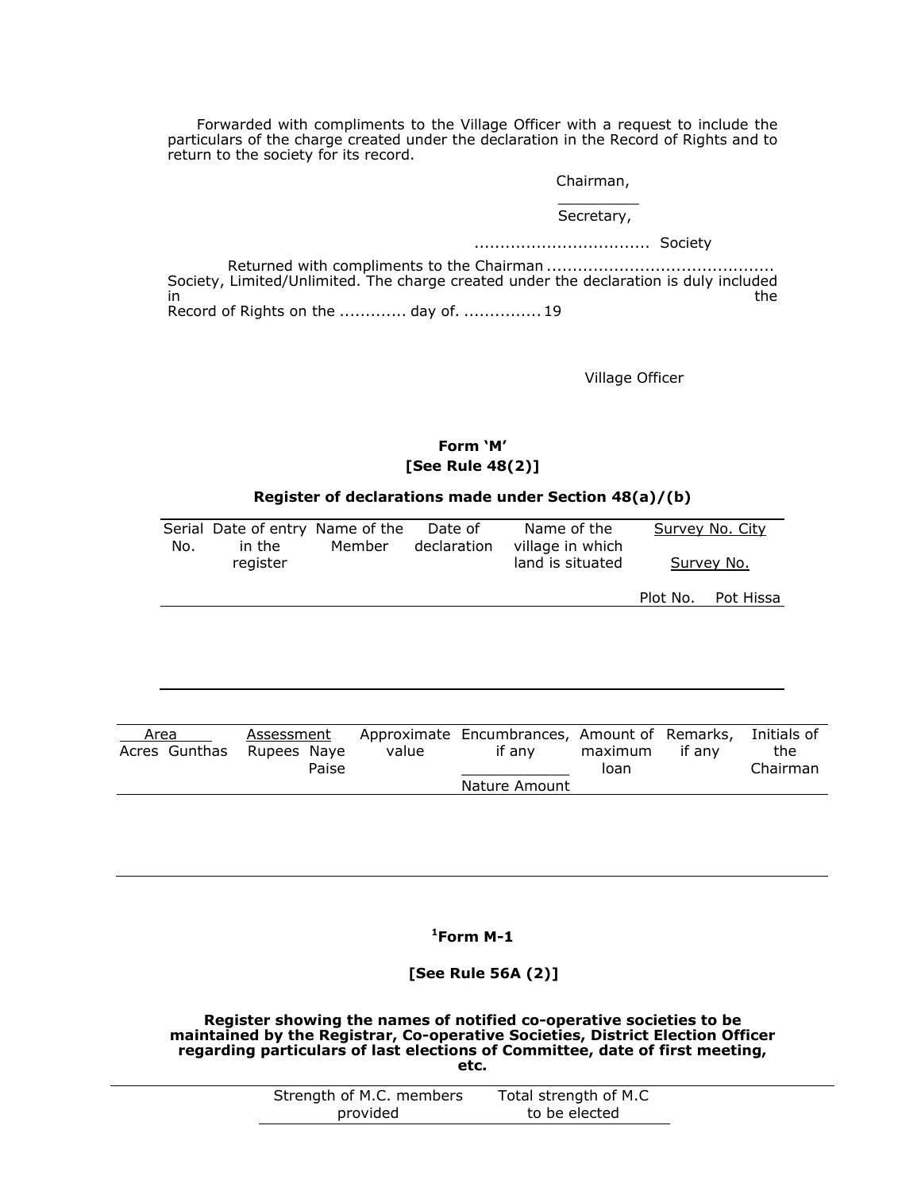Forwarded with compliments to the Village Officer with a request to include the particulars of the charge created under the declaration in the Record of Rights and to return to the society for its record.

Chairman,

Secretary,

.................................. Society

Returned with compliments to the Chairman ............................................ Society, Limited/Unlimited. The charge created under the declaration is duly included in the Record of Rights on the ............ day of. ............... 19

Village Officer

**Form 'M'**
**[See Rule 48(2)]**

**Register of declarations made under Section 48(a)/(b)**

| Serial No. | Date of entry in the register | Name of the Member | Date of declaration | Name of the village in which land is situated | Survey No. City Survey No. | |
|---|---|---|---|---|---|---|
| | | | | | Plot No. | Pot Hissa |
| | | | | | | |

| Area | | Assessment | | Approximate value | Encumbrances, if any | | Amount of maximum loan | Remarks, if any | Initials of the Chairman |
|---|---|---|---|---|---|---|---|---|---|
| Acres | Gunthas | Rupees | Naye Paise | | Nature | Amount | | | |
| | | | | | | | | | |

**[1]Form M-1**

**[See Rule 56A (2)]**

**Register showing the names of notified co-operative societies to be maintained by the Registrar, Co-operative Societies, District Election Officer regarding particulars of last elections of Committee, date of first meeting, etc.**

| Strength of M.C. members provided | Total strength of M.C to be elected |
|---|---|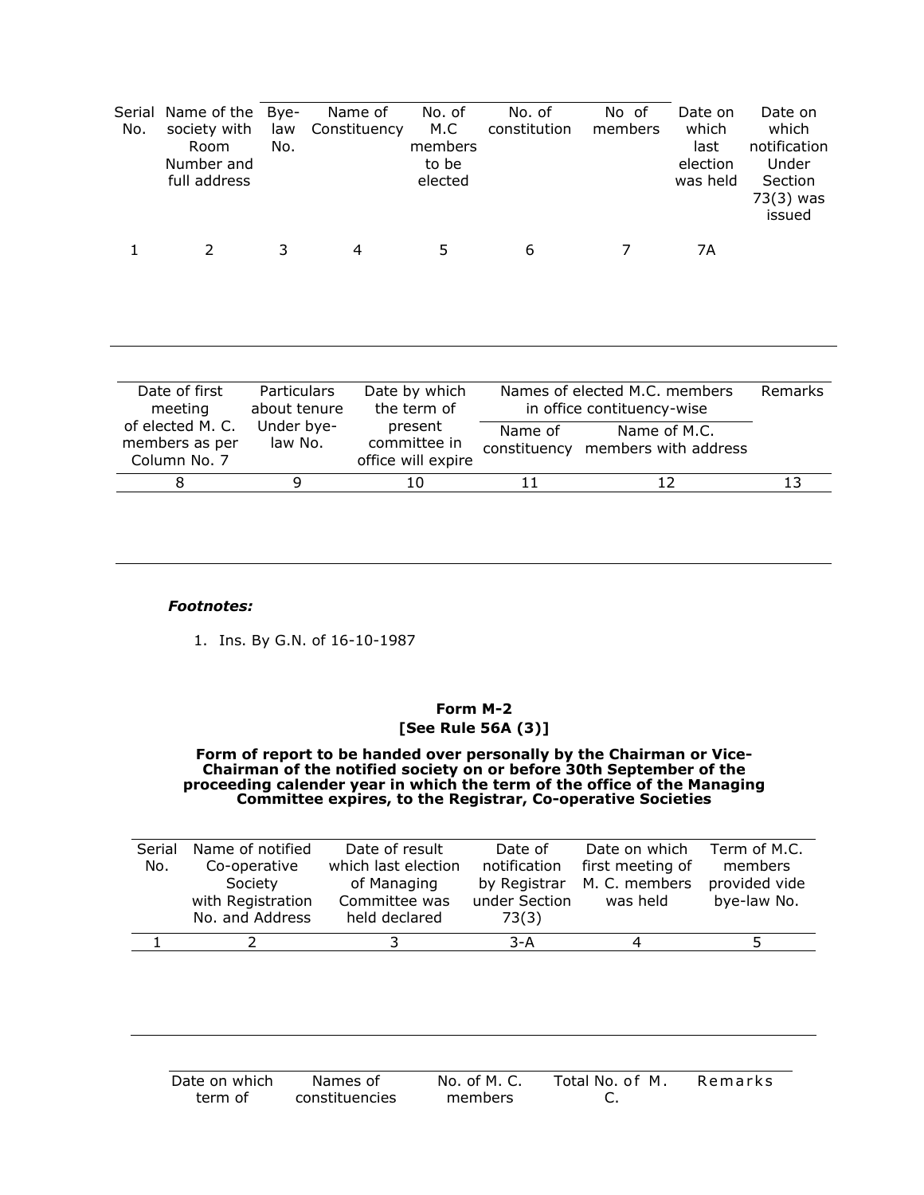| Serial No. | Name of the society with Room Number and full address | Bye-law No. | Name of Constituency | No. of M.C members to be elected | No. of constitution | No of members | Date on which last election was held | Date on which notification Under Section 73(3) was issued |
|---|---|---|---|---|---|---|---|---|
| 1 | 2 | 3 | 4 | 5 | 6 | 7 | 7A | |
| | | | | | | | | |

| Date of first meeting of elected M. C. members as per Column No. 7 | Particulars about tenure Under bye-law No. | Date by which the term of present committee in office will expire | Names of elected M.C. members in office contituency-wise | | Remarks |
|---|---|---|---|---|---|
| | | | Name of constituency | Name of M.C. members with address | |
| 8 | 9 | 10 | 11 | 12 | 13 |
| | | | | | |

***Footnotes:***

1. Ins. By G.N. of 16-10-1987

## Form M-2
## [See Rule 56A (3)]

**Form of report to be handed over personally by the Chairman or Vice-Chairman of the notified society on or before 30th September of the proceeding calender year in which the term of the office of the Managing Committee expires, to the Registrar, Co-operative Societies**

| Serial No. | Name of notified Co-operative Society with Registration No. and Address | Date of result which last election of Managing Committee was held declared | Date of notification by Registrar under Section 73(3) | Date on which first meeting of M. C. members was held | Term of M.C. members provided vide bye-law No. |
|---|---|---|---|---|---|
| 1 | 2 | 3 | 3-A | 4 | 5 |
| | | | | | |

| Date on which term of | Names of constituencies | No. of M. C. members | Total No. of M. C. | Remarks |
|---|---|---|---|---|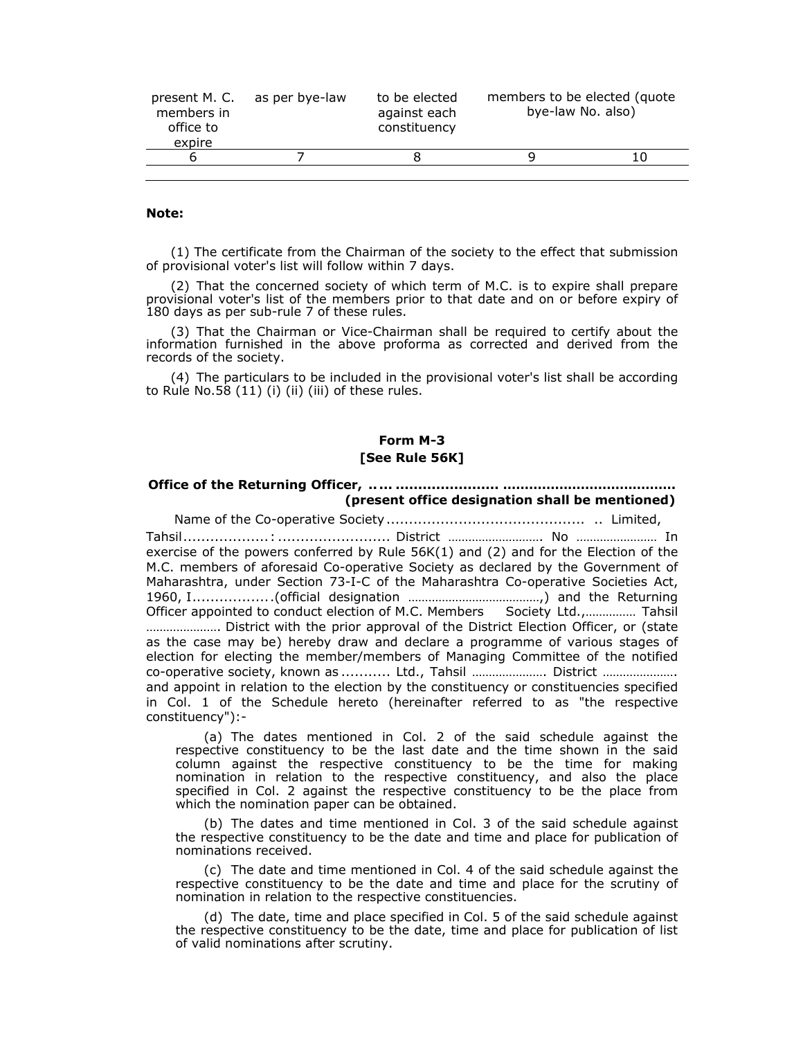| present M. C. members in office to expire | as per bye-law | to be elected against each constituency | members to be elected (quote bye-law No. also) | |
|---|---|---|---|---|
| 6 | 7 | 8 | 9 | 10 |
| | | | | |

**Note:**

(1) The certificate from the Chairman of the society to the effect that submission of provisional voter's list will follow within 7 days.

(2) That the concerned society of which term of M.C. is to expire shall prepare provisional voter's list of the members prior to that date and on or before expiry of 180 days as per sub-rule 7 of these rules.

(3) That the Chairman or Vice-Chairman shall be required to certify about the information furnished in the above proforma as corrected and derived from the records of the society.

(4) The particulars to be included in the provisional voter's list shall be according to Rule No.58 (11) (i) (ii) (iii) of these rules.

## Form M-3
### [See Rule 56K]

**Office of the Returning Officer, ..... ...................... .......................................**
**(present office designation shall be mentioned)**

Name of the Co-operative Society ........................................... .. Limited, Tahsil...................: ......................... District ………………………. No …………………… In exercise of the powers conferred by Rule 56K(1) and (2) and for the Election of the M.C. members of aforesaid Co-operative Society as declared by the Government of Maharashtra, under Section 73-I-C of the Maharashtra Co-operative Societies Act, 1960, I.................(official designation …………………………………,) and the Returning Officer appointed to conduct election of M.C. Members Society Ltd.,…………… Tahsil …………………. District with the prior approval of the District Election Officer, or (state as the case may be) hereby draw and declare a programme of various stages of election for electing the member/members of Managing Committee of the notified co-operative society, known as .......... Ltd., Tahsil …………………. District …………………. and appoint in relation to the election by the constituency or constituencies specified in Col. 1 of the Schedule hereto (hereinafter referred to as "the respective constituency"):-

(a) The dates mentioned in Col. 2 of the said schedule against the respective constituency to be the last date and the time shown in the said column against the respective constituency to be the time for making nomination in relation to the respective constituency, and also the place specified in Col. 2 against the respective constituency to be the place from which the nomination paper can be obtained.

(b) The dates and time mentioned in Col. 3 of the said schedule against the respective constituency to be the date and time and place for publication of nominations received.

(c) The date and time mentioned in Col. 4 of the said schedule against the respective constituency to be the date and time and place for the scrutiny of nomination in relation to the respective constituencies.

(d) The date, time and place specified in Col. 5 of the said schedule against the respective constituency to be the date, time and place for publication of list of valid nominations after scrutiny.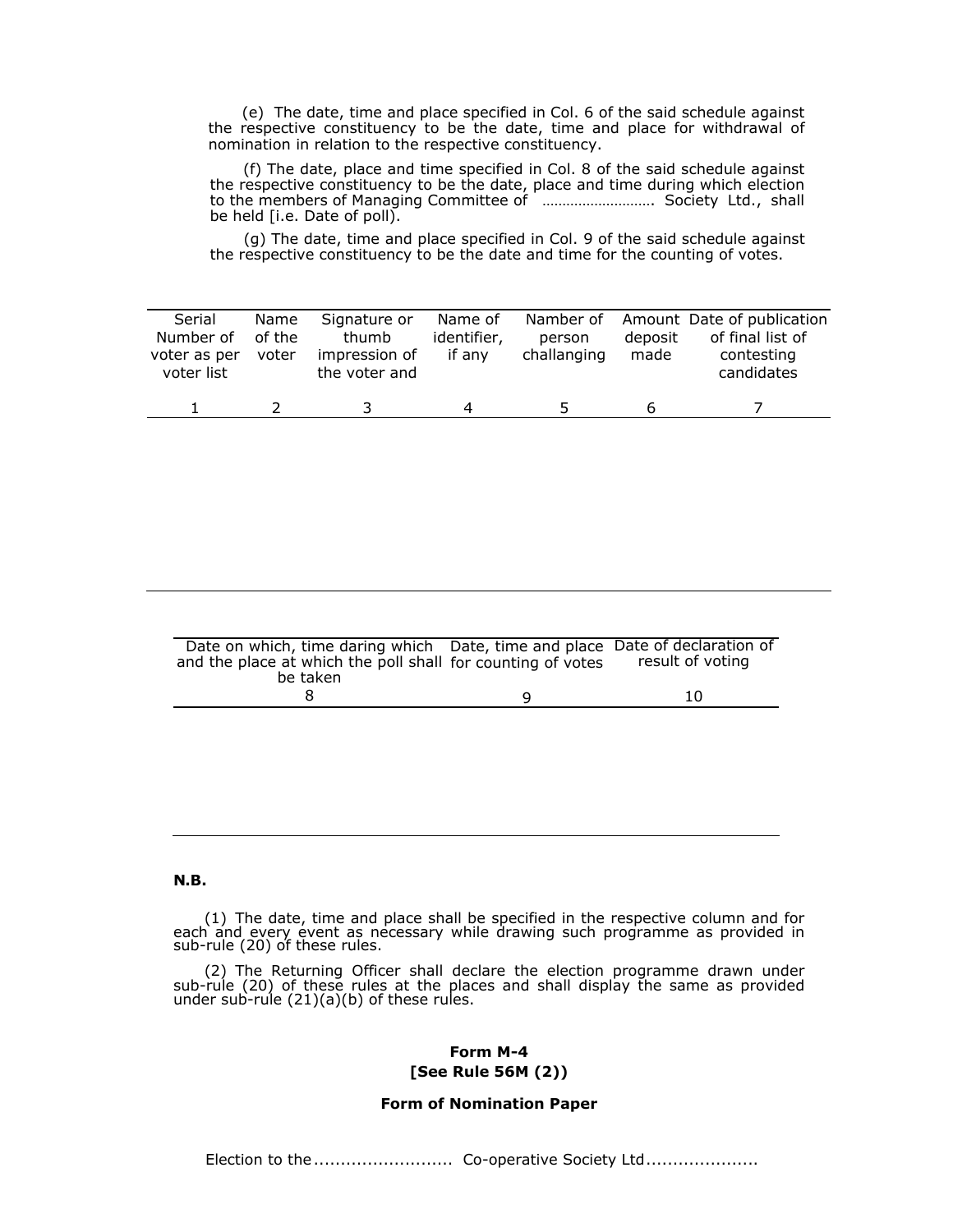(e) The date, time and place specified in Col. 6 of the said schedule against the respective constituency to be the date, time and place for withdrawal of nomination in relation to the respective constituency.

(f) The date, place and time specified in Col. 8 of the said schedule against the respective constituency to be the date, place and time during which election to the members of Managing Committee of ………………………. Society Ltd., shall be held [i.e. Date of poll).

(g) The date, time and place specified in Col. 9 of the said schedule against the respective constituency to be the date and time for the counting of votes.

| Serial Number of voter as per voter list | Name of the voter | Signature or thumb impression of the voter and | Name of identifier, if any | Number of person challanging | Amount deposit made | Date of publication of final list of contesting candidates |
|---|---|---|---|---|---|---|
| 1 | 2 | 3 | 4 | 5 | 6 | 7 |
| | | | | | | |

| Date on which, time daring which and the place at which the poll shall be taken | Date, time and place for counting of votes | Date of declaration of result of voting |
|---|---|---|
| 8 | 9 | 10 |
| | | |

**N.B.**

(1) The date, time and place shall be specified in the respective column and for each and every event as necessary while drawing such programme as provided in sub-rule (20) of these rules.

(2) The Returning Officer shall declare the election programme drawn under sub-rule (20) of these rules at the places and shall display the same as provided under sub-rule (21)(a)(b) of these rules.

## Form M-4
## [See Rule 56M (2))

### Form of Nomination Paper

Election to the .......................... Co-operative Society Ltd.....................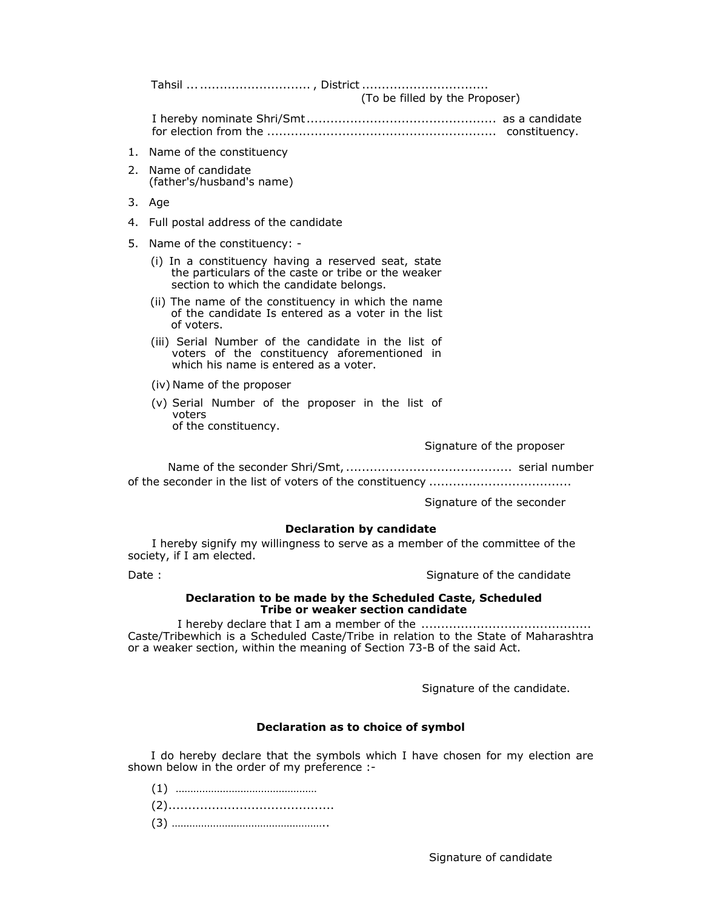Tahsil ... ............................ , District ...............................
(To be filled by the Proposer)

I hereby nominate Shri/Smt ............................................... as a candidate for election from the ......................................................... constituency.

1. Name of the constituency
2. Name of candidate (father's/husband's name)
3. Age
4. Full postal address of the candidate
5. Name of the constituency: -
   (i) In a constituency having a reserved seat, state the particulars of the caste or tribe or the weaker section to which the candidate belongs.
   (ii) The name of the constituency in which the name of the candidate Is entered as a voter in the list of voters.
   (iii) Serial Number of the candidate in the list of voters of the constituency aforementioned in which his name is entered as a voter.
   (iv) Name of the proposer
   (v) Serial Number of the proposer in the list of voters of the constituency.

Signature of the proposer

Name of the seconder Shri/Smt, ......................................... serial number of the seconder in the list of voters of the constituency ...................................

Signature of the seconder

**Declaration by candidate**

I hereby signify my willingness to serve as a member of the committee of the society, if I am elected.

Date :

Signature of the candidate

**Declaration to be made by the Scheduled Caste, Scheduled Tribe or weaker section candidate**

I hereby declare that I am a member of the .......................................... Caste/Tribewhich is a Scheduled Caste/Tribe in relation to the State of Maharashtra or a weaker section, within the meaning of Section 73-B of the said Act.

Signature of the candidate.

**Declaration as to choice of symbol**

I do hereby declare that the symbols which I have chosen for my election are shown below in the order of my preference :-

(1) …………………………………………
(2).........................................
(3) …………………………………………….

Signature of candidate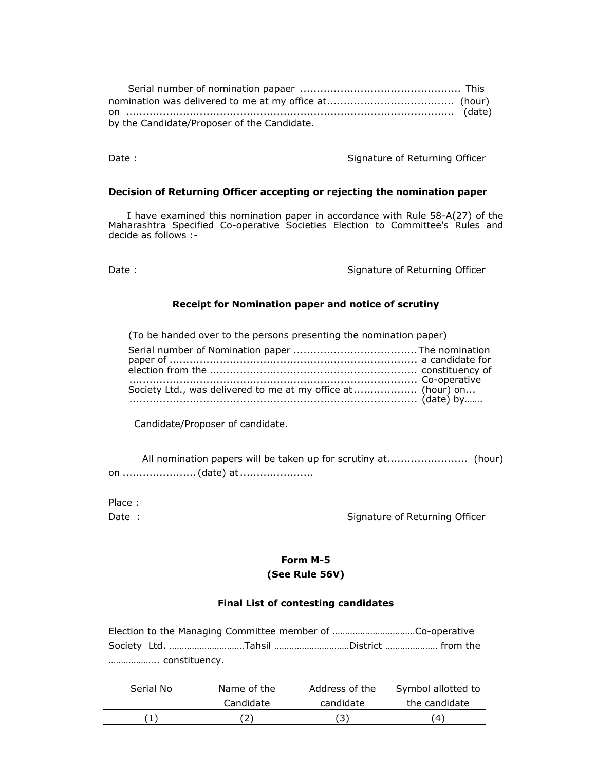Serial number of nomination papaer ............................................... This nomination was delivered to me at my office at..................................... (hour) on ..................................................................................................... (date) by the Candidate/Proposer of the Candidate.

Date : Signature of Returning Officer

**Decision of Returning Officer accepting or rejecting the nomination paper**

I have examined this nomination paper in accordance with Rule 58-A(27) of the Maharashtra Specified Co-operative Societies Election to Committee's Rules and decide as follows :-

Date : Signature of Returning Officer

### Receipt for Nomination paper and notice of scrutiny

(To be handed over to the persons presenting the nomination paper)

Serial number of Nomination paper .....................................The nomination paper of ......................................................................... a candidate for election from the ............................................................. constituency of ..................................................................................... Co-operative Society Ltd., was delivered to me at my office at.................. (hour) on... ..................................................................................... (date) by…….

Candidate/Proposer of candidate.

All nomination papers will be taken up for scrutiny at........................ (hour) on ......................(date) at......................

Place :
Date : Signature of Returning Officer

### Form M-5
### (See Rule 56V)

### Final List of contesting candidates

Election to the Managing Committee member of ……………………………Co-operative Society Ltd. …………………………Tahsil …………………………District ………………… from the ……………….. constituency.

| Serial No | Name of the Candidate | Address of the candidate | Symbol allotted to the candidate |
|---|---|---|---|
| (1) | (2) | (3) | (4) |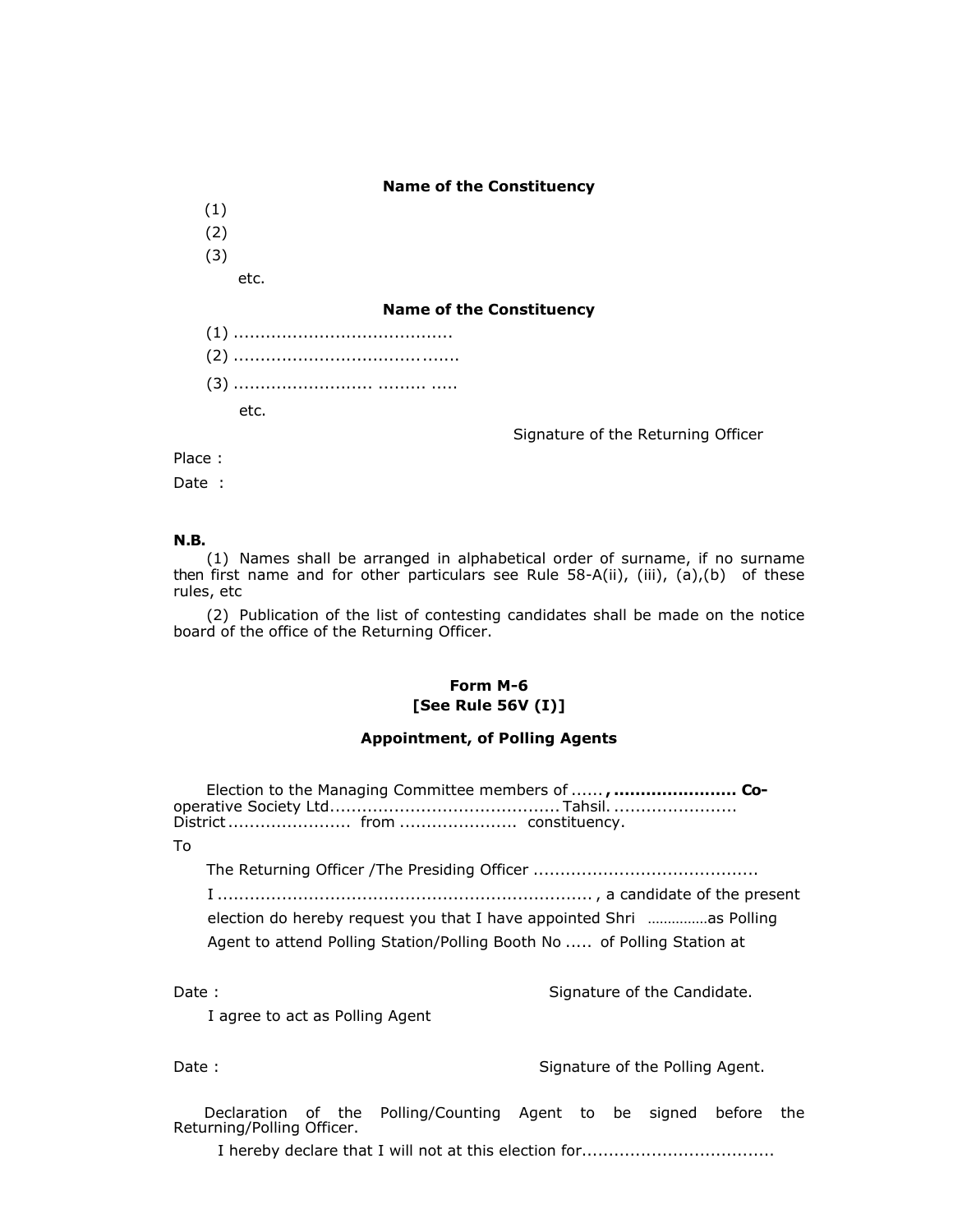**Name of the Constituency**

(1)

(2)

(3)

etc.

**Name of the Constituency**

(1) ........................................

(2) .........................................

(3) ......................... ......... .....

etc.

Signature of the Returning Officer

Place :

Date :

**N.B.**

(1) Names shall be arranged in alphabetical order of surname, if no surname then first name and for other particulars see Rule 58-A(ii), (iii), (a),(b) of these rules, etc

(2) Publication of the list of contesting candidates shall be made on the notice board of the office of the Returning Officer.

**Form M-6**
**[See Rule 56V (I)]**

**Appointment, of Polling Agents**

Election to the Managing Committee members of ...... **, ...................... Co-**operative Society Ltd.......................................... Tahsil. ....................... District ...................... from ..................... constituency.

To

The Returning Officer /The Presiding Officer ........................................

I ..................................................................... , a candidate of the present election do hereby request you that I have appointed Shri ...............as Polling Agent to attend Polling Station/Polling Booth No ..... of Polling Station at

Date : Signature of the Candidate.

I agree to act as Polling Agent

Date : Signature of the Polling Agent.

Declaration of the Polling/Counting Agent to be signed before the Returning/Polling Officer.

I hereby declare that I will not at this election for...................................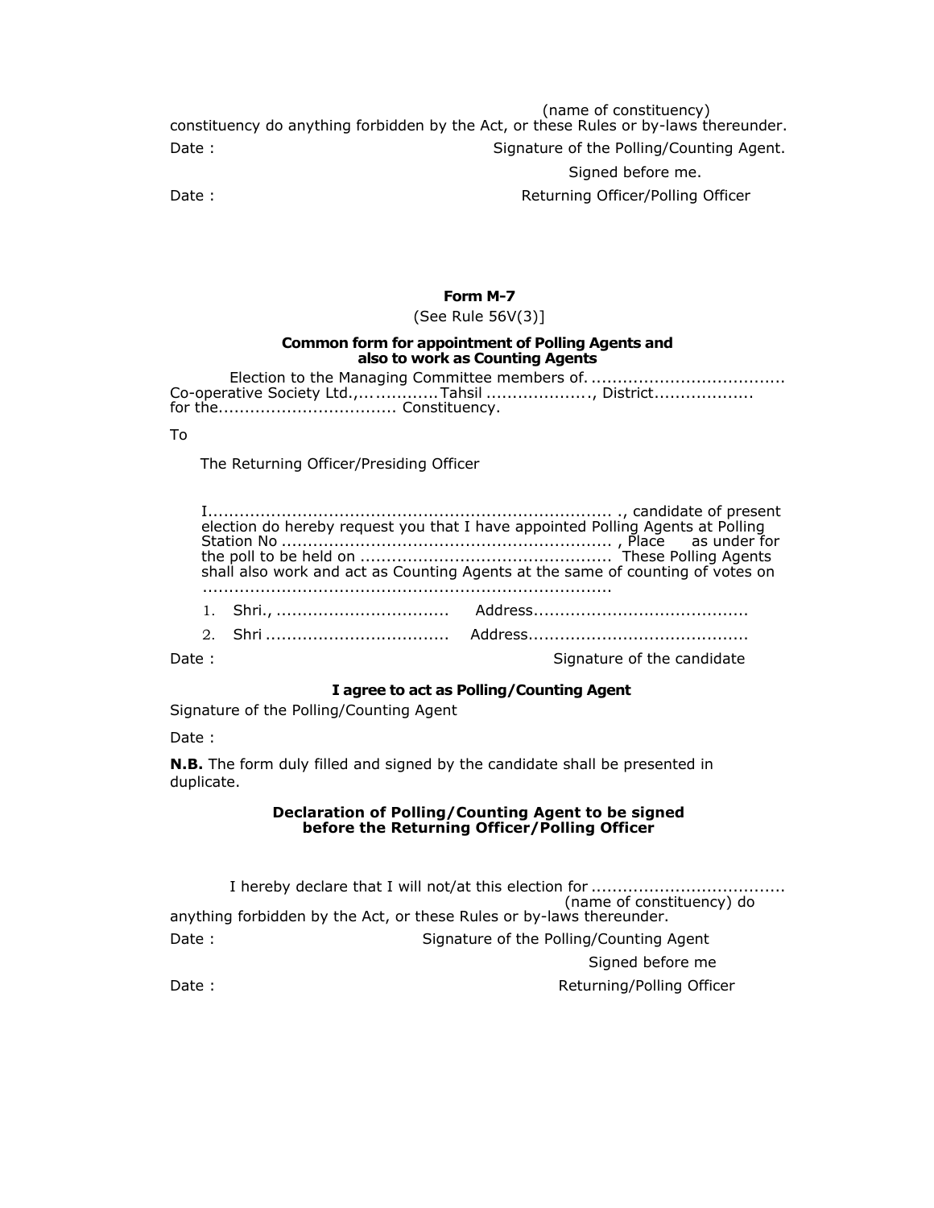(name of constituency)
constituency do anything forbidden by the Act, or these Rules or by-laws thereunder.

Date : Signature of the Polling/Counting Agent.

Signed before me.

Date : Returning Officer/Polling Officer

## Form M-7

(See Rule 56V(3)]

### Common form for appointment of Polling Agents and also to work as Counting Agents

Election to the Managing Committee members of. ..................................... Co-operative Society Ltd.,...............Tahsil ...................., District.................. for the................................. Constituency.

To

The Returning Officer/Presiding Officer

I........................................................................... ., candidate of present election do hereby request you that I have appointed Polling Agents at Polling Station No ............................................................. , Place as under for the poll to be held on ............................................... These Polling Agents shall also work and act as Counting Agents at the same of counting of votes on ............................................................................

1. Shri., ................................ Address........................................
2. Shri .................................. Address.........................................

Date : Signature of the candidate

**I agree to act as Polling/Counting Agent**

Signature of the Polling/Counting Agent

Date :

**N.B.** The form duly filled and signed by the candidate shall be presented in duplicate.

### Declaration of Polling/Counting Agent to be signed before the Returning Officer/Polling Officer

I hereby declare that I will not/at this election for ....................................
(name of constituency) do anything forbidden by the Act, or these Rules or by-laws thereunder.

Date : Signature of the Polling/Counting Agent

Signed before me

Date : Returning/Polling Officer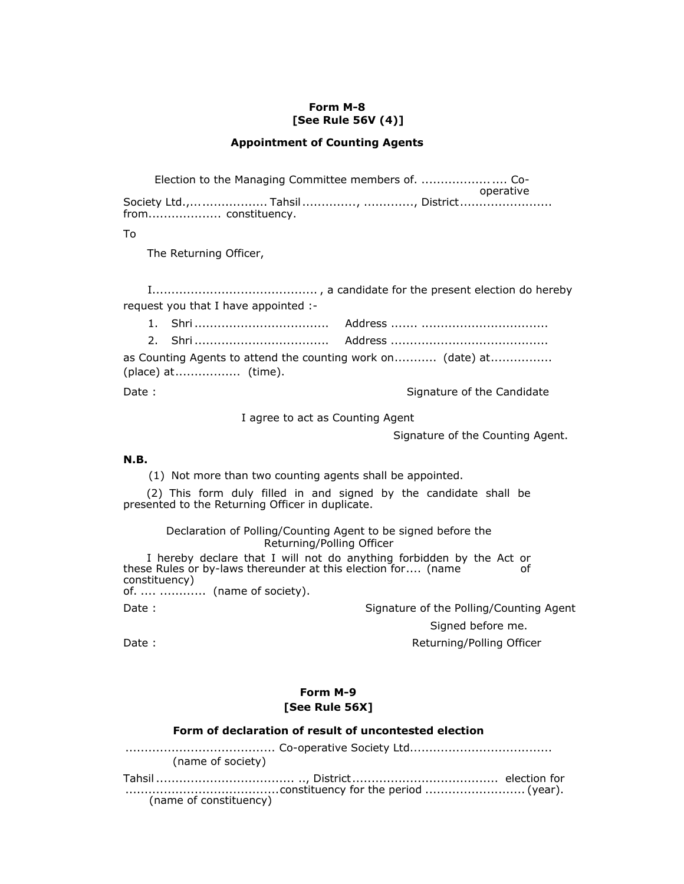**Form M-8**
**[See Rule 56V (4)]**

**Appointment of Counting Agents**

Election to the Managing Committee members of. ...................... Co-operative Society Ltd.,.................... Tahsil .............., ............., District ....................... from.................. constituency.

To

The Returning Officer,

I.......................................... , a candidate for the present election do hereby request you that I have appointed :-

1. Shri .................................. Address ....... ................................
2. Shri .................................. Address ........................................

as Counting Agents to attend the counting work on........... (date) at................ (place) at................. (time).

Date : Signature of the Candidate

I agree to act as Counting Agent

Signature of the Counting Agent.

**N.B.**

(1) Not more than two counting agents shall be appointed.

(2) This form duly filled in and signed by the candidate shall be presented to the Returning Officer in duplicate.

Declaration of Polling/Counting Agent to be signed before the Returning/Polling Officer

I hereby declare that I will not do anything forbidden by the Act or these Rules or by-laws thereunder at this election for.... (name of constituency) of. .... ........... (name of society).

Date : Signature of the Polling/Counting Agent

Signed before me.

Date : Returning/Polling Officer

**Form M-9**
**[See Rule 56X]**

**Form of declaration of result of uncontested election**

...................................... Co-operative Society Ltd....................................
(name of society)

Tahsil ................................... .., District ..................................... election for ......................................constituency for the period ......................... (year).
(name of constituency)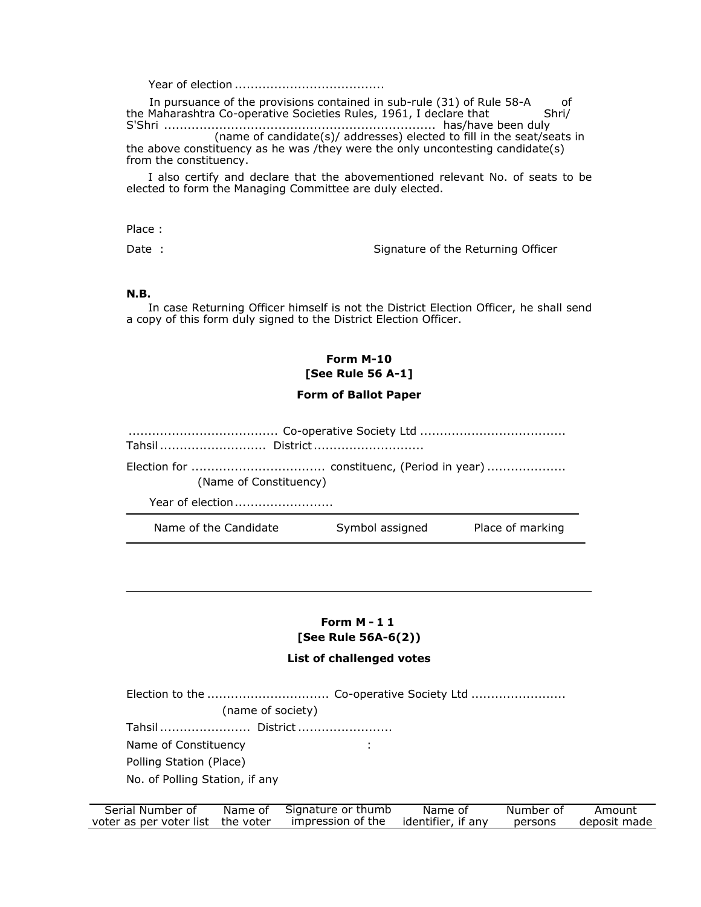Year of election .....................................

In pursuance of the provisions contained in sub-rule (31) of Rule 58-A of the Maharashtra Co-operative Societies Rules, 1961, I declare that Shri/ S'Shri .................................................................... has/have been duly (name of candidate(s)/ addresses) elected to fill in the seat/seats in the above constituency as he was /they were the only uncontesting candidate(s) from the constituency.

I also certify and declare that the abovementioned relevant No. of seats to be elected to form the Managing Committee are duly elected.

Place :

Date : Signature of the Returning Officer

**N.B.**

In case Returning Officer himself is not the District Election Officer, he shall send a copy of this form duly signed to the District Election Officer.

## Form M-10
## [See Rule 56 A-1]

### Form of Ballot Paper

..................................... Co-operative Society Ltd ....................................
Tahsil .......................... District ...........................

Election for ................................. constituenc, (Period in year) ...................
(Name of Constituency)

Year of election .........................

| Name of the Candidate | Symbol assigned | Place of marking |
| --- | --- | --- |

## Form M - 1 1
## [See Rule 56A-6(2))

### List of challenged votes

Election to the .............................. Co-operative Society Ltd .......................
(name of society)

Tahsil ...................... District .......................

Name of Constituency :

Polling Station (Place)

No. of Polling Station, if any

| Serial Number of voter as per voter list | Name of the voter | Signature or thumb impression of the | Name of identifier, if any | Number of persons | Amount deposit made |
| --- | --- | --- | --- | --- | --- |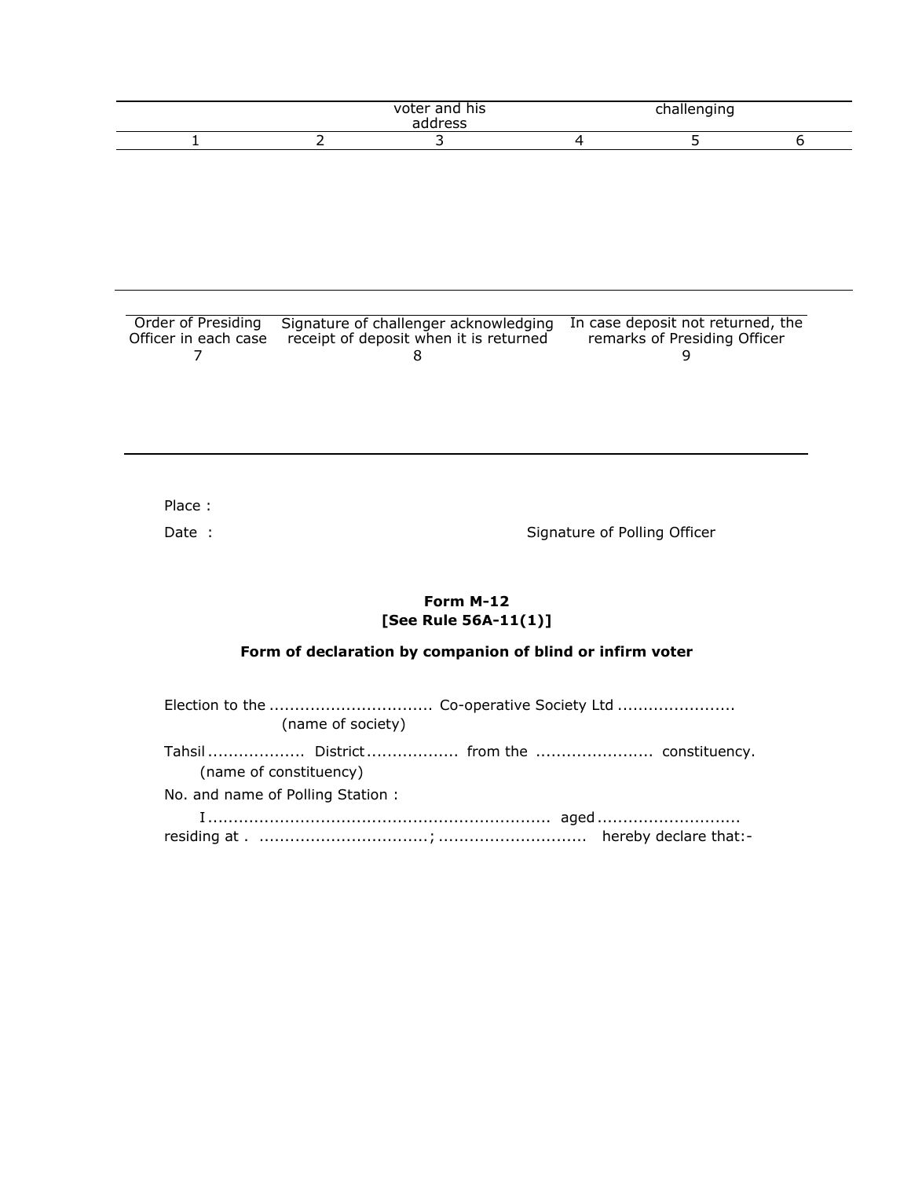| | | voter and his address | | challenging | |
|---|---|---|---|---|---|
| 1 | 2 | 3 | 4 | 5 | 6 |
| | | | | | |

| Order of Presiding Officer in each case | Signature of challenger acknowledging receipt of deposit when it is returned | In case deposit not returned, the remarks of Presiding Officer |
|---|---|---|
| 7 | 8 | 9 |
| | | |

Place :

Date : Signature of Polling Officer

**Form M-12**
**[See Rule 56A-11(1)]**

**Form of declaration by companion of blind or infirm voter**

Election to the ............................... Co-operative Society Ltd ......................
(name of society)

Tahsil .................. District................. from the ...................... constituency.
(name of constituency)

No. and name of Polling Station :

I ................................................................. aged ...........................
residing at . ................................; ............................ hereby declare that:-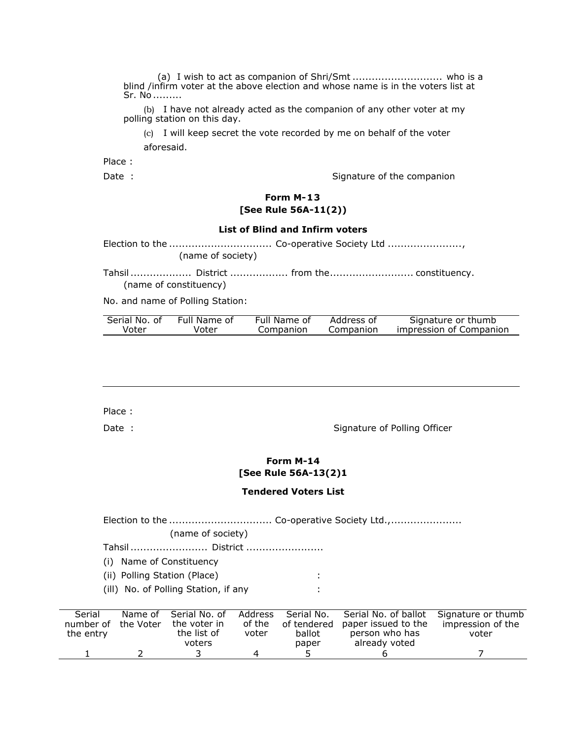(a) I wish to act as companion of Shri/Smt ........................... who is a blind /infirm voter at the above election and whose name is in the voters list at Sr. No .........

(b) I have not already acted as the companion of any other voter at my polling station on this day.

(c) I will keep secret the vote recorded by me on behalf of the voter aforesaid.

Place :

Date : Signature of the companion

**Form M-13**
**[See Rule 56A-11(2))**

**List of Blind and Infirm voters**

Election to the ............................... Co-operative Society Ltd ......................,
(name of society)

Tahsil .................. District ................. from the......................... constituency.
(name of constituency)

No. and name of Polling Station:

| Serial No. of Voter | Full Name of Voter | Full Name of Companion | Address of Companion | Signature or thumb impression of Companion |
|---|---|---|---|---|
| | | | | |

Place :

Date : Signature of Polling Officer

**Form M-14**
**[See Rule 56A-13(2)1**

**Tendered Voters List**

Election to the ............................... Co-operative Society Ltd.,.....................
(name of society)

Tahsil ....................... District .......................

(i) Name of Constituency

(ii) Polling Station (Place) :

(ill) No. of Polling Station, if any :

| Serial number of the entry | Name of the Voter | Serial No. of the voter in the list of voters | Address of the voter | Serial No. of tendered ballot paper | Serial No. of ballot paper issued to the person who has already voted | Signature or thumb impression of the voter |
|---|---|---|---|---|---|---|
| 1 | 2 | 3 | 4 | 5 | 6 | 7 |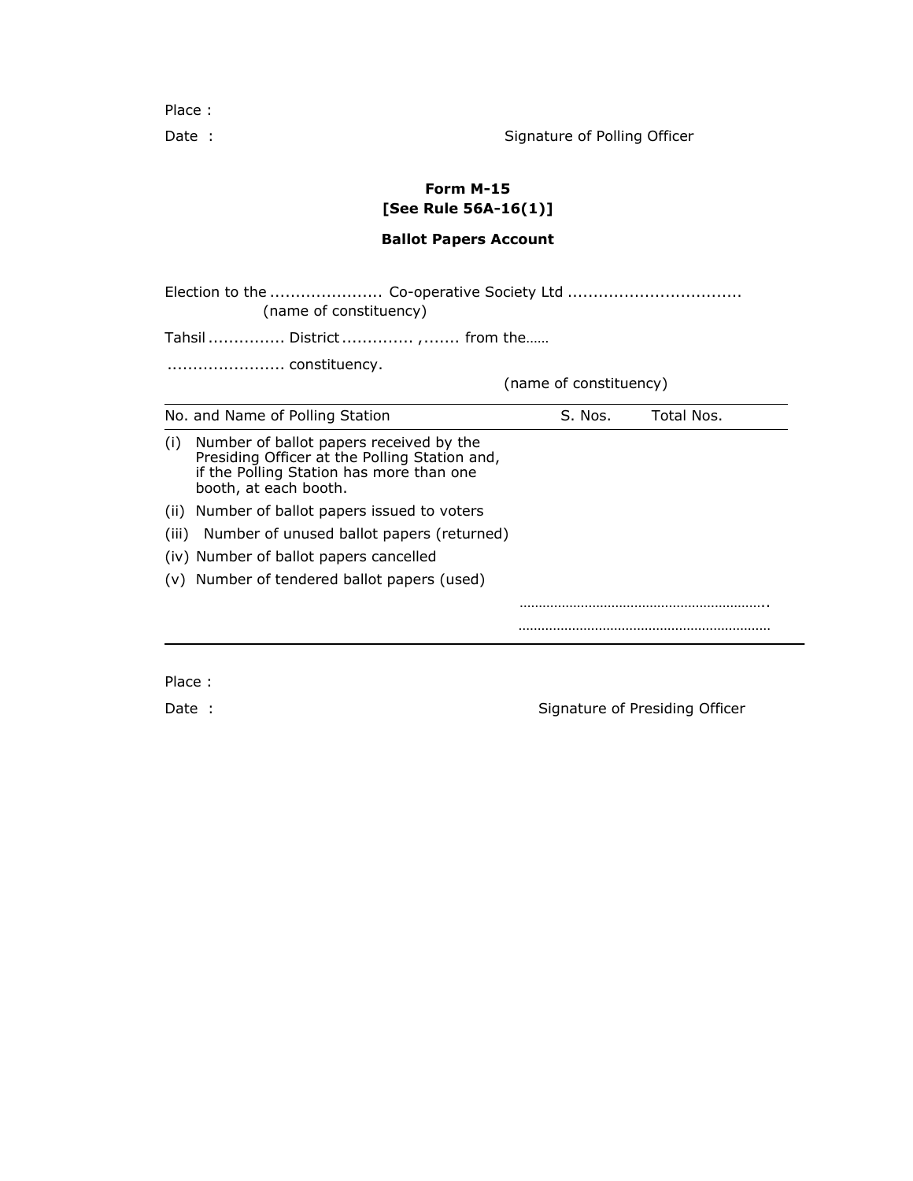Place :

Date : Signature of Polling Officer

## Form M-15
## [See Rule 56A-16(1)]

### Ballot Papers Account

Election to the ..................... Co-operative Society Ltd .................................
(name of constituency)

Tahsil .............. District ............. ,....... from the......

...................... constituency.

(name of constituency)

| No. and Name of Polling Station | S. Nos. | Total Nos. |
|---|---|---|
| (i) Number of ballot papers received by the Presiding Officer at the Polling Station and, if the Polling Station has more than one booth, at each booth. | | |
| (ii) Number of ballot papers issued to voters | | |
| (iii) Number of unused ballot papers (returned) | | |
| (iv) Number of ballot papers cancelled | | |
| (v) Number of tendered ballot papers (used) | | |
| | ……………………………………………………….. | |
| | ……………………………………………………….. | |

Place :

Date : Signature of Presiding Officer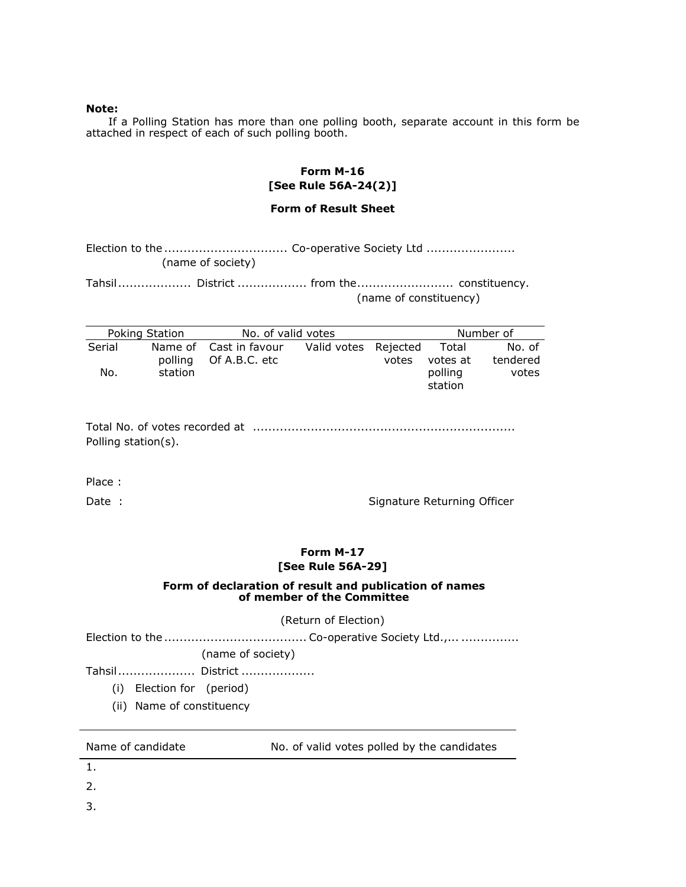**Note:**

If a Polling Station has more than one polling booth, separate account in this form be attached in respect of each of such polling booth.

### Form M-16
### [See Rule 56A-24(2)]

### Form of Result Sheet

Election to the ............................... Co-operative Society Ltd ......................
(name of society)

Tahsil .................. District ................. from the........................ constituency.
(name of constituency)

| Poking Station | | No. of valid votes | | Number of | | |
|---|---|---|---|---|---|---|
| Serial No. | Name of polling station | Cast in favour Of A.B.C. etc | Valid votes | Rejected votes | Total votes at polling station | No. of tendered votes |

Total No. of votes recorded at .................................................................. Polling station(s).

Place :

Date : Signature Returning Officer

### Form M-17
### [See Rule 56A-29]

### Form of declaration of result and publication of names of member of the Committee

(Return of Election)

Election to the .................................... Co-operative Society Ltd.,... ...............
(name of society)

Tahsil ................... District ..................

(i) Election for (period)

(ii) Name of constituency

| Name of candidate | No. of valid votes polled by the candidates |
|---|---|
| 1. | |
| 2. | |
| 3. | |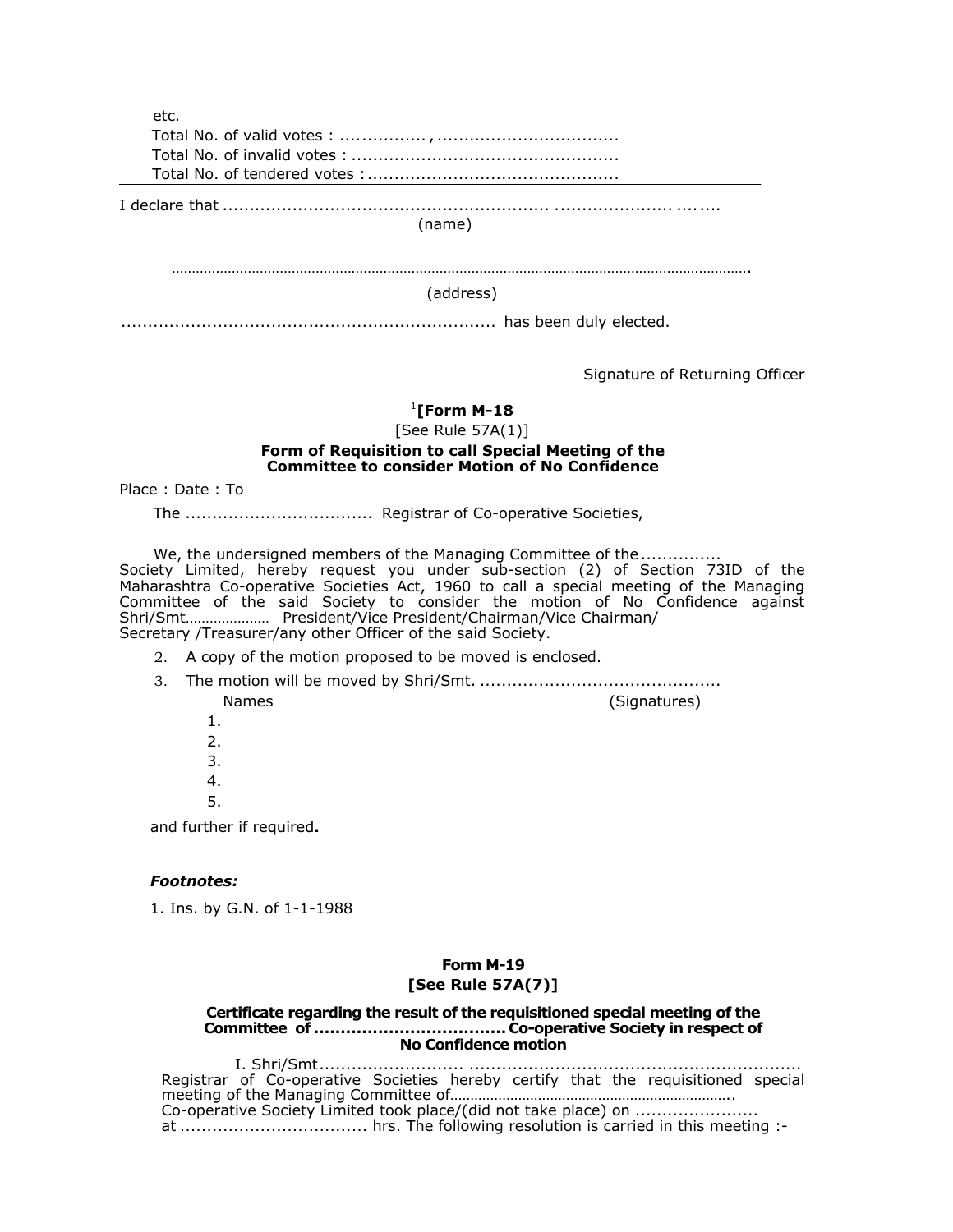etc.

Total No. of valid votes : ...............,.................................

Total No. of invalid votes : .................................................

Total No. of tendered votes :..............................................

---

I declare that ........................................................... ..................... .......

(name)

…………………………………………………………………………………………………………………………….

(address)

...................................................................... has been duly elected.

Signature of Returning Officer

### [1][Form M-18

[See Rule 57A(1)]

**Form of Requisition to call Special Meeting of the Committee to consider Motion of No Confidence**

Place : Date : To

The .................................. Registrar of Co-operative Societies,

We, the undersigned members of the Managing Committee of the .............. Society Limited, hereby request you under sub-section (2) of Section 73ID of the Maharashtra Co-operative Societies Act, 1960 to call a special meeting of the Managing Committee of the said Society to consider the motion of No Confidence against Shri/Smt………………… President/Vice President/Chairman/Vice Chairman/ Secretary /Treasurer/any other Officer of the said Society.

2. A copy of the motion proposed to be moved is enclosed.
3. The motion will be moved by Shri/Smt. ............................................

Names (Signatures)

1.
2.
3.
4.
5.

and further if required**.**

***Footnotes:***

1. Ins. by G.N. of 1-1-1988

### Form M-19
### [See Rule 57A(7)]

**Certificate regarding the result of the requisitioned special meeting of the Committee of ................................... Co-operative Society in respect of No Confidence motion**

I. Shri/Smt......................... .............................................................. Registrar of Co-operative Societies hereby certify that the requisitioned special meeting of the Managing Committee of…………………………………………………………….. Co-operative Society Limited took place/(did not take place) on ...................... at .................................. hrs. The following resolution is carried in this meeting :-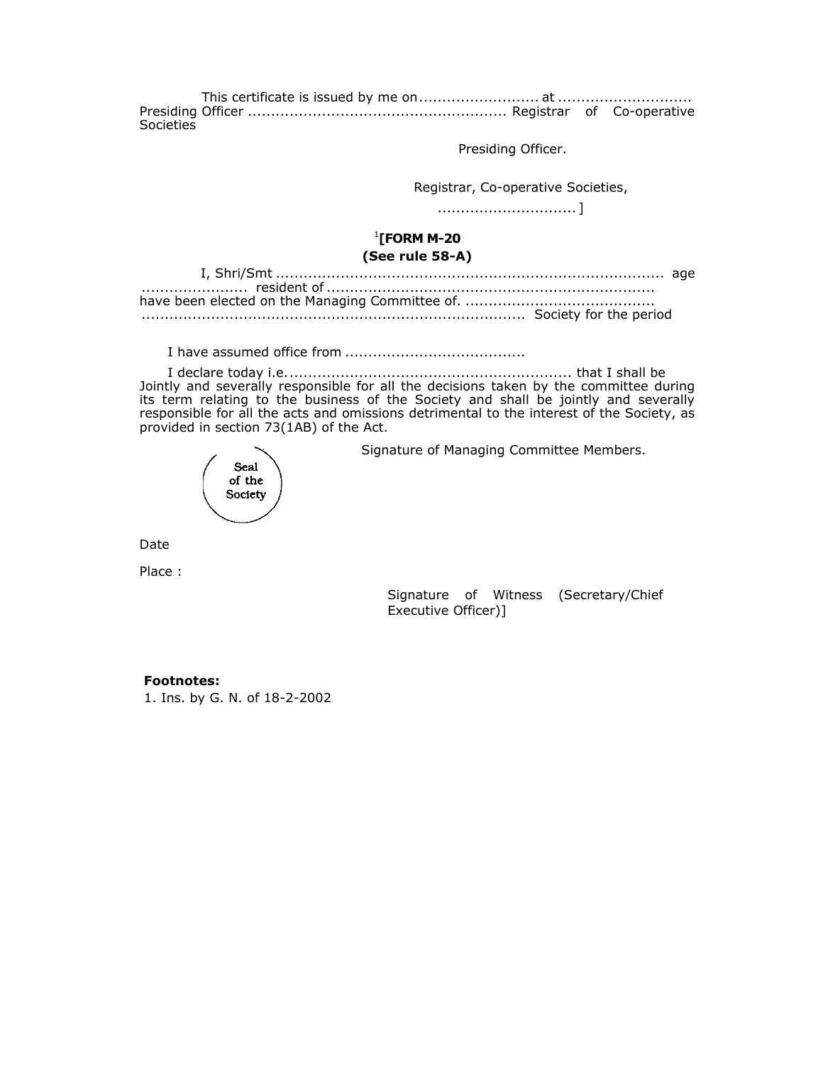This certificate is issued by me on.......................... at ............................ Presiding Officer ....................................................... Registrar of Co-operative Societies

Presiding Officer.

Registrar, Co-operative Societies,

.............................]

**[1][FORM M-20**

**(See rule 58-A)**

I, Shri/Smt .................................................................................. age ...................... resident of ..................................................................... have been elected on the Managing Committee of. ........................................ ................................................................................ Society for the period

I have assumed office from ......................................

I declare today i.e. ............................................................ that I shall be Jointly and severally responsible for all the decisions taken by the committee during its term relating to the business of the Society and shall be jointly and severally responsible for all the acts and omissions detrimental to the interest of the Society, as provided in section 73(1AB) of the Act.

Seal of the Society

Signature of Managing Committee Members.

Date

Place :

Signature of Witness (Secretary/Chief Executive Officer)]

**Footnotes:**

1. Ins. by G. N. of 18-2-2002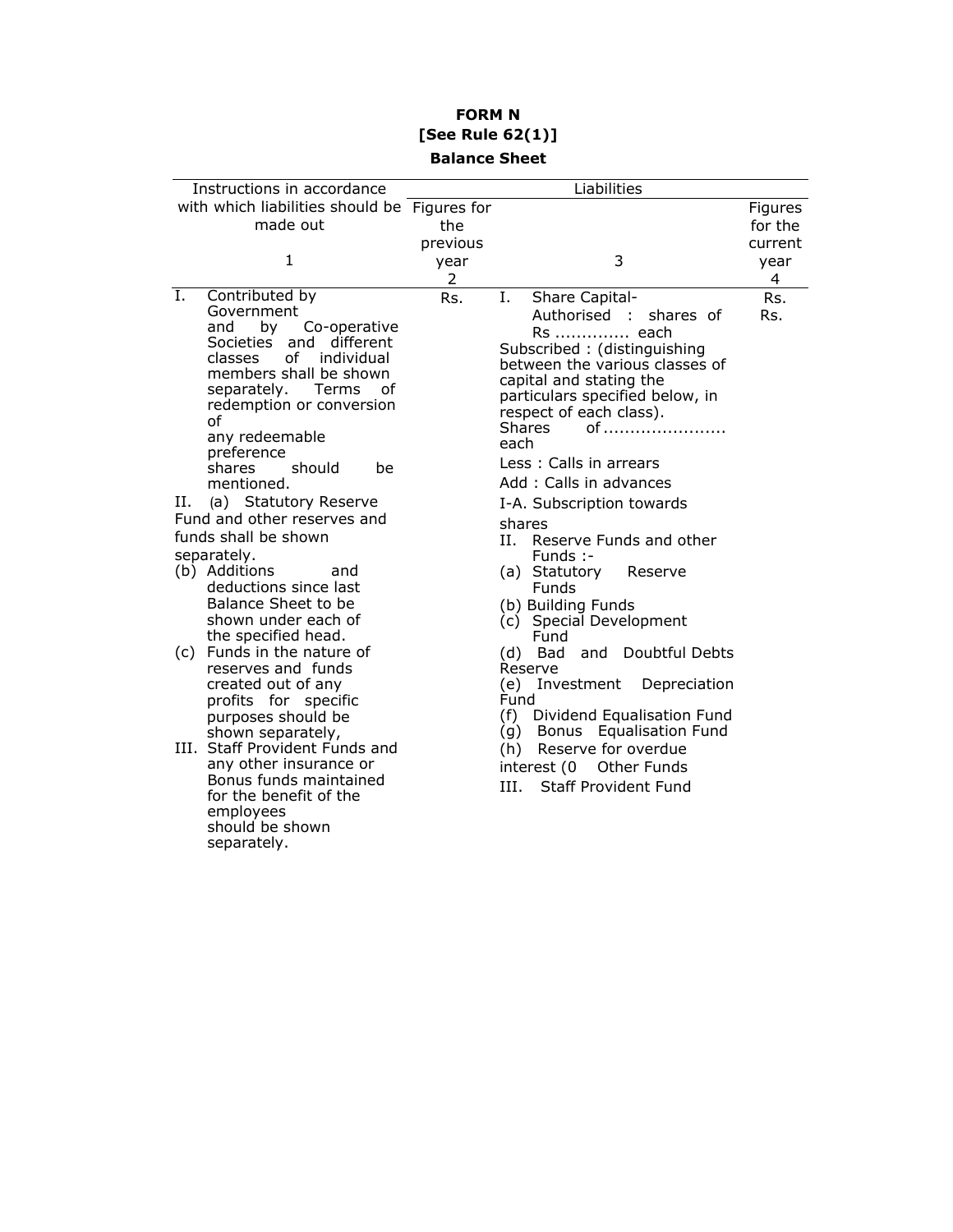**FORM N**
**[See Rule 62(1)]**
**Balance Sheet**

| Instructions in accordance with which liabilities should be made out<br>1 | Liabilities<br>Figures for the previous year<br>2 | <br>3 | <br>Figures for the current year<br>4 |
|---|---|---|---|
| I. Contributed by Government and by Co-operative Societies and different classes of individual members shall be shown separately. Terms of redemption or conversion of any redeemable preference shares should be mentioned.<br>II. (a) Statutory Reserve Fund and other reserves and funds shall be shown separately.<br>(b) Additions and deductions since last Balance Sheet to be shown under each of the specified head.<br>(c) Funds in the nature of reserves and funds created out of any profits for specific purposes should be shown separately,<br>III. Staff Provident Funds and any other insurance or Bonus funds maintained for the benefit of the employees should be shown separately. | Rs. | I. Share Capital-<br>Authorised : shares of Rs ............. each<br>Subscribed : (distinguishing between the various classes of capital and stating the particulars specified below, in respect of each class).<br>Shares of ...................... each<br>Less : Calls in arrears<br>Add : Calls in advances<br>I-A. Subscription towards shares<br>II. Reserve Funds and other Funds :-<br>(a) Statutory Reserve Funds<br>(b) Building Funds<br>(c) Special Development Fund<br>(d) Bad and Doubtful Debts Reserve<br>(e) Investment Depreciation Fund<br>(f) Dividend Equalisation Fund<br>(g) Bonus Equalisation Fund<br>(h) Reserve for overdue interest (0 Other Funds<br>III. Staff Provident Fund | Rs.<br>Rs. |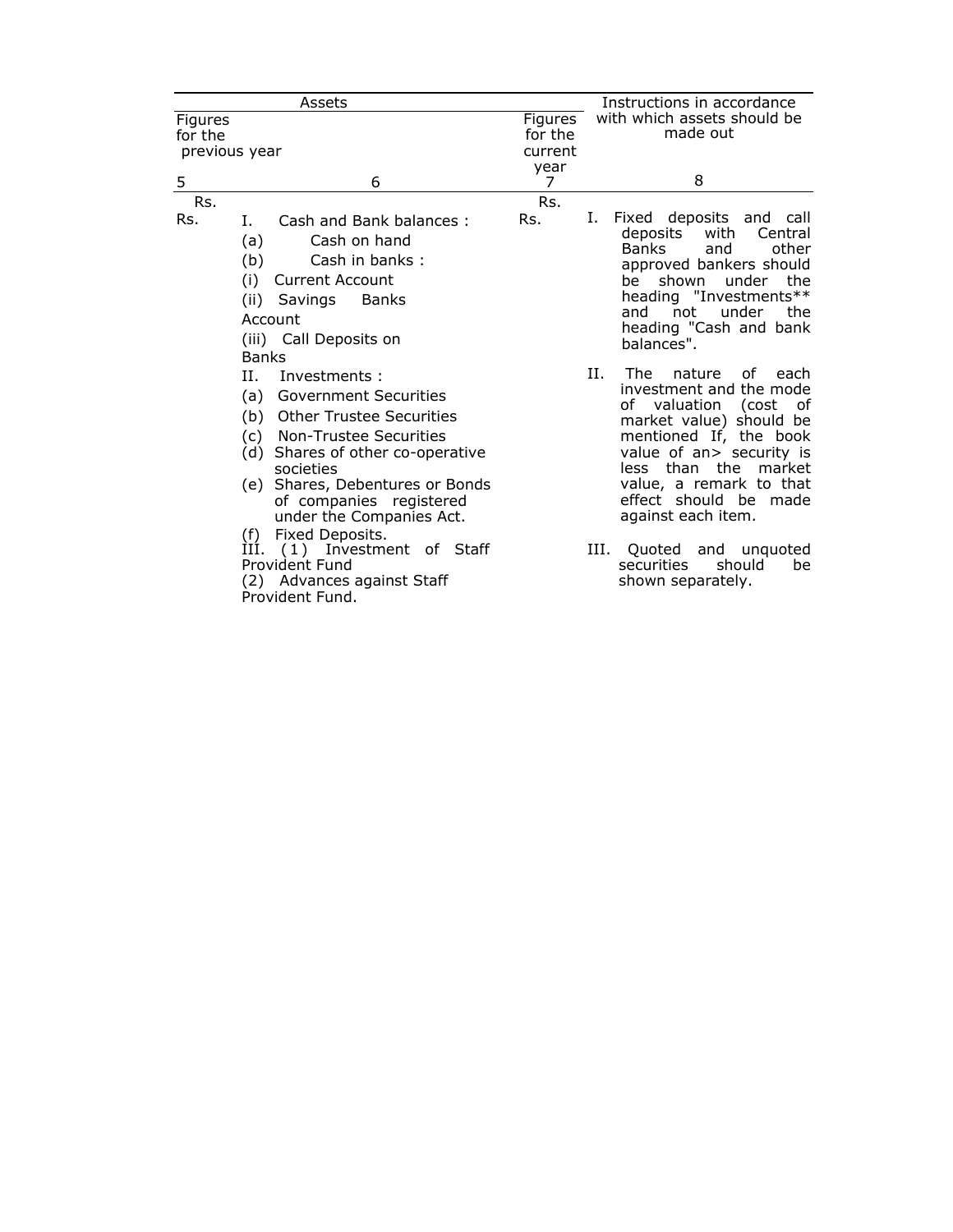| Assets | | | Instructions in accordance with which assets should be made out |
|---|---|---|---|
| Figures for the previous year | | Figures for the current year | |
| 5 | 6 | 7 | 8 |
| Rs.<br>Rs. | I. Cash and Bank balances :<br>(a) Cash on hand<br>(b) Cash in banks :<br>(i) Current Account<br>(ii) Savings Banks Account<br>(iii) Call Deposits on Banks | Rs.<br>Rs. | I. Fixed deposits and call deposits with Central Banks and other approved bankers should be shown under the heading "Investments** and not under the heading "Cash and bank balances". |
| | II. Investments :<br>(a) Government Securities<br>(b) Other Trustee Securities<br>(c) Non-Trustee Securities<br>(d) Shares of other co-operative societies<br>(e) Shares, Debentures or Bonds of companies registered under the Companies Act.<br>(f) Fixed Deposits. | | II. The nature of each investment and the mode of valuation (cost of market value) should be mentioned If, the book value of an> security is less than the market value, a remark to that effect should be made against each item. |
| | III. (1) Investment of Staff Provident Fund<br>(2) Advances against Staff Provident Fund. | | III. Quoted and unquoted securities should be shown separately. |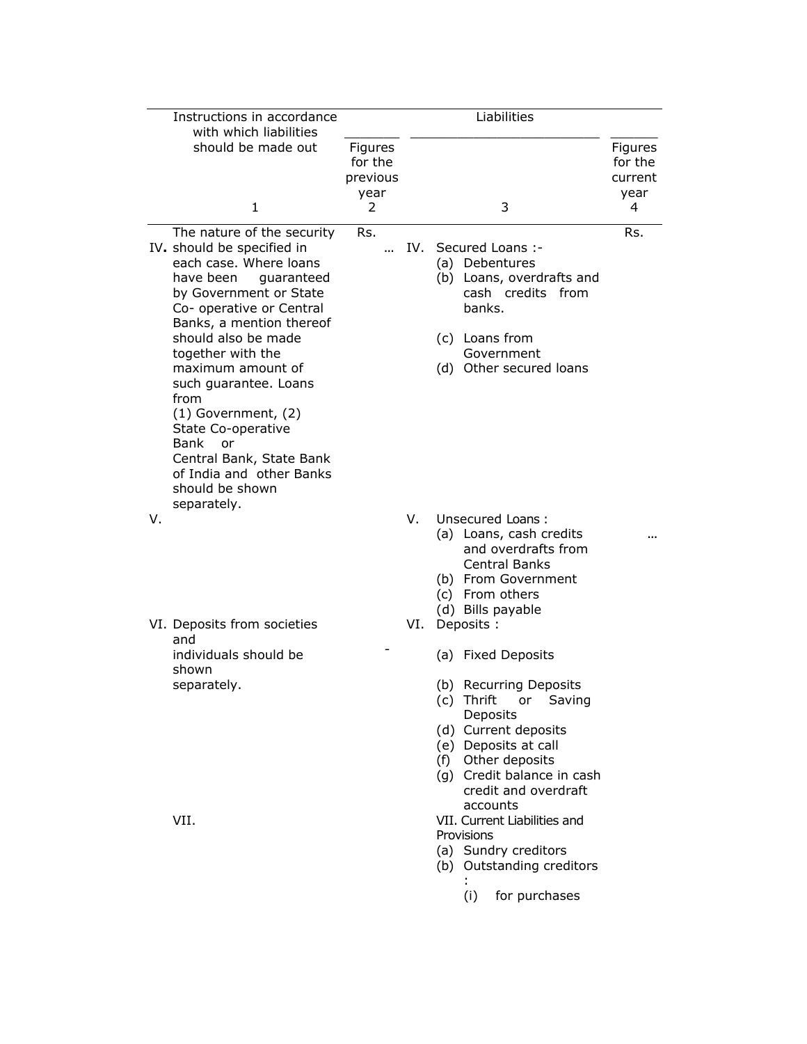| Instructions in accordance with which liabilities should be made out | Figures for the previous year | Liabilities | Figures for the current year |
|---|---|---|---|
| 1 | 2 | 3 | 4 |
| | Rs. | | Rs. |
| IV. The nature of the security should be specified in each case. Where loans have been guaranteed by Government or State Co- operative or Central Banks, a mention thereof should also be made together with the maximum amount of such guarantee. Loans from (1) Government, (2) State Co-operative Bank or Central Bank, State Bank of India and other Banks should be shown separately. | … | IV. Secured Loans :-<br>(a) Debentures<br>(b) Loans, overdrafts and cash credits from banks.<br>(c) Loans from Government<br>(d) Other secured loans | |
| V. | | V. Unsecured Loans :<br>(a) Loans, cash credits and overdrafts from Central Banks<br>(b) From Government<br>(c) From others<br>(d) Bills payable | … |
| VI. Deposits from societies and individuals should be shown separately. | - | VI. Deposits :<br>(a) Fixed Deposits<br>(b) Recurring Deposits<br>(c) Thrift or Saving Deposits<br>(d) Current deposits<br>(e) Deposits at call<br>(f) Other deposits<br>(g) Credit balance in cash credit and overdraft accounts | |
| VII. | | VII. Current Liabilities and Provisions<br>(a) Sundry creditors<br>(b) Outstanding creditors :<br>(i) for purchases | |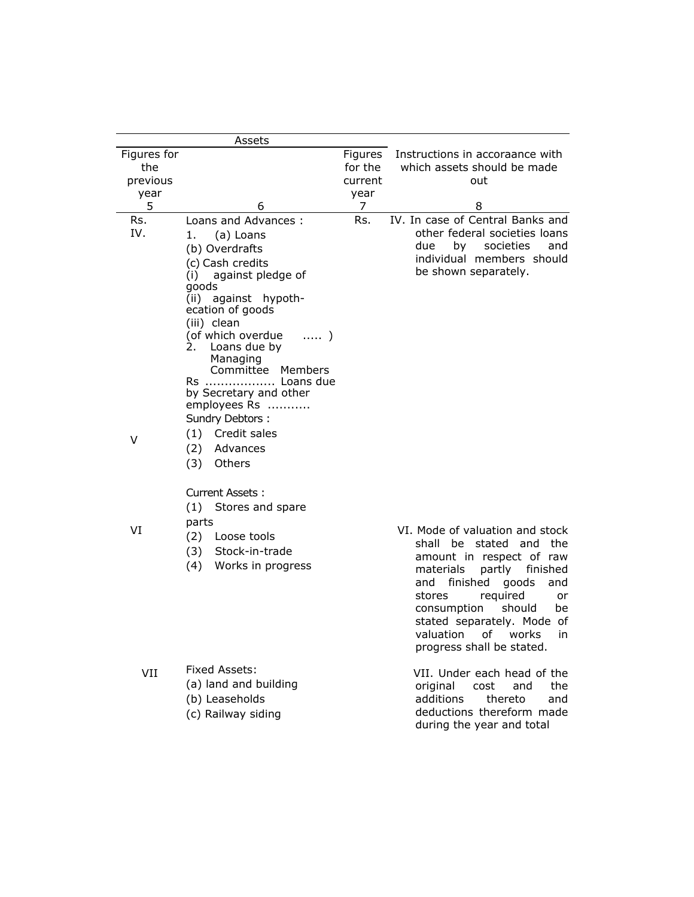| Figures for the previous year | Assets | Figures for the current year | Instructions in accoraance with which assets should be made out |
|---|---|---|---|
| 5 | 6 | 7 | 8 |
| Rs. | | Rs. | |
| IV. | Loans and Advances :<br>1. (a) Loans<br>(b) Overdrafts<br>(c) Cash credits<br>(i) against pledge of goods<br>(ii) against hypothecation of goods<br>(iii) clean<br>(of which overdue ..... )<br>2. Loans due by Managing Committee Members Rs ................. Loans due by Secretary and other employees Rs ........... | | IV. In case of Central Banks and other federal societies loans due by societies and individual members should be shown separately. |
| V | Sundry Debtors :<br>(1) Credit sales<br>(2) Advances<br>(3) Others | | |
| VI | Current Assets :<br>(1) Stores and spare parts<br>(2) Loose tools<br>(3) Stock-in-trade<br>(4) Works in progress | | VI. Mode of valuation and stock shall be stated and the amount in respect of raw materials partly finished and finished goods and stores required or consumption should be stated separately. Mode of valuation of works in progress shall be stated. |
| VII | Fixed Assets:<br>(a) land and building<br>(b) Leaseholds<br>(c) Railway siding | | VII. Under each head of the original cost and the additions thereto and deductions thereform made during the year and total |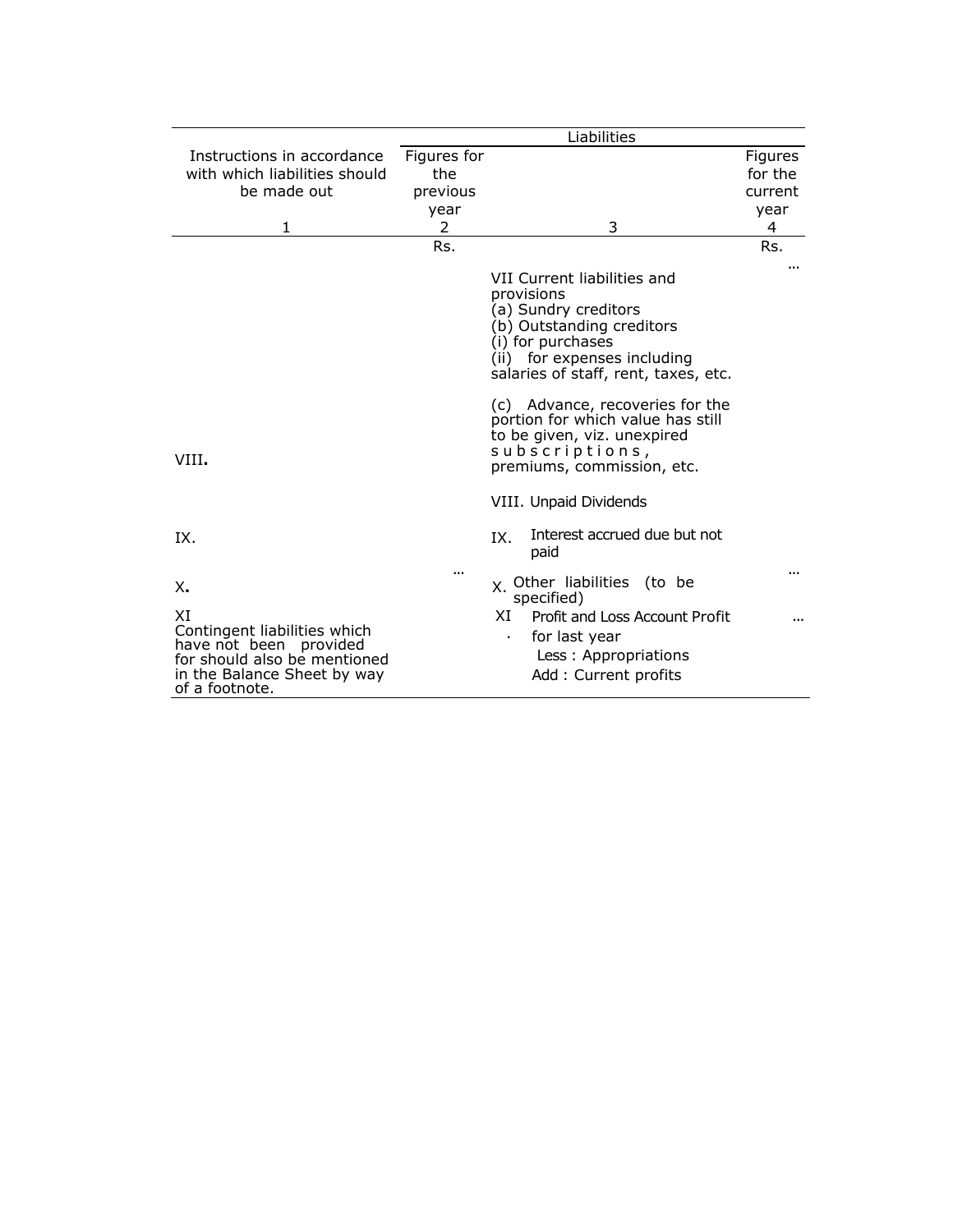| Instructions in accordance with which liabilities should be made out | Figures for the previous year | Liabilities | Figures for the current year |
|---|---|---|---|
| 1 | 2 | 3 | 4 |
| | Rs. | | Rs. |
| | | | ... |
| | | VII Current liabilities and provisions<br>(a) Sundry creditors<br>(b) Outstanding creditors<br>(i) for purchases<br>(ii) for expenses including salaries of staff, rent, taxes, etc.<br><br>(c) Advance, recoveries for the portion for which value has still to be given, viz. unexpired subscriptions, premiums, commission, etc. | |
| VIII. | | VIII. Unpaid Dividends | |
| IX. | | IX. Interest accrued due but not paid | |
| X. | ... | X. Other liabilities (to be specified) | ... |
| XI<br>Contingent liabilities which have not been provided for should also be mentioned in the Balance Sheet by way of a footnote. | | XI. Profit and Loss Account Profit for last year<br>Less : Appropriations<br>Add : Current profits | ... |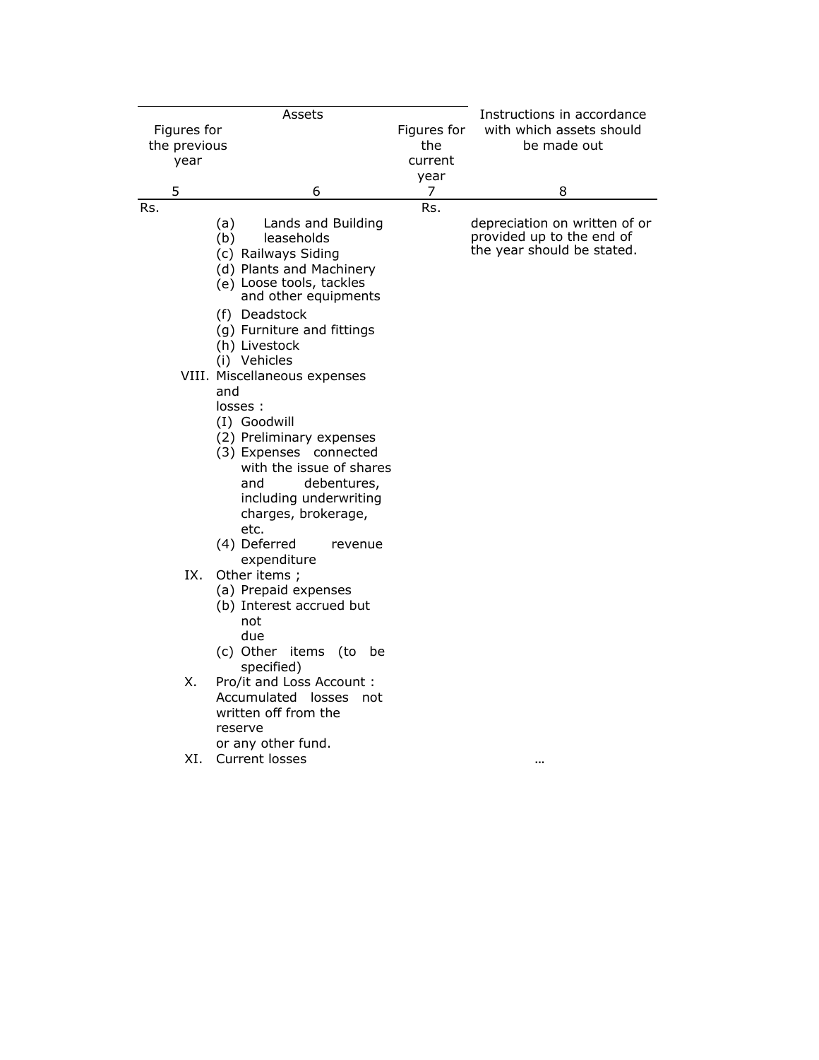| Figures for the previous year | Assets | Figures for the current year | Instructions in accordance with which assets should be made out |
|---|---|---|---|
| 5 | 6 | 7 | 8 |
| Rs. | | Rs. | |
| | (a) Lands and Building<br>(b) leaseholds<br>(c) Railways Siding<br>(d) Plants and Machinery<br>(e) Loose tools, tackles and other equipments<br>(f) Deadstock<br>(g) Furniture and fittings<br>(h) Livestock<br>(i) Vehicles | | depreciation on written of or provided up to the end of the year should be stated. |
| | VIII. Miscellaneous expenses and losses :<br>(I) Goodwill<br>(2) Preliminary expenses<br>(3) Expenses connected with the issue of shares and debentures, including underwriting charges, brokerage, etc.<br>(4) Deferred revenue expenditure | | |
| | IX. Other items ;<br>(a) Prepaid expenses<br>(b) Interest accrued but not due<br>(c) Other items (to be specified) | | |
| | X. Pro/it and Loss Account : Accumulated losses not written off from the reserve or any other fund. | | |
| | XI. Current losses | | … |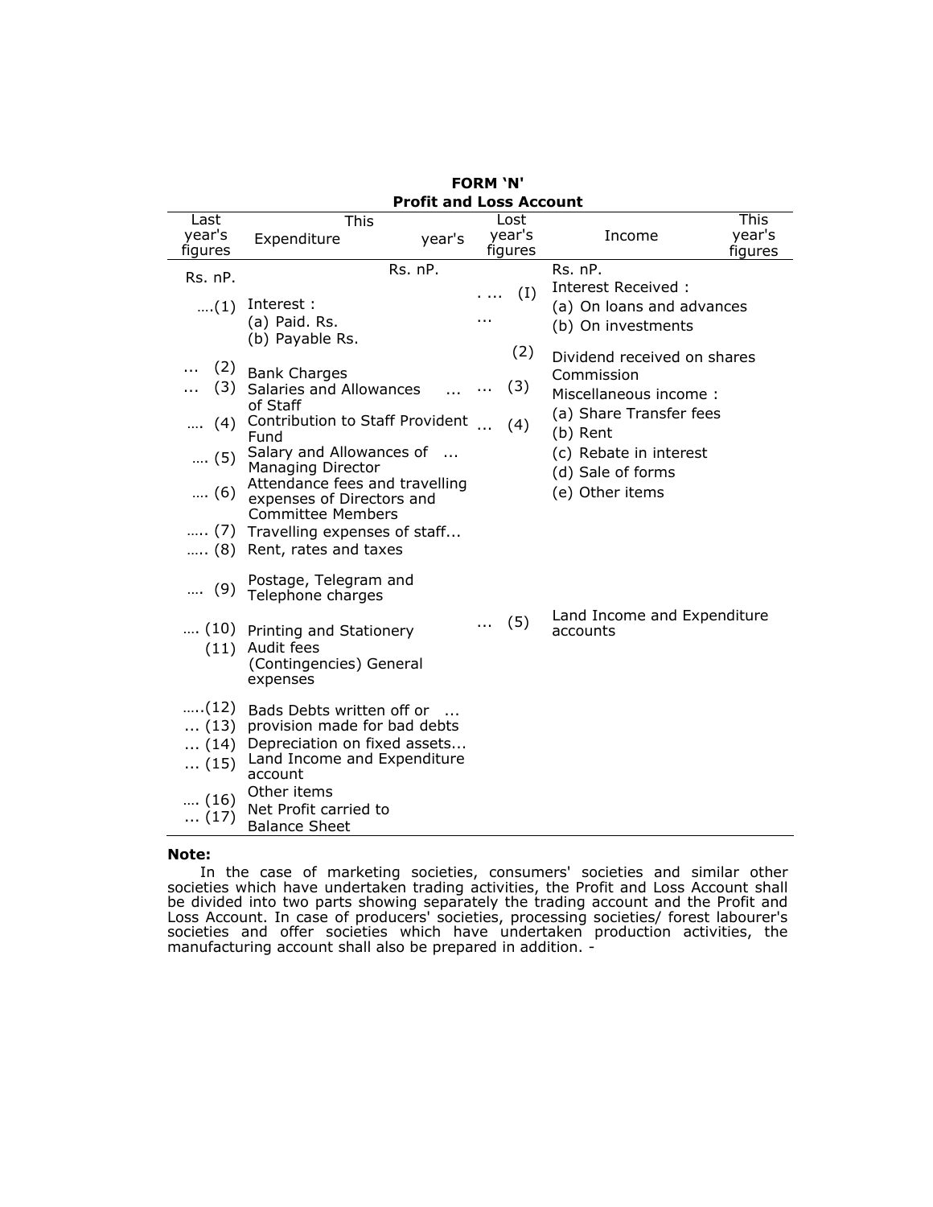**FORM 'N'**

**Profit and Loss Account**

| Last year's figures | Expenditure | This year's | Lost year's figures | Income | This year's figures |
|---|---|---|---|---|---|
| Rs. nP. | | Rs. nP. | | Rs. nP. | |
| ....(1) | Interest :<br>(a) Paid. Rs.<br>(b) Payable Rs. | | . ... (I)<br>... | Interest Received :<br>(a) On loans and advances<br>(b) On investments | |
| ... (2) | Bank Charges | | (2) | Dividend received on shares | |
| ... (3) | Salaries and Allowances of Staff | ... | ... (3) | Commission | |
| .... (4) | Contribution to Staff Provident Fund | | ... (4) | Miscellaneous income :<br>(a) Share Transfer fees<br>(b) Rent<br>(c) Rebate in interest<br>(d) Sale of forms<br>(e) Other items | |
| .... (5) | Salary and Allowances of Managing Director | ... | | | |
| .... (6) | Attendance fees and travelling expenses of Directors and Committee Members | | | | |
| ..... (7) | Travelling expenses of staff... | | | | |
| ..... (8) | Rent, rates and taxes | | | | |
| .... (9) | Postage, Telegram and Telephone charges | | | | |
| .... (10) | Printing and Stationery | | ... (5) | Land Income and Expenditure accounts | |
| (11) | Audit fees<br>(Contingencies) General expenses | | | | |
| .....(12) | Bads Debts written off or | ... | | | |
| ... (13) | provision made for bad debts | | | | |
| ... (14) | Depreciation on fixed assets... | | | | |
| ... (15) | Land Income and Expenditure account | | | | |
| .... (16) | Other items | | | | |
| ... (17) | Net Profit carried to Balance Sheet | | | | |

**Note:**

In the case of marketing societies, consumers' societies and similar other societies which have undertaken trading activities, the Profit and Loss Account shall be divided into two parts showing separately the trading account and the Profit and Loss Account. In case of producers' societies, processing societies/ forest labourer's societies and offer societies which have undertaken production activities, the manufacturing account shall also be prepared in addition. -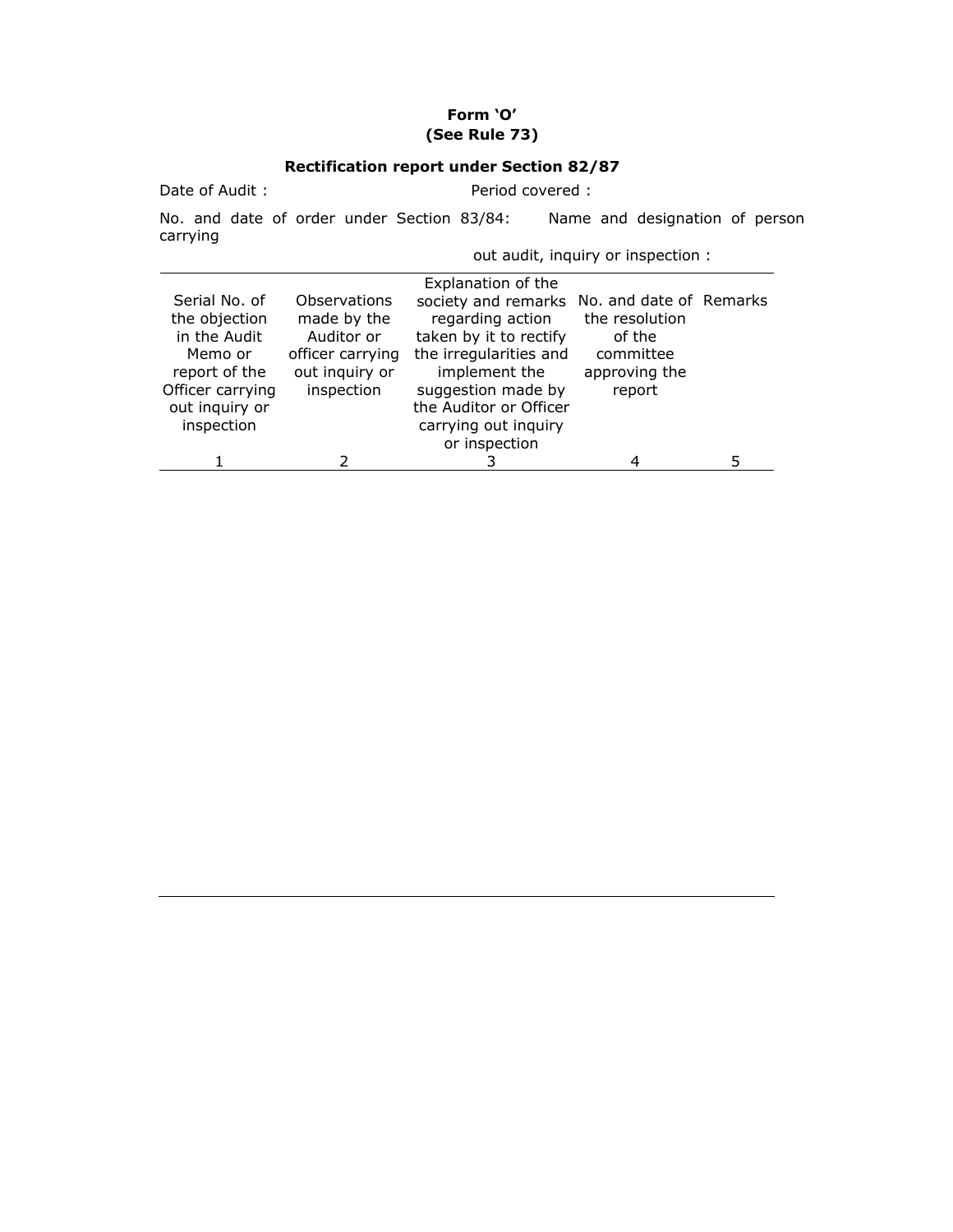**Form 'O'**
**(See Rule 73)**

**Rectification report under Section 82/87**

Date of Audit : Period covered :

No. and date of order under Section 83/84: Name and designation of person carrying out audit, inquiry or inspection :

| Serial No. of the objection in the Audit Memo or report of the Officer carrying out inquiry or inspection | Observations made by the Auditor or officer carrying out inquiry or inspection | Explanation of the society and remarks regarding action taken by it to rectify the irregularities and implement the suggestion made by the Auditor or Officer carrying out inquiry or inspection | No. and date of the resolution of the committee approving the report | Remarks |
|---|---|---|---|---|
| 1 | 2 | 3 | 4 | 5 |
| | | | | |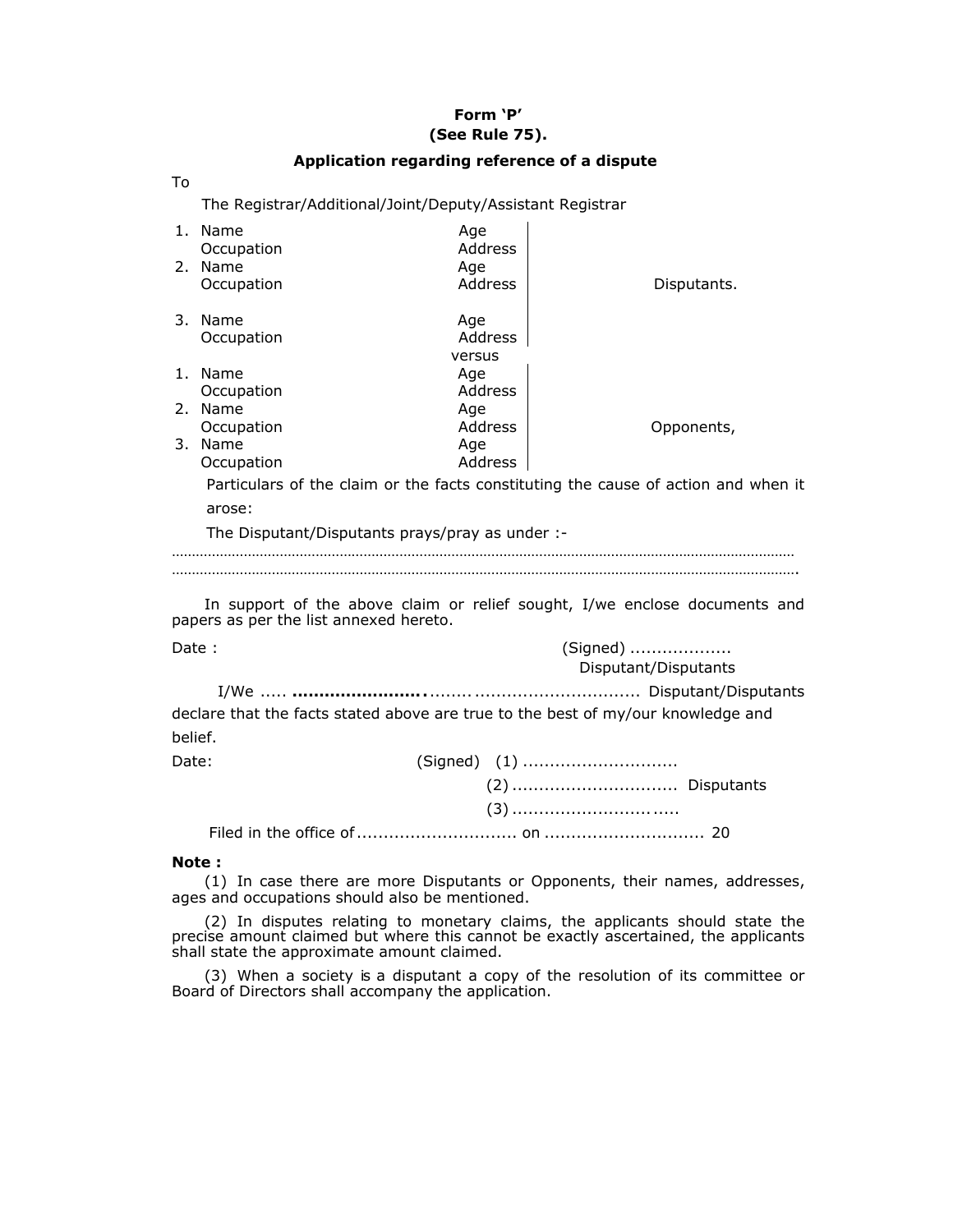**Form 'P'**
**(See Rule 75).**

**Application regarding reference of a dispute**

To

The Registrar/Additional/Joint/Deputy/Assistant Registrar

| | | |
|---|---|---|
| 1. Name<br>Occupation | Age<br>Address | |
| 2. Name<br>Occupation | Age<br>Address | Disputants. |
| 3. Name<br>Occupation | Age<br>Address | |

versus

| | | |
|---|---|---|
| 1. Name<br>Occupation | Age<br>Address | |
| 2. Name<br>Occupation | Age<br>Address | Opponents, |
| 3. Name<br>Occupation | Age<br>Address | |

Particulars of the claim or the facts constituting the cause of action and when it arose:

The Disputant/Disputants prays/pray as under :-

…………………………………………………………………………………………………………………………………………

…………………………………………………………………………………………………………………………………………

In support of the above claim or relief sought, I/we enclose documents and papers as per the list annexed hereto.

Date : (Signed) ..................
Disputant/Disputants

I/We ..... **……………………..**........ .............................. Disputant/Disputants declare that the facts stated above are true to the best of my/our knowledge and belief.

Date: (Signed) (1) ............................
(2) .............................. Disputants
(3) ................................

Filed in the office of ............................. on ............................. 20

**Note :**

(1) In case there are more Disputants or Opponents, their names, addresses, ages and occupations should also be mentioned.

(2) In disputes relating to monetary claims, the applicants should state the precise amount claimed but where this cannot be exactly ascertained, the applicants shall state the approximate amount claimed.

(3) When a society is a disputant a copy of the resolution of its committee or Board of Directors shall accompany the application.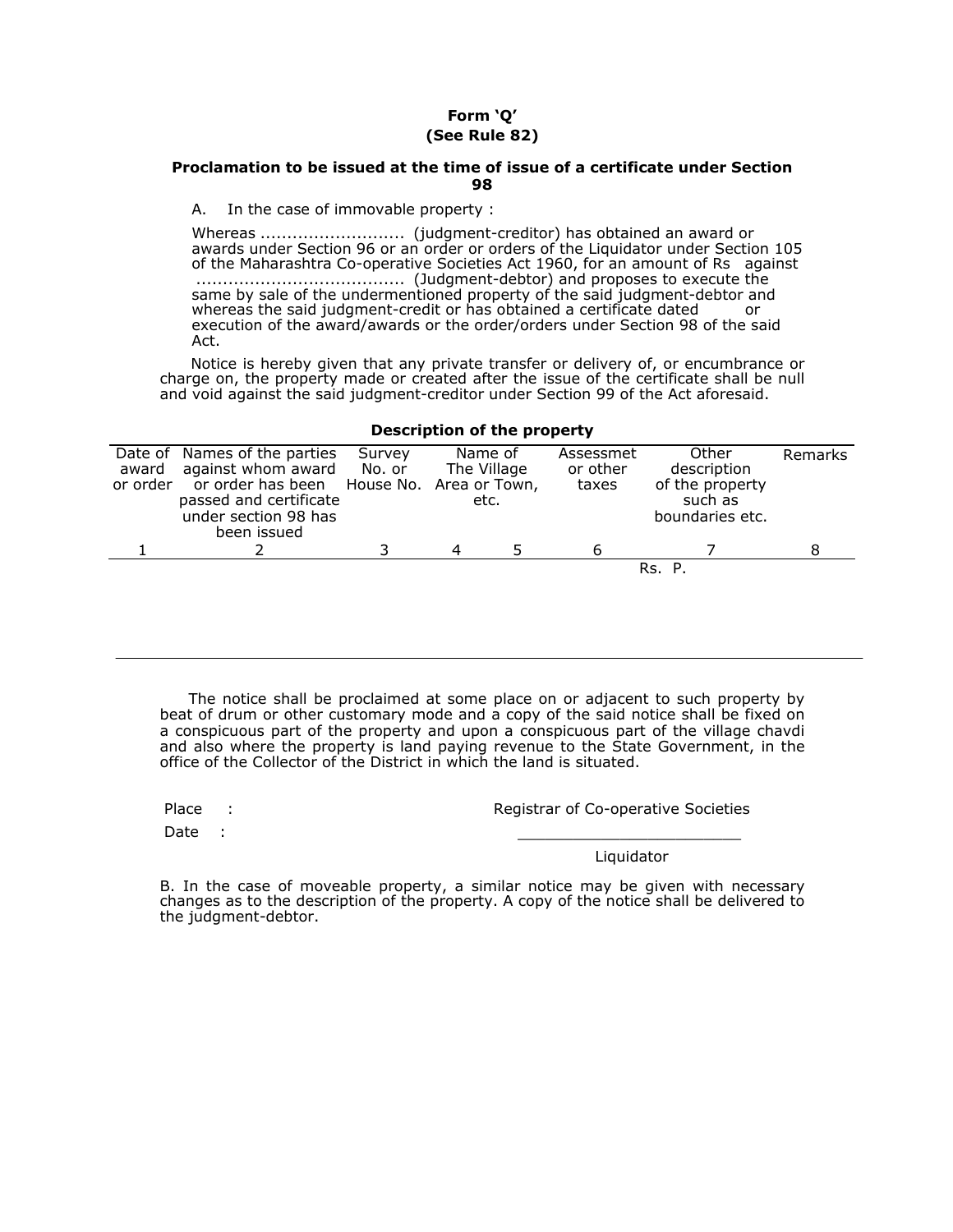**Form 'Q'**
**(See Rule 82)**

**Proclamation to be issued at the time of issue of a certificate under Section 98**

A. In the case of immovable property :

Whereas .......................... (judgment-creditor) has obtained an award or awards under Section 96 or an order or orders of the Liquidator under Section 105 of the Maharashtra Co-operative Societies Act 1960, for an amount of Rs against ...................................... (Judgment-debtor) and proposes to execute the same by sale of the undermentioned property of the said judgment-debtor and whereas the said judgment-credit or has obtained a certificate dated or execution of the award/awards or the order/orders under Section 98 of the said Act.

Notice is hereby given that any private transfer or delivery of, or encumbrance or charge on, the property made or created after the issue of the certificate shall be null and void against the said judgment-creditor under Section 99 of the Act aforesaid.

**Description of the property**

| Date of award or order | Names of the parties against whom award or order has been passed and certificate under section 98 has been issued | Survey No. or House No. | Name of The Village Area or Town, etc. | | Assessmet or other taxes | Other description of the property such as boundaries etc. | Remarks |
|---|---|---|---|---|---|---|---|
| 1 | 2 | 3 | 4 | 5 | 6 | 7 | 8 |
| | | | | | | Rs. P. | |

The notice shall be proclaimed at some place on or adjacent to such property by beat of drum or other customary mode and a copy of the said notice shall be fixed on a conspicuous part of the property and upon a conspicuous part of the village chavdi and also where the property is land paying revenue to the State Government, in the office of the Collector of the District in which the land is situated.

Place :

Date :

Registrar of Co-operative Societies

_________________________

Liquidator

B. In the case of moveable property, a similar notice may be given with necessary changes as to the description of the property. A copy of the notice shall be delivered to the judgment-debtor.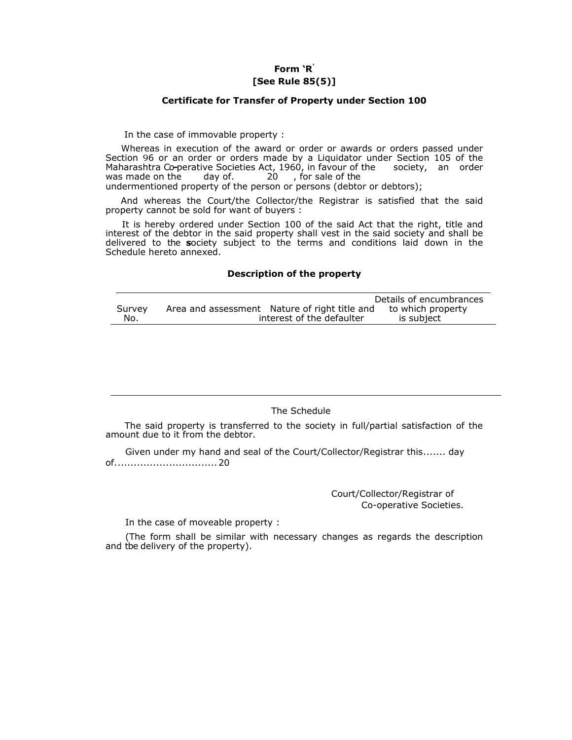**Form 'R'**
**[See Rule 85(5)]**

**Certificate for Transfer of Property under Section 100**

In the case of immovable property :

Whereas in execution of the award or order or awards or orders passed under Section 96 or an order or orders made by a Liquidator under Section 105 of the Maharashtra Co-perative Societies Act, 1960, in favour of the society, an order was made on the day of. 20 , for sale of the undermentioned property of the person or persons (debtor or debtors);

And whereas the Court/the Collector/the Registrar is satisfied that the said property cannot be sold for want of buyers :

It is hereby ordered under Section 100 of the said Act that the right, title and interest of the debtor in the said property shall vest in the said society and shall be delivered to the society subject to the terms and conditions laid down in the Schedule hereto annexed.

**Description of the property**

| Survey No. | Area and assessment | Nature of right title and interest of the defaulter | Details of encumbrances to which property is subject |
|---|---|---|---|
| | | | |

The Schedule

The said property is transferred to the society in full/partial satisfaction of the amount due to it from the debtor.

Given under my hand and seal of the Court/Collector/Registrar this....... day of............................... 20

Court/Collector/Registrar of
Co-operative Societies.

In the case of moveable property :

(The form shall be similar with necessary changes as regards the description and tbe delivery of the property).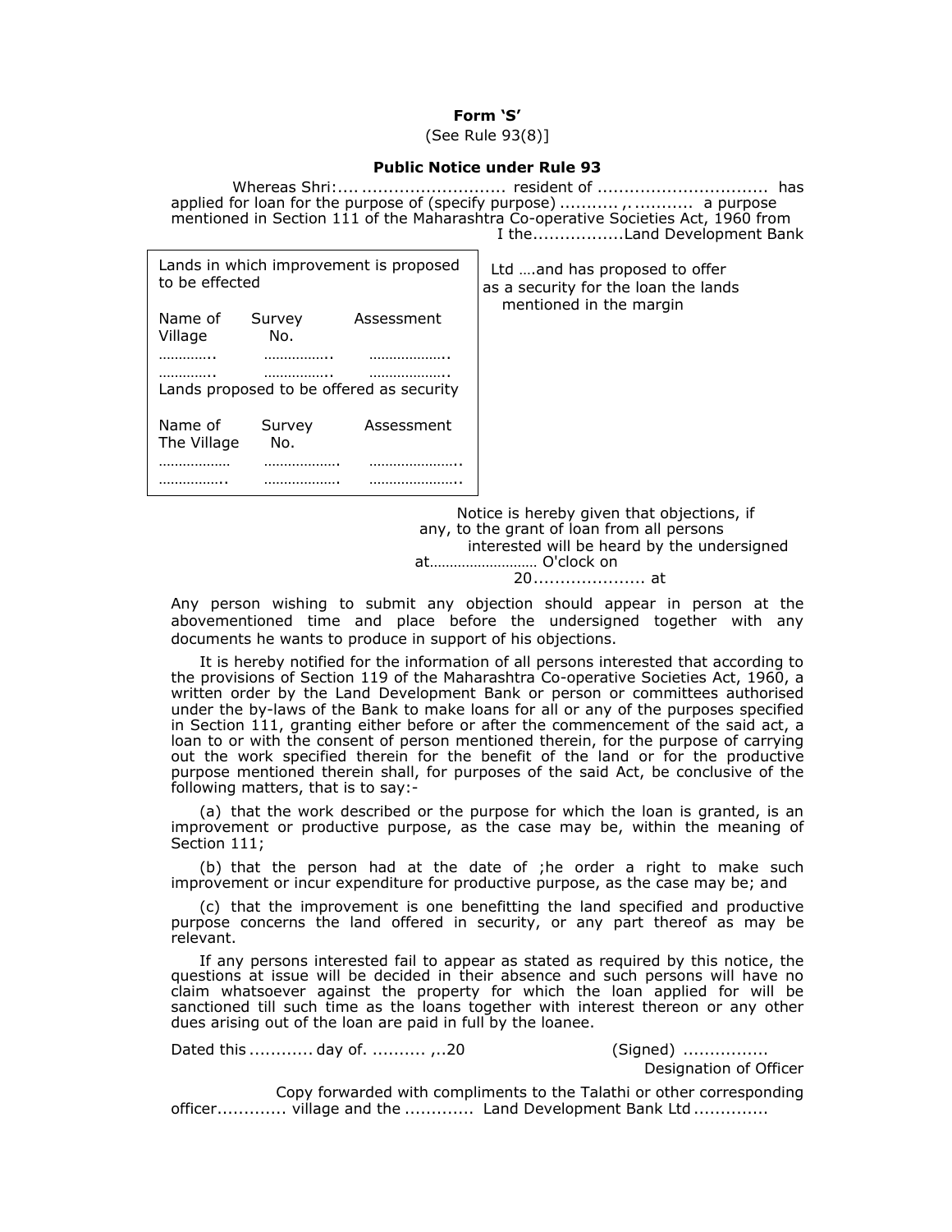**Form 'S'**

(See Rule 93(8)]

**Public Notice under Rule 93**

Whereas Shri:.... .......................... resident of ............................... has applied for loan for the purpose of (specify purpose) ........... ,. .......... a purpose mentioned in Section 111 of the Maharashtra Co-operative Societies Act, 1960 from I the................Land Development Bank Ltd ….and has proposed to offer as a security for the loan the lands mentioned in the margin

| Lands in which improvement is proposed to be effected | | |
|---|---|---|
| Name of Village | Survey No. | Assessment |
| ………….. | …………….. | ……………….. |
| ………….. | …………….. | ……………….. |
| **Lands proposed to be offered as security** | | |
| Name of The Village | Survey No. | Assessment |
| ……………… | ………………. | ………………….. |
| …………….. | ………………. | ………………….. |

Notice is hereby given that objections, if any, to the grant of loan from all persons interested will be heard by the undersigned at……………………… O'clock on 20.................... at

Any person wishing to submit any objection should appear in person at the abovementioned time and place before the undersigned together with any documents he wants to produce in support of his objections.

It is hereby notified for the information of all persons interested that according to the provisions of Section 119 of the Maharashtra Co-operative Societies Act, 1960, a written order by the Land Development Bank or person or committees authorised under the by-laws of the Bank to make loans for all or any of the purposes specified in Section 111, granting either before or after the commencement of the said act, a loan to or with the consent of person mentioned therein, for the purpose of carrying out the work specified therein for the benefit of the land or for the productive purpose mentioned therein shall, for purposes of the said Act, be conclusive of the following matters, that is to say:-

(a) that the work described or the purpose for which the loan is granted, is an improvement or productive purpose, as the case may be, within the meaning of Section 111;

(b) that the person had at the date of ;he order a right to make such improvement or incur expenditure for productive purpose, as the case may be; and

(c) that the improvement is one benefitting the land specified and productive purpose concerns the land offered in security, or any part thereof as may be relevant.

If any persons interested fail to appear as stated as required by this notice, the questions at issue will be decided in their absence and such persons will have no claim whatsoever against the property for which the loan applied for will be sanctioned till such time as the loans together with interest thereon or any other dues arising out of the loan are paid in full by the loanee.

Dated this ............ day of. .......... ,..20

(Signed) ................
Designation of Officer

Copy forwarded with compliments to the Talathi or other corresponding officer............ village and the ............ Land Development Bank Ltd .............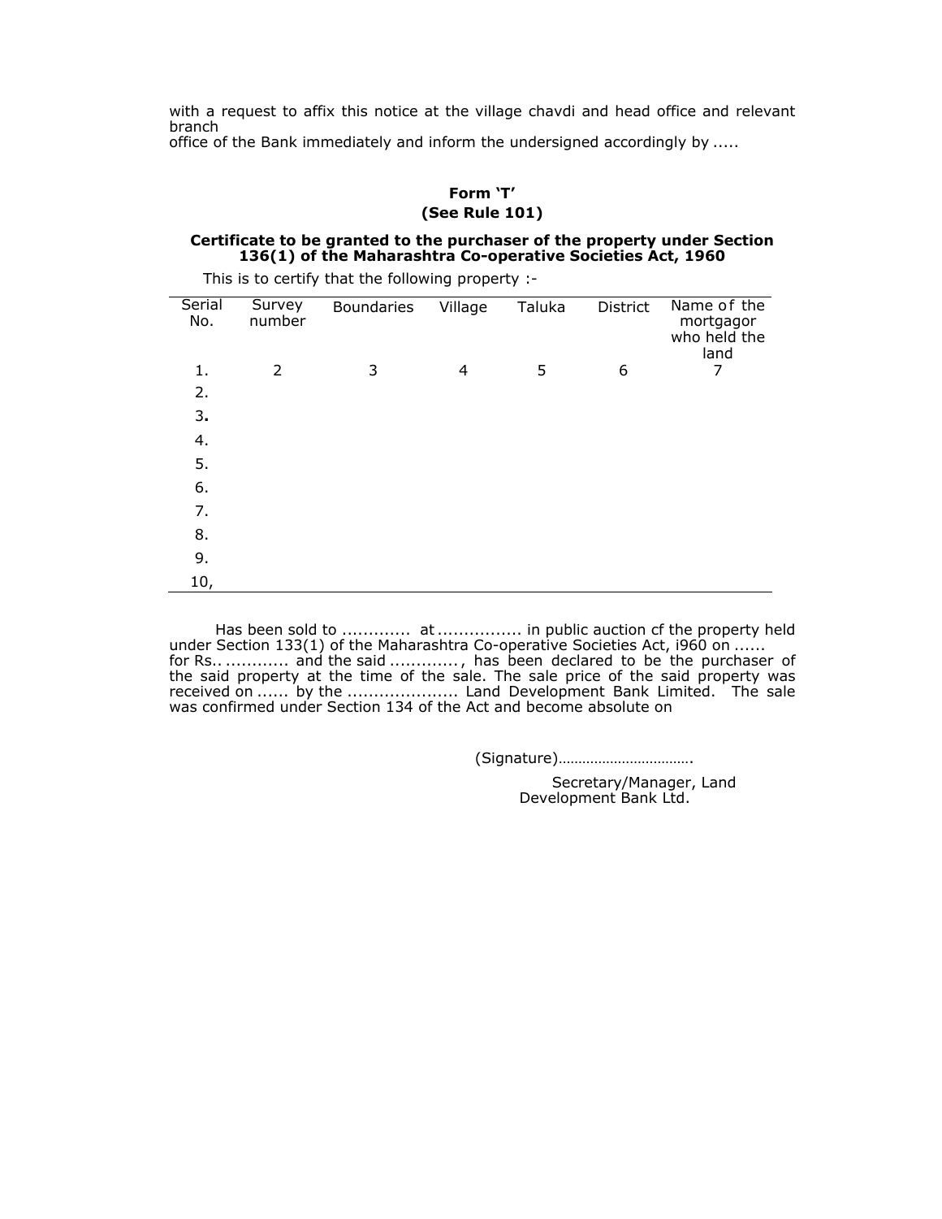with a request to affix this notice at the village chavdi and head office and relevant branch
office of the Bank immediately and inform the undersigned accordingly by .....

## Form 'T'
## (See Rule 101)

**Certificate to be granted to the purchaser of the property under Section 136(1) of the Maharashtra Co-operative Societies Act, 1960**

This is to certify that the following property :-

| Serial No. | Survey number | Boundaries | Village | Taluka | District | Name of the mortgagor who held the land |
|---|---|---|---|---|---|---|
| 1. | 2 | 3 | 4 | 5 | 6 | 7 |
| 2. | | | | | | |
| 3. | | | | | | |
| 4. | | | | | | |
| 5. | | | | | | |
| 6. | | | | | | |
| 7. | | | | | | |
| 8. | | | | | | |
| 9. | | | | | | |
| 10, | | | | | | |

Has been sold to ............ at ................ in public auction cf the property held under Section 133(1) of the Maharashtra Co-operative Societies Act, i960 on ...... for Rs.. ........... and the said ............, has been declared to be the purchaser of the said property at the time of the sale. The sale price of the said property was received on ...... by the .................... Land Development Bank Limited. The sale was confirmed under Section 134 of the Act and become absolute on

(Signature)…………………………….

Secretary/Manager, Land Development Bank Ltd.